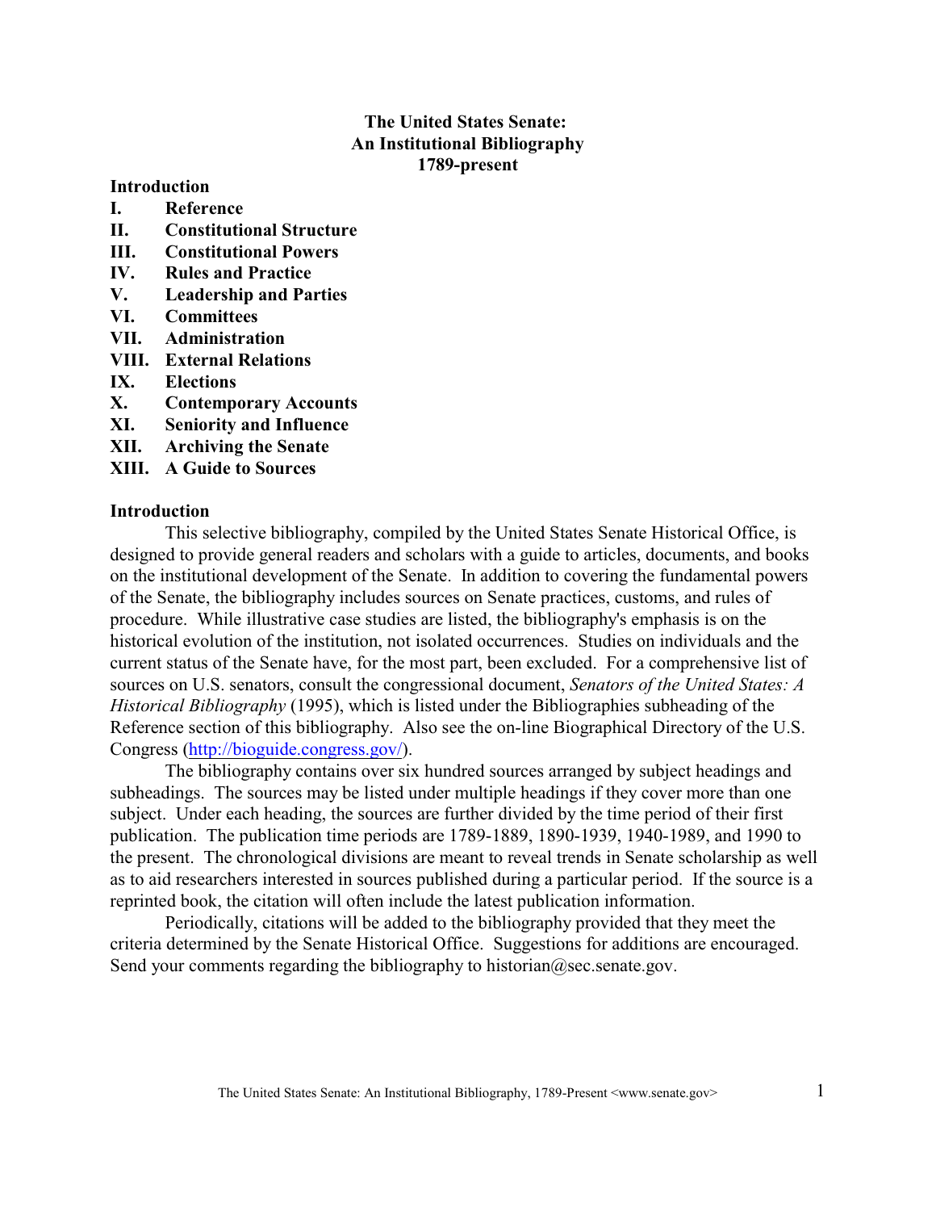# The United States Senate: An Institutional Bibliography 1789-present

**Introduction**
**I. Reference**
**II. Constitutional Structure**
**III. Constitutional Powers**
**IV. Rules and Practice**
**V. Leadership and Parties**
**VI. Committees**
**VII. Administration**
**VIII. External Relations**
**IX. Elections**
**X. Contemporary Accounts**
**XI. Seniority and Influence**
**XII. Archiving the Senate**
**XIII. A Guide to Sources**

## Introduction

This selective bibliography, compiled by the United States Senate Historical Office, is designed to provide general readers and scholars with a guide to articles, documents, and books on the institutional development of the Senate. In addition to covering the fundamental powers of the Senate, the bibliography includes sources on Senate practices, customs, and rules of procedure. While illustrative case studies are listed, the bibliography's emphasis is on the historical evolution of the institution, not isolated occurrences. Studies on individuals and the current status of the Senate have, for the most part, been excluded. For a comprehensive list of sources on U.S. senators, consult the congressional document, *Senators of the United States: A Historical Bibliography* (1995), which is listed under the Bibliographies subheading of the Reference section of this bibliography. Also see the on-line Biographical Directory of the U.S. Congress (http://bioguide.congress.gov/).

The bibliography contains over six hundred sources arranged by subject headings and subheadings. The sources may be listed under multiple headings if they cover more than one subject. Under each heading, the sources are further divided by the time period of their first publication. The publication time periods are 1789-1889, 1890-1939, 1940-1989, and 1990 to the present. The chronological divisions are meant to reveal trends in Senate scholarship as well as to aid researchers interested in sources published during a particular period. If the source is a reprinted book, the citation will often include the latest publication information.

Periodically, citations will be added to the bibliography provided that they meet the criteria determined by the Senate Historical Office. Suggestions for additions are encouraged. Send your comments regarding the bibliography to historian@sec.senate.gov.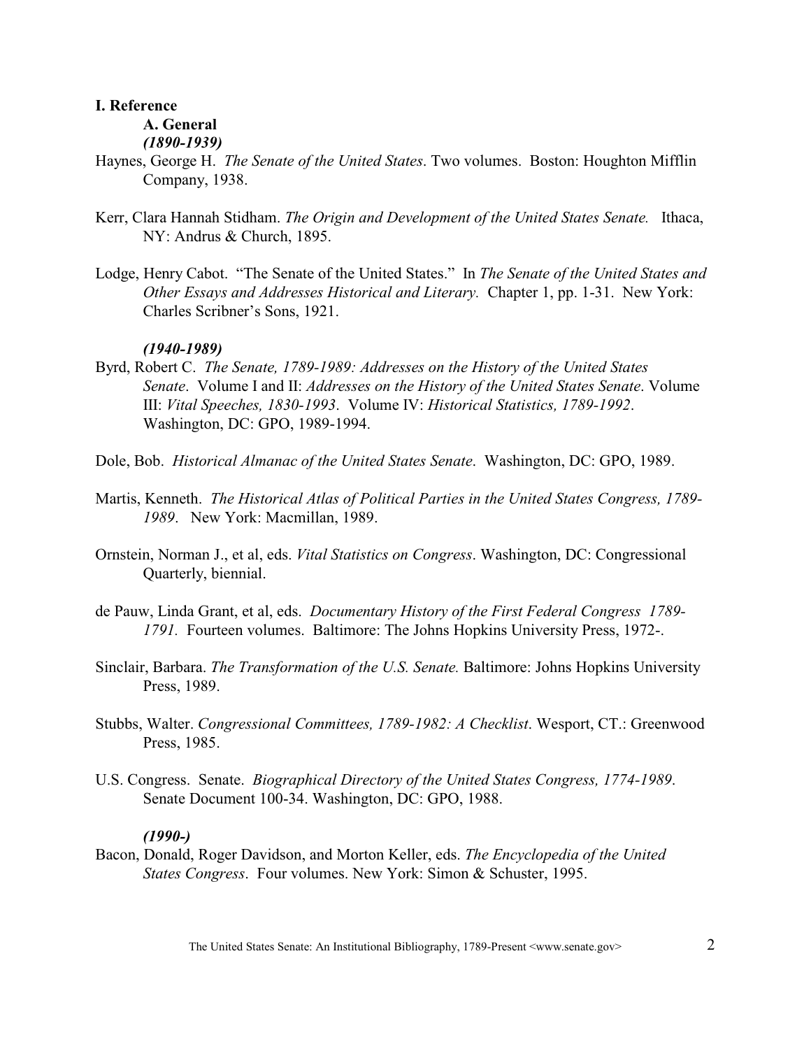# I. Reference

## A. General

***(1890-1939)***

Haynes, George H. *The Senate of the United States*. Two volumes. Boston: Houghton Mifflin Company, 1938.

Kerr, Clara Hannah Stidham. *The Origin and Development of the United States Senate.* Ithaca, NY: Andrus & Church, 1895.

Lodge, Henry Cabot. "The Senate of the United States." In *The Senate of the United States and Other Essays and Addresses Historical and Literary.* Chapter 1, pp. 1-31. New York: Charles Scribner's Sons, 1921.

***(1940-1989)***

Byrd, Robert C. *The Senate, 1789-1989: Addresses on the History of the United States Senate*. Volume I and II: *Addresses on the History of the United States Senate*. Volume III: *Vital Speeches, 1830-1993*. Volume IV: *Historical Statistics, 1789-1992*. Washington, DC: GPO, 1989-1994.

Dole, Bob. *Historical Almanac of the United States Senate*. Washington, DC: GPO, 1989.

Martis, Kenneth. *The Historical Atlas of Political Parties in the United States Congress, 1789-1989*. New York: Macmillan, 1989.

Ornstein, Norman J., et al, eds. *Vital Statistics on Congress*. Washington, DC: Congressional Quarterly, biennial.

de Pauw, Linda Grant, et al, eds. *Documentary History of the First Federal Congress 1789-1791.* Fourteen volumes. Baltimore: The Johns Hopkins University Press, 1972-.

Sinclair, Barbara. *The Transformation of the U.S. Senate.* Baltimore: Johns Hopkins University Press, 1989.

Stubbs, Walter. *Congressional Committees, 1789-1982: A Checklist*. Wesport, CT.: Greenwood Press, 1985.

U.S. Congress. Senate. *Biographical Directory of the United States Congress, 1774-1989*. Senate Document 100-34. Washington, DC: GPO, 1988.

***(1990-)***

Bacon, Donald, Roger Davidson, and Morton Keller, eds. *The Encyclopedia of the United States Congress*. Four volumes. New York: Simon & Schuster, 1995.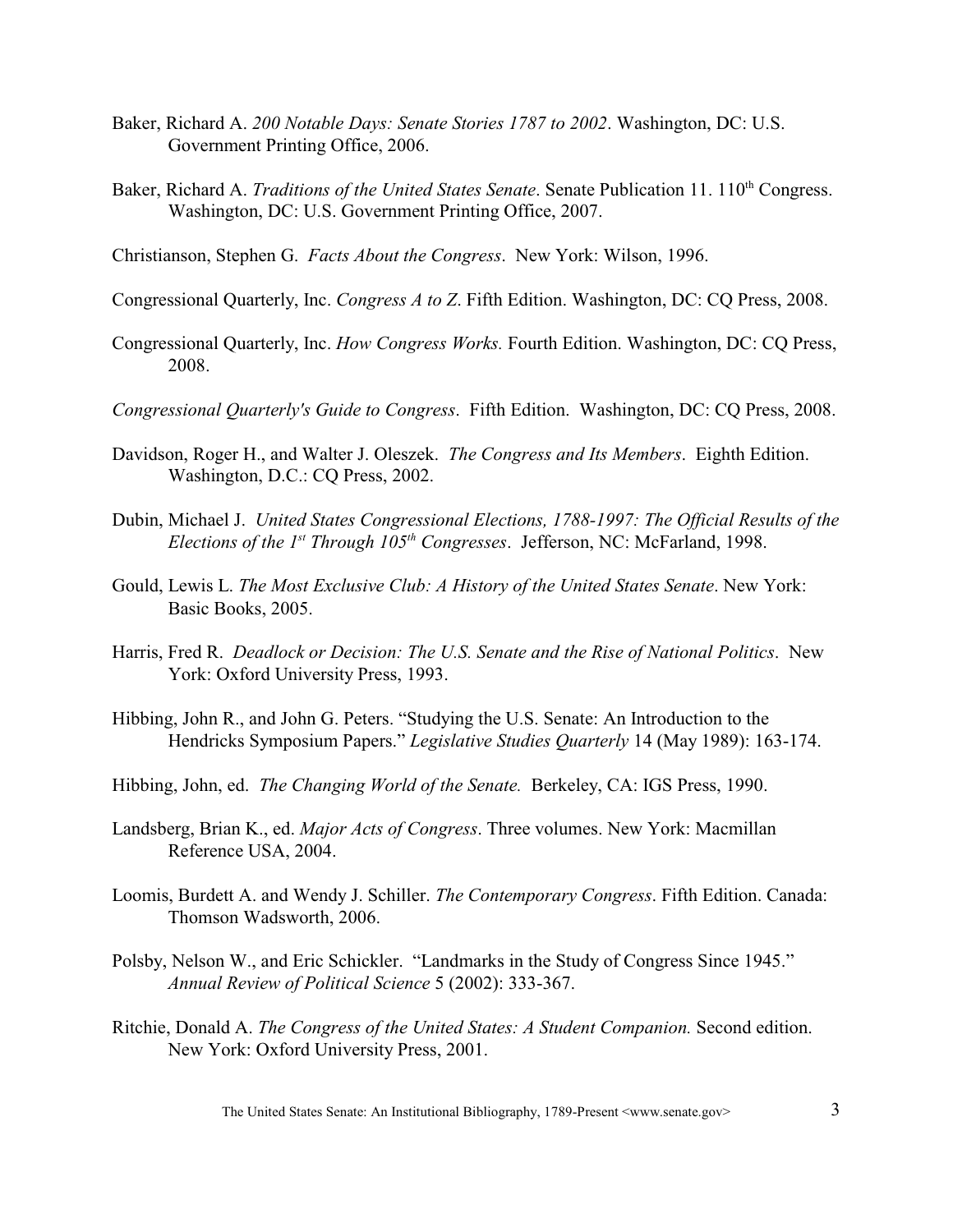Baker, Richard A. *200 Notable Days: Senate Stories 1787 to 2002*. Washington, DC: U.S. Government Printing Office, 2006.

Baker, Richard A. *Traditions of the United States Senate*. Senate Publication 11. 110th Congress. Washington, DC: U.S. Government Printing Office, 2007.

Christianson, Stephen G. *Facts About the Congress*. New York: Wilson, 1996.

Congressional Quarterly, Inc. *Congress A to Z*. Fifth Edition. Washington, DC: CQ Press, 2008.

Congressional Quarterly, Inc. *How Congress Works.* Fourth Edition. Washington, DC: CQ Press, 2008.

*Congressional Quarterly's Guide to Congress*. Fifth Edition. Washington, DC: CQ Press, 2008.

Davidson, Roger H., and Walter J. Oleszek. *The Congress and Its Members*. Eighth Edition. Washington, D.C.: CQ Press, 2002.

Dubin, Michael J. *United States Congressional Elections, 1788-1997: The Official Results of the Elections of the 1st Through 105th Congresses*. Jefferson, NC: McFarland, 1998.

Gould, Lewis L. *The Most Exclusive Club: A History of the United States Senate*. New York: Basic Books, 2005.

Harris, Fred R. *Deadlock or Decision: The U.S. Senate and the Rise of National Politics*. New York: Oxford University Press, 1993.

Hibbing, John R., and John G. Peters. "Studying the U.S. Senate: An Introduction to the Hendricks Symposium Papers." *Legislative Studies Quarterly* 14 (May 1989): 163-174.

Hibbing, John, ed. *The Changing World of the Senate.* Berkeley, CA: IGS Press, 1990.

Landsberg, Brian K., ed. *Major Acts of Congress*. Three volumes. New York: Macmillan Reference USA, 2004.

Loomis, Burdett A. and Wendy J. Schiller. *The Contemporary Congress*. Fifth Edition. Canada: Thomson Wadsworth, 2006.

Polsby, Nelson W., and Eric Schickler. "Landmarks in the Study of Congress Since 1945." *Annual Review of Political Science* 5 (2002): 333-367.

Ritchie, Donald A. *The Congress of the United States: A Student Companion.* Second edition. New York: Oxford University Press, 2001.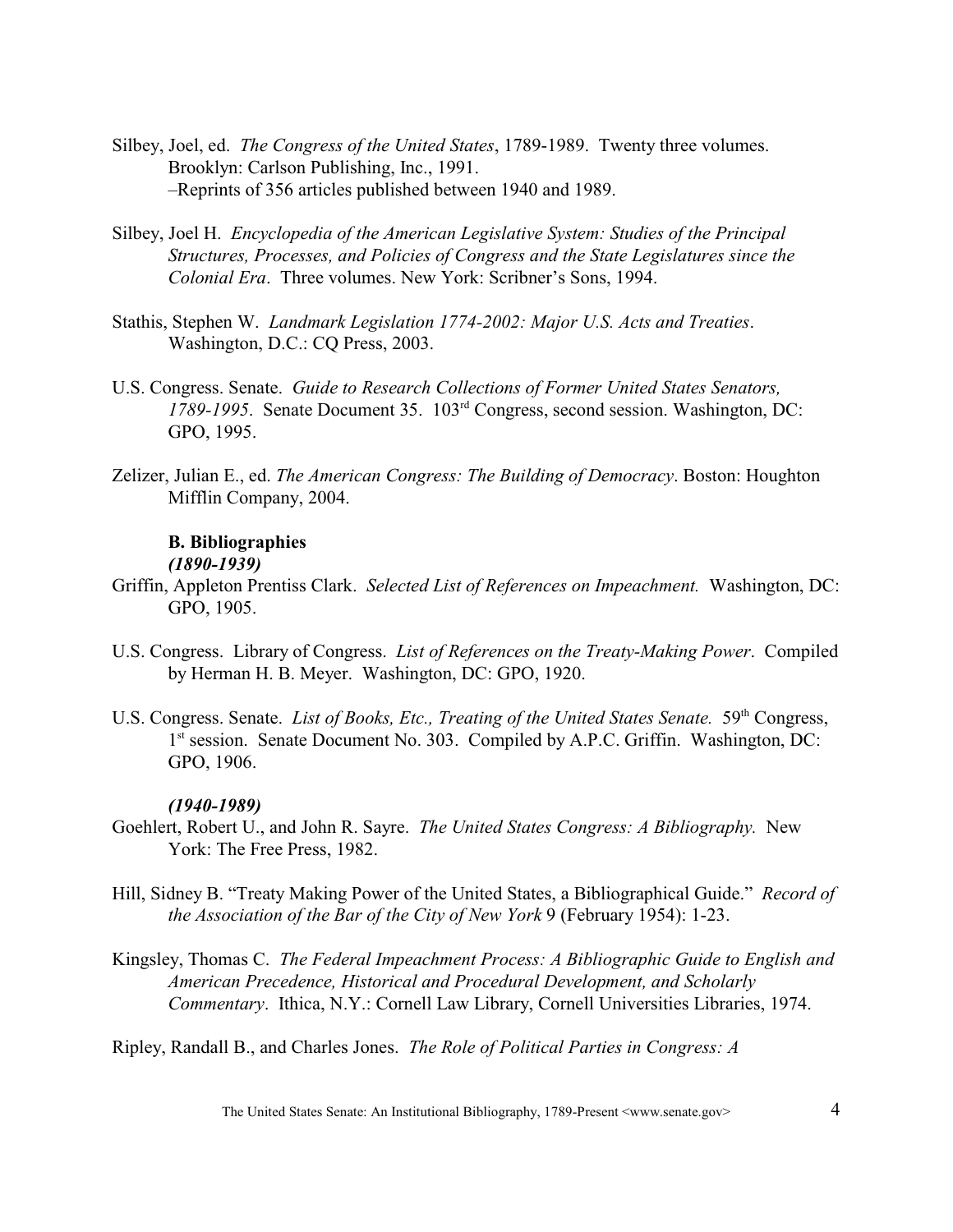Silbey, Joel, ed. *The Congress of the United States*, 1789-1989. Twenty three volumes. Brooklyn: Carlson Publishing, Inc., 1991.
–Reprints of 356 articles published between 1940 and 1989.

Silbey, Joel H. *Encyclopedia of the American Legislative System: Studies of the Principal Structures, Processes, and Policies of Congress and the State Legislatures since the Colonial Era*. Three volumes. New York: Scribner's Sons, 1994.

Stathis, Stephen W. *Landmark Legislation 1774-2002: Major U.S. Acts and Treaties*. Washington, D.C.: CQ Press, 2003.

U.S. Congress. Senate. *Guide to Research Collections of Former United States Senators, 1789-1995*. Senate Document 35. 103rd Congress, second session. Washington, DC: GPO, 1995.

Zelizer, Julian E., ed. *The American Congress: The Building of Democracy*. Boston: Houghton Mifflin Company, 2004.

### B. Bibliographies

***(1890-1939)***

Griffin, Appleton Prentiss Clark. *Selected List of References on Impeachment.* Washington, DC: GPO, 1905.

U.S. Congress. Library of Congress. *List of References on the Treaty-Making Power*. Compiled by Herman H. B. Meyer. Washington, DC: GPO, 1920.

U.S. Congress. Senate. *List of Books, Etc., Treating of the United States Senate.* 59th Congress, 1st session. Senate Document No. 303. Compiled by A.P.C. Griffin. Washington, DC: GPO, 1906.

***(1940-1989)***

Goehlert, Robert U., and John R. Sayre. *The United States Congress: A Bibliography.* New York: The Free Press, 1982.

Hill, Sidney B. "Treaty Making Power of the United States, a Bibliographical Guide." *Record of the Association of the Bar of the City of New York* 9 (February 1954): 1-23.

Kingsley, Thomas C. *The Federal Impeachment Process: A Bibliographic Guide to English and American Precedence, Historical and Procedural Development, and Scholarly Commentary*. Ithica, N.Y.: Cornell Law Library, Cornell Universities Libraries, 1974.

Ripley, Randall B., and Charles Jones. *The Role of Political Parties in Congress: A*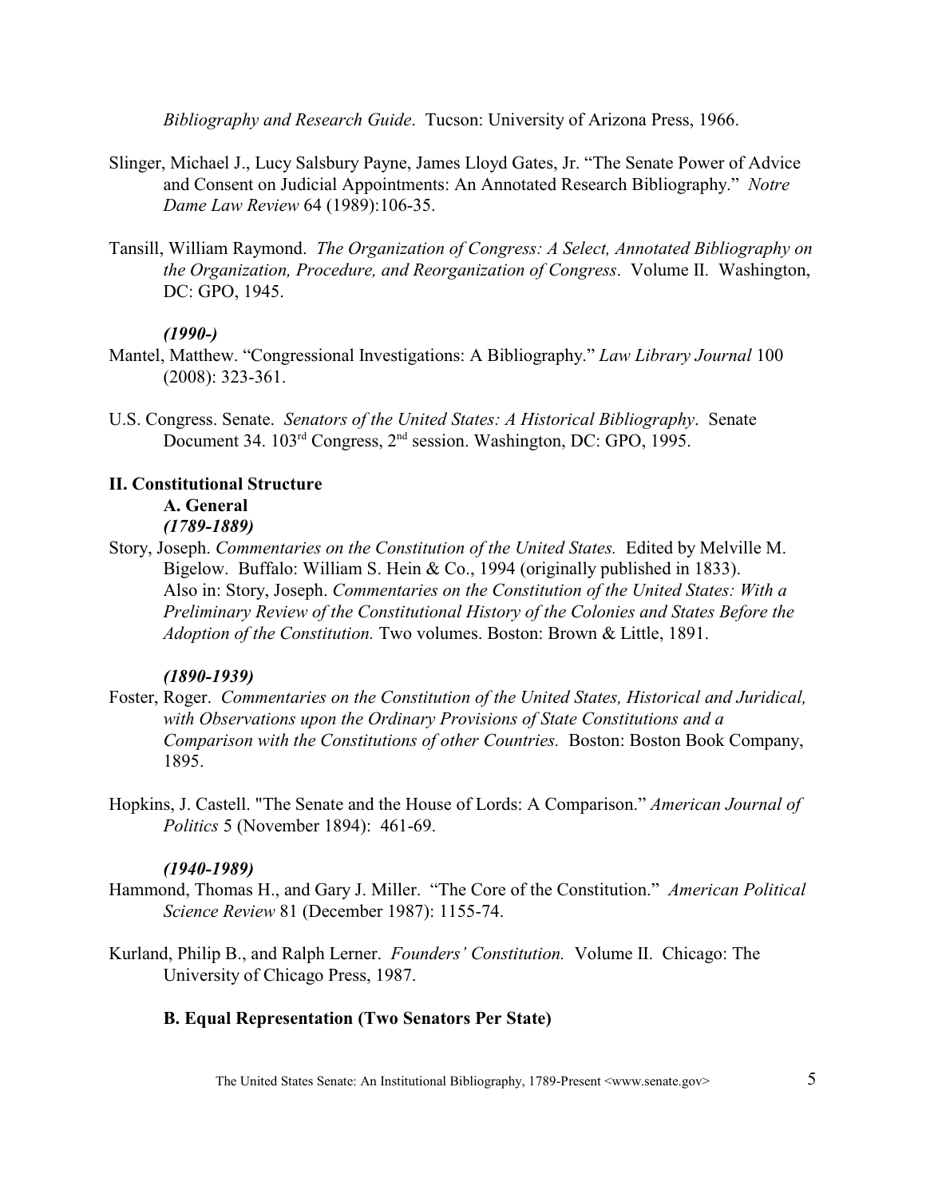*Bibliography and Research Guide*. Tucson: University of Arizona Press, 1966.

Slinger, Michael J., Lucy Salsbury Payne, James Lloyd Gates, Jr. "The Senate Power of Advice and Consent on Judicial Appointments: An Annotated Research Bibliography." *Notre Dame Law Review* 64 (1989):106-35.

Tansill, William Raymond. *The Organization of Congress: A Select, Annotated Bibliography on the Organization, Procedure, and Reorganization of Congress*. Volume II. Washington, DC: GPO, 1945.

***(1990-)***

Mantel, Matthew. "Congressional Investigations: A Bibliography." *Law Library Journal* 100 (2008): 323-361.

U.S. Congress. Senate. *Senators of the United States: A Historical Bibliography*. Senate Document 34. 103rd Congress, 2nd session. Washington, DC: GPO, 1995.

## II. Constitutional Structure

### A. General

***(1789-1889)***

Story, Joseph. *Commentaries on the Constitution of the United States.* Edited by Melville M. Bigelow. Buffalo: William S. Hein & Co., 1994 (originally published in 1833). Also in: Story, Joseph. *Commentaries on the Constitution of the United States: With a Preliminary Review of the Constitutional History of the Colonies and States Before the Adoption of the Constitution.* Two volumes. Boston: Brown & Little, 1891.

***(1890-1939)***

Foster, Roger. *Commentaries on the Constitution of the United States, Historical and Juridical, with Observations upon the Ordinary Provisions of State Constitutions and a Comparison with the Constitutions of other Countries.* Boston: Boston Book Company, 1895.

Hopkins, J. Castell. "The Senate and the House of Lords: A Comparison." *American Journal of Politics* 5 (November 1894): 461-69.

***(1940-1989)***

Hammond, Thomas H., and Gary J. Miller. "The Core of the Constitution." *American Political Science Review* 81 (December 1987): 1155-74.

Kurland, Philip B., and Ralph Lerner. *Founders' Constitution.* Volume II. Chicago: The University of Chicago Press, 1987.

### B. Equal Representation (Two Senators Per State)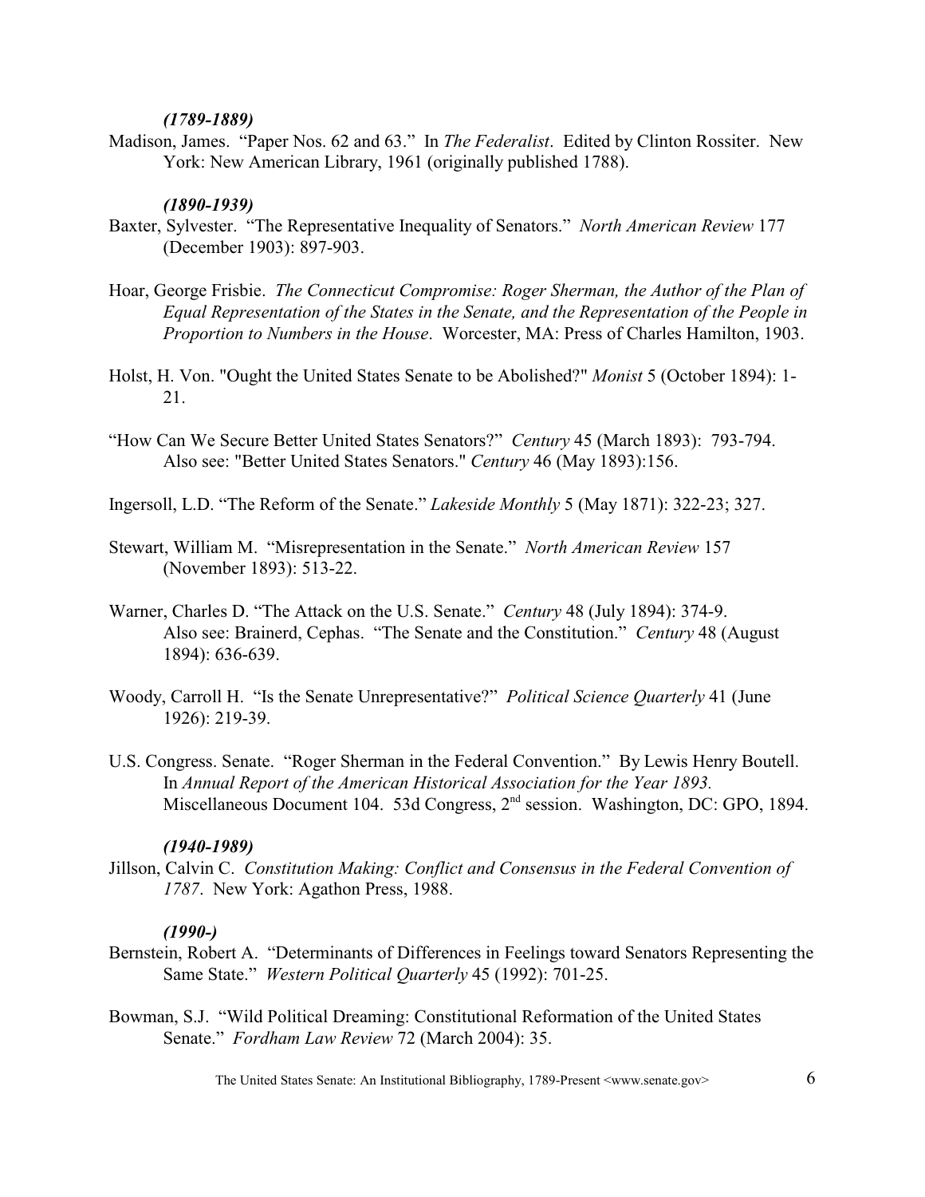***(1789-1889)***

Madison, James. "Paper Nos. 62 and 63." In *The Federalist*. Edited by Clinton Rossiter. New York: New American Library, 1961 (originally published 1788).

***(1890-1939)***

Baxter, Sylvester. "The Representative Inequality of Senators." *North American Review* 177 (December 1903): 897-903.

Hoar, George Frisbie. *The Connecticut Compromise: Roger Sherman, the Author of the Plan of Equal Representation of the States in the Senate, and the Representation of the People in Proportion to Numbers in the House*. Worcester, MA: Press of Charles Hamilton, 1903.

Holst, H. Von. "Ought the United States Senate to be Abolished?" *Monist* 5 (October 1894): 1-21.

"How Can We Secure Better United States Senators?" *Century* 45 (March 1893): 793-794. Also see: "Better United States Senators." *Century* 46 (May 1893):156.

Ingersoll, L.D. "The Reform of the Senate." *Lakeside Monthly* 5 (May 1871): 322-23; 327.

Stewart, William M. "Misrepresentation in the Senate." *North American Review* 157 (November 1893): 513-22.

Warner, Charles D. "The Attack on the U.S. Senate." *Century* 48 (July 1894): 374-9. Also see: Brainerd, Cephas. "The Senate and the Constitution." *Century* 48 (August 1894): 636-639.

Woody, Carroll H. "Is the Senate Unrepresentative?" *Political Science Quarterly* 41 (June 1926): 219-39.

U.S. Congress. Senate. "Roger Sherman in the Federal Convention." By Lewis Henry Boutell. In *Annual Report of the American Historical Association for the Year 1893.* Miscellaneous Document 104. 53d Congress, 2nd session. Washington, DC: GPO, 1894.

***(1940-1989)***

Jillson, Calvin C. *Constitution Making: Conflict and Consensus in the Federal Convention of 1787*. New York: Agathon Press, 1988.

***(1990-)***

Bernstein, Robert A. "Determinants of Differences in Feelings toward Senators Representing the Same State." *Western Political Quarterly* 45 (1992): 701-25.

Bowman, S.J. "Wild Political Dreaming: Constitutional Reformation of the United States Senate." *Fordham Law Review* 72 (March 2004): 35.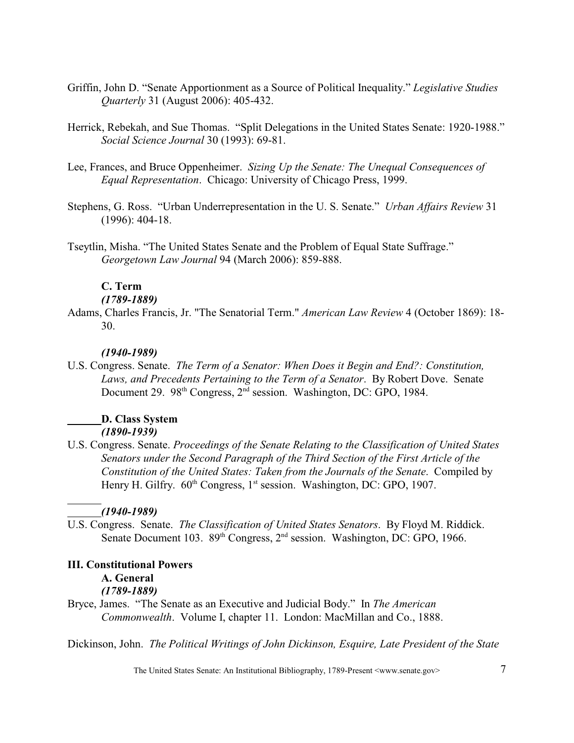Griffin, John D. "Senate Apportionment as a Source of Political Inequality." *Legislative Studies Quarterly* 31 (August 2006): 405-432.

Herrick, Rebekah, and Sue Thomas. "Split Delegations in the United States Senate: 1920-1988." *Social Science Journal* 30 (1993): 69-81.

Lee, Frances, and Bruce Oppenheimer. *Sizing Up the Senate: The Unequal Consequences of Equal Representation*. Chicago: University of Chicago Press, 1999.

Stephens, G. Ross. "Urban Underrepresentation in the U. S. Senate." *Urban Affairs Review* 31 (1996): 404-18.

Tseytlin, Misha. "The United States Senate and the Problem of Equal State Suffrage." *Georgetown Law Journal* 94 (March 2006): 859-888.

### C. Term

***(1789-1889)***

Adams, Charles Francis, Jr. "The Senatorial Term." *American Law Review* 4 (October 1869): 18-30.

***(1940-1989)***

U.S. Congress. Senate. *The Term of a Senator: When Does it Begin and End?: Constitution, Laws, and Precedents Pertaining to the Term of a Senator*. By Robert Dove. Senate Document 29. 98th Congress, 2nd session. Washington, DC: GPO, 1984.

### D. Class System

***(1890-1939)***

U.S. Congress. Senate. *Proceedings of the Senate Relating to the Classification of United States Senators under the Second Paragraph of the Third Section of the First Article of the Constitution of the United States: Taken from the Journals of the Senate*. Compiled by Henry H. Gilfry. 60th Congress, 1st session. Washington, DC: GPO, 1907.

***(1940-1989)***

U.S. Congress. Senate. *The Classification of United States Senators*. By Floyd M. Riddick. Senate Document 103. 89th Congress, 2nd session. Washington, DC: GPO, 1966.

## III. Constitutional Powers

### A. General

***(1789-1889)***

Bryce, James. "The Senate as an Executive and Judicial Body." In *The American Commonwealth*. Volume I, chapter 11. London: MacMillan and Co., 1888.

Dickinson, John. *The Political Writings of John Dickinson, Esquire, Late President of the State*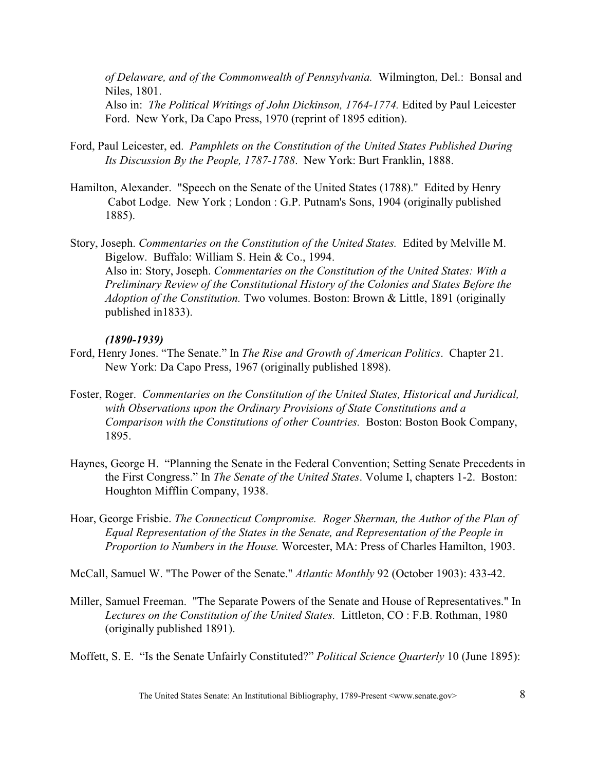*of Delaware, and of the Commonwealth of Pennsylvania.* Wilmington, Del.: Bonsal and Niles, 1801.
Also in: *The Political Writings of John Dickinson, 1764-1774.* Edited by Paul Leicester Ford. New York, Da Capo Press, 1970 (reprint of 1895 edition).

Ford, Paul Leicester, ed. *Pamphlets on the Constitution of the United States Published During Its Discussion By the People, 1787-1788*. New York: Burt Franklin, 1888.

Hamilton, Alexander. "Speech on the Senate of the United States (1788)." Edited by Henry Cabot Lodge. New York ; London : G.P. Putnam's Sons, 1904 (originally published 1885).

Story, Joseph. *Commentaries on the Constitution of the United States.* Edited by Melville M. Bigelow. Buffalo: William S. Hein & Co., 1994.
Also in: Story, Joseph. *Commentaries on the Constitution of the United States: With a Preliminary Review of the Constitutional History of the Colonies and States Before the Adoption of the Constitution.* Two volumes. Boston: Brown & Little, 1891 (originally published in1833).

***(1890-1939)***

Ford, Henry Jones. "The Senate." In *The Rise and Growth of American Politics*. Chapter 21. New York: Da Capo Press, 1967 (originally published 1898).

Foster, Roger. *Commentaries on the Constitution of the United States, Historical and Juridical, with Observations upon the Ordinary Provisions of State Constitutions and a Comparison with the Constitutions of other Countries.* Boston: Boston Book Company, 1895.

Haynes, George H. "Planning the Senate in the Federal Convention; Setting Senate Precedents in the First Congress." In *The Senate of the United States*. Volume I, chapters 1-2. Boston: Houghton Mifflin Company, 1938.

Hoar, George Frisbie. *The Connecticut Compromise. Roger Sherman, the Author of the Plan of Equal Representation of the States in the Senate, and Representation of the People in Proportion to Numbers in the House.* Worcester, MA: Press of Charles Hamilton, 1903.

McCall, Samuel W. "The Power of the Senate." *Atlantic Monthly* 92 (October 1903): 433-42.

Miller, Samuel Freeman. "The Separate Powers of the Senate and House of Representatives." In *Lectures on the Constitution of the United States.* Littleton, CO : F.B. Rothman, 1980 (originally published 1891).

Moffett, S. E. "Is the Senate Unfairly Constituted?" *Political Science Quarterly* 10 (June 1895):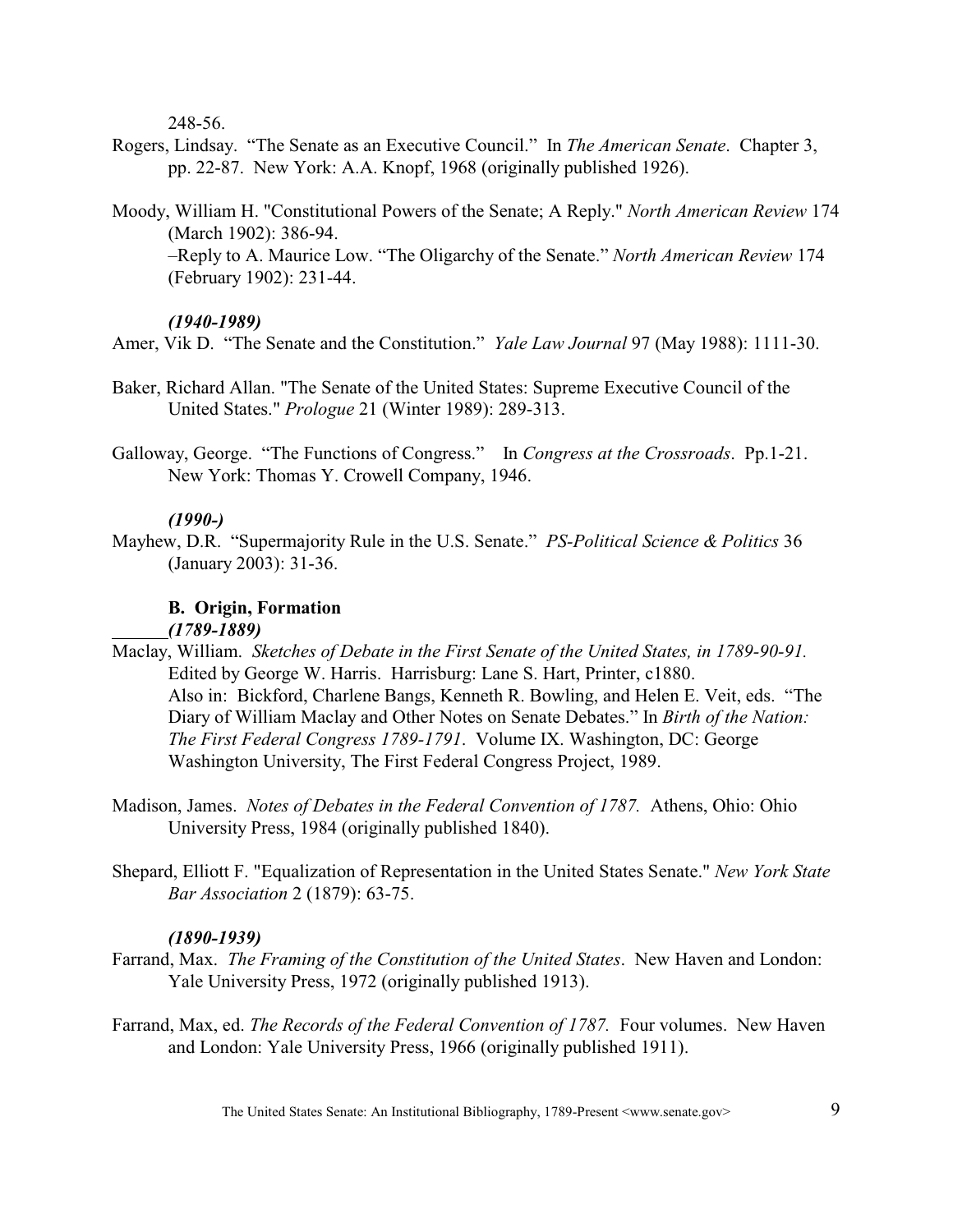248-56.

Rogers, Lindsay. "The Senate as an Executive Council." In *The American Senate*. Chapter 3, pp. 22-87. New York: A.A. Knopf, 1968 (originally published 1926).

Moody, William H. "Constitutional Powers of the Senate; A Reply." *North American Review* 174 (March 1902): 386-94.
–Reply to A. Maurice Low. "The Oligarchy of the Senate." *North American Review* 174 (February 1902): 231-44.

***(1940-1989)***

Amer, Vik D. "The Senate and the Constitution." *Yale Law Journal* 97 (May 1988): 1111-30.

Baker, Richard Allan. "The Senate of the United States: Supreme Executive Council of the United States." *Prologue* 21 (Winter 1989): 289-313.

Galloway, George. "The Functions of Congress." In *Congress at the Crossroads*. Pp.1-21. New York: Thomas Y. Crowell Company, 1946.

***(1990-)***

Mayhew, D.R. "Supermajority Rule in the U.S. Senate." *PS-Political Science & Politics* 36 (January 2003): 31-36.

### B. Origin, Formation

***(1789-1889)***

Maclay, William. *Sketches of Debate in the First Senate of the United States, in 1789-90-91.* Edited by George W. Harris. Harrisburg: Lane S. Hart, Printer, c1880.
Also in: Bickford, Charlene Bangs, Kenneth R. Bowling, and Helen E. Veit, eds. "The Diary of William Maclay and Other Notes on Senate Debates." In *Birth of the Nation: The First Federal Congress 1789-1791*. Volume IX. Washington, DC: George Washington University, The First Federal Congress Project, 1989.

Madison, James. *Notes of Debates in the Federal Convention of 1787.* Athens, Ohio: Ohio University Press, 1984 (originally published 1840).

Shepard, Elliott F. "Equalization of Representation in the United States Senate." *New York State Bar Association* 2 (1879): 63-75.

***(1890-1939)***

Farrand, Max. *The Framing of the Constitution of the United States*. New Haven and London: Yale University Press, 1972 (originally published 1913).

Farrand, Max, ed. *The Records of the Federal Convention of 1787.* Four volumes. New Haven and London: Yale University Press, 1966 (originally published 1911).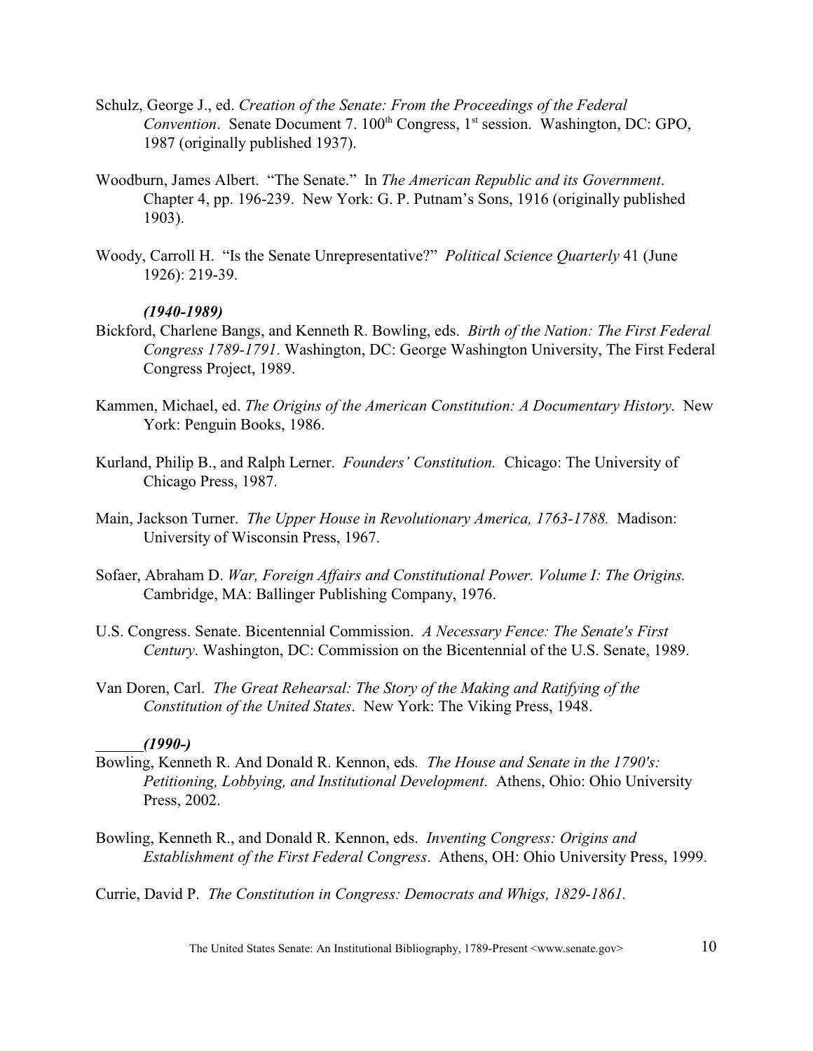Schulz, George J., ed. *Creation of the Senate: From the Proceedings of the Federal Convention*. Senate Document 7. 100th Congress, 1st session. Washington, DC: GPO, 1987 (originally published 1937).

Woodburn, James Albert. "The Senate." In *The American Republic and its Government*. Chapter 4, pp. 196-239. New York: G. P. Putnam's Sons, 1916 (originally published 1903).

Woody, Carroll H. "Is the Senate Unrepresentative?" *Political Science Quarterly* 41 (June 1926): 219-39.

***(1940-1989)***

Bickford, Charlene Bangs, and Kenneth R. Bowling, eds. *Birth of the Nation: The First Federal Congress 1789-1791*. Washington, DC: George Washington University, The First Federal Congress Project, 1989.

Kammen, Michael, ed. *The Origins of the American Constitution: A Documentary History*. New York: Penguin Books, 1986.

Kurland, Philip B., and Ralph Lerner. *Founders' Constitution.* Chicago: The University of Chicago Press, 1987.

Main, Jackson Turner. *The Upper House in Revolutionary America, 1763-1788.* Madison: University of Wisconsin Press, 1967.

Sofaer, Abraham D. *War, Foreign Affairs and Constitutional Power. Volume I: The Origins.* Cambridge, MA: Ballinger Publishing Company, 1976.

U.S. Congress. Senate. Bicentennial Commission. *A Necessary Fence: The Senate's First Century*. Washington, DC: Commission on the Bicentennial of the U.S. Senate, 1989.

Van Doren, Carl. *The Great Rehearsal: The Story of the Making and Ratifying of the Constitution of the United States*. New York: The Viking Press, 1948.

***(1990-)***

Bowling, Kenneth R. And Donald R. Kennon, eds*. The House and Senate in the 1790's: Petitioning, Lobbying, and Institutional Development*. Athens, Ohio: Ohio University Press, 2002.

Bowling, Kenneth R., and Donald R. Kennon, eds. *Inventing Congress: Origins and Establishment of the First Federal Congress*. Athens, OH: Ohio University Press, 1999.

Currie, David P. *The Constitution in Congress: Democrats and Whigs, 1829-1861.*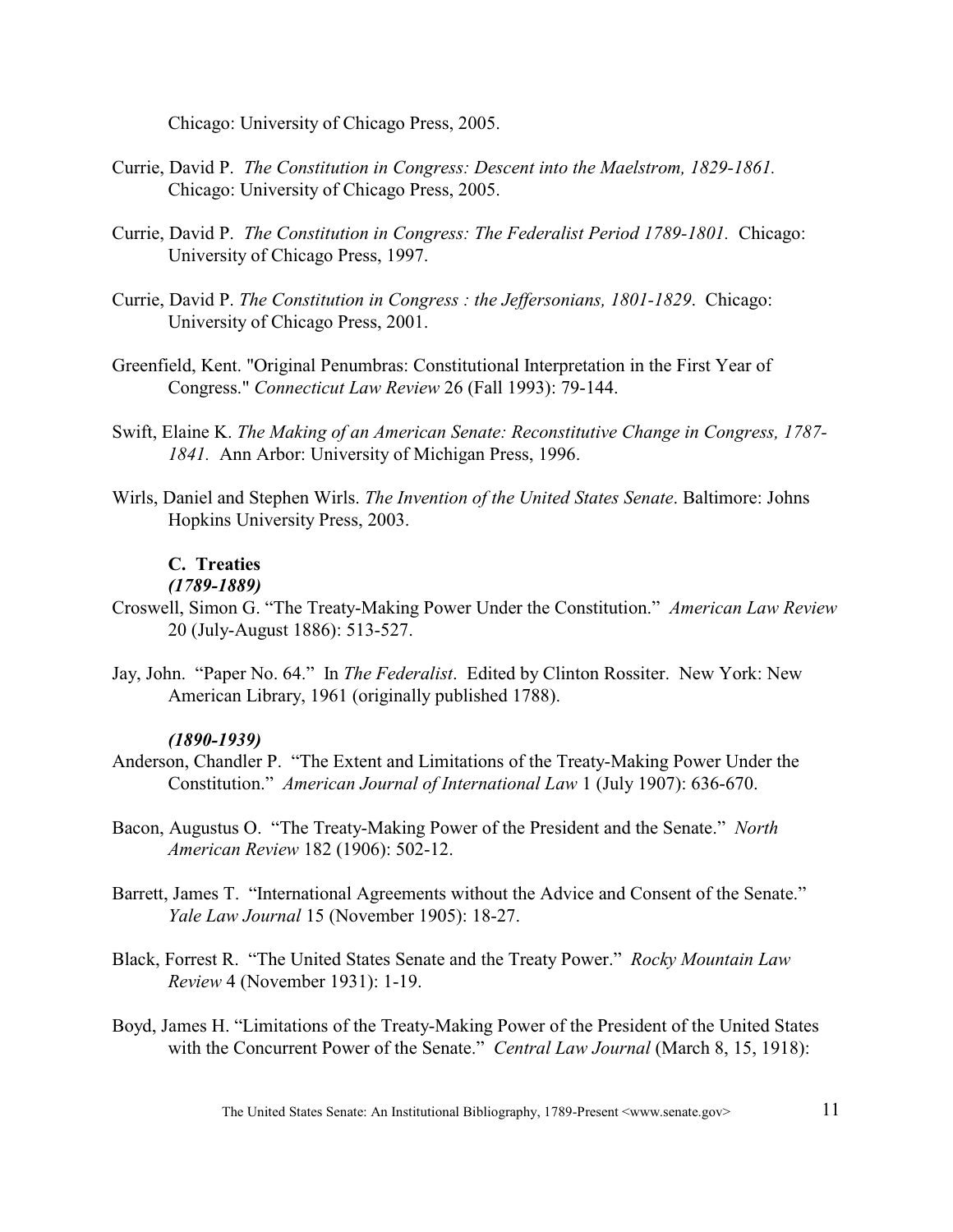Chicago: University of Chicago Press, 2005.

Currie, David P. *The Constitution in Congress: Descent into the Maelstrom, 1829-1861.* Chicago: University of Chicago Press, 2005.

Currie, David P. *The Constitution in Congress: The Federalist Period 1789-1801.* Chicago: University of Chicago Press, 1997.

Currie, David P. *The Constitution in Congress : the Jeffersonians, 1801-1829*. Chicago: University of Chicago Press, 2001.

Greenfield, Kent. "Original Penumbras: Constitutional Interpretation in the First Year of Congress." *Connecticut Law Review* 26 (Fall 1993): 79-144.

Swift, Elaine K. *The Making of an American Senate: Reconstitutive Change in Congress, 1787-1841.* Ann Arbor: University of Michigan Press, 1996.

Wirls, Daniel and Stephen Wirls. *The Invention of the United States Senate*. Baltimore: Johns Hopkins University Press, 2003.

### C. Treaties

***(1789-1889)***

Croswell, Simon G. "The Treaty-Making Power Under the Constitution." *American Law Review* 20 (July-August 1886): 513-527.

Jay, John. "Paper No. 64." In *The Federalist*. Edited by Clinton Rossiter. New York: New American Library, 1961 (originally published 1788).

***(1890-1939)***

Anderson, Chandler P. "The Extent and Limitations of the Treaty-Making Power Under the Constitution." *American Journal of International Law* 1 (July 1907): 636-670.

Bacon, Augustus O. "The Treaty-Making Power of the President and the Senate." *North American Review* 182 (1906): 502-12.

Barrett, James T. "International Agreements without the Advice and Consent of the Senate." *Yale Law Journal* 15 (November 1905): 18-27.

Black, Forrest R. "The United States Senate and the Treaty Power." *Rocky Mountain Law Review* 4 (November 1931): 1-19.

Boyd, James H. "Limitations of the Treaty-Making Power of the President of the United States with the Concurrent Power of the Senate." *Central Law Journal* (March 8, 15, 1918):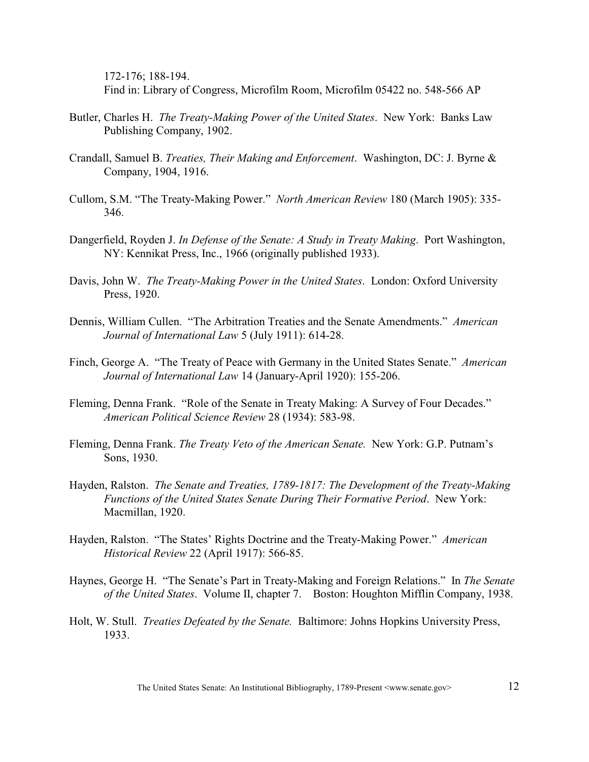172-176; 188-194.
Find in: Library of Congress, Microfilm Room, Microfilm 05422 no. 548-566 AP

Butler, Charles H. *The Treaty-Making Power of the United States*. New York: Banks Law Publishing Company, 1902.

Crandall, Samuel B. *Treaties, Their Making and Enforcement*. Washington, DC: J. Byrne & Company, 1904, 1916.

Cullom, S.M. "The Treaty-Making Power." *North American Review* 180 (March 1905): 335-346.

Dangerfield, Royden J. *In Defense of the Senate: A Study in Treaty Making*. Port Washington, NY: Kennikat Press, Inc., 1966 (originally published 1933).

Davis, John W. *The Treaty-Making Power in the United States*. London: Oxford University Press, 1920.

Dennis, William Cullen. "The Arbitration Treaties and the Senate Amendments." *American Journal of International Law* 5 (July 1911): 614-28.

Finch, George A. "The Treaty of Peace with Germany in the United States Senate." *American Journal of International Law* 14 (January-April 1920): 155-206.

Fleming, Denna Frank. "Role of the Senate in Treaty Making: A Survey of Four Decades." *American Political Science Review* 28 (1934): 583-98.

Fleming, Denna Frank. *The Treaty Veto of the American Senate.* New York: G.P. Putnam's Sons, 1930.

Hayden, Ralston. *The Senate and Treaties, 1789-1817: The Development of the Treaty-Making Functions of the United States Senate During Their Formative Period*. New York: Macmillan, 1920.

Hayden, Ralston. "The States' Rights Doctrine and the Treaty-Making Power." *American Historical Review* 22 (April 1917): 566-85.

Haynes, George H. "The Senate's Part in Treaty-Making and Foreign Relations." In *The Senate of the United States*. Volume II, chapter 7. Boston: Houghton Mifflin Company, 1938.

Holt, W. Stull. *Treaties Defeated by the Senate.* Baltimore: Johns Hopkins University Press, 1933.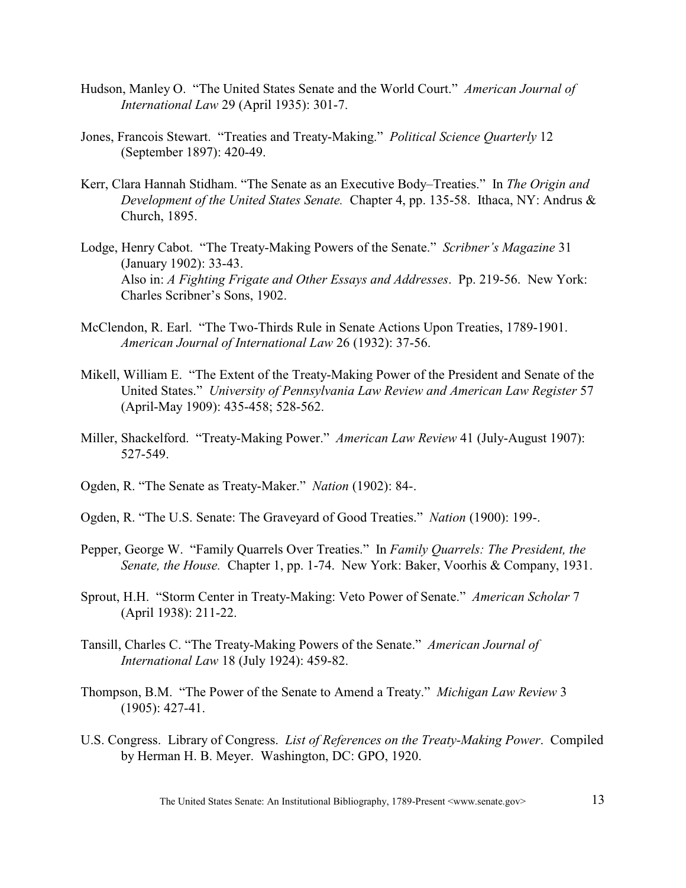Hudson, Manley O. "The United States Senate and the World Court." *American Journal of International Law* 29 (April 1935): 301-7.

Jones, Francois Stewart. "Treaties and Treaty-Making." *Political Science Quarterly* 12 (September 1897): 420-49.

Kerr, Clara Hannah Stidham. "The Senate as an Executive Body–Treaties." In *The Origin and Development of the United States Senate.* Chapter 4, pp. 135-58. Ithaca, NY: Andrus & Church, 1895.

Lodge, Henry Cabot. "The Treaty-Making Powers of the Senate." *Scribner's Magazine* 31 (January 1902): 33-43.
Also in: *A Fighting Frigate and Other Essays and Addresses*. Pp. 219-56. New York: Charles Scribner's Sons, 1902.

McClendon, R. Earl. "The Two-Thirds Rule in Senate Actions Upon Treaties, 1789-1901. *American Journal of International Law* 26 (1932): 37-56.

Mikell, William E. "The Extent of the Treaty-Making Power of the President and Senate of the United States." *University of Pennsylvania Law Review and American Law Register* 57 (April-May 1909): 435-458; 528-562.

Miller, Shackelford. "Treaty-Making Power." *American Law Review* 41 (July-August 1907): 527-549.

Ogden, R. "The Senate as Treaty-Maker." *Nation* (1902): 84-.

Ogden, R. "The U.S. Senate: The Graveyard of Good Treaties." *Nation* (1900): 199-.

Pepper, George W. "Family Quarrels Over Treaties." In *Family Quarrels: The President, the Senate, the House.* Chapter 1, pp. 1-74. New York: Baker, Voorhis & Company, 1931.

Sprout, H.H. "Storm Center in Treaty-Making: Veto Power of Senate." *American Scholar* 7 (April 1938): 211-22.

Tansill, Charles C. "The Treaty-Making Powers of the Senate." *American Journal of International Law* 18 (July 1924): 459-82.

Thompson, B.M. "The Power of the Senate to Amend a Treaty." *Michigan Law Review* 3 (1905): 427-41.

U.S. Congress. Library of Congress. *List of References on the Treaty-Making Power*. Compiled by Herman H. B. Meyer. Washington, DC: GPO, 1920.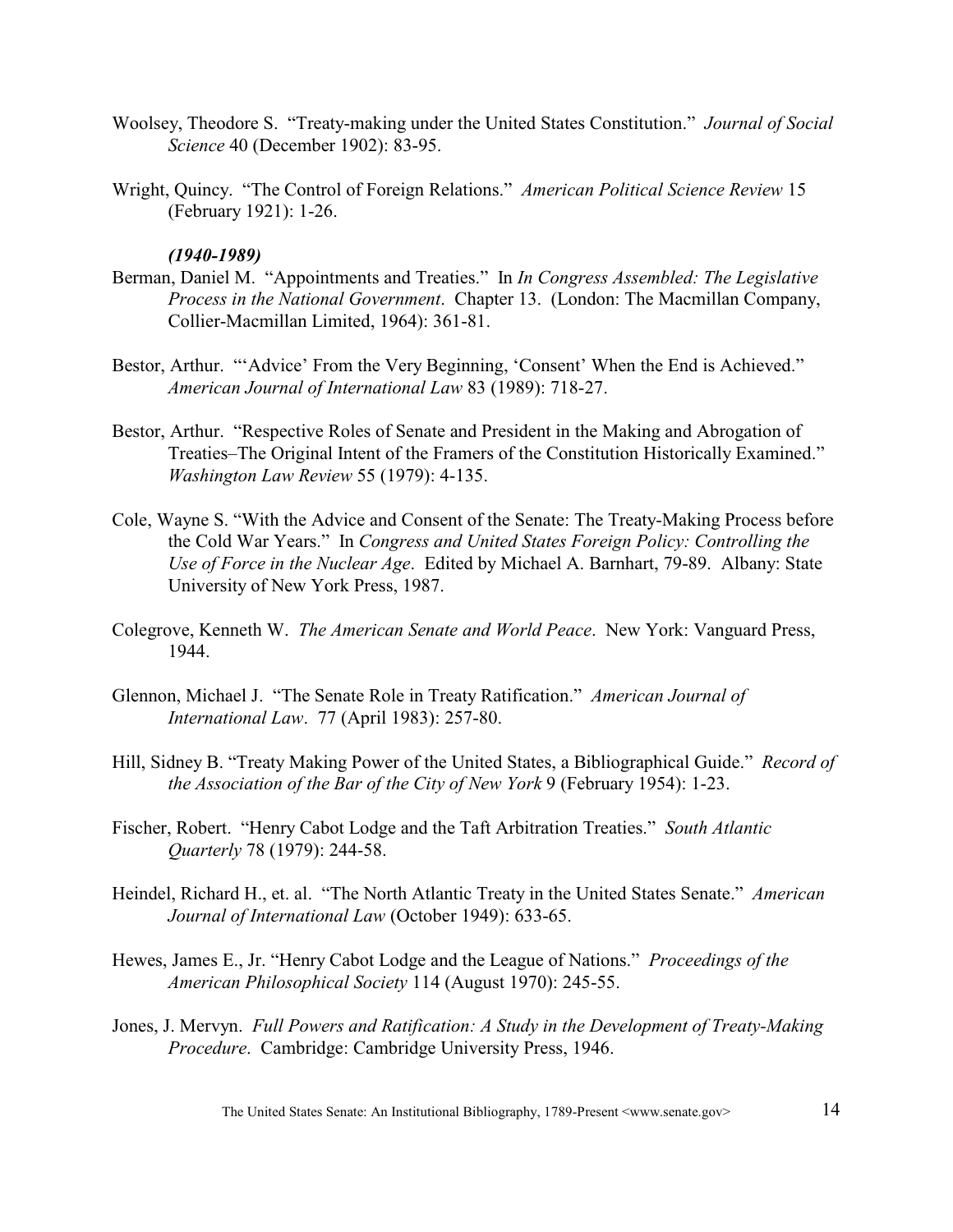Woolsey, Theodore S. "Treaty-making under the United States Constitution." *Journal of Social Science* 40 (December 1902): 83-95.

Wright, Quincy. "The Control of Foreign Relations." *American Political Science Review* 15 (February 1921): 1-26.

***(1940-1989)***

Berman, Daniel M. "Appointments and Treaties." In *In Congress Assembled: The Legislative Process in the National Government*. Chapter 13. (London: The Macmillan Company, Collier-Macmillan Limited, 1964): 361-81.

Bestor, Arthur. "'Advice' From the Very Beginning, 'Consent' When the End is Achieved." *American Journal of International Law* 83 (1989): 718-27.

Bestor, Arthur. "Respective Roles of Senate and President in the Making and Abrogation of Treaties–The Original Intent of the Framers of the Constitution Historically Examined." *Washington Law Review* 55 (1979): 4-135.

Cole, Wayne S. "With the Advice and Consent of the Senate: The Treaty-Making Process before the Cold War Years." In *Congress and United States Foreign Policy: Controlling the Use of Force in the Nuclear Age*. Edited by Michael A. Barnhart, 79-89. Albany: State University of New York Press, 1987.

Colegrove, Kenneth W. *The American Senate and World Peace*. New York: Vanguard Press, 1944.

Glennon, Michael J. "The Senate Role in Treaty Ratification." *American Journal of International Law*. 77 (April 1983): 257-80.

Hill, Sidney B. "Treaty Making Power of the United States, a Bibliographical Guide." *Record of the Association of the Bar of the City of New York* 9 (February 1954): 1-23.

Fischer, Robert. "Henry Cabot Lodge and the Taft Arbitration Treaties." *South Atlantic Quarterly* 78 (1979): 244-58.

Heindel, Richard H., et. al. "The North Atlantic Treaty in the United States Senate." *American Journal of International Law* (October 1949): 633-65.

Hewes, James E., Jr. "Henry Cabot Lodge and the League of Nations." *Proceedings of the American Philosophical Society* 114 (August 1970): 245-55.

Jones, J. Mervyn. *Full Powers and Ratification: A Study in the Development of Treaty-Making Procedure*. Cambridge: Cambridge University Press, 1946.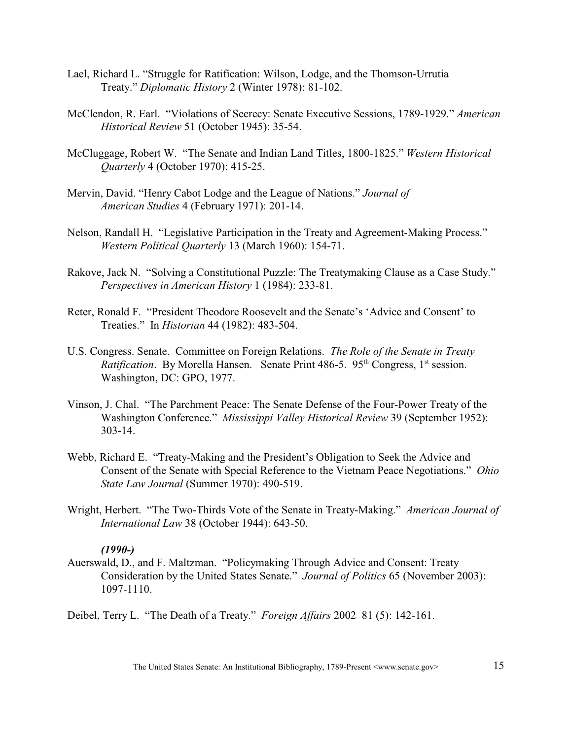Lael, Richard L. "Struggle for Ratification: Wilson, Lodge, and the Thomson-Urrutia Treaty." *Diplomatic History* 2 (Winter 1978): 81-102.

McClendon, R. Earl. "Violations of Secrecy: Senate Executive Sessions, 1789-1929." *American Historical Review* 51 (October 1945): 35-54.

McCluggage, Robert W. "The Senate and Indian Land Titles, 1800-1825." *Western Historical Quarterly* 4 (October 1970): 415-25.

Mervin, David. "Henry Cabot Lodge and the League of Nations." *Journal of American Studies* 4 (February 1971): 201-14.

Nelson, Randall H. "Legislative Participation in the Treaty and Agreement-Making Process." *Western Political Quarterly* 13 (March 1960): 154-71.

Rakove, Jack N. "Solving a Constitutional Puzzle: The Treatymaking Clause as a Case Study." *Perspectives in American History* 1 (1984): 233-81.

Reter, Ronald F. "President Theodore Roosevelt and the Senate's 'Advice and Consent' to Treaties." In *Historian* 44 (1982): 483-504.

U.S. Congress. Senate. Committee on Foreign Relations. *The Role of the Senate in Treaty Ratification*. By Morella Hansen. Senate Print 486-5. 95th Congress, 1st session. Washington, DC: GPO, 1977.

Vinson, J. Chal. "The Parchment Peace: The Senate Defense of the Four-Power Treaty of the Washington Conference." *Mississippi Valley Historical Review* 39 (September 1952): 303-14.

Webb, Richard E. "Treaty-Making and the President's Obligation to Seek the Advice and Consent of the Senate with Special Reference to the Vietnam Peace Negotiations." *Ohio State Law Journal* (Summer 1970): 490-519.

Wright, Herbert. "The Two-Thirds Vote of the Senate in Treaty-Making." *American Journal of International Law* 38 (October 1944): 643-50.

***(1990-)***

Auerswald, D., and F. Maltzman. "Policymaking Through Advice and Consent: Treaty Consideration by the United States Senate." *Journal of Politics* 65 (November 2003): 1097-1110.

Deibel, Terry L. "The Death of a Treaty." *Foreign Affairs* 2002 81 (5): 142-161.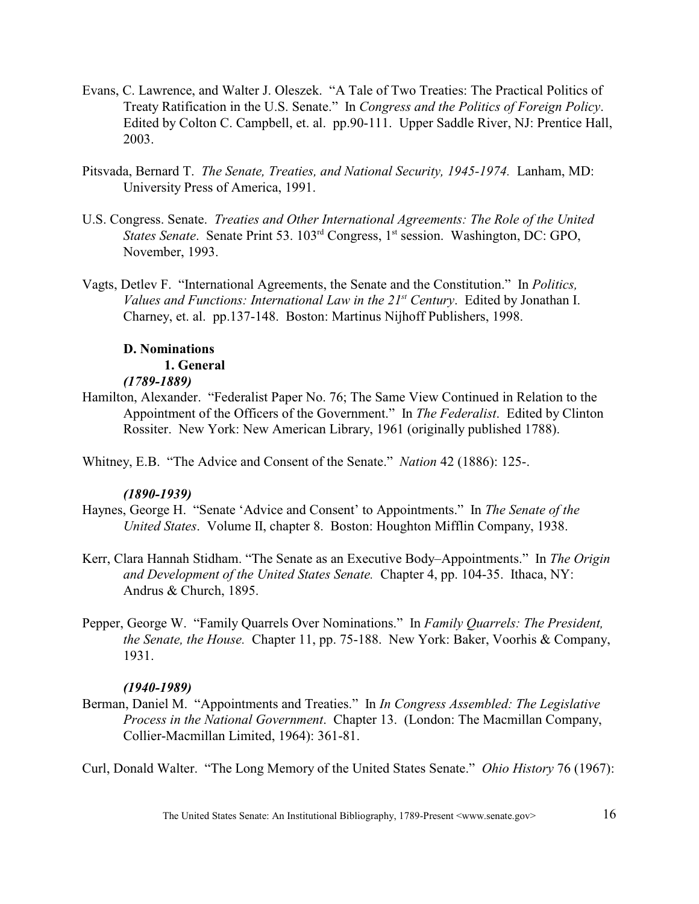Evans, C. Lawrence, and Walter J. Oleszek. "A Tale of Two Treaties: The Practical Politics of Treaty Ratification in the U.S. Senate." In *Congress and the Politics of Foreign Policy*. Edited by Colton C. Campbell, et. al. pp.90-111. Upper Saddle River, NJ: Prentice Hall, 2003.

Pitsvada, Bernard T. *The Senate, Treaties, and National Security, 1945-1974.* Lanham, MD: University Press of America, 1991.

U.S. Congress. Senate. *Treaties and Other International Agreements: The Role of the United States Senate*. Senate Print 53. 103rd Congress, 1st session. Washington, DC: GPO, November, 1993.

Vagts, Detlev F. "International Agreements, the Senate and the Constitution." In *Politics, Values and Functions: International Law in the 21st Century*. Edited by Jonathan I. Charney, et. al. pp.137-148. Boston: Martinus Nijhoff Publishers, 1998.

### D. Nominations

#### 1. General

***(1789-1889)***

Hamilton, Alexander. "Federalist Paper No. 76; The Same View Continued in Relation to the Appointment of the Officers of the Government." In *The Federalist*. Edited by Clinton Rossiter. New York: New American Library, 1961 (originally published 1788).

Whitney, E.B. "The Advice and Consent of the Senate." *Nation* 42 (1886): 125-.

***(1890-1939)***

Haynes, George H. "Senate 'Advice and Consent' to Appointments." In *The Senate of the United States*. Volume II, chapter 8. Boston: Houghton Mifflin Company, 1938.

Kerr, Clara Hannah Stidham. "The Senate as an Executive Body–Appointments." In *The Origin and Development of the United States Senate.* Chapter 4, pp. 104-35. Ithaca, NY: Andrus & Church, 1895.

Pepper, George W. "Family Quarrels Over Nominations." In *Family Quarrels: The President, the Senate, the House.* Chapter 11, pp. 75-188. New York: Baker, Voorhis & Company, 1931.

***(1940-1989)***

Berman, Daniel M. "Appointments and Treaties." In *In Congress Assembled: The Legislative Process in the National Government*. Chapter 13. (London: The Macmillan Company, Collier-Macmillan Limited, 1964): 361-81.

Curl, Donald Walter. "The Long Memory of the United States Senate." *Ohio History* 76 (1967):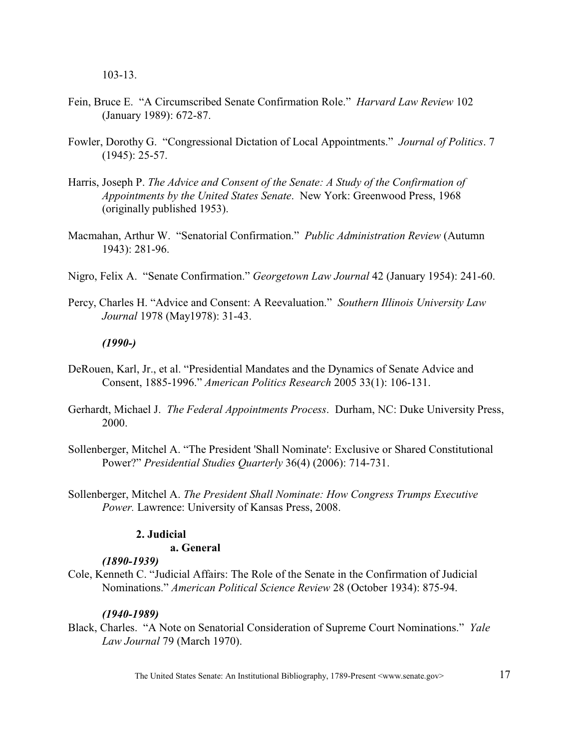103-13.

Fein, Bruce E. "A Circumscribed Senate Confirmation Role." *Harvard Law Review* 102 (January 1989): 672-87.

Fowler, Dorothy G. "Congressional Dictation of Local Appointments." *Journal of Politics*. 7 (1945): 25-57.

Harris, Joseph P. *The Advice and Consent of the Senate: A Study of the Confirmation of Appointments by the United States Senate*. New York: Greenwood Press, 1968 (originally published 1953).

Macmahan, Arthur W. "Senatorial Confirmation." *Public Administration Review* (Autumn 1943): 281-96.

Nigro, Felix A. "Senate Confirmation." *Georgetown Law Journal* 42 (January 1954): 241-60.

Percy, Charles H. "Advice and Consent: A Reevaluation." *Southern Illinois University Law Journal* 1978 (May1978): 31-43.

***(1990-)***

DeRouen, Karl, Jr., et al. "Presidential Mandates and the Dynamics of Senate Advice and Consent, 1885-1996." *American Politics Research* 2005 33(1): 106-131.

Gerhardt, Michael J. *The Federal Appointments Process*. Durham, NC: Duke University Press, 2000.

Sollenberger, Mitchel A. "The President 'Shall Nominate': Exclusive or Shared Constitutional Power?" *Presidential Studies Quarterly* 36(4) (2006): 714-731.

Sollenberger, Mitchel A. *The President Shall Nominate: How Congress Trumps Executive Power.* Lawrence: University of Kansas Press, 2008.

### 2. Judicial

#### a. General

***(1890-1939)***

Cole, Kenneth C. "Judicial Affairs: The Role of the Senate in the Confirmation of Judicial Nominations." *American Political Science Review* 28 (October 1934): 875-94.

***(1940-1989)***

Black, Charles. "A Note on Senatorial Consideration of Supreme Court Nominations." *Yale Law Journal* 79 (March 1970).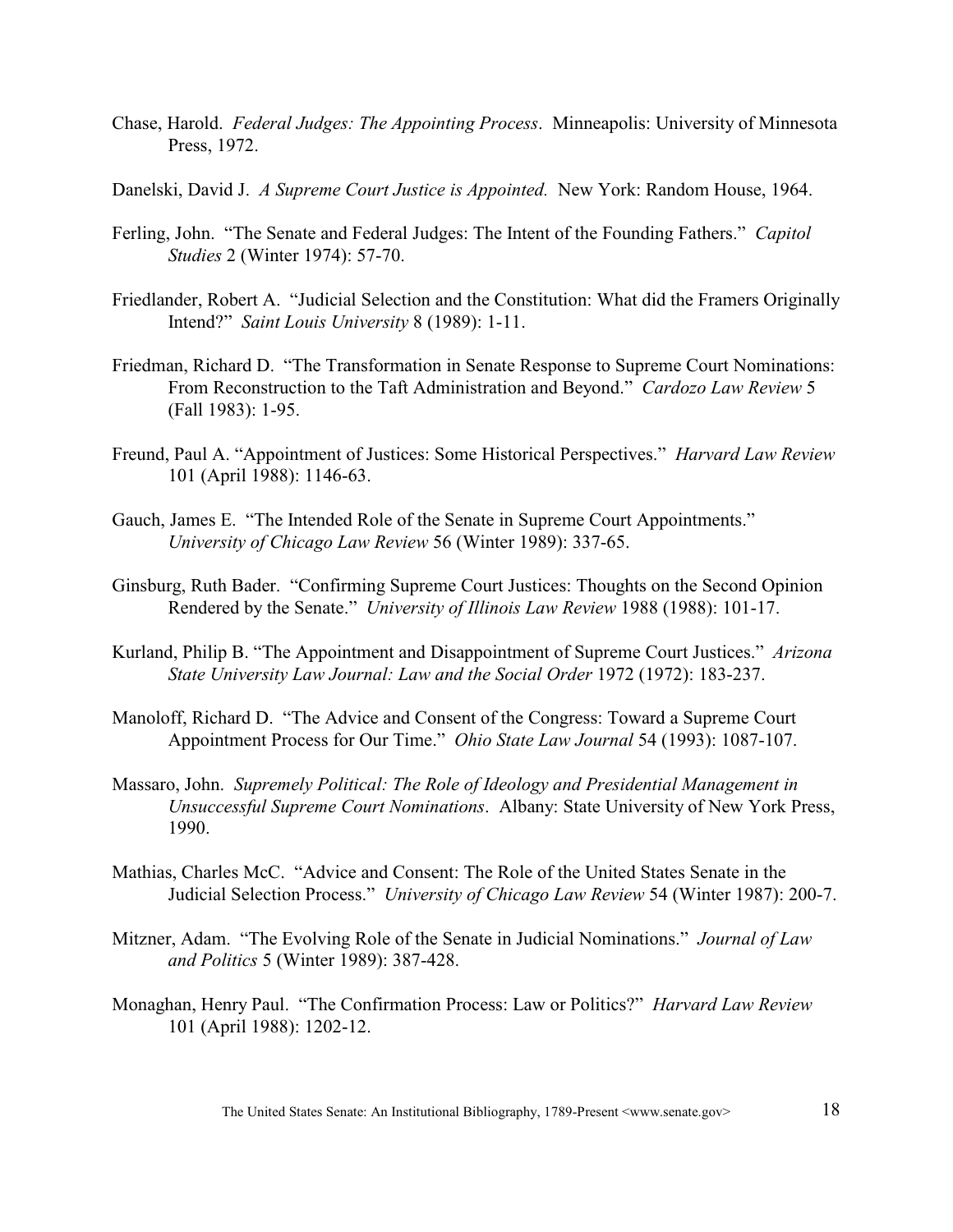Chase, Harold. *Federal Judges: The Appointing Process*. Minneapolis: University of Minnesota Press, 1972.

Danelski, David J. *A Supreme Court Justice is Appointed.* New York: Random House, 1964.

Ferling, John. "The Senate and Federal Judges: The Intent of the Founding Fathers." *Capitol Studies* 2 (Winter 1974): 57-70.

Friedlander, Robert A. "Judicial Selection and the Constitution: What did the Framers Originally Intend?" *Saint Louis University* 8 (1989): 1-11.

Friedman, Richard D. "The Transformation in Senate Response to Supreme Court Nominations: From Reconstruction to the Taft Administration and Beyond." *Cardozo Law Review* 5 (Fall 1983): 1-95.

Freund, Paul A. "Appointment of Justices: Some Historical Perspectives." *Harvard Law Review* 101 (April 1988): 1146-63.

Gauch, James E. "The Intended Role of the Senate in Supreme Court Appointments." *University of Chicago Law Review* 56 (Winter 1989): 337-65.

Ginsburg, Ruth Bader. "Confirming Supreme Court Justices: Thoughts on the Second Opinion Rendered by the Senate." *University of Illinois Law Review* 1988 (1988): 101-17.

Kurland, Philip B. "The Appointment and Disappointment of Supreme Court Justices." *Arizona State University Law Journal: Law and the Social Order* 1972 (1972): 183-237.

Manoloff, Richard D. "The Advice and Consent of the Congress: Toward a Supreme Court Appointment Process for Our Time." *Ohio State Law Journal* 54 (1993): 1087-107.

Massaro, John. *Supremely Political: The Role of Ideology and Presidential Management in Unsuccessful Supreme Court Nominations*. Albany: State University of New York Press, 1990.

Mathias, Charles McC. "Advice and Consent: The Role of the United States Senate in the Judicial Selection Process." *University of Chicago Law Review* 54 (Winter 1987): 200-7.

Mitzner, Adam. "The Evolving Role of the Senate in Judicial Nominations." *Journal of Law and Politics* 5 (Winter 1989): 387-428.

Monaghan, Henry Paul. "The Confirmation Process: Law or Politics?" *Harvard Law Review* 101 (April 1988): 1202-12.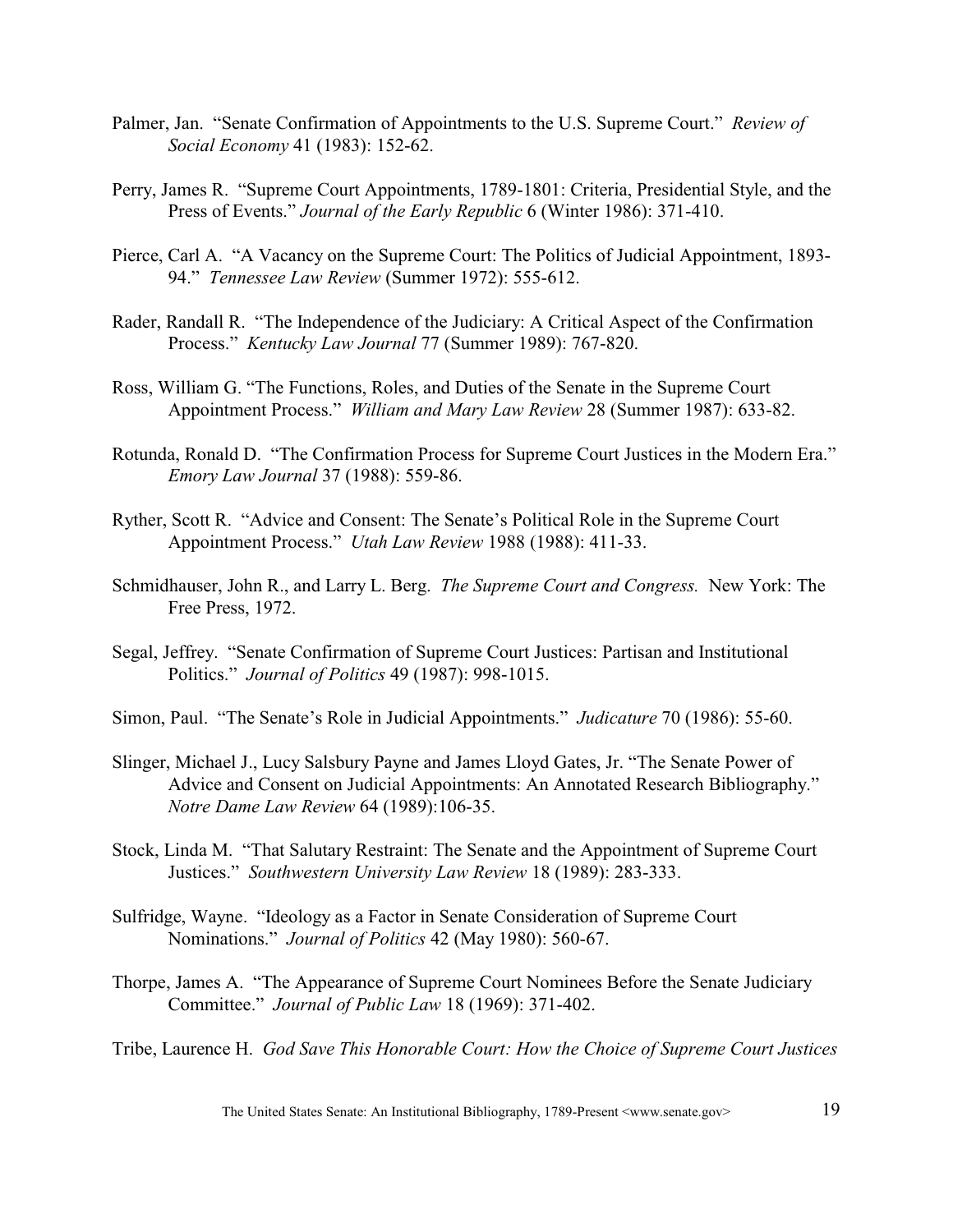Palmer, Jan. "Senate Confirmation of Appointments to the U.S. Supreme Court." *Review of Social Economy* 41 (1983): 152-62.

Perry, James R. "Supreme Court Appointments, 1789-1801: Criteria, Presidential Style, and the Press of Events." *Journal of the Early Republic* 6 (Winter 1986): 371-410.

Pierce, Carl A. "A Vacancy on the Supreme Court: The Politics of Judicial Appointment, 1893-94." *Tennessee Law Review* (Summer 1972): 555-612.

Rader, Randall R. "The Independence of the Judiciary: A Critical Aspect of the Confirmation Process." *Kentucky Law Journal* 77 (Summer 1989): 767-820.

Ross, William G. "The Functions, Roles, and Duties of the Senate in the Supreme Court Appointment Process." *William and Mary Law Review* 28 (Summer 1987): 633-82.

Rotunda, Ronald D. "The Confirmation Process for Supreme Court Justices in the Modern Era." *Emory Law Journal* 37 (1988): 559-86.

Ryther, Scott R. "Advice and Consent: The Senate's Political Role in the Supreme Court Appointment Process." *Utah Law Review* 1988 (1988): 411-33.

Schmidhauser, John R., and Larry L. Berg. *The Supreme Court and Congress.* New York: The Free Press, 1972.

Segal, Jeffrey. "Senate Confirmation of Supreme Court Justices: Partisan and Institutional Politics." *Journal of Politics* 49 (1987): 998-1015.

Simon, Paul. "The Senate's Role in Judicial Appointments." *Judicature* 70 (1986): 55-60.

Slinger, Michael J., Lucy Salsbury Payne and James Lloyd Gates, Jr. "The Senate Power of Advice and Consent on Judicial Appointments: An Annotated Research Bibliography." *Notre Dame Law Review* 64 (1989):106-35.

Stock, Linda M. "That Salutary Restraint: The Senate and the Appointment of Supreme Court Justices." *Southwestern University Law Review* 18 (1989): 283-333.

Sulfridge, Wayne. "Ideology as a Factor in Senate Consideration of Supreme Court Nominations." *Journal of Politics* 42 (May 1980): 560-67.

Thorpe, James A. "The Appearance of Supreme Court Nominees Before the Senate Judiciary Committee." *Journal of Public Law* 18 (1969): 371-402.

Tribe, Laurence H. *God Save This Honorable Court: How the Choice of Supreme Court Justices*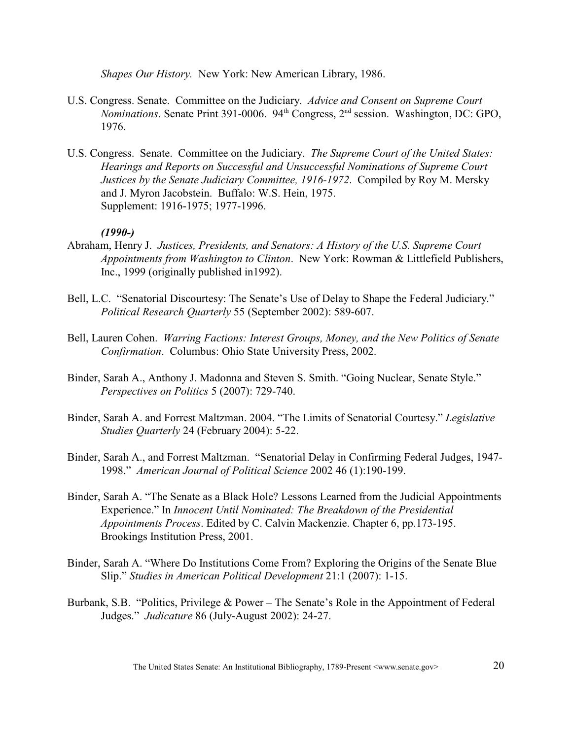*Shapes Our History.* New York: New American Library, 1986.

U.S. Congress. Senate. Committee on the Judiciary. *Advice and Consent on Supreme Court Nominations*. Senate Print 391-0006. 94th Congress, 2nd session. Washington, DC: GPO, 1976.

U.S. Congress. Senate. Committee on the Judiciary. *The Supreme Court of the United States: Hearings and Reports on Successful and Unsuccessful Nominations of Supreme Court Justices by the Senate Judiciary Committee, 1916-1972*. Compiled by Roy M. Mersky and J. Myron Jacobstein. Buffalo: W.S. Hein, 1975.
Supplement: 1916-1975; 1977-1996.

***(1990-)***

Abraham, Henry J. *Justices, Presidents, and Senators: A History of the U.S. Supreme Court Appointments from Washington to Clinton*. New York: Rowman & Littlefield Publishers, Inc., 1999 (originally published in1992).

Bell, L.C. "Senatorial Discourtesy: The Senate's Use of Delay to Shape the Federal Judiciary." *Political Research Quarterly* 55 (September 2002): 589-607.

Bell, Lauren Cohen. *Warring Factions: Interest Groups, Money, and the New Politics of Senate Confirmation*. Columbus: Ohio State University Press, 2002.

Binder, Sarah A., Anthony J. Madonna and Steven S. Smith. "Going Nuclear, Senate Style." *Perspectives on Politics* 5 (2007): 729-740.

Binder, Sarah A. and Forrest Maltzman. 2004. "The Limits of Senatorial Courtesy." *Legislative Studies Quarterly* 24 (February 2004): 5-22.

Binder, Sarah A., and Forrest Maltzman. "Senatorial Delay in Confirming Federal Judges, 1947-1998." *American Journal of Political Science* 2002 46 (1):190-199.

Binder, Sarah A. "The Senate as a Black Hole? Lessons Learned from the Judicial Appointments Experience." In *Innocent Until Nominated: The Breakdown of the Presidential Appointments Process*. Edited by C. Calvin Mackenzie. Chapter 6, pp.173-195. Brookings Institution Press, 2001.

Binder, Sarah A. "Where Do Institutions Come From? Exploring the Origins of the Senate Blue Slip." *Studies in American Political Development* 21:1 (2007): 1-15.

Burbank, S.B. "Politics, Privilege & Power – The Senate's Role in the Appointment of Federal Judges." *Judicature* 86 (July-August 2002): 24-27.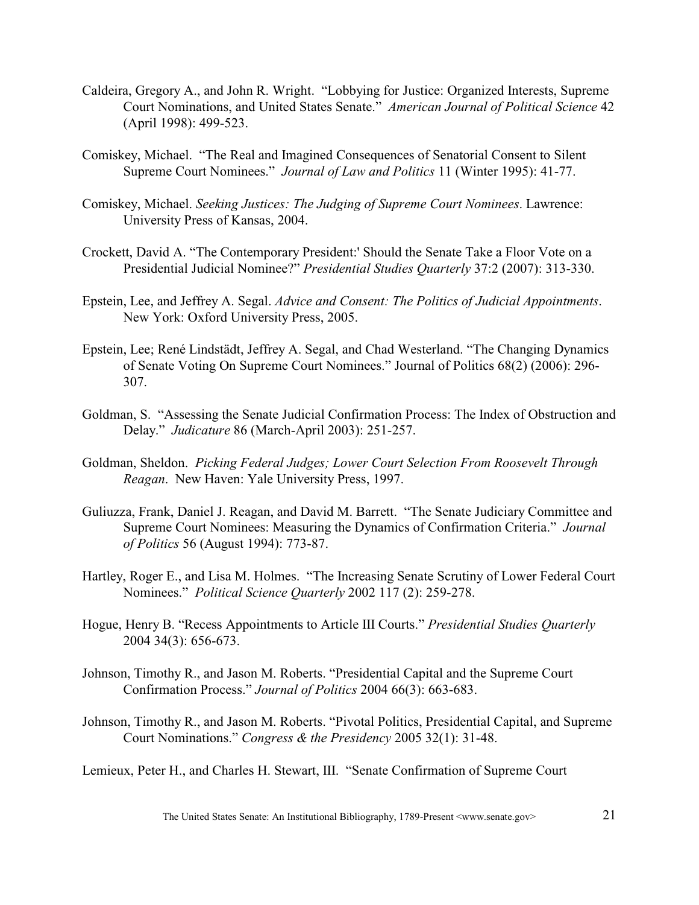Caldeira, Gregory A., and John R. Wright. "Lobbying for Justice: Organized Interests, Supreme Court Nominations, and United States Senate." *American Journal of Political Science* 42 (April 1998): 499-523.

Comiskey, Michael. "The Real and Imagined Consequences of Senatorial Consent to Silent Supreme Court Nominees." *Journal of Law and Politics* 11 (Winter 1995): 41-77.

Comiskey, Michael. *Seeking Justices: The Judging of Supreme Court Nominees*. Lawrence: University Press of Kansas, 2004.

Crockett, David A. "The Contemporary President:' Should the Senate Take a Floor Vote on a Presidential Judicial Nominee?" *Presidential Studies Quarterly* 37:2 (2007): 313-330.

Epstein, Lee, and Jeffrey A. Segal. *Advice and Consent: The Politics of Judicial Appointments*. New York: Oxford University Press, 2005.

Epstein, Lee; René Lindstädt, Jeffrey A. Segal, and Chad Westerland. "The Changing Dynamics of Senate Voting On Supreme Court Nominees." Journal of Politics 68(2) (2006): 296-307.

Goldman, S. "Assessing the Senate Judicial Confirmation Process: The Index of Obstruction and Delay." *Judicature* 86 (March-April 2003): 251-257.

Goldman, Sheldon. *Picking Federal Judges; Lower Court Selection From Roosevelt Through Reagan*. New Haven: Yale University Press, 1997.

Guliuzza, Frank, Daniel J. Reagan, and David M. Barrett. "The Senate Judiciary Committee and Supreme Court Nominees: Measuring the Dynamics of Confirmation Criteria." *Journal of Politics* 56 (August 1994): 773-87.

Hartley, Roger E., and Lisa M. Holmes. "The Increasing Senate Scrutiny of Lower Federal Court Nominees." *Political Science Quarterly* 2002 117 (2): 259-278.

Hogue, Henry B. "Recess Appointments to Article III Courts." *Presidential Studies Quarterly* 2004 34(3): 656-673.

Johnson, Timothy R., and Jason M. Roberts. "Presidential Capital and the Supreme Court Confirmation Process." *Journal of Politics* 2004 66(3): 663-683.

Johnson, Timothy R., and Jason M. Roberts. "Pivotal Politics, Presidential Capital, and Supreme Court Nominations." *Congress & the Presidency* 2005 32(1): 31-48.

Lemieux, Peter H., and Charles H. Stewart, III. "Senate Confirmation of Supreme Court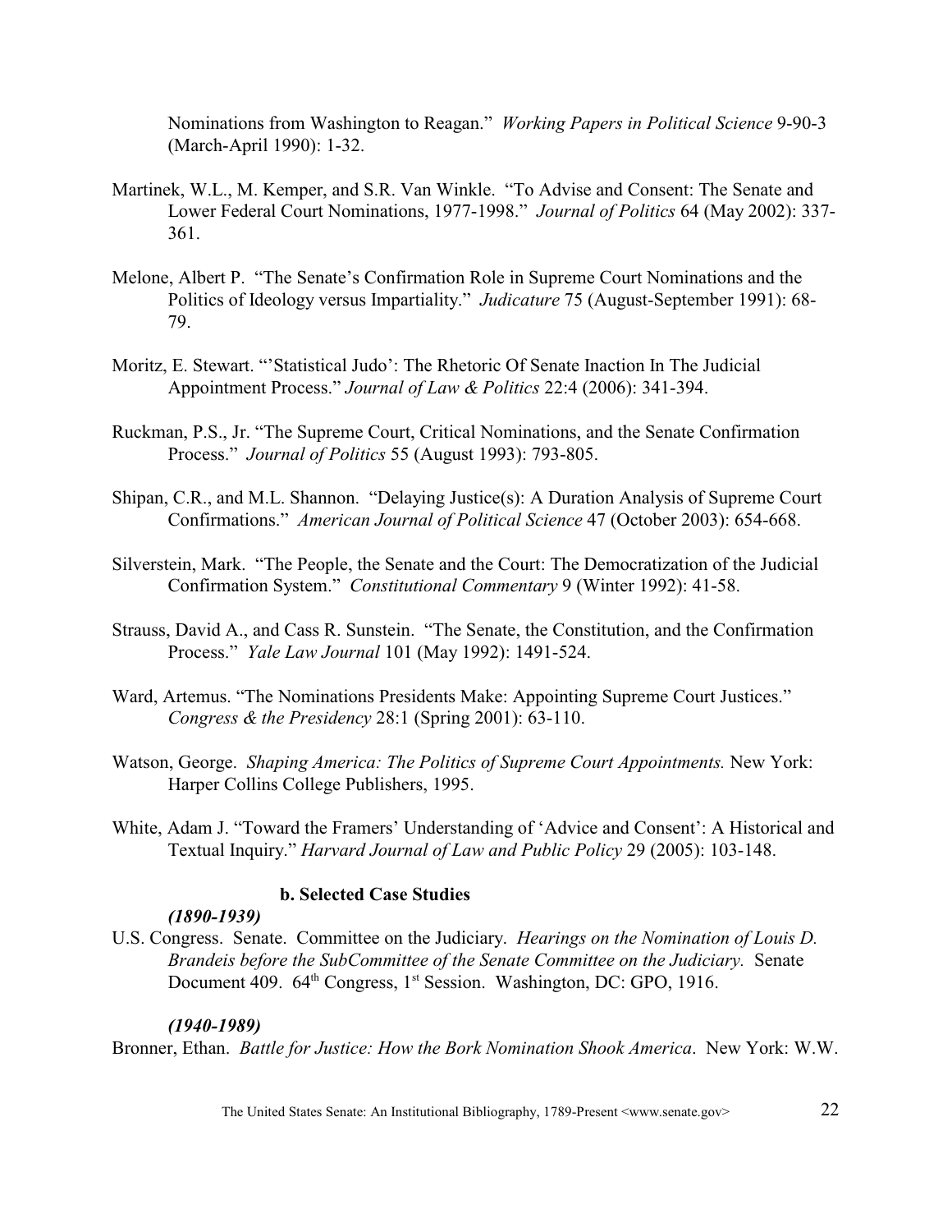Nominations from Washington to Reagan." *Working Papers in Political Science* 9-90-3 (March-April 1990): 1-32.

Martinek, W.L., M. Kemper, and S.R. Van Winkle. "To Advise and Consent: The Senate and Lower Federal Court Nominations, 1977-1998." *Journal of Politics* 64 (May 2002): 337-361.

Melone, Albert P. "The Senate's Confirmation Role in Supreme Court Nominations and the Politics of Ideology versus Impartiality." *Judicature* 75 (August-September 1991): 68-79.

Moritz, E. Stewart. "'Statistical Judo': The Rhetoric Of Senate Inaction In The Judicial Appointment Process." *Journal of Law & Politics* 22:4 (2006): 341-394.

Ruckman, P.S., Jr. "The Supreme Court, Critical Nominations, and the Senate Confirmation Process." *Journal of Politics* 55 (August 1993): 793-805.

Shipan, C.R., and M.L. Shannon. "Delaying Justice(s): A Duration Analysis of Supreme Court Confirmations." *American Journal of Political Science* 47 (October 2003): 654-668.

Silverstein, Mark. "The People, the Senate and the Court: The Democratization of the Judicial Confirmation System." *Constitutional Commentary* 9 (Winter 1992): 41-58.

Strauss, David A., and Cass R. Sunstein. "The Senate, the Constitution, and the Confirmation Process." *Yale Law Journal* 101 (May 1992): 1491-524.

Ward, Artemus. "The Nominations Presidents Make: Appointing Supreme Court Justices." *Congress & the Presidency* 28:1 (Spring 2001): 63-110.

Watson, George. *Shaping America: The Politics of Supreme Court Appointments.* New York: Harper Collins College Publishers, 1995.

White, Adam J. "Toward the Framers' Understanding of 'Advice and Consent': A Historical and Textual Inquiry." *Harvard Journal of Law and Public Policy* 29 (2005): 103-148.

**b. Selected Case Studies**

***(1890-1939)***

U.S. Congress. Senate. Committee on the Judiciary. *Hearings on the Nomination of Louis D. Brandeis before the SubCommittee of the Senate Committee on the Judiciary.* Senate Document 409. 64th Congress, 1st Session. Washington, DC: GPO, 1916.

***(1940-1989)***

Bronner, Ethan. *Battle for Justice: How the Bork Nomination Shook America*. New York: W.W.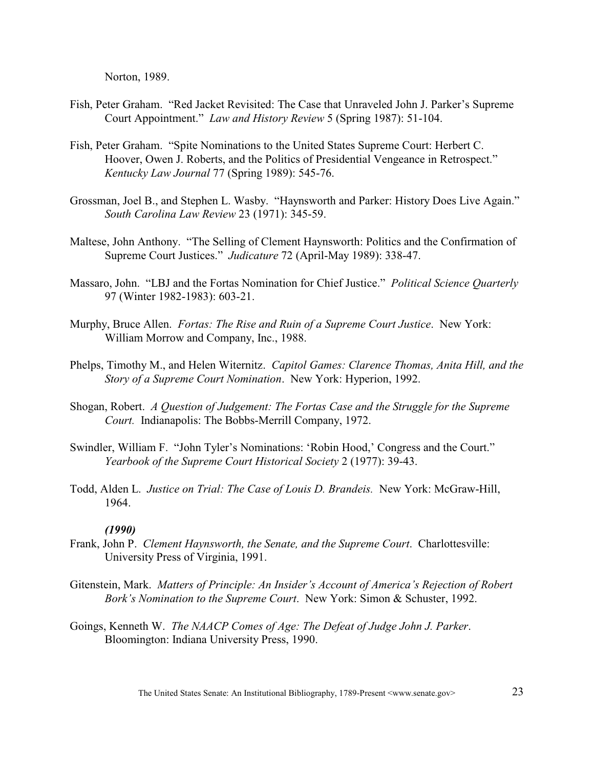Norton, 1989.

Fish, Peter Graham. "Red Jacket Revisited: The Case that Unraveled John J. Parker's Supreme Court Appointment." *Law and History Review* 5 (Spring 1987): 51-104.

Fish, Peter Graham. "Spite Nominations to the United States Supreme Court: Herbert C. Hoover, Owen J. Roberts, and the Politics of Presidential Vengeance in Retrospect." *Kentucky Law Journal* 77 (Spring 1989): 545-76.

Grossman, Joel B., and Stephen L. Wasby. "Haynsworth and Parker: History Does Live Again." *South Carolina Law Review* 23 (1971): 345-59.

Maltese, John Anthony. "The Selling of Clement Haynsworth: Politics and the Confirmation of Supreme Court Justices." *Judicature* 72 (April-May 1989): 338-47.

Massaro, John. "LBJ and the Fortas Nomination for Chief Justice." *Political Science Quarterly* 97 (Winter 1982-1983): 603-21.

Murphy, Bruce Allen. *Fortas: The Rise and Ruin of a Supreme Court Justice*. New York: William Morrow and Company, Inc., 1988.

Phelps, Timothy M., and Helen Witernitz. *Capitol Games: Clarence Thomas, Anita Hill, and the Story of a Supreme Court Nomination*. New York: Hyperion, 1992.

Shogan, Robert. *A Question of Judgement: The Fortas Case and the Struggle for the Supreme Court.* Indianapolis: The Bobbs-Merrill Company, 1972.

Swindler, William F. "John Tyler's Nominations: 'Robin Hood,' Congress and the Court." *Yearbook of the Supreme Court Historical Society* 2 (1977): 39-43.

Todd, Alden L. *Justice on Trial: The Case of Louis D. Brandeis.* New York: McGraw-Hill, 1964.

***(1990)***

Frank, John P. *Clement Haynsworth, the Senate, and the Supreme Court*. Charlottesville: University Press of Virginia, 1991.

Gitenstein, Mark. *Matters of Principle: An Insider's Account of America's Rejection of Robert Bork's Nomination to the Supreme Court*. New York: Simon & Schuster, 1992.

Goings, Kenneth W. *The NAACP Comes of Age: The Defeat of Judge John J. Parker*. Bloomington: Indiana University Press, 1990.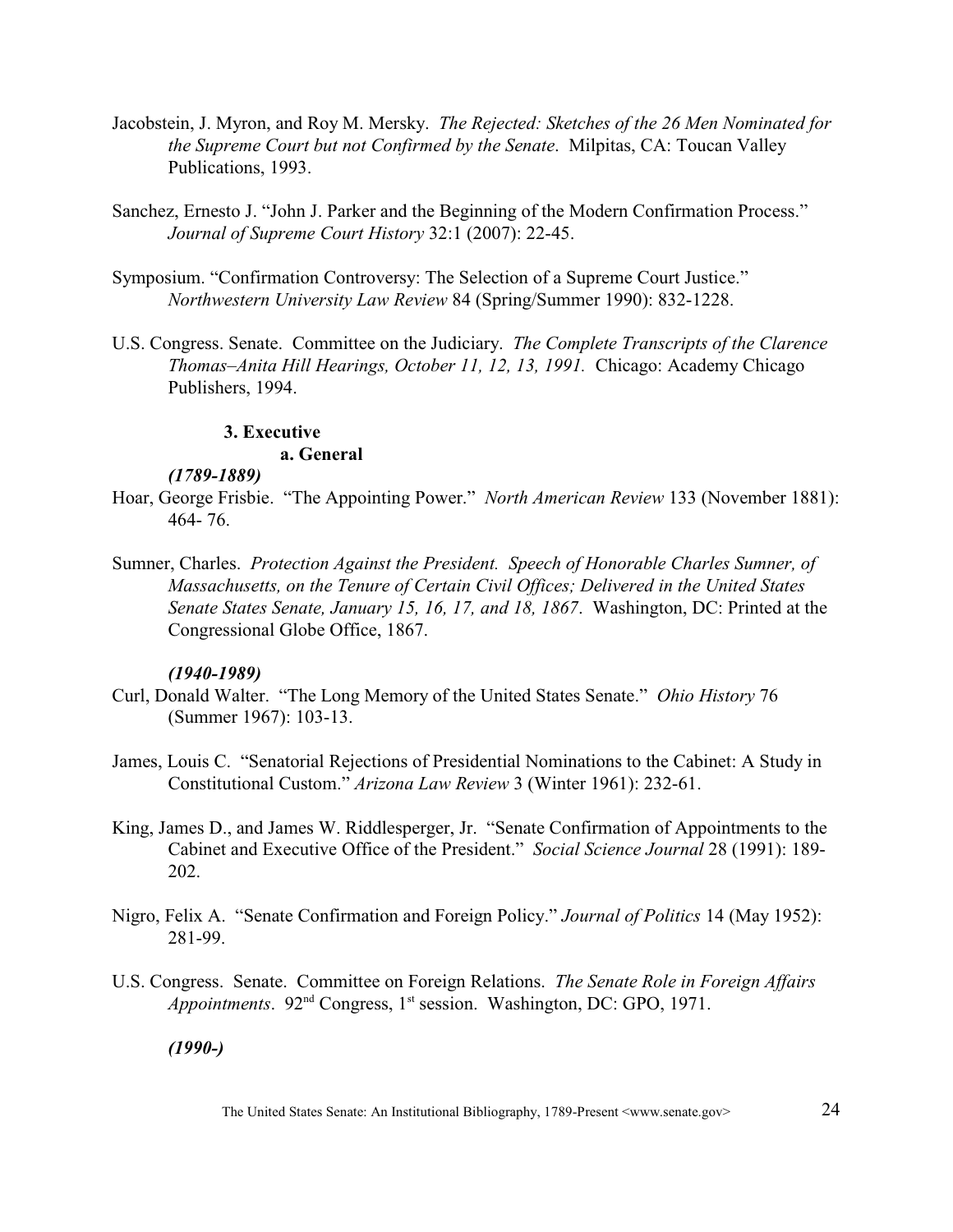Jacobstein, J. Myron, and Roy M. Mersky. *The Rejected: Sketches of the 26 Men Nominated for the Supreme Court but not Confirmed by the Senate*. Milpitas, CA: Toucan Valley Publications, 1993.

Sanchez, Ernesto J. "John J. Parker and the Beginning of the Modern Confirmation Process." *Journal of Supreme Court History* 32:1 (2007): 22-45.

Symposium. "Confirmation Controversy: The Selection of a Supreme Court Justice." *Northwestern University Law Review* 84 (Spring/Summer 1990): 832-1228.

U.S. Congress. Senate. Committee on the Judiciary. *The Complete Transcripts of the Clarence Thomas–Anita Hill Hearings, October 11, 12, 13, 1991.* Chicago: Academy Chicago Publishers, 1994.

### 3. Executive

#### a. General

***(1789-1889)***

Hoar, George Frisbie. "The Appointing Power." *North American Review* 133 (November 1881): 464- 76.

Sumner, Charles. *Protection Against the President. Speech of Honorable Charles Sumner, of Massachusetts, on the Tenure of Certain Civil Offices; Delivered in the United States Senate States Senate, January 15, 16, 17, and 18, 1867*. Washington, DC: Printed at the Congressional Globe Office, 1867.

***(1940-1989)***

Curl, Donald Walter. "The Long Memory of the United States Senate." *Ohio History* 76 (Summer 1967): 103-13.

James, Louis C. "Senatorial Rejections of Presidential Nominations to the Cabinet: A Study in Constitutional Custom." *Arizona Law Review* 3 (Winter 1961): 232-61.

King, James D., and James W. Riddlesperger, Jr. "Senate Confirmation of Appointments to the Cabinet and Executive Office of the President." *Social Science Journal* 28 (1991): 189-202.

Nigro, Felix A. "Senate Confirmation and Foreign Policy." *Journal of Politics* 14 (May 1952): 281-99.

U.S. Congress. Senate. Committee on Foreign Relations. *The Senate Role in Foreign Affairs Appointments*. 92nd Congress, 1st session. Washington, DC: GPO, 1971.

***(1990-)***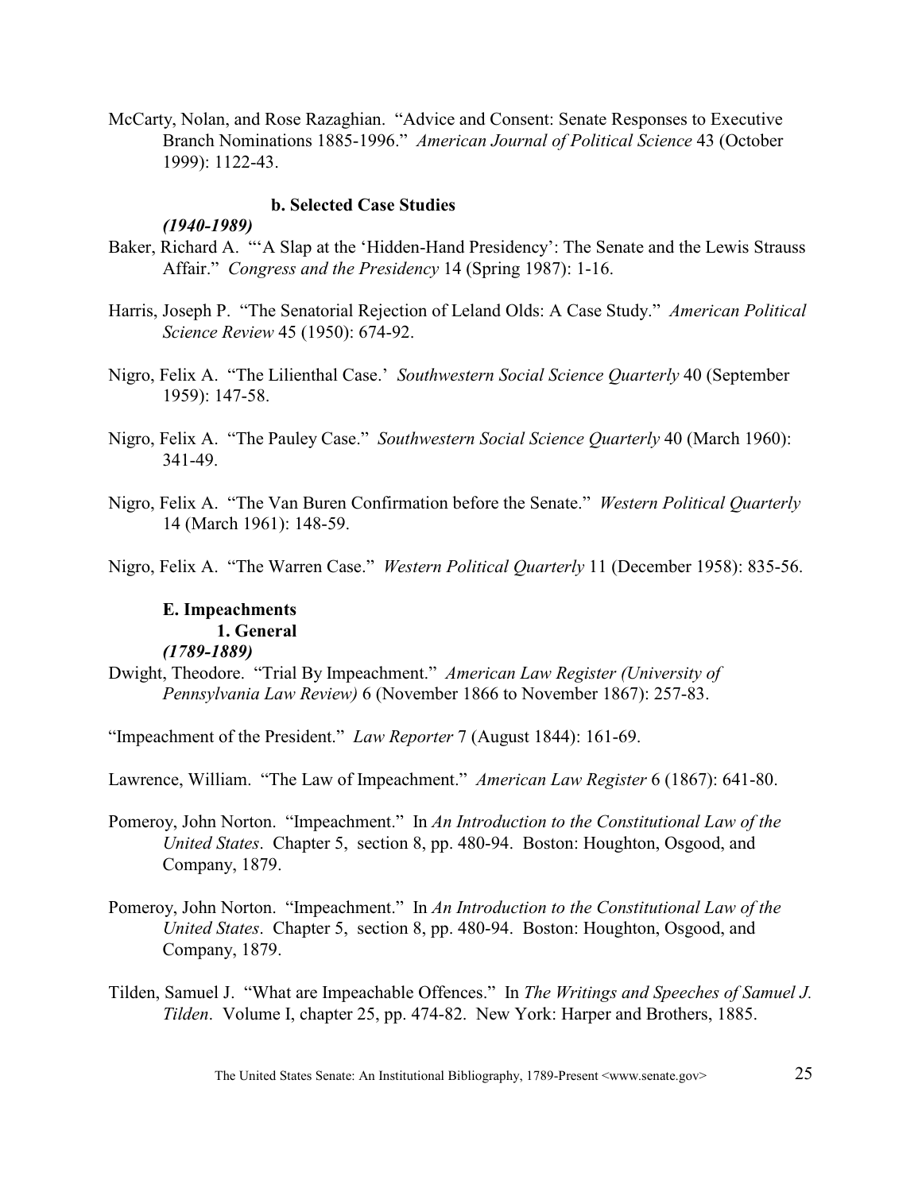McCarty, Nolan, and Rose Razaghian. "Advice and Consent: Senate Responses to Executive Branch Nominations 1885-1996." *American Journal of Political Science* 43 (October 1999): 1122-43.

#### b. Selected Case Studies

***(1940-1989)***

Baker, Richard A. "'A Slap at the 'Hidden-Hand Presidency': The Senate and the Lewis Strauss Affair." *Congress and the Presidency* 14 (Spring 1987): 1-16.

Harris, Joseph P. "The Senatorial Rejection of Leland Olds: A Case Study." *American Political Science Review* 45 (1950): 674-92.

Nigro, Felix A. "The Lilienthal Case.' *Southwestern Social Science Quarterly* 40 (September 1959): 147-58.

Nigro, Felix A. "The Pauley Case." *Southwestern Social Science Quarterly* 40 (March 1960): 341-49.

Nigro, Felix A. "The Van Buren Confirmation before the Senate." *Western Political Quarterly* 14 (March 1961): 148-59.

Nigro, Felix A. "The Warren Case." *Western Political Quarterly* 11 (December 1958): 835-56.

### E. Impeachments

#### 1. General

***(1789-1889)***

Dwight, Theodore. "Trial By Impeachment." *American Law Register (University of Pennsylvania Law Review)* 6 (November 1866 to November 1867): 257-83.

"Impeachment of the President." *Law Reporter* 7 (August 1844): 161-69.

Lawrence, William. "The Law of Impeachment." *American Law Register* 6 (1867): 641-80.

Pomeroy, John Norton. "Impeachment." In *An Introduction to the Constitutional Law of the United States*. Chapter 5, section 8, pp. 480-94. Boston: Houghton, Osgood, and Company, 1879.

Pomeroy, John Norton. "Impeachment." In *An Introduction to the Constitutional Law of the United States*. Chapter 5, section 8, pp. 480-94. Boston: Houghton, Osgood, and Company, 1879.

Tilden, Samuel J. "What are Impeachable Offences." In *The Writings and Speeches of Samuel J. Tilden*. Volume I, chapter 25, pp. 474-82. New York: Harper and Brothers, 1885.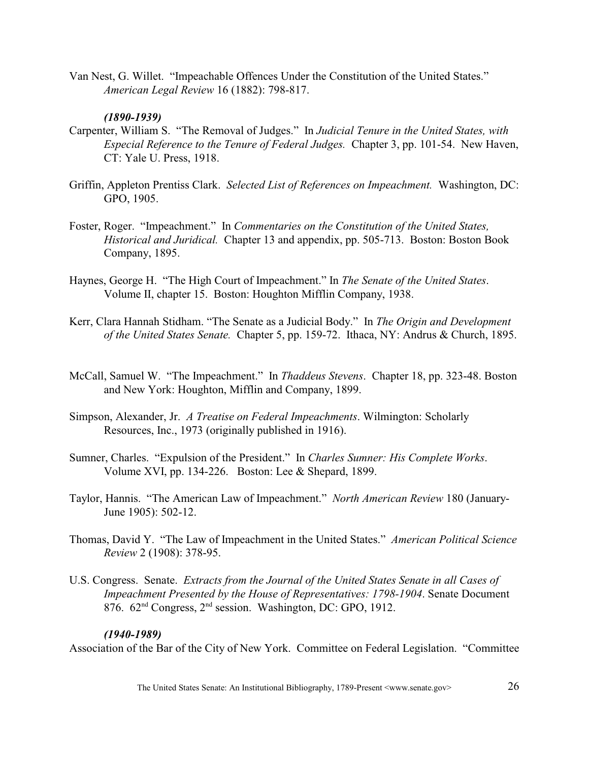Van Nest, G. Willet. "Impeachable Offences Under the Constitution of the United States." *American Legal Review* 16 (1882): 798-817.

***(1890-1939)***

Carpenter, William S. "The Removal of Judges." In *Judicial Tenure in the United States, with Especial Reference to the Tenure of Federal Judges.* Chapter 3, pp. 101-54. New Haven, CT: Yale U. Press, 1918.

Griffin, Appleton Prentiss Clark. *Selected List of References on Impeachment.* Washington, DC: GPO, 1905.

Foster, Roger. "Impeachment." In *Commentaries on the Constitution of the United States, Historical and Juridical.* Chapter 13 and appendix, pp. 505-713. Boston: Boston Book Company, 1895.

Haynes, George H. "The High Court of Impeachment." In *The Senate of the United States*. Volume II, chapter 15. Boston: Houghton Mifflin Company, 1938.

Kerr, Clara Hannah Stidham. "The Senate as a Judicial Body." In *The Origin and Development of the United States Senate.* Chapter 5, pp. 159-72. Ithaca, NY: Andrus & Church, 1895.

McCall, Samuel W. "The Impeachment." In *Thaddeus Stevens*. Chapter 18, pp. 323-48. Boston and New York: Houghton, Mifflin and Company, 1899.

Simpson, Alexander, Jr. *A Treatise on Federal Impeachments*. Wilmington: Scholarly Resources, Inc., 1973 (originally published in 1916).

Sumner, Charles. "Expulsion of the President." In *Charles Sumner: His Complete Works*. Volume XVI, pp. 134-226. Boston: Lee & Shepard, 1899.

Taylor, Hannis. "The American Law of Impeachment." *North American Review* 180 (January-June 1905): 502-12.

Thomas, David Y. "The Law of Impeachment in the United States." *American Political Science Review* 2 (1908): 378-95.

U.S. Congress. Senate. *Extracts from the Journal of the United States Senate in all Cases of Impeachment Presented by the House of Representatives: 1798-1904*. Senate Document 876. 62nd Congress, 2nd session. Washington, DC: GPO, 1912.

***(1940-1989)***

Association of the Bar of the City of New York. Committee on Federal Legislation. "Committee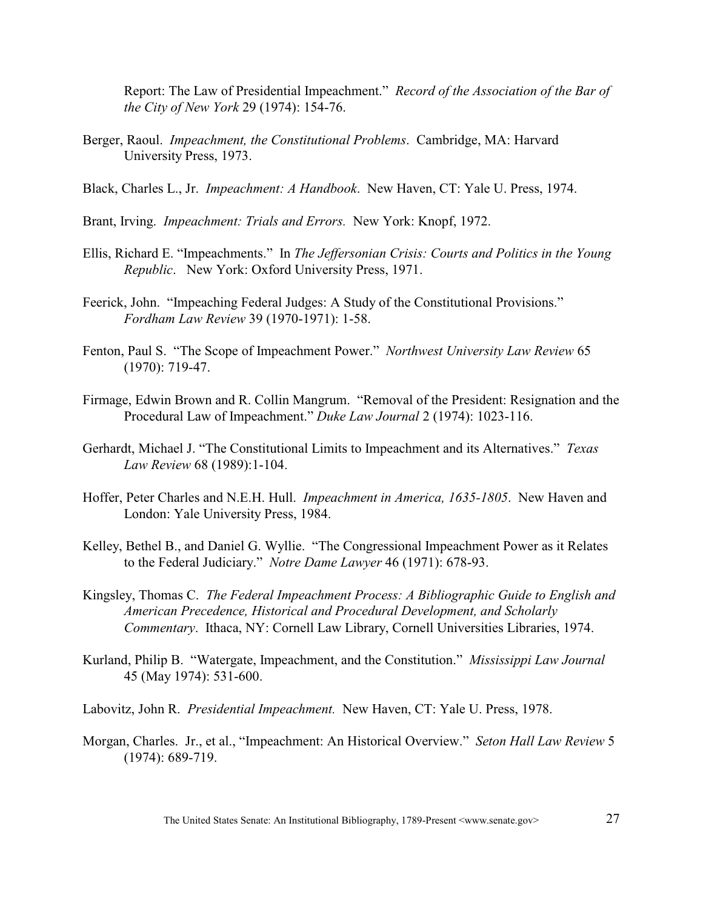Report: The Law of Presidential Impeachment." *Record of the Association of the Bar of the City of New York* 29 (1974): 154-76.

Berger, Raoul. *Impeachment, the Constitutional Problems*. Cambridge, MA: Harvard University Press, 1973.

Black, Charles L., Jr. *Impeachment: A Handbook*. New Haven, CT: Yale U. Press, 1974.

Brant, Irving. *Impeachment: Trials and Errors.* New York: Knopf, 1972.

Ellis, Richard E. "Impeachments." In *The Jeffersonian Crisis: Courts and Politics in the Young Republic*. New York: Oxford University Press, 1971.

Feerick, John. "Impeaching Federal Judges: A Study of the Constitutional Provisions." *Fordham Law Review* 39 (1970-1971): 1-58.

Fenton, Paul S. "The Scope of Impeachment Power." *Northwest University Law Review* 65 (1970): 719-47.

Firmage, Edwin Brown and R. Collin Mangrum. "Removal of the President: Resignation and the Procedural Law of Impeachment." *Duke Law Journal* 2 (1974): 1023-116.

Gerhardt, Michael J. "The Constitutional Limits to Impeachment and its Alternatives." *Texas Law Review* 68 (1989):1-104.

Hoffer, Peter Charles and N.E.H. Hull. *Impeachment in America, 1635-1805*. New Haven and London: Yale University Press, 1984.

Kelley, Bethel B., and Daniel G. Wyllie. "The Congressional Impeachment Power as it Relates to the Federal Judiciary." *Notre Dame Lawyer* 46 (1971): 678-93.

Kingsley, Thomas C. *The Federal Impeachment Process: A Bibliographic Guide to English and American Precedence, Historical and Procedural Development, and Scholarly Commentary*. Ithaca, NY: Cornell Law Library, Cornell Universities Libraries, 1974.

Kurland, Philip B. "Watergate, Impeachment, and the Constitution." *Mississippi Law Journal* 45 (May 1974): 531-600.

Labovitz, John R. *Presidential Impeachment.* New Haven, CT: Yale U. Press, 1978.

Morgan, Charles. Jr., et al., "Impeachment: An Historical Overview." *Seton Hall Law Review* 5 (1974): 689-719.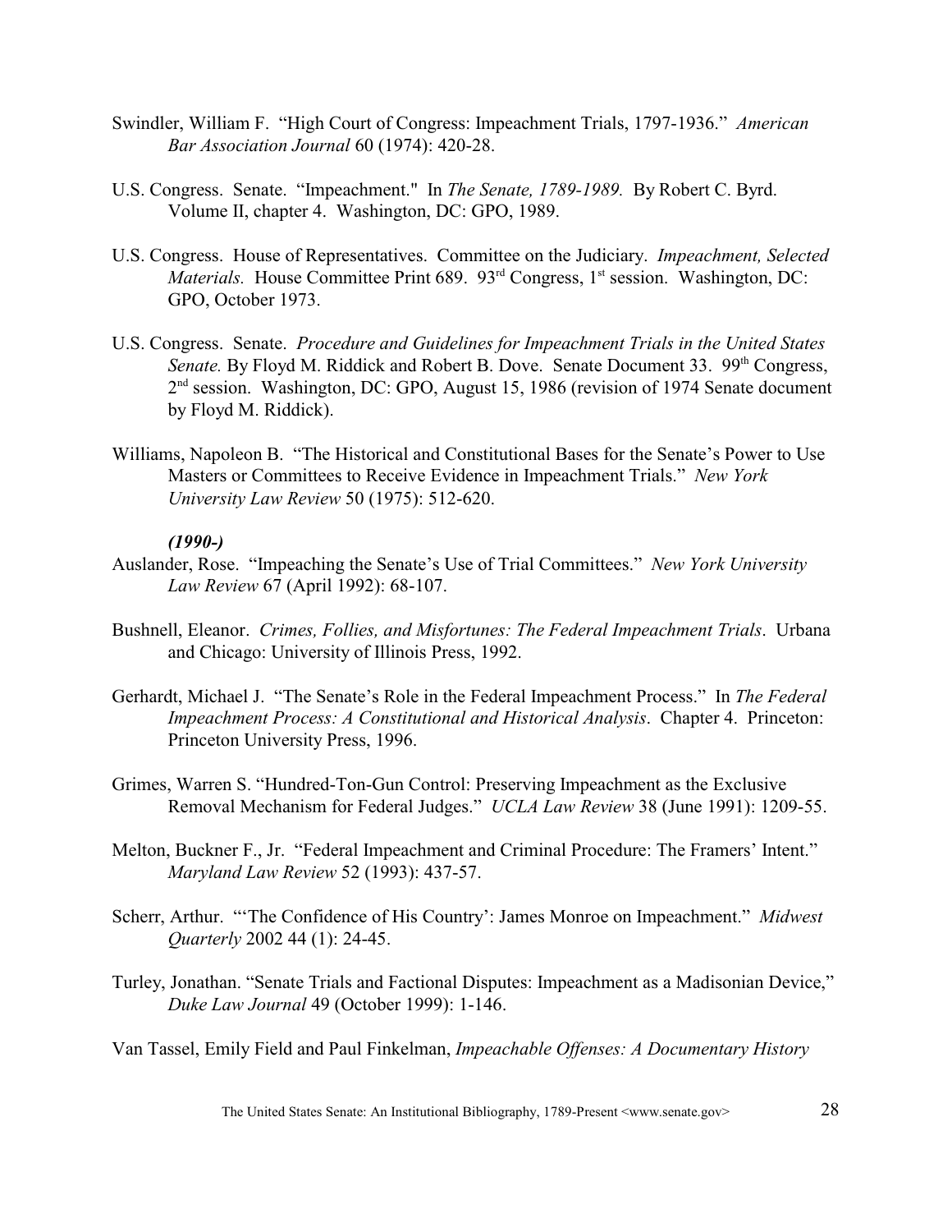Swindler, William F. "High Court of Congress: Impeachment Trials, 1797-1936." *American Bar Association Journal* 60 (1974): 420-28.

U.S. Congress. Senate. "Impeachment." In *The Senate, 1789-1989.* By Robert C. Byrd. Volume II, chapter 4. Washington, DC: GPO, 1989.

U.S. Congress. House of Representatives. Committee on the Judiciary. *Impeachment, Selected Materials.* House Committee Print 689. 93rd Congress, 1st session. Washington, DC: GPO, October 1973.

U.S. Congress. Senate. *Procedure and Guidelines for Impeachment Trials in the United States Senate.* By Floyd M. Riddick and Robert B. Dove. Senate Document 33. 99th Congress, 2nd session. Washington, DC: GPO, August 15, 1986 (revision of 1974 Senate document by Floyd M. Riddick).

Williams, Napoleon B. "The Historical and Constitutional Bases for the Senate's Power to Use Masters or Committees to Receive Evidence in Impeachment Trials." *New York University Law Review* 50 (1975): 512-620.

***(1990-)***

Auslander, Rose. "Impeaching the Senate's Use of Trial Committees." *New York University Law Review* 67 (April 1992): 68-107.

Bushnell, Eleanor. *Crimes, Follies, and Misfortunes: The Federal Impeachment Trials*. Urbana and Chicago: University of Illinois Press, 1992.

Gerhardt, Michael J. "The Senate's Role in the Federal Impeachment Process." In *The Federal Impeachment Process: A Constitutional and Historical Analysis*. Chapter 4. Princeton: Princeton University Press, 1996.

Grimes, Warren S. "Hundred-Ton-Gun Control: Preserving Impeachment as the Exclusive Removal Mechanism for Federal Judges." *UCLA Law Review* 38 (June 1991): 1209-55.

Melton, Buckner F., Jr. "Federal Impeachment and Criminal Procedure: The Framers' Intent." *Maryland Law Review* 52 (1993): 437-57.

Scherr, Arthur. "'The Confidence of His Country': James Monroe on Impeachment." *Midwest Quarterly* 2002 44 (1): 24-45.

Turley, Jonathan. "Senate Trials and Factional Disputes: Impeachment as a Madisonian Device," *Duke Law Journal* 49 (October 1999): 1-146.

Van Tassel, Emily Field and Paul Finkelman, *Impeachable Offenses: A Documentary History*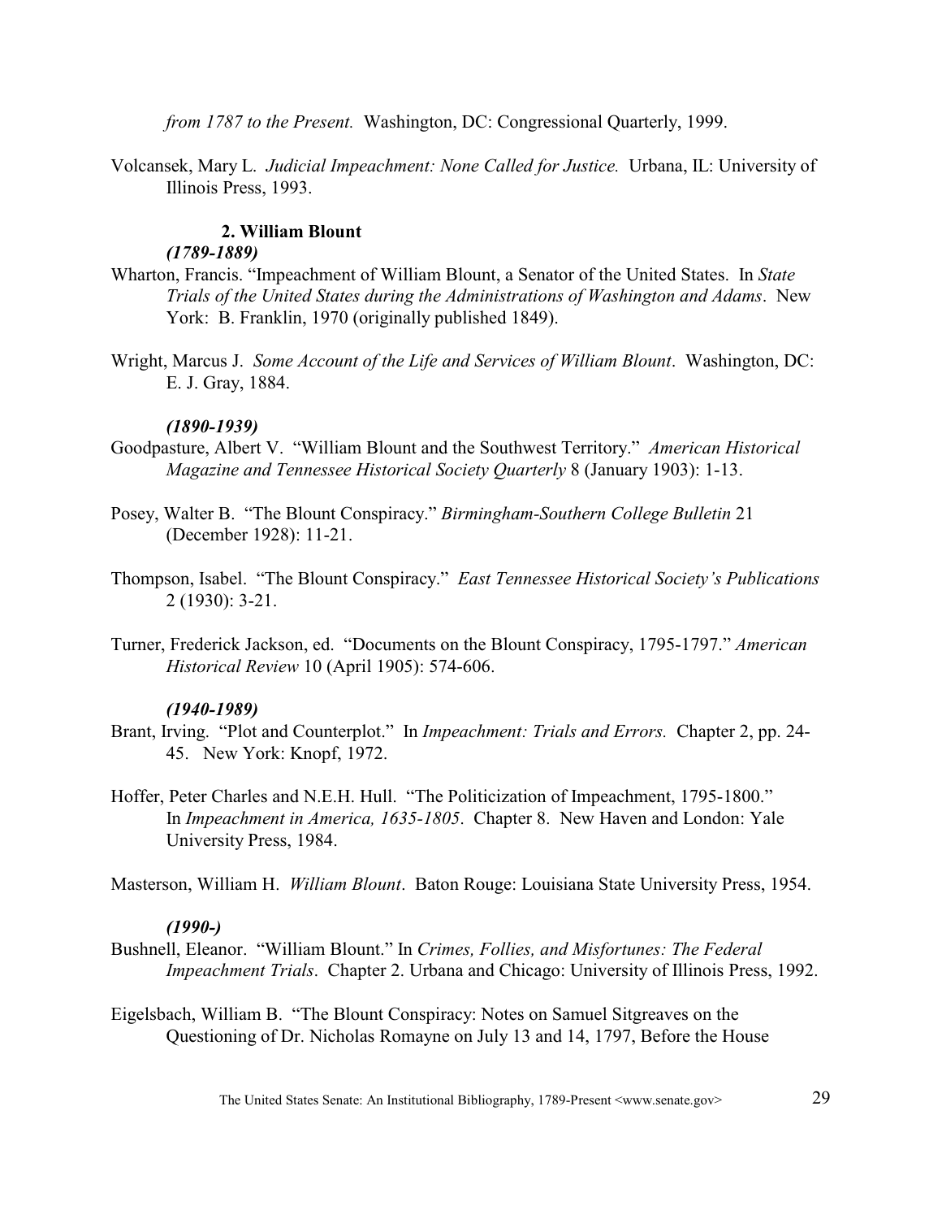*from 1787 to the Present.* Washington, DC: Congressional Quarterly, 1999.

Volcansek, Mary L. *Judicial Impeachment: None Called for Justice.* Urbana, IL: University of Illinois Press, 1993.

### 2. William Blount

***(1789-1889)***

Wharton, Francis. "Impeachment of William Blount, a Senator of the United States. In *State Trials of the United States during the Administrations of Washington and Adams*. New York: B. Franklin, 1970 (originally published 1849).

Wright, Marcus J. *Some Account of the Life and Services of William Blount*. Washington, DC: E. J. Gray, 1884.

***(1890-1939)***

Goodpasture, Albert V. "William Blount and the Southwest Territory." *American Historical Magazine and Tennessee Historical Society Quarterly* 8 (January 1903): 1-13.

Posey, Walter B. "The Blount Conspiracy." *Birmingham-Southern College Bulletin* 21 (December 1928): 11-21.

Thompson, Isabel. "The Blount Conspiracy." *East Tennessee Historical Society's Publications* 2 (1930): 3-21.

Turner, Frederick Jackson, ed. "Documents on the Blount Conspiracy, 1795-1797." *American Historical Review* 10 (April 1905): 574-606.

***(1940-1989)***

Brant, Irving. "Plot and Counterplot." In *Impeachment: Trials and Errors.* Chapter 2, pp. 24-45. New York: Knopf, 1972.

Hoffer, Peter Charles and N.E.H. Hull. "The Politicization of Impeachment, 1795-1800." In *Impeachment in America, 1635-1805*. Chapter 8. New Haven and London: Yale University Press, 1984.

Masterson, William H. *William Blount*. Baton Rouge: Louisiana State University Press, 1954.

***(1990-)***

Bushnell, Eleanor. "William Blount." In *Crimes, Follies, and Misfortunes: The Federal Impeachment Trials*. Chapter 2. Urbana and Chicago: University of Illinois Press, 1992.

Eigelsbach, William B. "The Blount Conspiracy: Notes on Samuel Sitgreaves on the Questioning of Dr. Nicholas Romayne on July 13 and 14, 1797, Before the House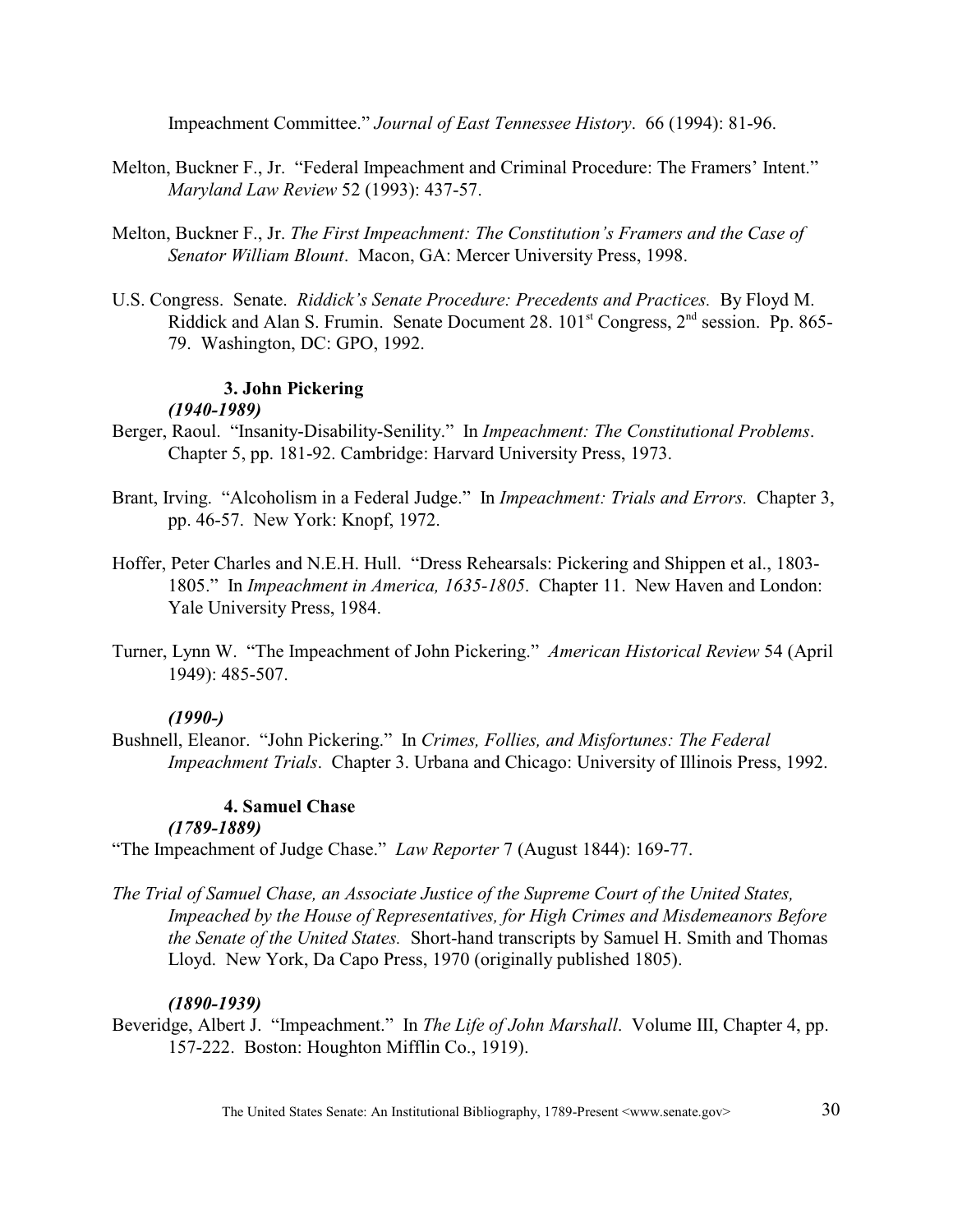Impeachment Committee." *Journal of East Tennessee History*. 66 (1994): 81-96.

Melton, Buckner F., Jr. "Federal Impeachment and Criminal Procedure: The Framers' Intent." *Maryland Law Review* 52 (1993): 437-57.

Melton, Buckner F., Jr. *The First Impeachment: The Constitution's Framers and the Case of Senator William Blount*. Macon, GA: Mercer University Press, 1998.

U.S. Congress. Senate. *Riddick's Senate Procedure: Precedents and Practices.* By Floyd M. Riddick and Alan S. Frumin. Senate Document 28. 101st Congress, 2nd session. Pp. 865-79. Washington, DC: GPO, 1992.

### 3. John Pickering

***(1940-1989)***

Berger, Raoul. "Insanity-Disability-Senility." In *Impeachment: The Constitutional Problems*. Chapter 5, pp. 181-92. Cambridge: Harvard University Press, 1973.

Brant, Irving. "Alcoholism in a Federal Judge." In *Impeachment: Trials and Errors.* Chapter 3, pp. 46-57. New York: Knopf, 1972.

Hoffer, Peter Charles and N.E.H. Hull. "Dress Rehearsals: Pickering and Shippen et al., 1803-1805." In *Impeachment in America, 1635-1805*. Chapter 11. New Haven and London: Yale University Press, 1984.

Turner, Lynn W. "The Impeachment of John Pickering." *American Historical Review* 54 (April 1949): 485-507.

***(1990-)***

Bushnell, Eleanor. "John Pickering." In *Crimes, Follies, and Misfortunes: The Federal Impeachment Trials*. Chapter 3. Urbana and Chicago: University of Illinois Press, 1992.

### 4. Samuel Chase

***(1789-1889)***

"The Impeachment of Judge Chase." *Law Reporter* 7 (August 1844): 169-77.

*The Trial of Samuel Chase, an Associate Justice of the Supreme Court of the United States, Impeached by the House of Representatives, for High Crimes and Misdemeanors Before the Senate of the United States.* Short-hand transcripts by Samuel H. Smith and Thomas Lloyd. New York, Da Capo Press, 1970 (originally published 1805).

***(1890-1939)***

Beveridge, Albert J. "Impeachment." In *The Life of John Marshall*. Volume III, Chapter 4, pp. 157-222. Boston: Houghton Mifflin Co., 1919).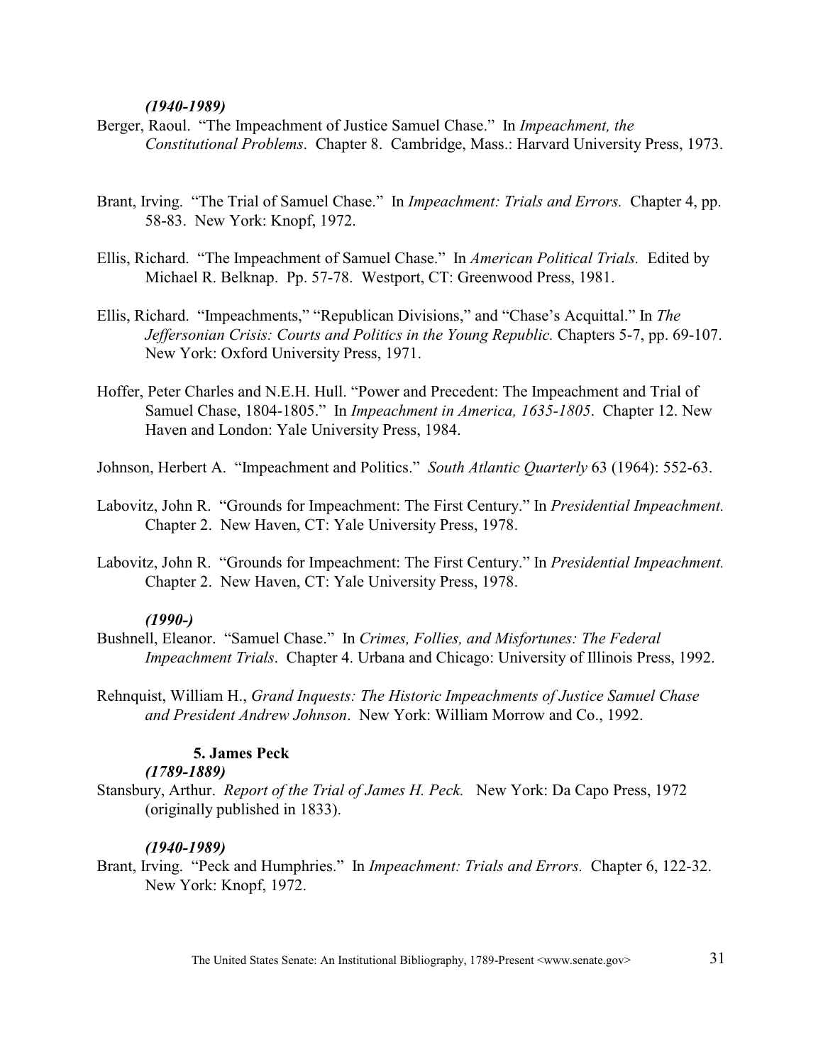*(1940-1989)*

Berger, Raoul. "The Impeachment of Justice Samuel Chase." In *Impeachment, the Constitutional Problems*. Chapter 8. Cambridge, Mass.: Harvard University Press, 1973.

Brant, Irving. "The Trial of Samuel Chase." In *Impeachment: Trials and Errors.* Chapter 4, pp. 58-83. New York: Knopf, 1972.

Ellis, Richard. "The Impeachment of Samuel Chase." In *American Political Trials.* Edited by Michael R. Belknap. Pp. 57-78. Westport, CT: Greenwood Press, 1981.

Ellis, Richard. "Impeachments," "Republican Divisions," and "Chase's Acquittal." In *The Jeffersonian Crisis: Courts and Politics in the Young Republic.* Chapters 5-7, pp. 69-107. New York: Oxford University Press, 1971.

Hoffer, Peter Charles and N.E.H. Hull. "Power and Precedent: The Impeachment and Trial of Samuel Chase, 1804-1805." In *Impeachment in America, 1635-1805*. Chapter 12. New Haven and London: Yale University Press, 1984.

Johnson, Herbert A. "Impeachment and Politics." *South Atlantic Quarterly* 63 (1964): 552-63.

Labovitz, John R. "Grounds for Impeachment: The First Century." In *Presidential Impeachment.* Chapter 2. New Haven, CT: Yale University Press, 1978.

Labovitz, John R. "Grounds for Impeachment: The First Century." In *Presidential Impeachment.* Chapter 2. New Haven, CT: Yale University Press, 1978.

*(1990-)*

Bushnell, Eleanor. "Samuel Chase." In *Crimes, Follies, and Misfortunes: The Federal Impeachment Trials*. Chapter 4. Urbana and Chicago: University of Illinois Press, 1992.

Rehnquist, William H., *Grand Inquests: The Historic Impeachments of Justice Samuel Chase and President Andrew Johnson*. New York: William Morrow and Co., 1992.

### 5. James Peck

*(1789-1889)*

Stansbury, Arthur. *Report of the Trial of James H. Peck.* New York: Da Capo Press, 1972 (originally published in 1833).

*(1940-1989)*

Brant, Irving. "Peck and Humphries." In *Impeachment: Trials and Errors.* Chapter 6, 122-32. New York: Knopf, 1972.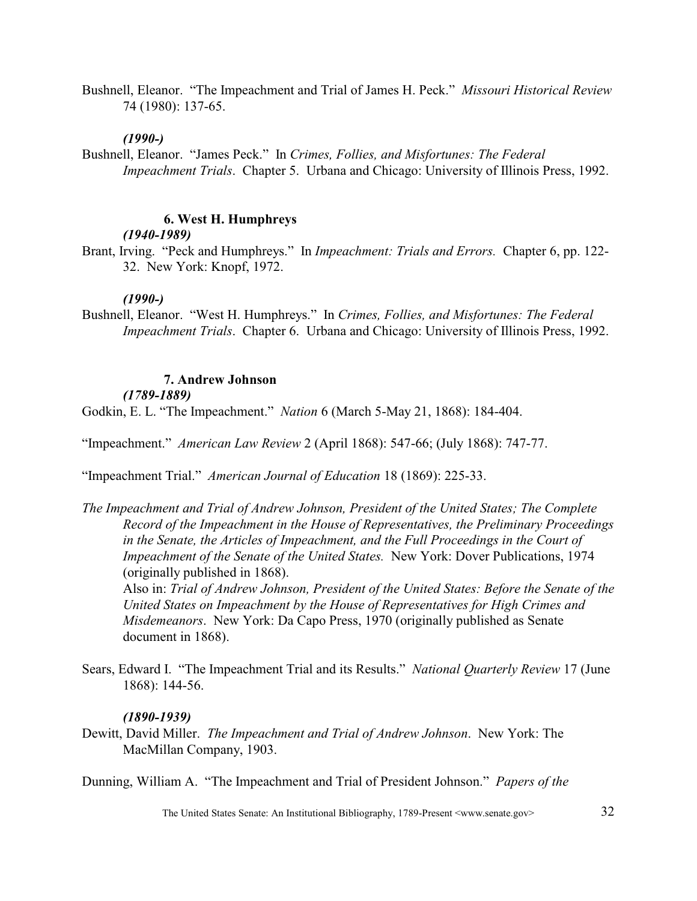Bushnell, Eleanor. "The Impeachment and Trial of James H. Peck." *Missouri Historical Review* 74 (1980): 137-65.

***(1990-)***

Bushnell, Eleanor. "James Peck." In *Crimes, Follies, and Misfortunes: The Federal Impeachment Trials*. Chapter 5. Urbana and Chicago: University of Illinois Press, 1992.

### 6. West H. Humphreys

***(1940-1989)***

Brant, Irving. "Peck and Humphreys." In *Impeachment: Trials and Errors.* Chapter 6, pp. 122-32. New York: Knopf, 1972.

***(1990-)***

Bushnell, Eleanor. "West H. Humphreys." In *Crimes, Follies, and Misfortunes: The Federal Impeachment Trials*. Chapter 6. Urbana and Chicago: University of Illinois Press, 1992.

### 7. Andrew Johnson

***(1789-1889)***

Godkin, E. L. "The Impeachment." *Nation* 6 (March 5-May 21, 1868): 184-404.

"Impeachment." *American Law Review* 2 (April 1868): 547-66; (July 1868): 747-77.

"Impeachment Trial." *American Journal of Education* 18 (1869): 225-33.

*The Impeachment and Trial of Andrew Johnson, President of the United States; The Complete Record of the Impeachment in the House of Representatives, the Preliminary Proceedings in the Senate, the Articles of Impeachment, and the Full Proceedings in the Court of Impeachment of the Senate of the United States.* New York: Dover Publications, 1974 (originally published in 1868).
Also in: *Trial of Andrew Johnson, President of the United States: Before the Senate of the United States on Impeachment by the House of Representatives for High Crimes and Misdemeanors*. New York: Da Capo Press, 1970 (originally published as Senate document in 1868).

Sears, Edward I. "The Impeachment Trial and its Results." *National Quarterly Review* 17 (June 1868): 144-56.

***(1890-1939)***

Dewitt, David Miller. *The Impeachment and Trial of Andrew Johnson*. New York: The MacMillan Company, 1903.

Dunning, William A. "The Impeachment and Trial of President Johnson." *Papers of the*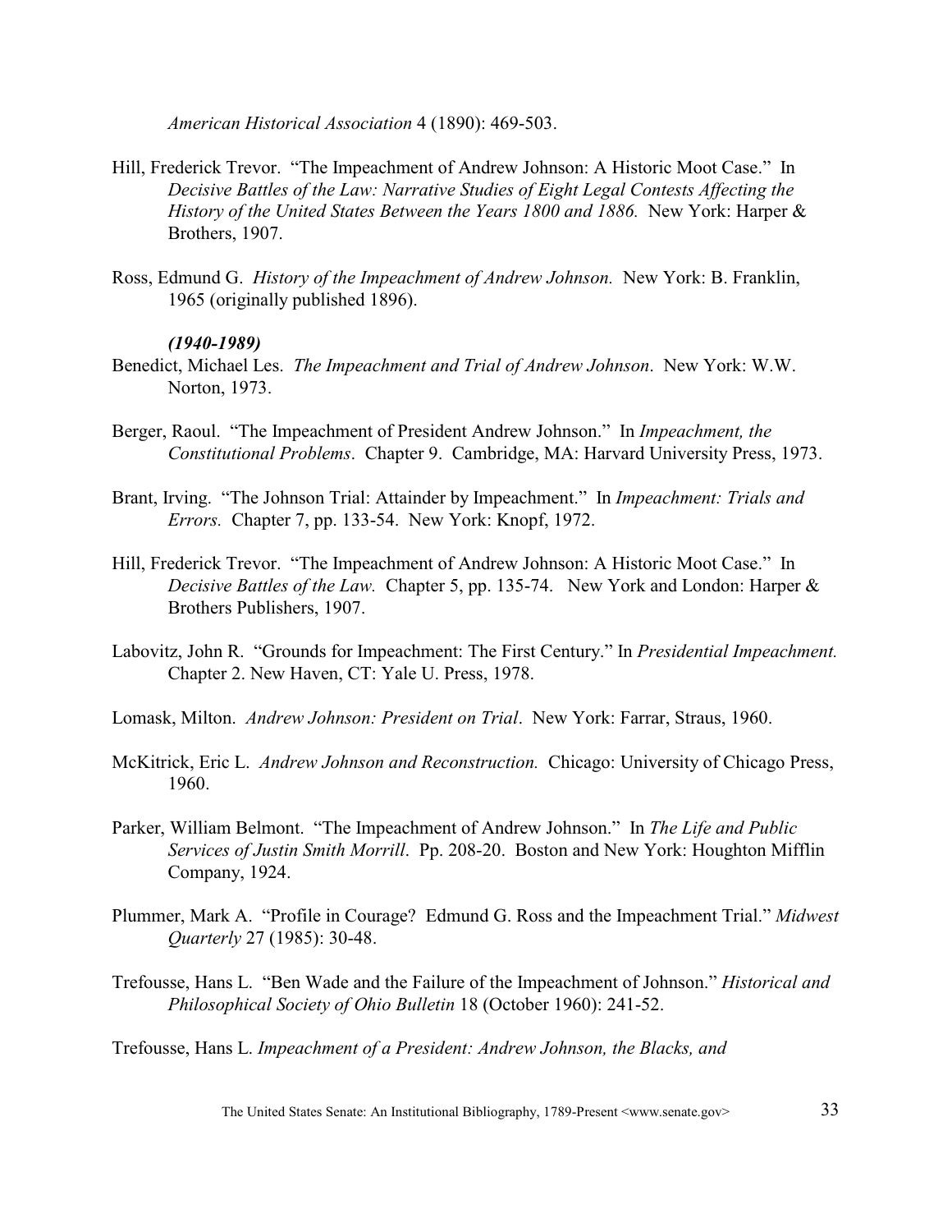*American Historical Association* 4 (1890): 469-503.

Hill, Frederick Trevor. "The Impeachment of Andrew Johnson: A Historic Moot Case." In *Decisive Battles of the Law: Narrative Studies of Eight Legal Contests Affecting the History of the United States Between the Years 1800 and 1886.* New York: Harper & Brothers, 1907.

Ross, Edmund G. *History of the Impeachment of Andrew Johnson.* New York: B. Franklin, 1965 (originally published 1896).

***(1940-1989)***

Benedict, Michael Les. *The Impeachment and Trial of Andrew Johnson*. New York: W.W. Norton, 1973.

Berger, Raoul. "The Impeachment of President Andrew Johnson." In *Impeachment, the Constitutional Problems*. Chapter 9. Cambridge, MA: Harvard University Press, 1973.

Brant, Irving. "The Johnson Trial: Attainder by Impeachment." In *Impeachment: Trials and Errors.* Chapter 7, pp. 133-54. New York: Knopf, 1972.

Hill, Frederick Trevor. "The Impeachment of Andrew Johnson: A Historic Moot Case." In *Decisive Battles of the Law.* Chapter 5, pp. 135-74. New York and London: Harper & Brothers Publishers, 1907.

Labovitz, John R. "Grounds for Impeachment: The First Century." In *Presidential Impeachment.* Chapter 2. New Haven, CT: Yale U. Press, 1978.

Lomask, Milton. *Andrew Johnson: President on Trial*. New York: Farrar, Straus, 1960.

McKitrick, Eric L. *Andrew Johnson and Reconstruction.* Chicago: University of Chicago Press, 1960.

Parker, William Belmont. "The Impeachment of Andrew Johnson." In *The Life and Public Services of Justin Smith Morrill*. Pp. 208-20. Boston and New York: Houghton Mifflin Company, 1924.

Plummer, Mark A. "Profile in Courage? Edmund G. Ross and the Impeachment Trial." *Midwest Quarterly* 27 (1985): 30-48.

Trefousse, Hans L. "Ben Wade and the Failure of the Impeachment of Johnson." *Historical and Philosophical Society of Ohio Bulletin* 18 (October 1960): 241-52.

Trefousse, Hans L. *Impeachment of a President: Andrew Johnson, the Blacks, and*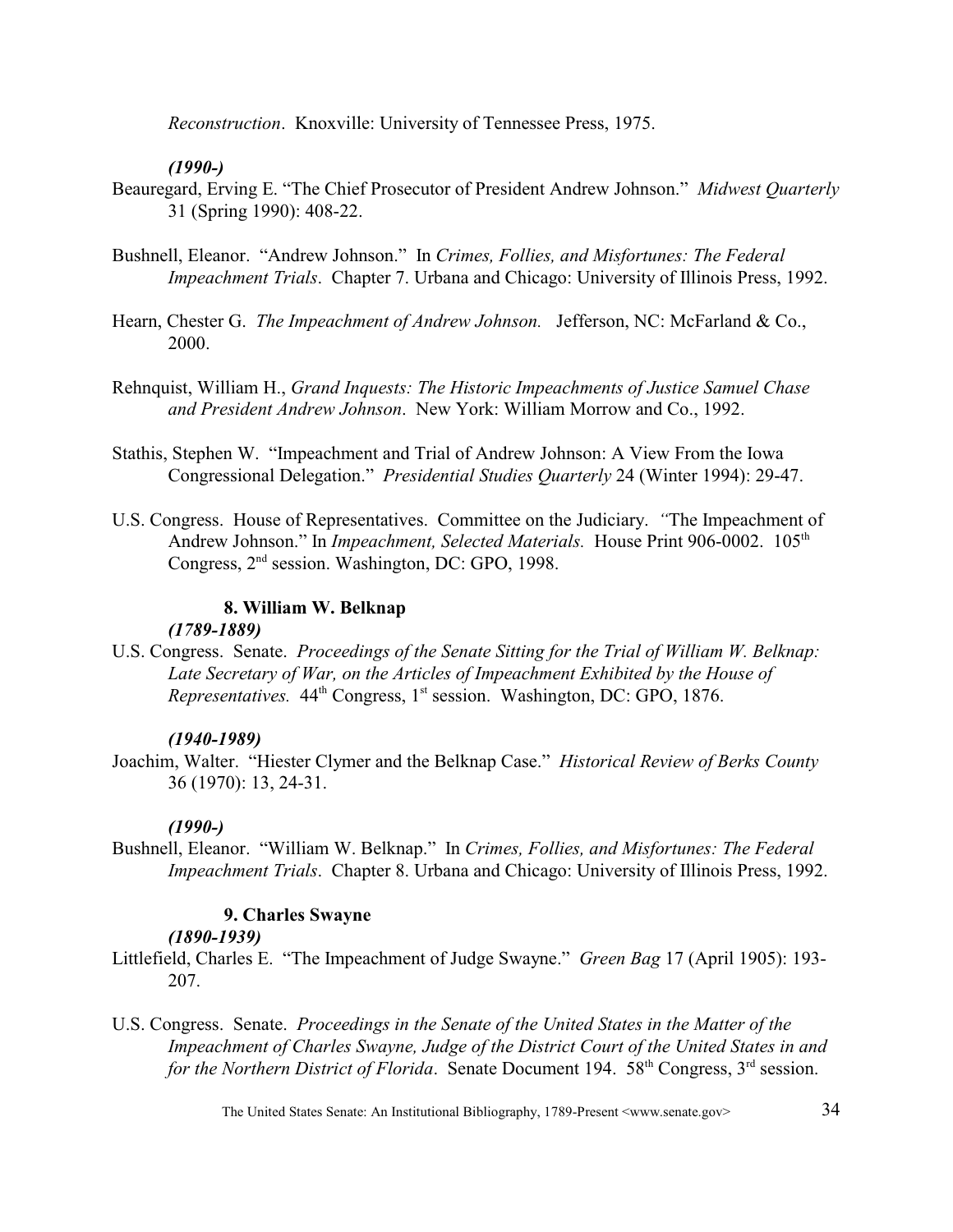*Reconstruction*. Knoxville: University of Tennessee Press, 1975.

***(1990-)***

Beauregard, Erving E. "The Chief Prosecutor of President Andrew Johnson." *Midwest Quarterly* 31 (Spring 1990): 408-22.

Bushnell, Eleanor. "Andrew Johnson." In *Crimes, Follies, and Misfortunes: The Federal Impeachment Trials*. Chapter 7. Urbana and Chicago: University of Illinois Press, 1992.

Hearn, Chester G. *The Impeachment of Andrew Johnson.* Jefferson, NC: McFarland & Co., 2000.

Rehnquist, William H., *Grand Inquests: The Historic Impeachments of Justice Samuel Chase and President Andrew Johnson*. New York: William Morrow and Co., 1992.

Stathis, Stephen W. "Impeachment and Trial of Andrew Johnson: A View From the Iowa Congressional Delegation." *Presidential Studies Quarterly* 24 (Winter 1994): 29-47.

U.S. Congress. House of Representatives. Committee on the Judiciary. "The Impeachment of Andrew Johnson." In *Impeachment, Selected Materials.* House Print 906-0002. 105th Congress, 2nd session. Washington, DC: GPO, 1998.

### 8. William W. Belknap

***(1789-1889)***

U.S. Congress. Senate. *Proceedings of the Senate Sitting for the Trial of William W. Belknap: Late Secretary of War, on the Articles of Impeachment Exhibited by the House of Representatives.* 44th Congress, 1st session. Washington, DC: GPO, 1876.

***(1940-1989)***

Joachim, Walter. "Hiester Clymer and the Belknap Case." *Historical Review of Berks County* 36 (1970): 13, 24-31.

***(1990-)***

Bushnell, Eleanor. "William W. Belknap." In *Crimes, Follies, and Misfortunes: The Federal Impeachment Trials*. Chapter 8. Urbana and Chicago: University of Illinois Press, 1992.

### 9. Charles Swayne

***(1890-1939)***

Littlefield, Charles E. "The Impeachment of Judge Swayne." *Green Bag* 17 (April 1905): 193-207.

U.S. Congress. Senate. *Proceedings in the Senate of the United States in the Matter of the Impeachment of Charles Swayne, Judge of the District Court of the United States in and for the Northern District of Florida*. Senate Document 194. 58th Congress, 3rd session.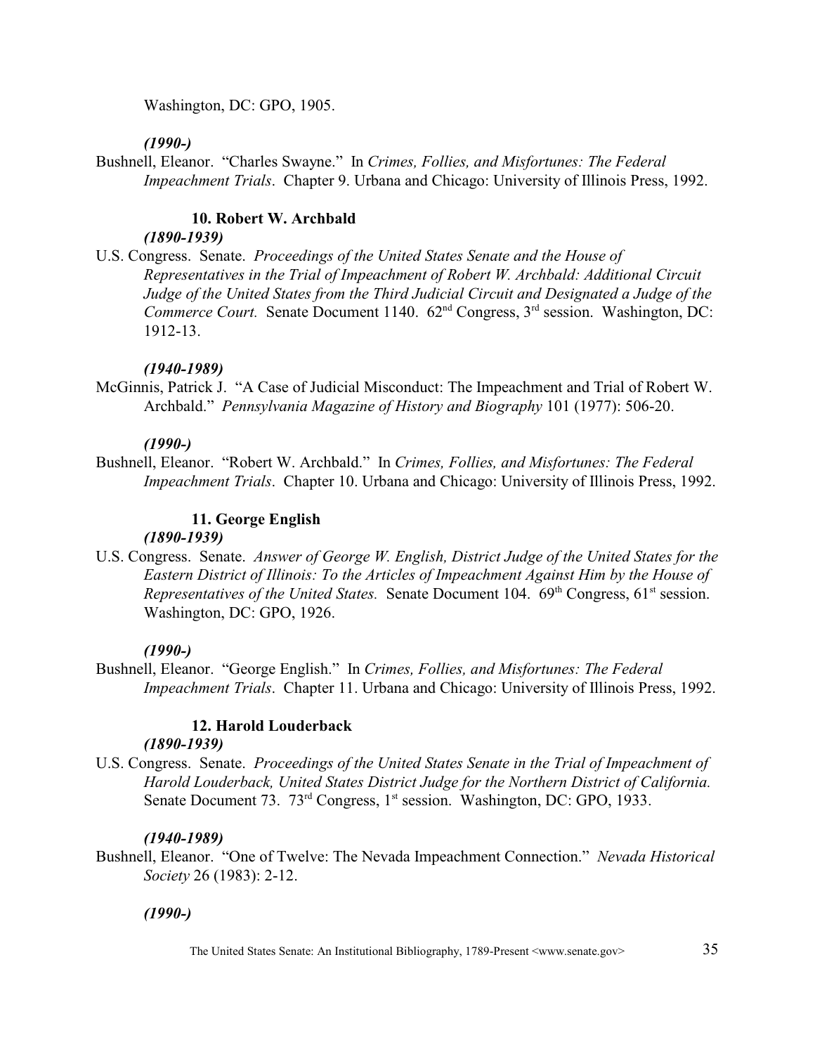Washington, DC: GPO, 1905.

***(1990-)***

Bushnell, Eleanor. "Charles Swayne." In *Crimes, Follies, and Misfortunes: The Federal Impeachment Trials*. Chapter 9. Urbana and Chicago: University of Illinois Press, 1992.

### 10. Robert W. Archbald

***(1890-1939)***

U.S. Congress. Senate. *Proceedings of the United States Senate and the House of Representatives in the Trial of Impeachment of Robert W. Archbald: Additional Circuit Judge of the United States from the Third Judicial Circuit and Designated a Judge of the Commerce Court.* Senate Document 1140. 62nd Congress, 3rd session. Washington, DC: 1912-13.

***(1940-1989)***

McGinnis, Patrick J. "A Case of Judicial Misconduct: The Impeachment and Trial of Robert W. Archbald." *Pennsylvania Magazine of History and Biography* 101 (1977): 506-20.

***(1990-)***

Bushnell, Eleanor. "Robert W. Archbald." In *Crimes, Follies, and Misfortunes: The Federal Impeachment Trials*. Chapter 10. Urbana and Chicago: University of Illinois Press, 1992.

### 11. George English

***(1890-1939)***

U.S. Congress. Senate. *Answer of George W. English, District Judge of the United States for the Eastern District of Illinois: To the Articles of Impeachment Against Him by the House of Representatives of the United States.* Senate Document 104. 69th Congress, 61st session. Washington, DC: GPO, 1926.

***(1990-)***

Bushnell, Eleanor. "George English." In *Crimes, Follies, and Misfortunes: The Federal Impeachment Trials*. Chapter 11. Urbana and Chicago: University of Illinois Press, 1992.

### 12. Harold Louderback

***(1890-1939)***

U.S. Congress. Senate. *Proceedings of the United States Senate in the Trial of Impeachment of Harold Louderback, United States District Judge for the Northern District of California.* Senate Document 73. 73rd Congress, 1st session. Washington, DC: GPO, 1933.

***(1940-1989)***

Bushnell, Eleanor. "One of Twelve: The Nevada Impeachment Connection." *Nevada Historical Society* 26 (1983): 2-12.

***(1990-)***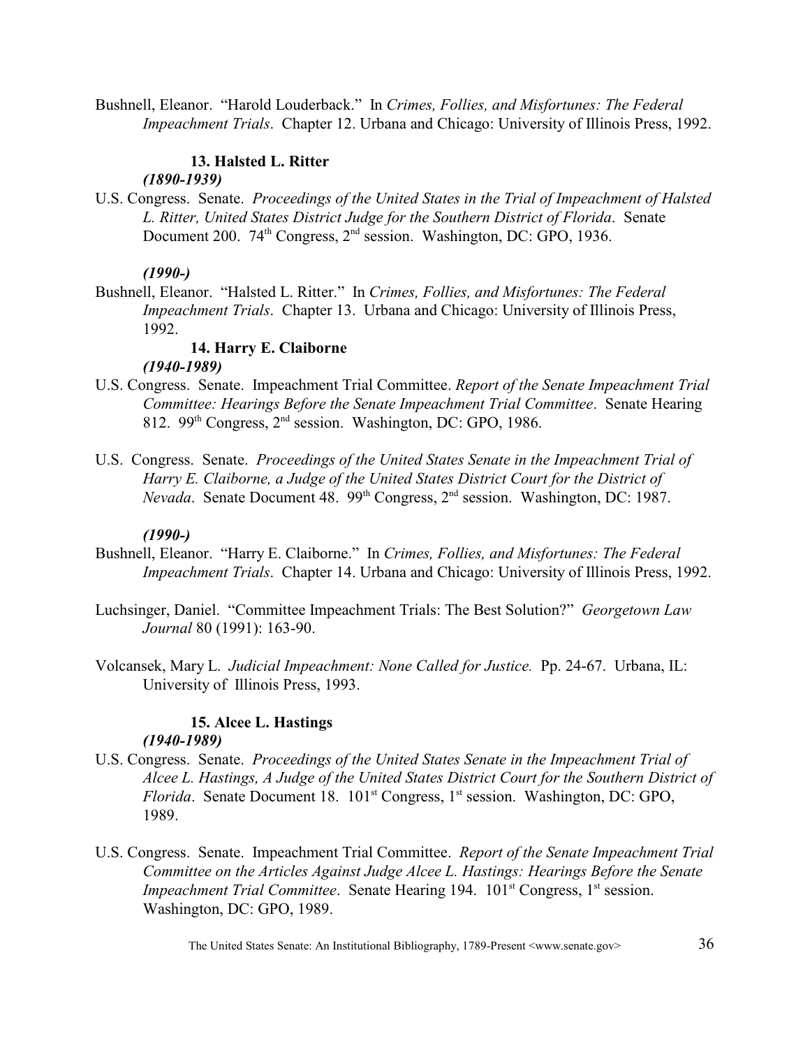Bushnell, Eleanor. "Harold Louderback." In *Crimes, Follies, and Misfortunes: The Federal Impeachment Trials*. Chapter 12. Urbana and Chicago: University of Illinois Press, 1992.

### 13. Halsted L. Ritter

***(1890-1939)***

U.S. Congress. Senate. *Proceedings of the United States in the Trial of Impeachment of Halsted L. Ritter, United States District Judge for the Southern District of Florida*. Senate Document 200. 74th Congress, 2nd session. Washington, DC: GPO, 1936.

***(1990-)***

Bushnell, Eleanor. "Halsted L. Ritter." In *Crimes, Follies, and Misfortunes: The Federal Impeachment Trials*. Chapter 13. Urbana and Chicago: University of Illinois Press, 1992.

### 14. Harry E. Claiborne

***(1940-1989)***

U.S. Congress. Senate. Impeachment Trial Committee. *Report of the Senate Impeachment Trial Committee: Hearings Before the Senate Impeachment Trial Committee*. Senate Hearing 812. 99th Congress, 2nd session. Washington, DC: GPO, 1986.

U.S. Congress. Senate. *Proceedings of the United States Senate in the Impeachment Trial of Harry E. Claiborne, a Judge of the United States District Court for the District of Nevada*. Senate Document 48. 99th Congress, 2nd session. Washington, DC: 1987.

***(1990-)***

Bushnell, Eleanor. "Harry E. Claiborne." In *Crimes, Follies, and Misfortunes: The Federal Impeachment Trials*. Chapter 14. Urbana and Chicago: University of Illinois Press, 1992.

Luchsinger, Daniel. "Committee Impeachment Trials: The Best Solution?" *Georgetown Law Journal* 80 (1991): 163-90.

Volcansek, Mary L. *Judicial Impeachment: None Called for Justice.* Pp. 24-67. Urbana, IL: University of Illinois Press, 1993.

### 15. Alcee L. Hastings

***(1940-1989)***

U.S. Congress. Senate. *Proceedings of the United States Senate in the Impeachment Trial of Alcee L. Hastings, A Judge of the United States District Court for the Southern District of Florida*. Senate Document 18. 101st Congress, 1st session. Washington, DC: GPO, 1989.

U.S. Congress. Senate. Impeachment Trial Committee. *Report of the Senate Impeachment Trial Committee on the Articles Against Judge Alcee L. Hastings: Hearings Before the Senate Impeachment Trial Committee*. Senate Hearing 194. 101st Congress, 1st session. Washington, DC: GPO, 1989.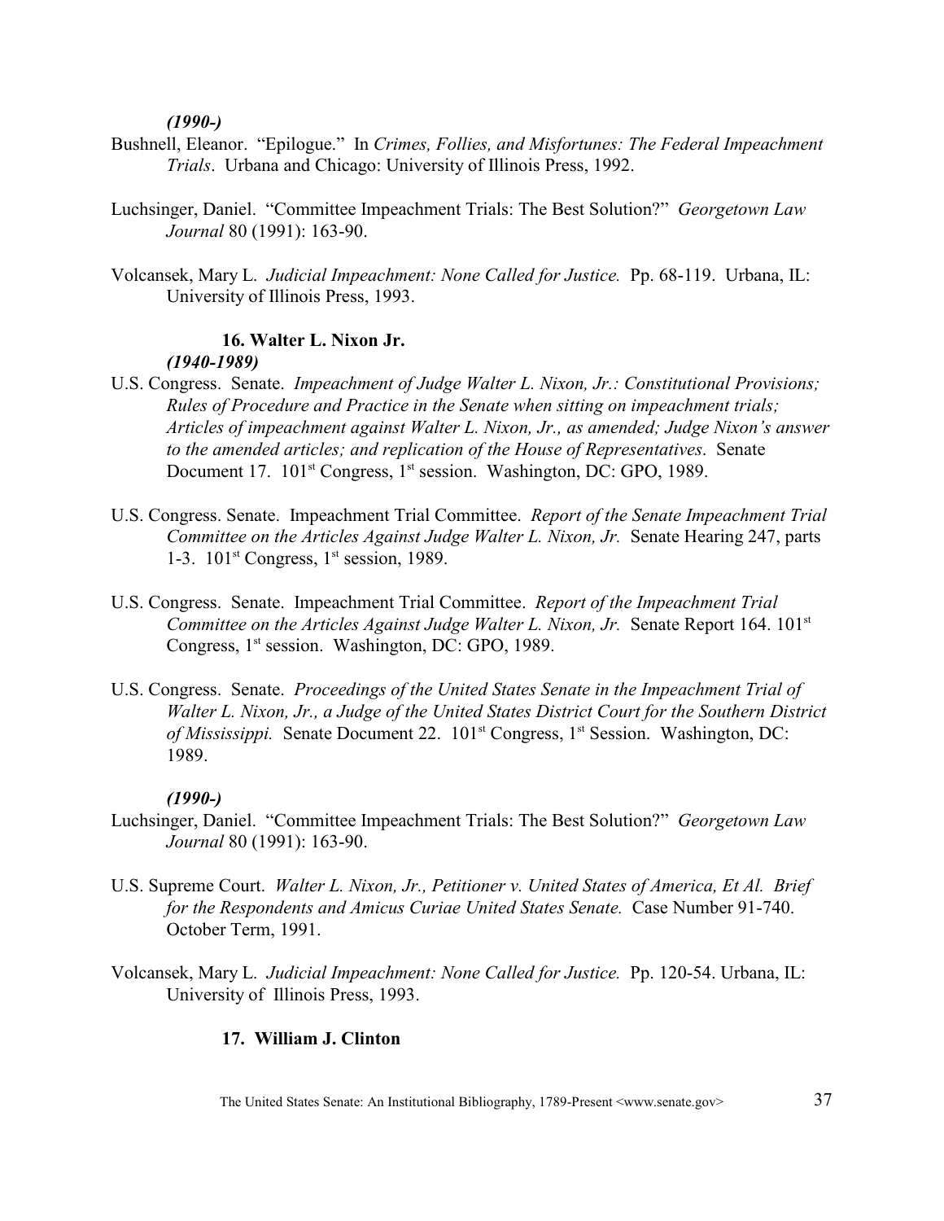***(1990-)***

Bushnell, Eleanor. "Epilogue." In *Crimes, Follies, and Misfortunes: The Federal Impeachment Trials*. Urbana and Chicago: University of Illinois Press, 1992.

Luchsinger, Daniel. "Committee Impeachment Trials: The Best Solution?" *Georgetown Law Journal* 80 (1991): 163-90.

Volcansek, Mary L. *Judicial Impeachment: None Called for Justice.* Pp. 68-119. Urbana, IL: University of Illinois Press, 1993.

### 16. Walter L. Nixon Jr.

***(1940-1989)***

U.S. Congress. Senate. *Impeachment of Judge Walter L. Nixon, Jr.: Constitutional Provisions; Rules of Procedure and Practice in the Senate when sitting on impeachment trials; Articles of impeachment against Walter L. Nixon, Jr., as amended; Judge Nixon's answer to the amended articles; and replication of the House of Representatives*. Senate Document 17. 101st Congress, 1st session. Washington, DC: GPO, 1989.

U.S. Congress. Senate. Impeachment Trial Committee. *Report of the Senate Impeachment Trial Committee on the Articles Against Judge Walter L. Nixon, Jr.* Senate Hearing 247, parts 1-3. 101st Congress, 1st session, 1989.

U.S. Congress. Senate. Impeachment Trial Committee. *Report of the Impeachment Trial Committee on the Articles Against Judge Walter L. Nixon, Jr.* Senate Report 164. 101st Congress, 1st session. Washington, DC: GPO, 1989.

U.S. Congress. Senate. *Proceedings of the United States Senate in the Impeachment Trial of Walter L. Nixon, Jr., a Judge of the United States District Court for the Southern District of Mississippi.* Senate Document 22. 101st Congress, 1st Session. Washington, DC: 1989.

***(1990-)***

Luchsinger, Daniel. "Committee Impeachment Trials: The Best Solution?" *Georgetown Law Journal* 80 (1991): 163-90.

U.S. Supreme Court. *Walter L. Nixon, Jr., Petitioner v. United States of America, Et Al. Brief for the Respondents and Amicus Curiae United States Senate.* Case Number 91-740. October Term, 1991.

Volcansek, Mary L. *Judicial Impeachment: None Called for Justice.* Pp. 120-54. Urbana, IL: University of Illinois Press, 1993.

### 17. William J. Clinton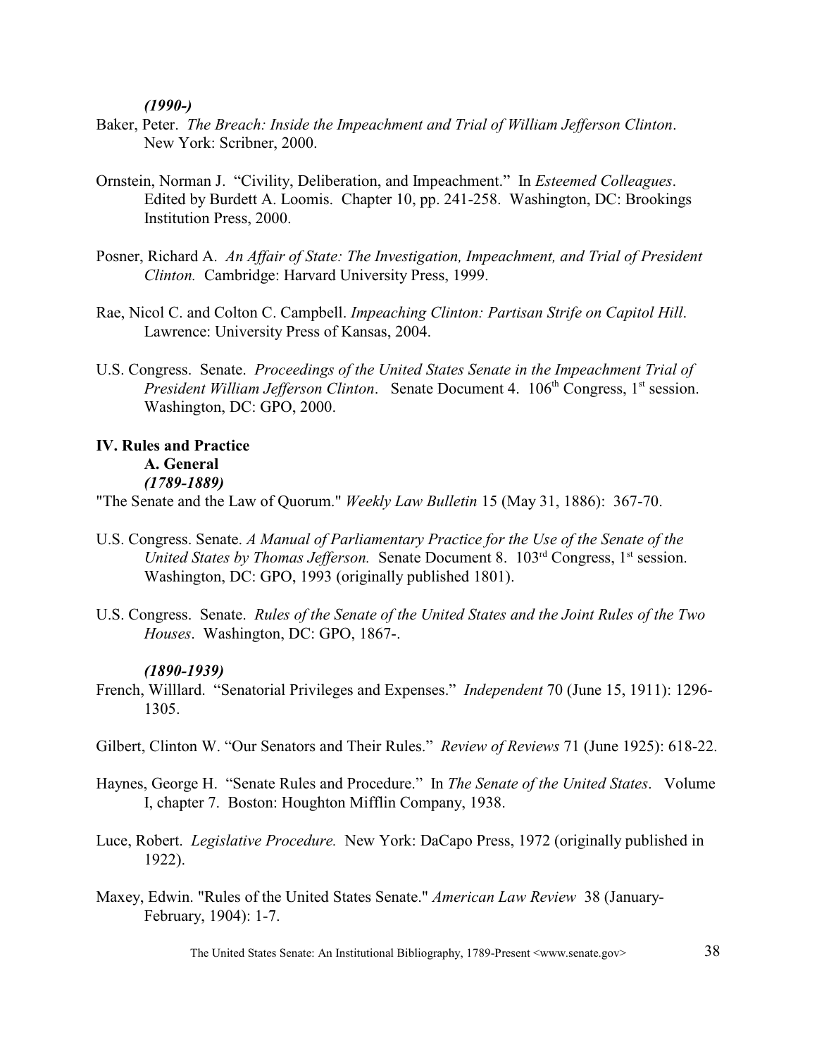***(1990-)***

Baker, Peter. *The Breach: Inside the Impeachment and Trial of William Jefferson Clinton*. New York: Scribner, 2000.

Ornstein, Norman J. "Civility, Deliberation, and Impeachment." In *Esteemed Colleagues*. Edited by Burdett A. Loomis. Chapter 10, pp. 241-258. Washington, DC: Brookings Institution Press, 2000.

Posner, Richard A. *An Affair of State: The Investigation, Impeachment, and Trial of President Clinton.* Cambridge: Harvard University Press, 1999.

Rae, Nicol C. and Colton C. Campbell. *Impeaching Clinton: Partisan Strife on Capitol Hill*. Lawrence: University Press of Kansas, 2004.

U.S. Congress. Senate. *Proceedings of the United States Senate in the Impeachment Trial of President William Jefferson Clinton*. Senate Document 4. 106th Congress, 1st session. Washington, DC: GPO, 2000.

## IV. Rules and Practice

### A. General

***(1789-1889)***

"The Senate and the Law of Quorum." *Weekly Law Bulletin* 15 (May 31, 1886): 367-70.

U.S. Congress. Senate. *A Manual of Parliamentary Practice for the Use of the Senate of the United States by Thomas Jefferson.* Senate Document 8. 103rd Congress, 1st session. Washington, DC: GPO, 1993 (originally published 1801).

U.S. Congress. Senate. *Rules of the Senate of the United States and the Joint Rules of the Two Houses*. Washington, DC: GPO, 1867-.

***(1890-1939)***

French, Willlard. "Senatorial Privileges and Expenses." *Independent* 70 (June 15, 1911): 1296-1305.

Gilbert, Clinton W. "Our Senators and Their Rules." *Review of Reviews* 71 (June 1925): 618-22.

Haynes, George H. "Senate Rules and Procedure." In *The Senate of the United States*. Volume I, chapter 7. Boston: Houghton Mifflin Company, 1938.

Luce, Robert. *Legislative Procedure.* New York: DaCapo Press, 1972 (originally published in 1922).

Maxey, Edwin. "Rules of the United States Senate." *American Law Review* 38 (January-February, 1904): 1-7.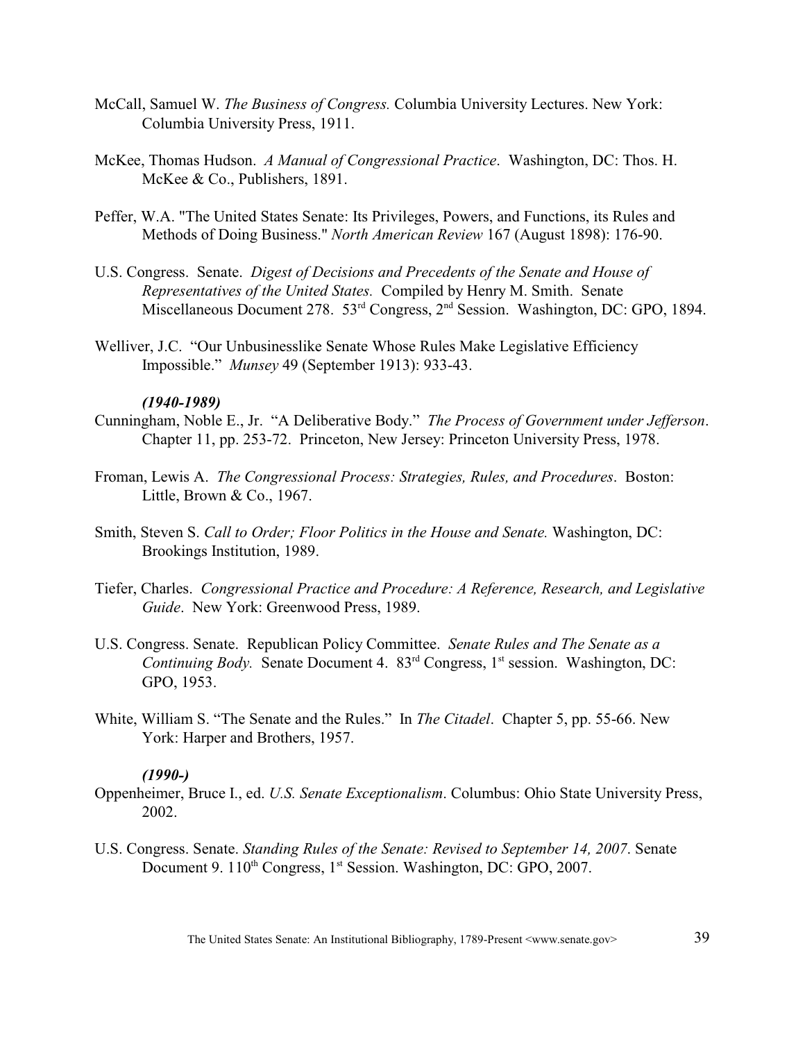McCall, Samuel W. *The Business of Congress.* Columbia University Lectures. New York: Columbia University Press, 1911.

McKee, Thomas Hudson. *A Manual of Congressional Practice*. Washington, DC: Thos. H. McKee & Co., Publishers, 1891.

Peffer, W.A. "The United States Senate: Its Privileges, Powers, and Functions, its Rules and Methods of Doing Business." *North American Review* 167 (August 1898): 176-90.

U.S. Congress. Senate. *Digest of Decisions and Precedents of the Senate and House of Representatives of the United States.* Compiled by Henry M. Smith. Senate Miscellaneous Document 278. 53rd Congress, 2nd Session. Washington, DC: GPO, 1894.

Welliver, J.C. "Our Unbusinesslike Senate Whose Rules Make Legislative Efficiency Impossible." *Munsey* 49 (September 1913): 933-43.

***(1940-1989)***

Cunningham, Noble E., Jr. "A Deliberative Body." *The Process of Government under Jefferson*. Chapter 11, pp. 253-72. Princeton, New Jersey: Princeton University Press, 1978.

Froman, Lewis A. *The Congressional Process: Strategies, Rules, and Procedures*. Boston: Little, Brown & Co., 1967.

Smith, Steven S. *Call to Order; Floor Politics in the House and Senate.* Washington, DC: Brookings Institution, 1989.

Tiefer, Charles. *Congressional Practice and Procedure: A Reference, Research, and Legislative Guide*. New York: Greenwood Press, 1989.

U.S. Congress. Senate. Republican Policy Committee. *Senate Rules and The Senate as a Continuing Body.* Senate Document 4. 83rd Congress, 1st session. Washington, DC: GPO, 1953.

White, William S. "The Senate and the Rules." In *The Citadel*. Chapter 5, pp. 55-66. New York: Harper and Brothers, 1957.

***(1990-)***

Oppenheimer, Bruce I., ed. *U.S. Senate Exceptionalism*. Columbus: Ohio State University Press, 2002.

U.S. Congress. Senate. *Standing Rules of the Senate: Revised to September 14, 2007*. Senate Document 9. 110th Congress, 1st Session. Washington, DC: GPO, 2007.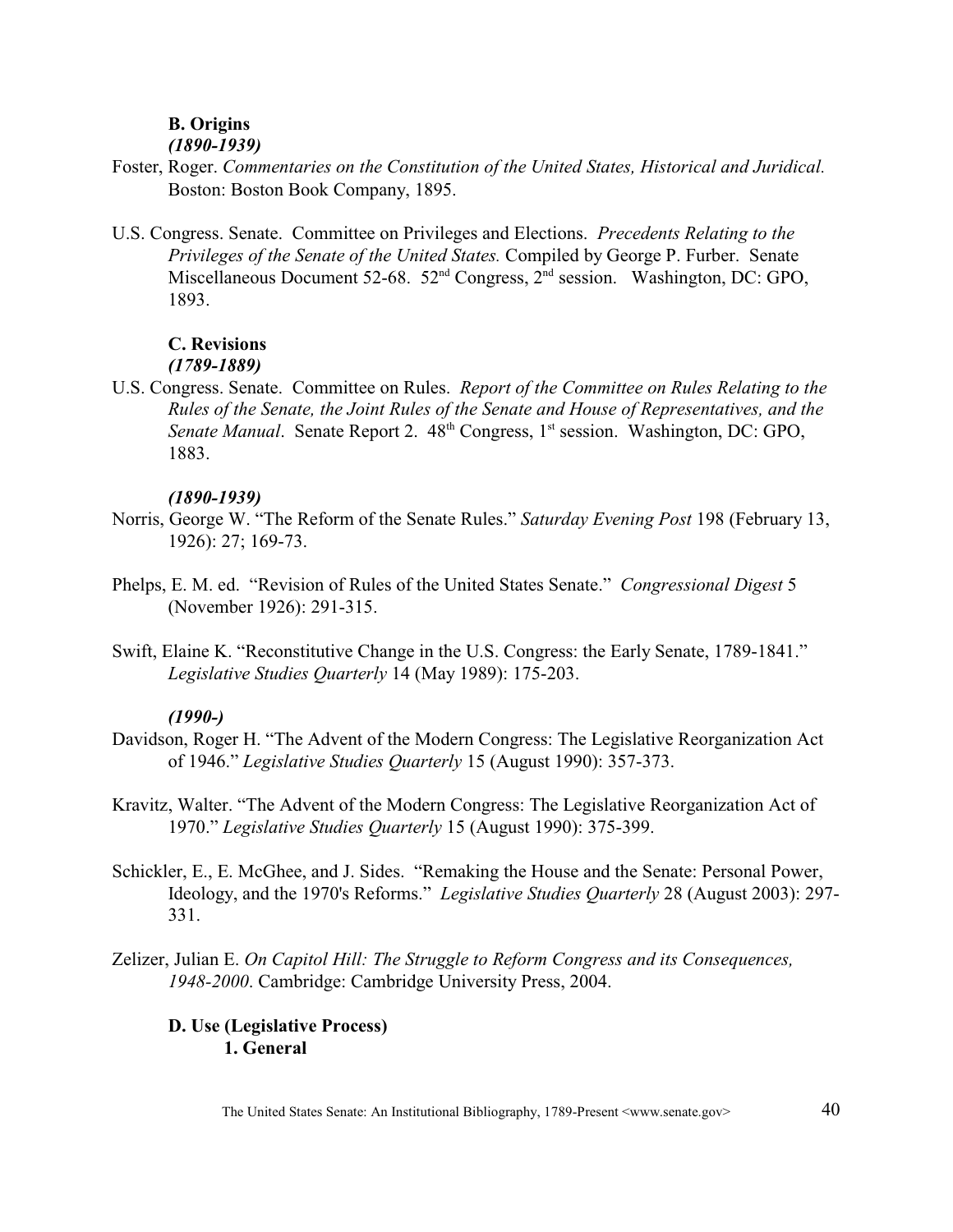### B. Origins

***(1890-1939)***

Foster, Roger. *Commentaries on the Constitution of the United States, Historical and Juridical.* Boston: Boston Book Company, 1895.

U.S. Congress. Senate. Committee on Privileges and Elections. *Precedents Relating to the Privileges of the Senate of the United States.* Compiled by George P. Furber. Senate Miscellaneous Document 52-68. 52nd Congress, 2nd session. Washington, DC: GPO, 1893.

### C. Revisions

***(1789-1889)***

U.S. Congress. Senate. Committee on Rules. *Report of the Committee on Rules Relating to the Rules of the Senate, the Joint Rules of the Senate and House of Representatives, and the Senate Manual*. Senate Report 2. 48th Congress, 1st session. Washington, DC: GPO, 1883.

***(1890-1939)***

Norris, George W. "The Reform of the Senate Rules." *Saturday Evening Post* 198 (February 13, 1926): 27; 169-73.

Phelps, E. M. ed. "Revision of Rules of the United States Senate." *Congressional Digest* 5 (November 1926): 291-315.

Swift, Elaine K. "Reconstitutive Change in the U.S. Congress: the Early Senate, 1789-1841." *Legislative Studies Quarterly* 14 (May 1989): 175-203.

***(1990-)***

Davidson, Roger H. "The Advent of the Modern Congress: The Legislative Reorganization Act of 1946." *Legislative Studies Quarterly* 15 (August 1990): 357-373.

Kravitz, Walter. "The Advent of the Modern Congress: The Legislative Reorganization Act of 1970." *Legislative Studies Quarterly* 15 (August 1990): 375-399.

Schickler, E., E. McGhee, and J. Sides. "Remaking the House and the Senate: Personal Power, Ideology, and the 1970's Reforms." *Legislative Studies Quarterly* 28 (August 2003): 297-331.

Zelizer, Julian E. *On Capitol Hill: The Struggle to Reform Congress and its Consequences, 1948-2000*. Cambridge: Cambridge University Press, 2004.

### D. Use (Legislative Process)

#### 1. General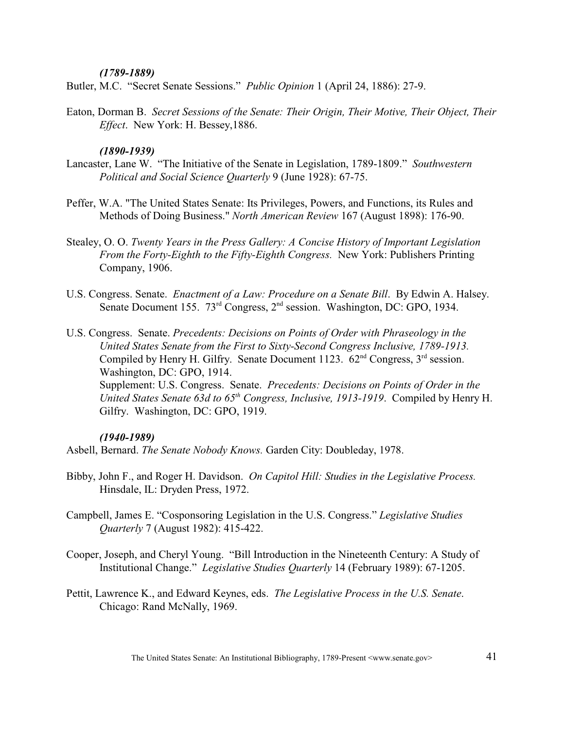***(1789-1889)***

Butler, M.C. "Secret Senate Sessions." *Public Opinion* 1 (April 24, 1886): 27-9.

Eaton, Dorman B. *Secret Sessions of the Senate: Their Origin, Their Motive, Their Object, Their Effect*. New York: H. Bessey,1886.

***(1890-1939)***

Lancaster, Lane W. "The Initiative of the Senate in Legislation, 1789-1809." *Southwestern Political and Social Science Quarterly* 9 (June 1928): 67-75.

Peffer, W.A. "The United States Senate: Its Privileges, Powers, and Functions, its Rules and Methods of Doing Business." *North American Review* 167 (August 1898): 176-90.

Stealey, O. O. *Twenty Years in the Press Gallery: A Concise History of Important Legislation From the Forty-Eighth to the Fifty-Eighth Congress.* New York: Publishers Printing Company, 1906.

U.S. Congress. Senate. *Enactment of a Law: Procedure on a Senate Bill*. By Edwin A. Halsey. Senate Document 155. 73rd Congress, 2nd session. Washington, DC: GPO, 1934.

U.S. Congress. Senate. *Precedents: Decisions on Points of Order with Phraseology in the United States Senate from the First to Sixty-Second Congress Inclusive, 1789-1913.* Compiled by Henry H. Gilfry. Senate Document 1123. 62nd Congress, 3rd session. Washington, DC: GPO, 1914.
Supplement: U.S. Congress. Senate. *Precedents: Decisions on Points of Order in the United States Senate 63d to 65th Congress, Inclusive, 1913-1919*. Compiled by Henry H. Gilfry. Washington, DC: GPO, 1919.

***(1940-1989)***

Asbell, Bernard. *The Senate Nobody Knows.* Garden City: Doubleday, 1978.

Bibby, John F., and Roger H. Davidson. *On Capitol Hill: Studies in the Legislative Process.* Hinsdale, IL: Dryden Press, 1972.

Campbell, James E. "Cosponsoring Legislation in the U.S. Congress." *Legislative Studies Quarterly* 7 (August 1982): 415-422.

Cooper, Joseph, and Cheryl Young. "Bill Introduction in the Nineteenth Century: A Study of Institutional Change." *Legislative Studies Quarterly* 14 (February 1989): 67-1205.

Pettit, Lawrence K., and Edward Keynes, eds. *The Legislative Process in the U.S. Senate*. Chicago: Rand McNally, 1969.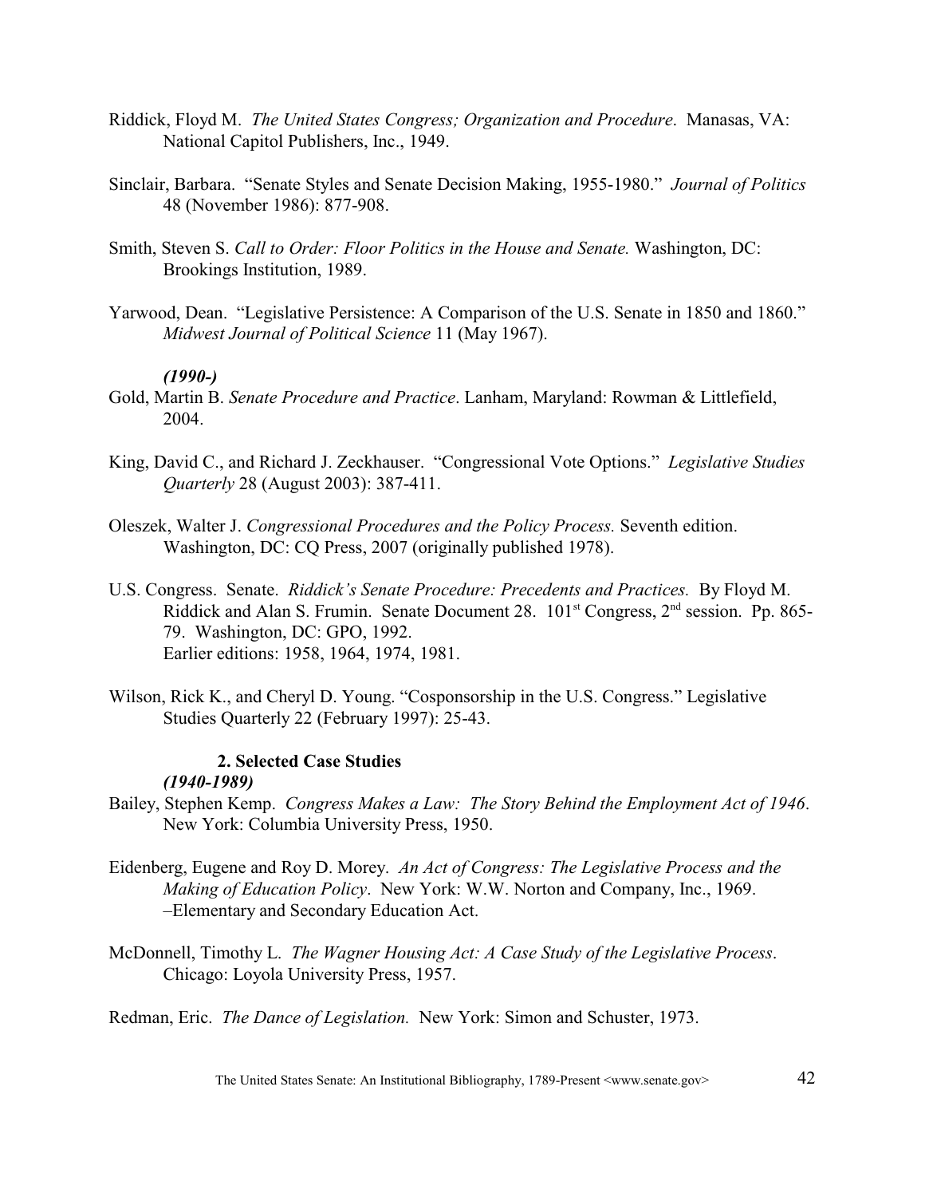Riddick, Floyd M. *The United States Congress; Organization and Procedure*. Manasas, VA: National Capitol Publishers, Inc., 1949.

Sinclair, Barbara. "Senate Styles and Senate Decision Making, 1955-1980." *Journal of Politics* 48 (November 1986): 877-908.

Smith, Steven S. *Call to Order: Floor Politics in the House and Senate.* Washington, DC: Brookings Institution, 1989.

Yarwood, Dean. "Legislative Persistence: A Comparison of the U.S. Senate in 1850 and 1860." *Midwest Journal of Political Science* 11 (May 1967).

***(1990-)***

Gold, Martin B. *Senate Procedure and Practice*. Lanham, Maryland: Rowman & Littlefield, 2004.

King, David C., and Richard J. Zeckhauser. "Congressional Vote Options." *Legislative Studies Quarterly* 28 (August 2003): 387-411.

Oleszek, Walter J. *Congressional Procedures and the Policy Process.* Seventh edition. Washington, DC: CQ Press, 2007 (originally published 1978).

U.S. Congress. Senate. *Riddick's Senate Procedure: Precedents and Practices.* By Floyd M. Riddick and Alan S. Frumin. Senate Document 28. 101st Congress, 2nd session. Pp. 865-79. Washington, DC: GPO, 1992.
Earlier editions: 1958, 1964, 1974, 1981.

Wilson, Rick K., and Cheryl D. Young. "Cosponsorship in the U.S. Congress." Legislative Studies Quarterly 22 (February 1997): 25-43.

**2. Selected Case Studies**

***(1940-1989)***

Bailey, Stephen Kemp. *Congress Makes a Law: The Story Behind the Employment Act of 1946*. New York: Columbia University Press, 1950.

Eidenberg, Eugene and Roy D. Morey. *An Act of Congress: The Legislative Process and the Making of Education Policy*. New York: W.W. Norton and Company, Inc., 1969.
–Elementary and Secondary Education Act.

McDonnell, Timothy L. *The Wagner Housing Act: A Case Study of the Legislative Process*. Chicago: Loyola University Press, 1957.

Redman, Eric. *The Dance of Legislation.* New York: Simon and Schuster, 1973.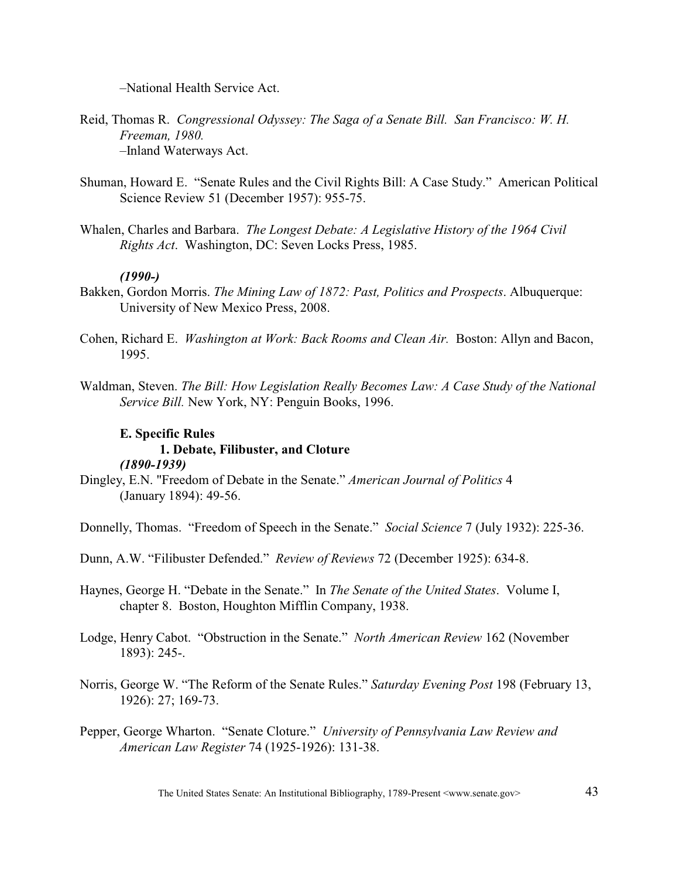–National Health Service Act.

Reid, Thomas R. *Congressional Odyssey: The Saga of a Senate Bill. San Francisco: W. H. Freeman, 1980.*
–Inland Waterways Act.

Shuman, Howard E. "Senate Rules and the Civil Rights Bill: A Case Study." American Political Science Review 51 (December 1957): 955-75.

Whalen, Charles and Barbara. *The Longest Debate: A Legislative History of the 1964 Civil Rights Act*. Washington, DC: Seven Locks Press, 1985.

***(1990-)***

Bakken, Gordon Morris. *The Mining Law of 1872: Past, Politics and Prospects*. Albuquerque: University of New Mexico Press, 2008.

Cohen, Richard E. *Washington at Work: Back Rooms and Clean Air.* Boston: Allyn and Bacon, 1995.

Waldman, Steven. *The Bill: How Legislation Really Becomes Law: A Case Study of the National Service Bill.* New York, NY: Penguin Books, 1996.

### E. Specific Rules

#### 1. Debate, Filibuster, and Cloture

***(1890-1939)***

Dingley, E.N. "Freedom of Debate in the Senate." *American Journal of Politics* 4 (January 1894): 49-56.

Donnelly, Thomas. "Freedom of Speech in the Senate." *Social Science* 7 (July 1932): 225-36.

Dunn, A.W. "Filibuster Defended." *Review of Reviews* 72 (December 1925): 634-8.

Haynes, George H. "Debate in the Senate." In *The Senate of the United States*. Volume I, chapter 8. Boston, Houghton Mifflin Company, 1938.

Lodge, Henry Cabot. "Obstruction in the Senate." *North American Review* 162 (November 1893): 245-.

Norris, George W. "The Reform of the Senate Rules." *Saturday Evening Post* 198 (February 13, 1926): 27; 169-73.

Pepper, George Wharton. "Senate Cloture." *University of Pennsylvania Law Review and American Law Register* 74 (1925-1926): 131-38.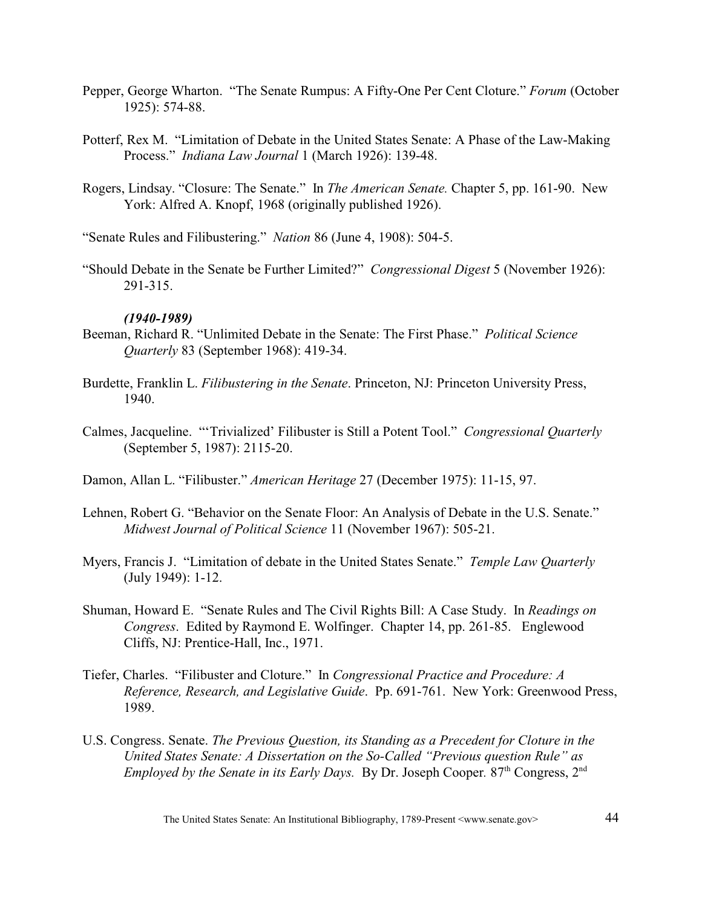Pepper, George Wharton. "The Senate Rumpus: A Fifty-One Per Cent Cloture." *Forum* (October 1925): 574-88.

Potterf, Rex M. "Limitation of Debate in the United States Senate: A Phase of the Law-Making Process." *Indiana Law Journal* 1 (March 1926): 139-48.

Rogers, Lindsay. "Closure: The Senate." In *The American Senate.* Chapter 5, pp. 161-90. New York: Alfred A. Knopf, 1968 (originally published 1926).

"Senate Rules and Filibustering." *Nation* 86 (June 4, 1908): 504-5.

"Should Debate in the Senate be Further Limited?" *Congressional Digest* 5 (November 1926): 291-315.

***(1940-1989)***

Beeman, Richard R. "Unlimited Debate in the Senate: The First Phase." *Political Science Quarterly* 83 (September 1968): 419-34.

Burdette, Franklin L. *Filibustering in the Senate*. Princeton, NJ: Princeton University Press, 1940.

Calmes, Jacqueline. "'Trivialized' Filibuster is Still a Potent Tool." *Congressional Quarterly* (September 5, 1987): 2115-20.

Damon, Allan L. "Filibuster." *American Heritage* 27 (December 1975): 11-15, 97.

Lehnen, Robert G. "Behavior on the Senate Floor: An Analysis of Debate in the U.S. Senate." *Midwest Journal of Political Science* 11 (November 1967): 505-21.

Myers, Francis J. "Limitation of debate in the United States Senate." *Temple Law Quarterly* (July 1949): 1-12.

Shuman, Howard E. "Senate Rules and The Civil Rights Bill: A Case Study. In *Readings on Congress*. Edited by Raymond E. Wolfinger. Chapter 14, pp. 261-85. Englewood Cliffs, NJ: Prentice-Hall, Inc., 1971.

Tiefer, Charles. "Filibuster and Cloture." In *Congressional Practice and Procedure: A Reference, Research, and Legislative Guide*. Pp. 691-761. New York: Greenwood Press, 1989.

U.S. Congress. Senate. *The Previous Question, its Standing as a Precedent for Cloture in the United States Senate: A Dissertation on the So-Called "Previous question Rule" as Employed by the Senate in its Early Days.* By Dr. Joseph Cooper. 87th Congress, 2nd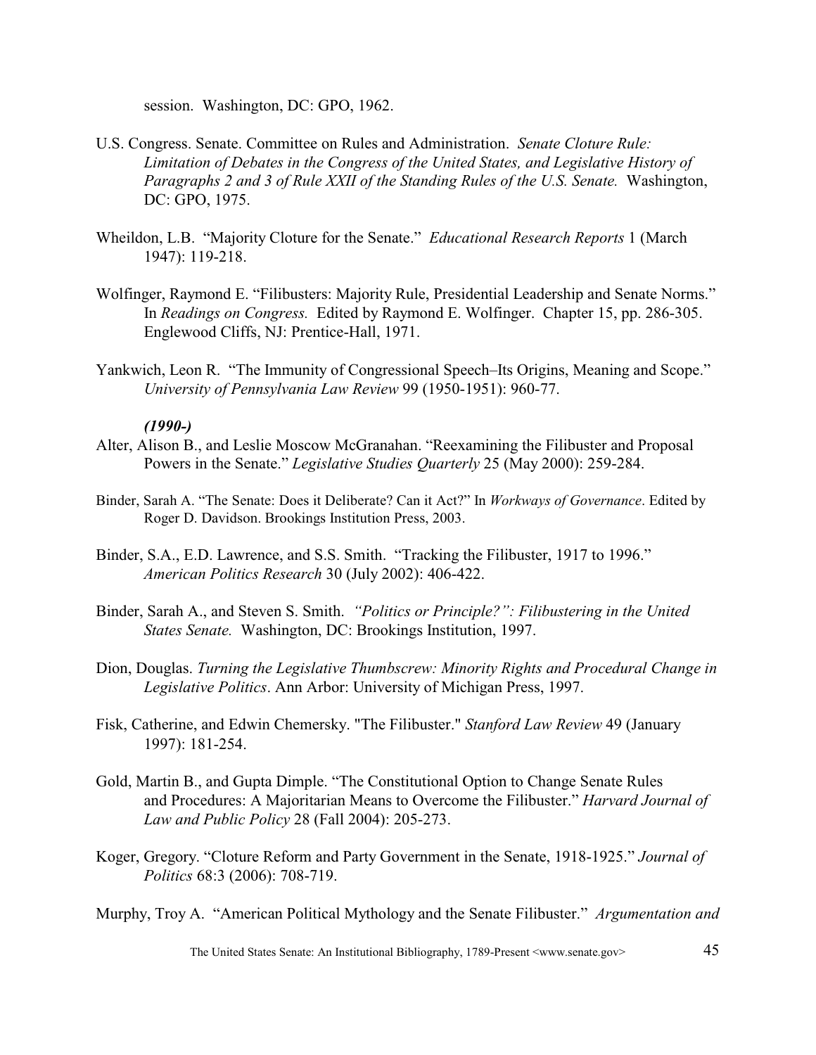session. Washington, DC: GPO, 1962.

U.S. Congress. Senate. Committee on Rules and Administration. *Senate Cloture Rule: Limitation of Debates in the Congress of the United States, and Legislative History of Paragraphs 2 and 3 of Rule XXII of the Standing Rules of the U.S. Senate.* Washington, DC: GPO, 1975.

Wheildon, L.B. "Majority Cloture for the Senate." *Educational Research Reports* 1 (March 1947): 119-218.

Wolfinger, Raymond E. "Filibusters: Majority Rule, Presidential Leadership and Senate Norms." In *Readings on Congress.* Edited by Raymond E. Wolfinger. Chapter 15, pp. 286-305. Englewood Cliffs, NJ: Prentice-Hall, 1971.

Yankwich, Leon R. "The Immunity of Congressional Speech–Its Origins, Meaning and Scope." *University of Pennsylvania Law Review* 99 (1950-1951): 960-77.

***(1990-)***

Alter, Alison B., and Leslie Moscow McGranahan. "Reexamining the Filibuster and Proposal Powers in the Senate." *Legislative Studies Quarterly* 25 (May 2000): 259-284.

Binder, Sarah A. "The Senate: Does it Deliberate? Can it Act?" In *Workways of Governance*. Edited by Roger D. Davidson. Brookings Institution Press, 2003.

Binder, S.A., E.D. Lawrence, and S.S. Smith. "Tracking the Filibuster, 1917 to 1996." *American Politics Research* 30 (July 2002): 406-422.

Binder, Sarah A., and Steven S. Smith. *"Politics or Principle?": Filibustering in the United States Senate.* Washington, DC: Brookings Institution, 1997.

Dion, Douglas. *Turning the Legislative Thumbscrew: Minority Rights and Procedural Change in Legislative Politics*. Ann Arbor: University of Michigan Press, 1997.

Fisk, Catherine, and Edwin Chemersky. "The Filibuster." *Stanford Law Review* 49 (January 1997): 181-254.

Gold, Martin B., and Gupta Dimple. "The Constitutional Option to Change Senate Rules and Procedures: A Majoritarian Means to Overcome the Filibuster." *Harvard Journal of Law and Public Policy* 28 (Fall 2004): 205-273.

Koger, Gregory. "Cloture Reform and Party Government in the Senate, 1918-1925." *Journal of Politics* 68:3 (2006): 708-719.

Murphy, Troy A. "American Political Mythology and the Senate Filibuster." *Argumentation and*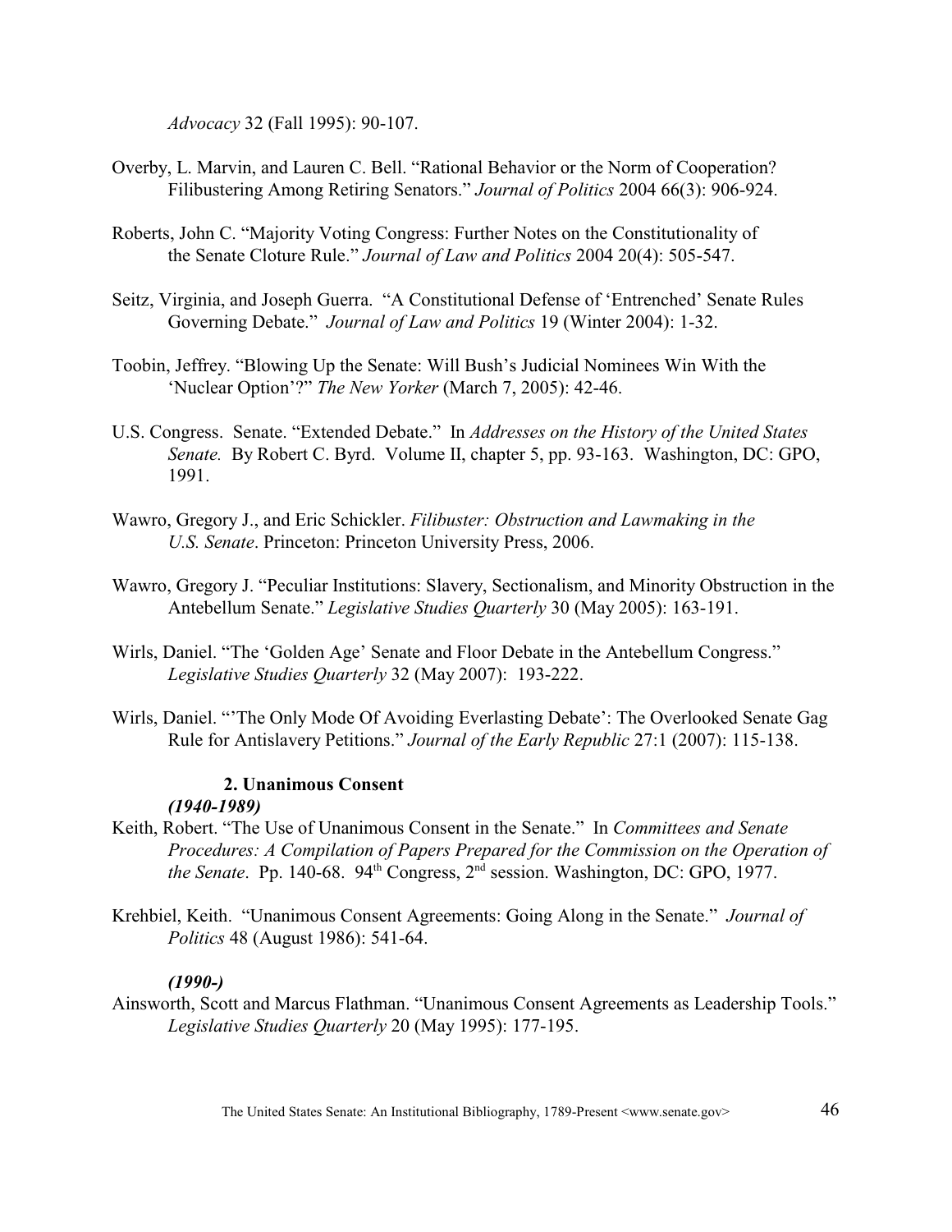*Advocacy* 32 (Fall 1995): 90-107.

Overby, L. Marvin, and Lauren C. Bell. "Rational Behavior or the Norm of Cooperation? Filibustering Among Retiring Senators." *Journal of Politics* 2004 66(3): 906-924.

Roberts, John C. "Majority Voting Congress: Further Notes on the Constitutionality of the Senate Cloture Rule." *Journal of Law and Politics* 2004 20(4): 505-547.

Seitz, Virginia, and Joseph Guerra. "A Constitutional Defense of 'Entrenched' Senate Rules Governing Debate." *Journal of Law and Politics* 19 (Winter 2004): 1-32.

Toobin, Jeffrey. "Blowing Up the Senate: Will Bush's Judicial Nominees Win With the 'Nuclear Option'?" *The New Yorker* (March 7, 2005): 42-46.

U.S. Congress. Senate. "Extended Debate." In *Addresses on the History of the United States Senate.* By Robert C. Byrd. Volume II, chapter 5, pp. 93-163. Washington, DC: GPO, 1991.

Wawro, Gregory J., and Eric Schickler. *Filibuster: Obstruction and Lawmaking in the U.S. Senate*. Princeton: Princeton University Press, 2006.

Wawro, Gregory J. "Peculiar Institutions: Slavery, Sectionalism, and Minority Obstruction in the Antebellum Senate." *Legislative Studies Quarterly* 30 (May 2005): 163-191.

Wirls, Daniel. "The 'Golden Age' Senate and Floor Debate in the Antebellum Congress." *Legislative Studies Quarterly* 32 (May 2007): 193-222.

Wirls, Daniel. "'The Only Mode Of Avoiding Everlasting Debate': The Overlooked Senate Gag Rule for Antislavery Petitions." *Journal of the Early Republic* 27:1 (2007): 115-138.

### 2. Unanimous Consent

***(1940-1989)***

Keith, Robert. "The Use of Unanimous Consent in the Senate." In *Committees and Senate Procedures: A Compilation of Papers Prepared for the Commission on the Operation of the Senate*. Pp. 140-68. 94th Congress, 2nd session. Washington, DC: GPO, 1977.

Krehbiel, Keith. "Unanimous Consent Agreements: Going Along in the Senate." *Journal of Politics* 48 (August 1986): 541-64.

***(1990-)***

Ainsworth, Scott and Marcus Flathman. "Unanimous Consent Agreements as Leadership Tools." *Legislative Studies Quarterly* 20 (May 1995): 177-195.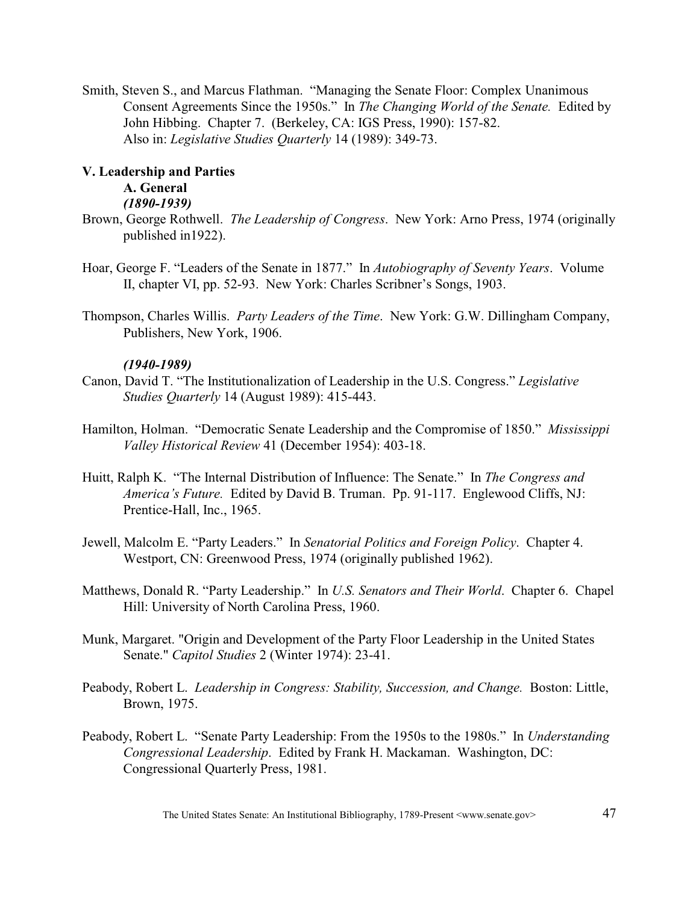Smith, Steven S., and Marcus Flathman. "Managing the Senate Floor: Complex Unanimous Consent Agreements Since the 1950s." In *The Changing World of the Senate.* Edited by John Hibbing. Chapter 7. (Berkeley, CA: IGS Press, 1990): 157-82. Also in: *Legislative Studies Quarterly* 14 (1989): 349-73.

## V. Leadership and Parties

### A. General

***(1890-1939)***

Brown, George Rothwell. *The Leadership of Congress*. New York: Arno Press, 1974 (originally published in1922).

Hoar, George F. "Leaders of the Senate in 1877." In *Autobiography of Seventy Years*. Volume II, chapter VI, pp. 52-93. New York: Charles Scribner's Songs, 1903.

Thompson, Charles Willis. *Party Leaders of the Time*. New York: G.W. Dillingham Company, Publishers, New York, 1906.

***(1940-1989)***

Canon, David T. "The Institutionalization of Leadership in the U.S. Congress." *Legislative Studies Quarterly* 14 (August 1989): 415-443.

Hamilton, Holman. "Democratic Senate Leadership and the Compromise of 1850." *Mississippi Valley Historical Review* 41 (December 1954): 403-18.

Huitt, Ralph K. "The Internal Distribution of Influence: The Senate." In *The Congress and America's Future.* Edited by David B. Truman. Pp. 91-117. Englewood Cliffs, NJ: Prentice-Hall, Inc., 1965.

Jewell, Malcolm E. "Party Leaders." In *Senatorial Politics and Foreign Policy*. Chapter 4. Westport, CN: Greenwood Press, 1974 (originally published 1962).

Matthews, Donald R. "Party Leadership." In *U.S. Senators and Their World*. Chapter 6. Chapel Hill: University of North Carolina Press, 1960.

Munk, Margaret. "Origin and Development of the Party Floor Leadership in the United States Senate." *Capitol Studies* 2 (Winter 1974): 23-41.

Peabody, Robert L. *Leadership in Congress: Stability, Succession, and Change.* Boston: Little, Brown, 1975.

Peabody, Robert L. "Senate Party Leadership: From the 1950s to the 1980s." In *Understanding Congressional Leadership*. Edited by Frank H. Mackaman. Washington, DC: Congressional Quarterly Press, 1981.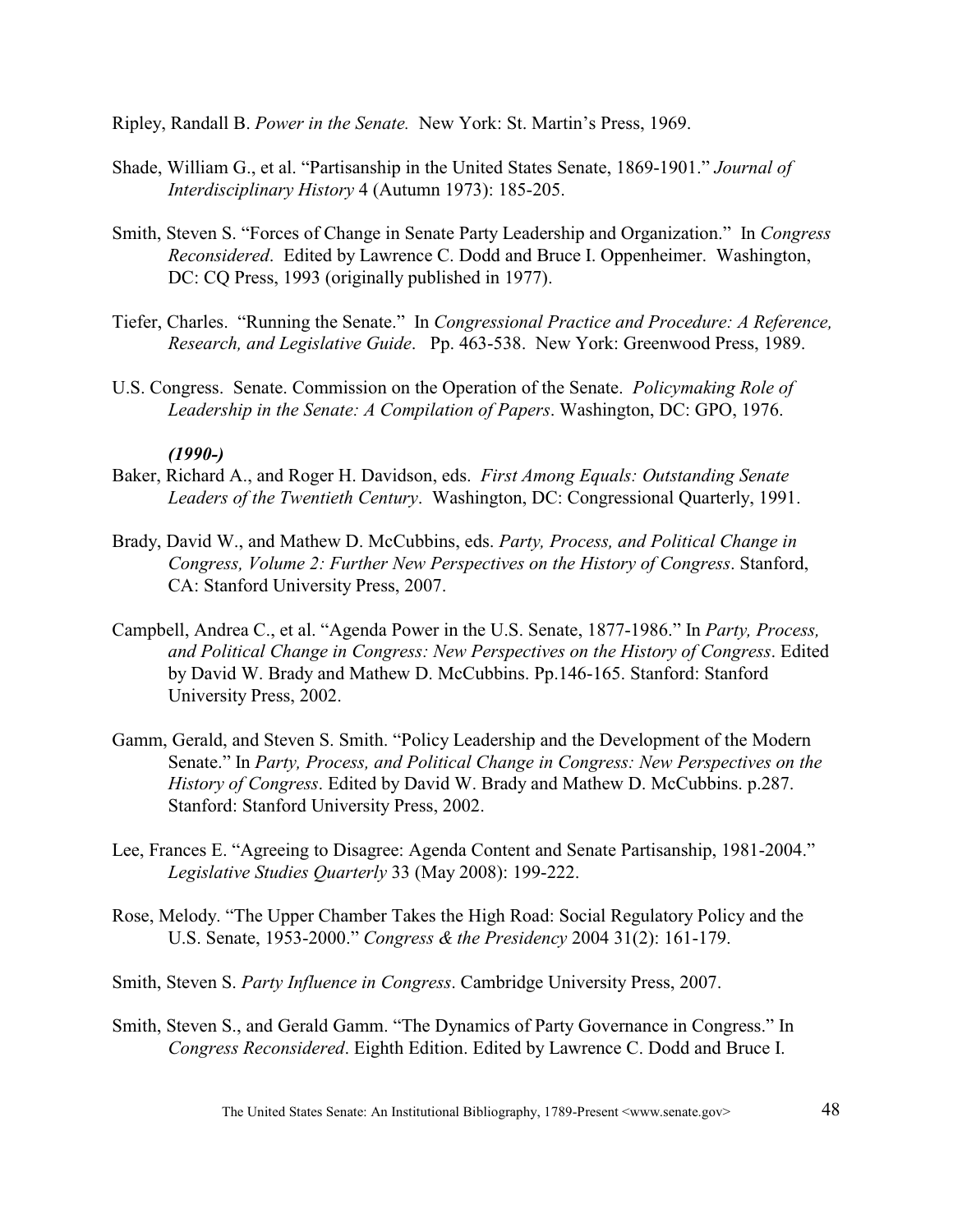Ripley, Randall B. *Power in the Senate.* New York: St. Martin's Press, 1969.

Shade, William G., et al. "Partisanship in the United States Senate, 1869-1901." *Journal of Interdisciplinary History* 4 (Autumn 1973): 185-205.

Smith, Steven S. "Forces of Change in Senate Party Leadership and Organization." In *Congress Reconsidered*. Edited by Lawrence C. Dodd and Bruce I. Oppenheimer. Washington, DC: CQ Press, 1993 (originally published in 1977).

Tiefer, Charles. "Running the Senate." In *Congressional Practice and Procedure: A Reference, Research, and Legislative Guide*. Pp. 463-538. New York: Greenwood Press, 1989.

U.S. Congress. Senate. Commission on the Operation of the Senate. *Policymaking Role of Leadership in the Senate: A Compilation of Papers*. Washington, DC: GPO, 1976.

***(1990-)***

Baker, Richard A., and Roger H. Davidson, eds. *First Among Equals: Outstanding Senate Leaders of the Twentieth Century*. Washington, DC: Congressional Quarterly, 1991.

Brady, David W., and Mathew D. McCubbins, eds. *Party, Process, and Political Change in Congress, Volume 2: Further New Perspectives on the History of Congress*. Stanford, CA: Stanford University Press, 2007.

Campbell, Andrea C., et al. "Agenda Power in the U.S. Senate, 1877-1986." In *Party, Process, and Political Change in Congress: New Perspectives on the History of Congress*. Edited by David W. Brady and Mathew D. McCubbins. Pp.146-165. Stanford: Stanford University Press, 2002.

Gamm, Gerald, and Steven S. Smith. "Policy Leadership and the Development of the Modern Senate." In *Party, Process, and Political Change in Congress: New Perspectives on the History of Congress*. Edited by David W. Brady and Mathew D. McCubbins. p.287. Stanford: Stanford University Press, 2002.

Lee, Frances E. "Agreeing to Disagree: Agenda Content and Senate Partisanship, 1981-2004." *Legislative Studies Quarterly* 33 (May 2008): 199-222.

Rose, Melody. "The Upper Chamber Takes the High Road: Social Regulatory Policy and the U.S. Senate, 1953-2000." *Congress & the Presidency* 2004 31(2): 161-179.

Smith, Steven S. *Party Influence in Congress*. Cambridge University Press, 2007.

Smith, Steven S., and Gerald Gamm. "The Dynamics of Party Governance in Congress." In *Congress Reconsidered*. Eighth Edition. Edited by Lawrence C. Dodd and Bruce I.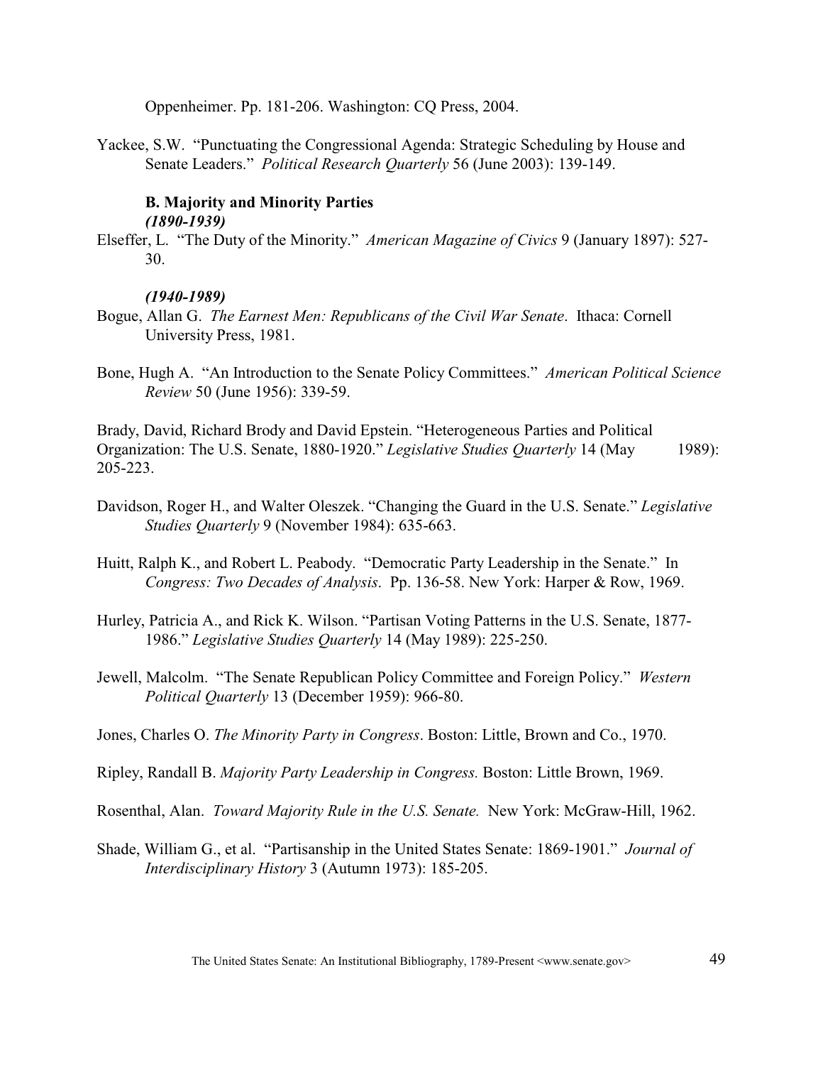Oppenheimer. Pp. 181-206. Washington: CQ Press, 2004.

Yackee, S.W. "Punctuating the Congressional Agenda: Strategic Scheduling by House and Senate Leaders." *Political Research Quarterly* 56 (June 2003): 139-149.

### B. Majority and Minority Parties

***(1890-1939)***

Elseffer, L. "The Duty of the Minority." *American Magazine of Civics* 9 (January 1897): 527-30.

***(1940-1989)***

Bogue, Allan G. *The Earnest Men: Republicans of the Civil War Senate*. Ithaca: Cornell University Press, 1981.

Bone, Hugh A. "An Introduction to the Senate Policy Committees." *American Political Science Review* 50 (June 1956): 339-59.

Brady, David, Richard Brody and David Epstein. "Heterogeneous Parties and Political Organization: The U.S. Senate, 1880-1920." *Legislative Studies Quarterly* 14 (May 1989): 205-223.

Davidson, Roger H., and Walter Oleszek. "Changing the Guard in the U.S. Senate." *Legislative Studies Quarterly* 9 (November 1984): 635-663.

Huitt, Ralph K., and Robert L. Peabody. "Democratic Party Leadership in the Senate." In *Congress: Two Decades of Analysis*. Pp. 136-58. New York: Harper & Row, 1969.

Hurley, Patricia A., and Rick K. Wilson. "Partisan Voting Patterns in the U.S. Senate, 1877-1986." *Legislative Studies Quarterly* 14 (May 1989): 225-250.

Jewell, Malcolm. "The Senate Republican Policy Committee and Foreign Policy." *Western Political Quarterly* 13 (December 1959): 966-80.

Jones, Charles O. *The Minority Party in Congress*. Boston: Little, Brown and Co., 1970.

Ripley, Randall B. *Majority Party Leadership in Congress.* Boston: Little Brown, 1969.

Rosenthal, Alan. *Toward Majority Rule in the U.S. Senate.* New York: McGraw-Hill, 1962.

Shade, William G., et al. "Partisanship in the United States Senate: 1869-1901." *Journal of Interdisciplinary History* 3 (Autumn 1973): 185-205.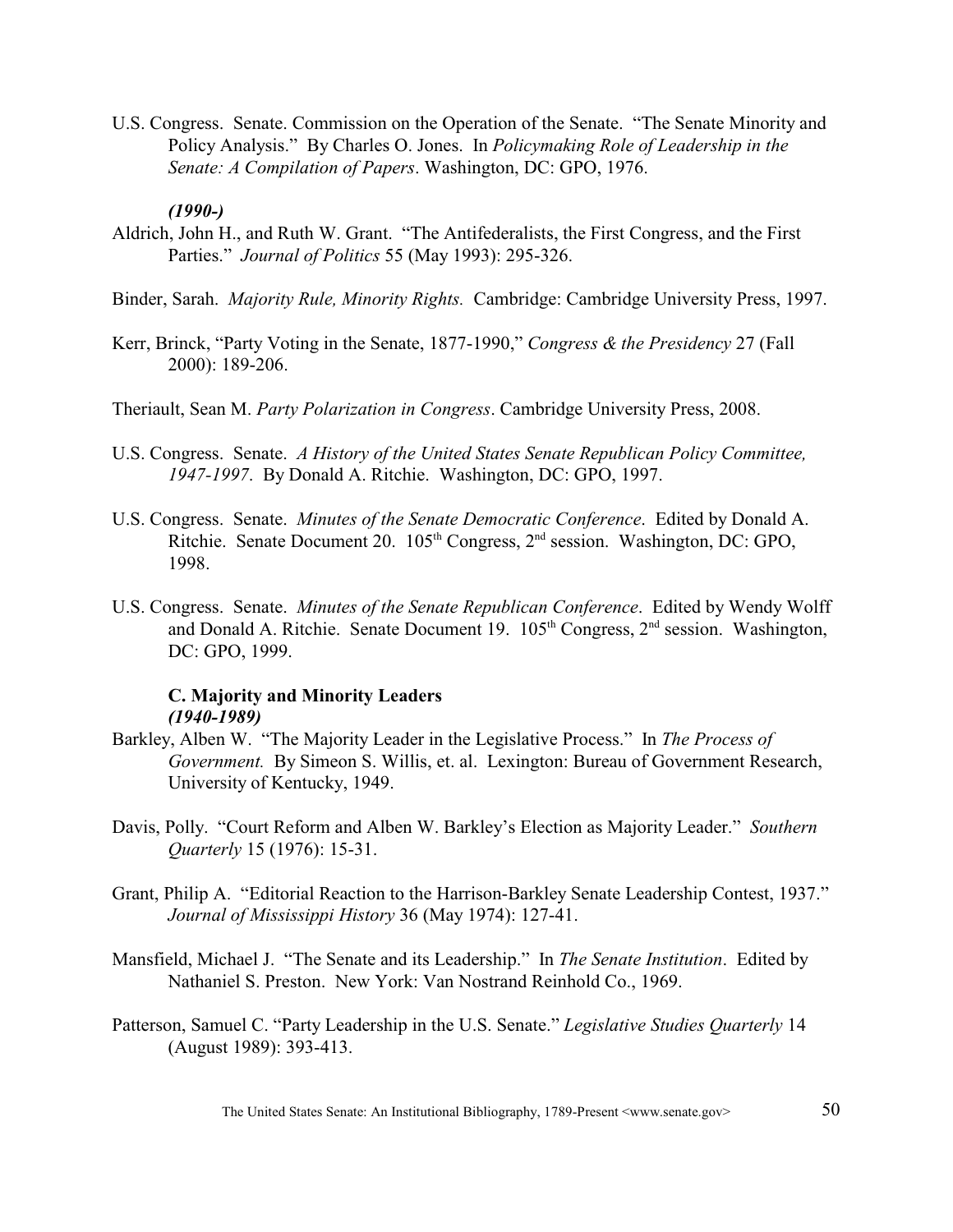U.S. Congress. Senate. Commission on the Operation of the Senate. "The Senate Minority and Policy Analysis." By Charles O. Jones. In *Policymaking Role of Leadership in the Senate: A Compilation of Papers*. Washington, DC: GPO, 1976.

***(1990-)***

Aldrich, John H., and Ruth W. Grant. "The Antifederalists, the First Congress, and the First Parties." *Journal of Politics* 55 (May 1993): 295-326.

Binder, Sarah. *Majority Rule, Minority Rights.* Cambridge: Cambridge University Press, 1997.

Kerr, Brinck, "Party Voting in the Senate, 1877-1990," *Congress & the Presidency* 27 (Fall 2000): 189-206.

Theriault, Sean M. *Party Polarization in Congress*. Cambridge University Press, 2008.

U.S. Congress. Senate. *A History of the United States Senate Republican Policy Committee, 1947-1997*. By Donald A. Ritchie. Washington, DC: GPO, 1997.

U.S. Congress. Senate. *Minutes of the Senate Democratic Conference*. Edited by Donald A. Ritchie. Senate Document 20. 105th Congress, 2nd session. Washington, DC: GPO, 1998.

U.S. Congress. Senate. *Minutes of the Senate Republican Conference*. Edited by Wendy Wolff and Donald A. Ritchie. Senate Document 19. 105th Congress, 2nd session. Washington, DC: GPO, 1999.

### C. Majority and Minority Leaders

***(1940-1989)***

Barkley, Alben W. "The Majority Leader in the Legislative Process." In *The Process of Government.* By Simeon S. Willis, et. al. Lexington: Bureau of Government Research, University of Kentucky, 1949.

Davis, Polly. "Court Reform and Alben W. Barkley's Election as Majority Leader." *Southern Quarterly* 15 (1976): 15-31.

Grant, Philip A. "Editorial Reaction to the Harrison-Barkley Senate Leadership Contest, 1937." *Journal of Mississippi History* 36 (May 1974): 127-41.

Mansfield, Michael J. "The Senate and its Leadership." In *The Senate Institution*. Edited by Nathaniel S. Preston. New York: Van Nostrand Reinhold Co., 1969.

Patterson, Samuel C. "Party Leadership in the U.S. Senate." *Legislative Studies Quarterly* 14 (August 1989): 393-413.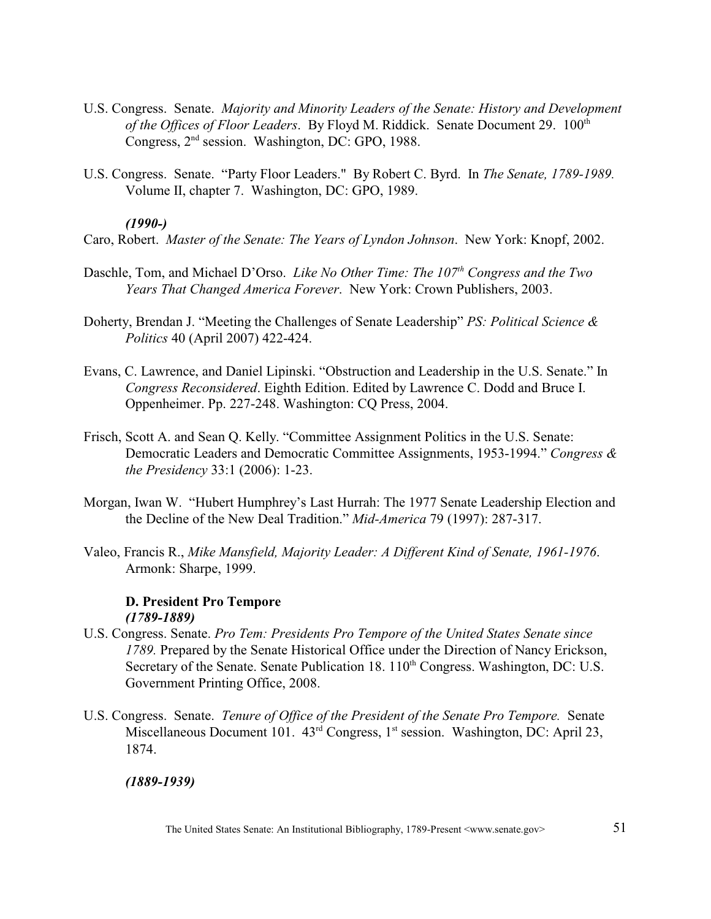U.S. Congress. Senate. *Majority and Minority Leaders of the Senate: History and Development of the Offices of Floor Leaders*. By Floyd M. Riddick. Senate Document 29. 100th Congress, 2nd session. Washington, DC: GPO, 1988.

U.S. Congress. Senate. "Party Floor Leaders." By Robert C. Byrd. In *The Senate, 1789-1989.* Volume II, chapter 7. Washington, DC: GPO, 1989.

***(1990-)***

Caro, Robert. *Master of the Senate: The Years of Lyndon Johnson*. New York: Knopf, 2002.

Daschle, Tom, and Michael D'Orso. *Like No Other Time: The 107th Congress and the Two Years That Changed America Forever*. New York: Crown Publishers, 2003.

Doherty, Brendan J. "Meeting the Challenges of Senate Leadership" *PS: Political Science & Politics* 40 (April 2007) 422-424.

Evans, C. Lawrence, and Daniel Lipinski. "Obstruction and Leadership in the U.S. Senate." In *Congress Reconsidered*. Eighth Edition. Edited by Lawrence C. Dodd and Bruce I. Oppenheimer. Pp. 227-248. Washington: CQ Press, 2004.

Frisch, Scott A. and Sean Q. Kelly. "Committee Assignment Politics in the U.S. Senate: Democratic Leaders and Democratic Committee Assignments, 1953-1994." *Congress & the Presidency* 33:1 (2006): 1-23.

Morgan, Iwan W. "Hubert Humphrey's Last Hurrah: The 1977 Senate Leadership Election and the Decline of the New Deal Tradition." *Mid-America* 79 (1997): 287-317.

Valeo, Francis R., *Mike Mansfield, Majority Leader: A Different Kind of Senate, 1961-1976*. Armonk: Sharpe, 1999.

### D. President Pro Tempore

***(1789-1889)***

U.S. Congress. Senate. *Pro Tem: Presidents Pro Tempore of the United States Senate since 1789.* Prepared by the Senate Historical Office under the Direction of Nancy Erickson, Secretary of the Senate. Senate Publication 18. 110th Congress. Washington, DC: U.S. Government Printing Office, 2008.

U.S. Congress. Senate. *Tenure of Office of the President of the Senate Pro Tempore.* Senate Miscellaneous Document 101. 43rd Congress, 1st session. Washington, DC: April 23, 1874.

***(1889-1939)***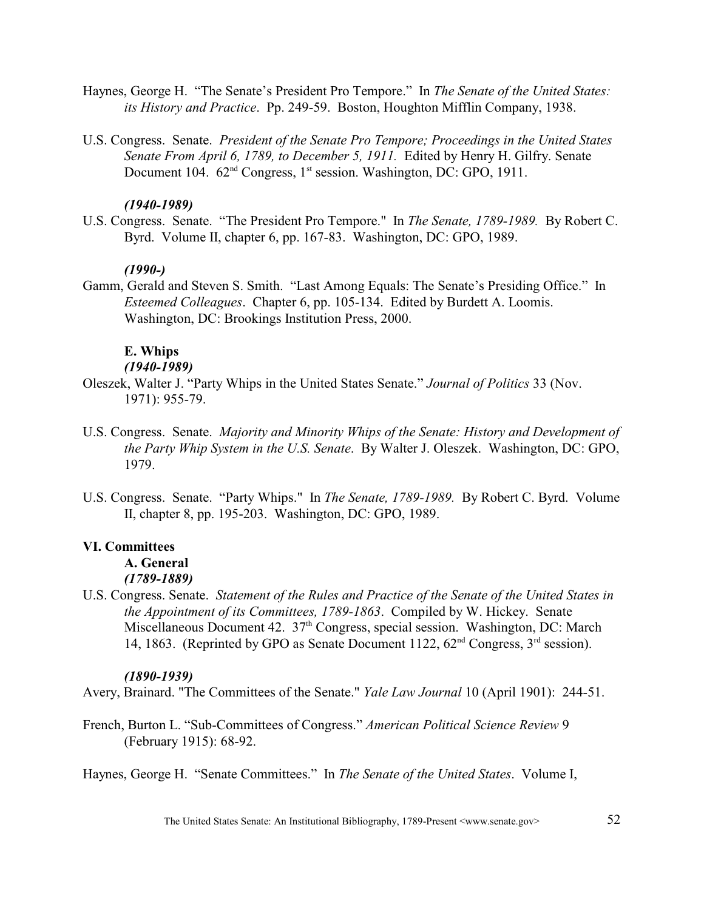Haynes, George H. "The Senate's President Pro Tempore." In *The Senate of the United States: its History and Practice*. Pp. 249-59. Boston, Houghton Mifflin Company, 1938.

U.S. Congress. Senate. *President of the Senate Pro Tempore; Proceedings in the United States Senate From April 6, 1789, to December 5, 1911.* Edited by Henry H. Gilfry. Senate Document 104. 62nd Congress, 1st session. Washington, DC: GPO, 1911.

***(1940-1989)***

U.S. Congress. Senate. "The President Pro Tempore." In *The Senate, 1789-1989.* By Robert C. Byrd. Volume II, chapter 6, pp. 167-83. Washington, DC: GPO, 1989.

***(1990-)***

Gamm, Gerald and Steven S. Smith. "Last Among Equals: The Senate's Presiding Office." In *Esteemed Colleagues*. Chapter 6, pp. 105-134. Edited by Burdett A. Loomis. Washington, DC: Brookings Institution Press, 2000.

### E. Whips

***(1940-1989)***

Oleszek, Walter J. "Party Whips in the United States Senate." *Journal of Politics* 33 (Nov. 1971): 955-79.

U.S. Congress. Senate. *Majority and Minority Whips of the Senate: History and Development of the Party Whip System in the U.S. Senate*. By Walter J. Oleszek. Washington, DC: GPO, 1979.

U.S. Congress. Senate. "Party Whips." In *The Senate, 1789-1989.* By Robert C. Byrd. Volume II, chapter 8, pp. 195-203. Washington, DC: GPO, 1989.

## VI. Committees

### A. General

***(1789-1889)***

U.S. Congress. Senate. *Statement of the Rules and Practice of the Senate of the United States in the Appointment of its Committees, 1789-1863*. Compiled by W. Hickey. Senate Miscellaneous Document 42. 37th Congress, special session. Washington, DC: March 14, 1863. (Reprinted by GPO as Senate Document 1122, 62nd Congress, 3rd session).

***(1890-1939)***

Avery, Brainard. "The Committees of the Senate." *Yale Law Journal* 10 (April 1901): 244-51.

French, Burton L. "Sub-Committees of Congress." *American Political Science Review* 9 (February 1915): 68-92.

Haynes, George H. "Senate Committees." In *The Senate of the United States*. Volume I,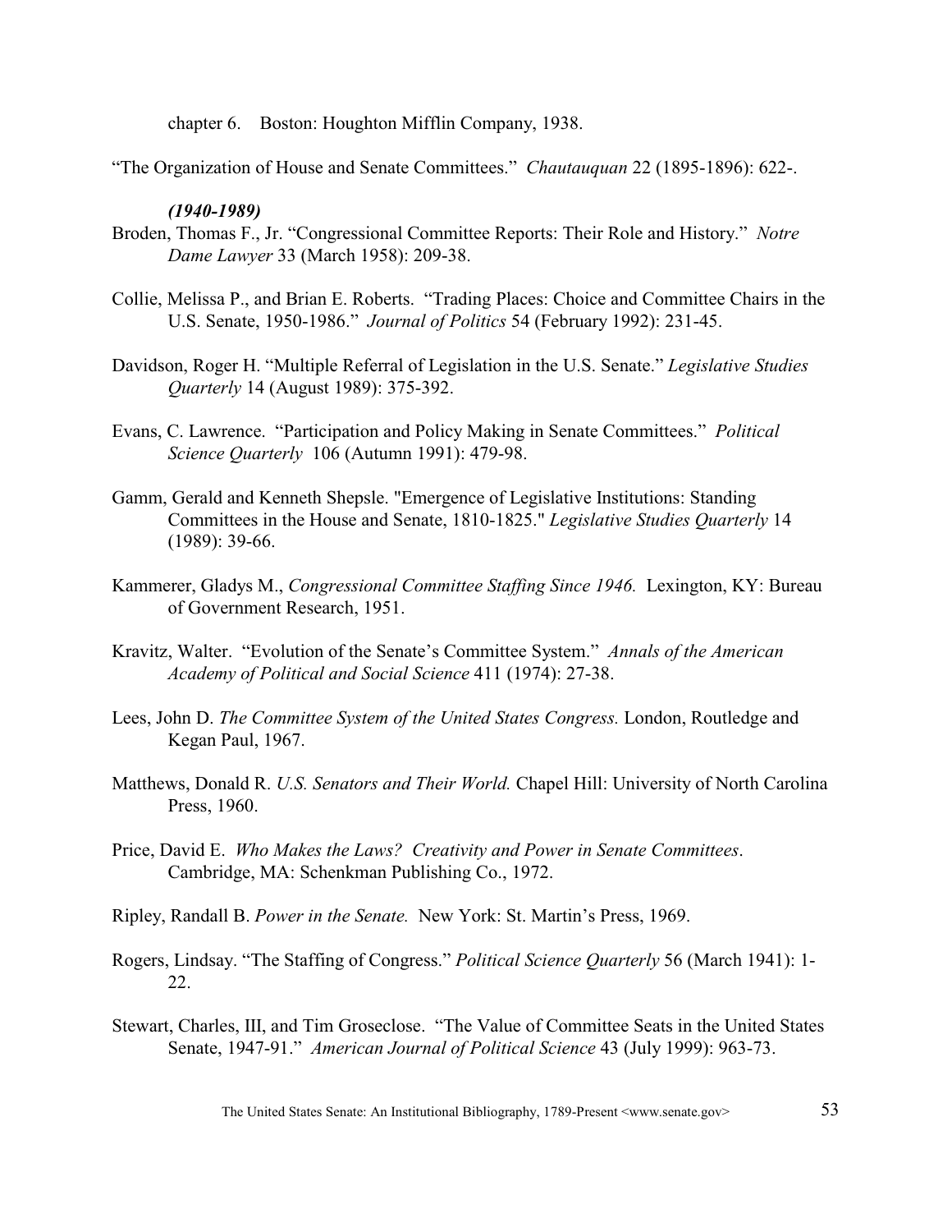chapter 6. Boston: Houghton Mifflin Company, 1938.

"The Organization of House and Senate Committees." *Chautauquan* 22 (1895-1896): 622-.

***(1940-1989)***

Broden, Thomas F., Jr. "Congressional Committee Reports: Their Role and History." *Notre Dame Lawyer* 33 (March 1958): 209-38.

Collie, Melissa P., and Brian E. Roberts. "Trading Places: Choice and Committee Chairs in the U.S. Senate, 1950-1986." *Journal of Politics* 54 (February 1992): 231-45.

Davidson, Roger H. "Multiple Referral of Legislation in the U.S. Senate." *Legislative Studies Quarterly* 14 (August 1989): 375-392.

Evans, C. Lawrence. "Participation and Policy Making in Senate Committees." *Political Science Quarterly* 106 (Autumn 1991): 479-98.

Gamm, Gerald and Kenneth Shepsle. "Emergence of Legislative Institutions: Standing Committees in the House and Senate, 1810-1825." *Legislative Studies Quarterly* 14 (1989): 39-66.

Kammerer, Gladys M., *Congressional Committee Staffing Since 1946.* Lexington, KY: Bureau of Government Research, 1951.

Kravitz, Walter. "Evolution of the Senate's Committee System." *Annals of the American Academy of Political and Social Science* 411 (1974): 27-38.

Lees, John D. *The Committee System of the United States Congress.* London, Routledge and Kegan Paul, 1967.

Matthews, Donald R. *U.S. Senators and Their World.* Chapel Hill: University of North Carolina Press, 1960.

Price, David E. *Who Makes the Laws? Creativity and Power in Senate Committees*. Cambridge, MA: Schenkman Publishing Co., 1972.

Ripley, Randall B. *Power in the Senate.* New York: St. Martin's Press, 1969.

Rogers, Lindsay. "The Staffing of Congress." *Political Science Quarterly* 56 (March 1941): 1-22.

Stewart, Charles, III, and Tim Groseclose. "The Value of Committee Seats in the United States Senate, 1947-91." *American Journal of Political Science* 43 (July 1999): 963-73.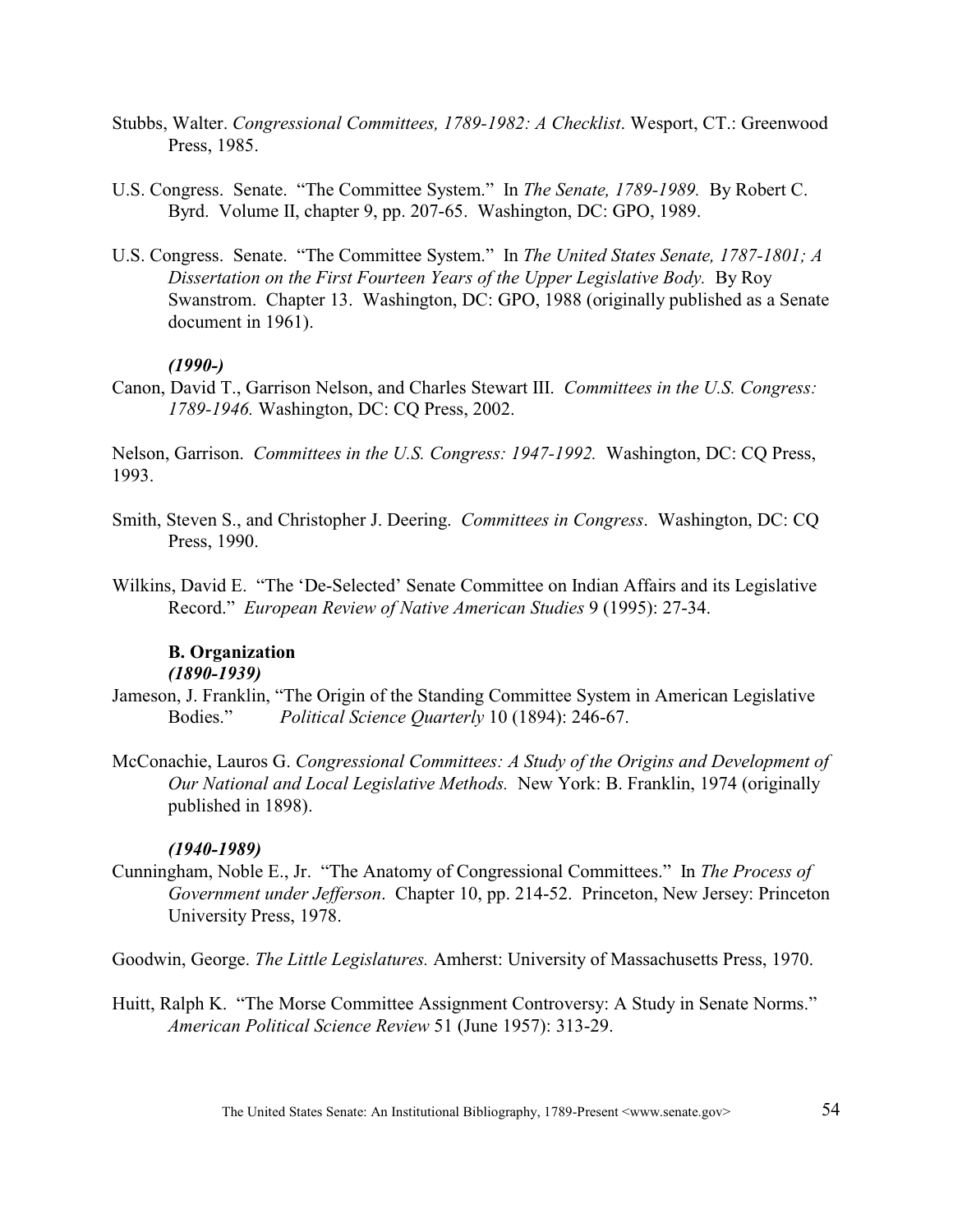Stubbs, Walter. *Congressional Committees, 1789-1982: A Checklist*. Wesport, CT.: Greenwood Press, 1985.

U.S. Congress. Senate. "The Committee System." In *The Senate, 1789-1989.* By Robert C. Byrd. Volume II, chapter 9, pp. 207-65. Washington, DC: GPO, 1989.

U.S. Congress. Senate. "The Committee System." In *The United States Senate, 1787-1801; A Dissertation on the First Fourteen Years of the Upper Legislative Body.* By Roy Swanstrom. Chapter 13. Washington, DC: GPO, 1988 (originally published as a Senate document in 1961).

***(1990-)***

Canon, David T., Garrison Nelson, and Charles Stewart III. *Committees in the U.S. Congress: 1789-1946.* Washington, DC: CQ Press, 2002.

Nelson, Garrison. *Committees in the U.S. Congress: 1947-1992.* Washington, DC: CQ Press, 1993.

Smith, Steven S., and Christopher J. Deering. *Committees in Congress*. Washington, DC: CQ Press, 1990.

Wilkins, David E. "The 'De-Selected' Senate Committee on Indian Affairs and its Legislative Record." *European Review of Native American Studies* 9 (1995): 27-34.

### B. Organization

***(1890-1939)***

Jameson, J. Franklin, "The Origin of the Standing Committee System in American Legislative Bodies." *Political Science Quarterly* 10 (1894): 246-67.

McConachie, Lauros G. *Congressional Committees: A Study of the Origins and Development of Our National and Local Legislative Methods.* New York: B. Franklin, 1974 (originally published in 1898).

***(1940-1989)***

Cunningham, Noble E., Jr. "The Anatomy of Congressional Committees." In *The Process of Government under Jefferson*. Chapter 10, pp. 214-52. Princeton, New Jersey: Princeton University Press, 1978.

Goodwin, George. *The Little Legislatures.* Amherst: University of Massachusetts Press, 1970.

Huitt, Ralph K. "The Morse Committee Assignment Controversy: A Study in Senate Norms." *American Political Science Review* 51 (June 1957): 313-29.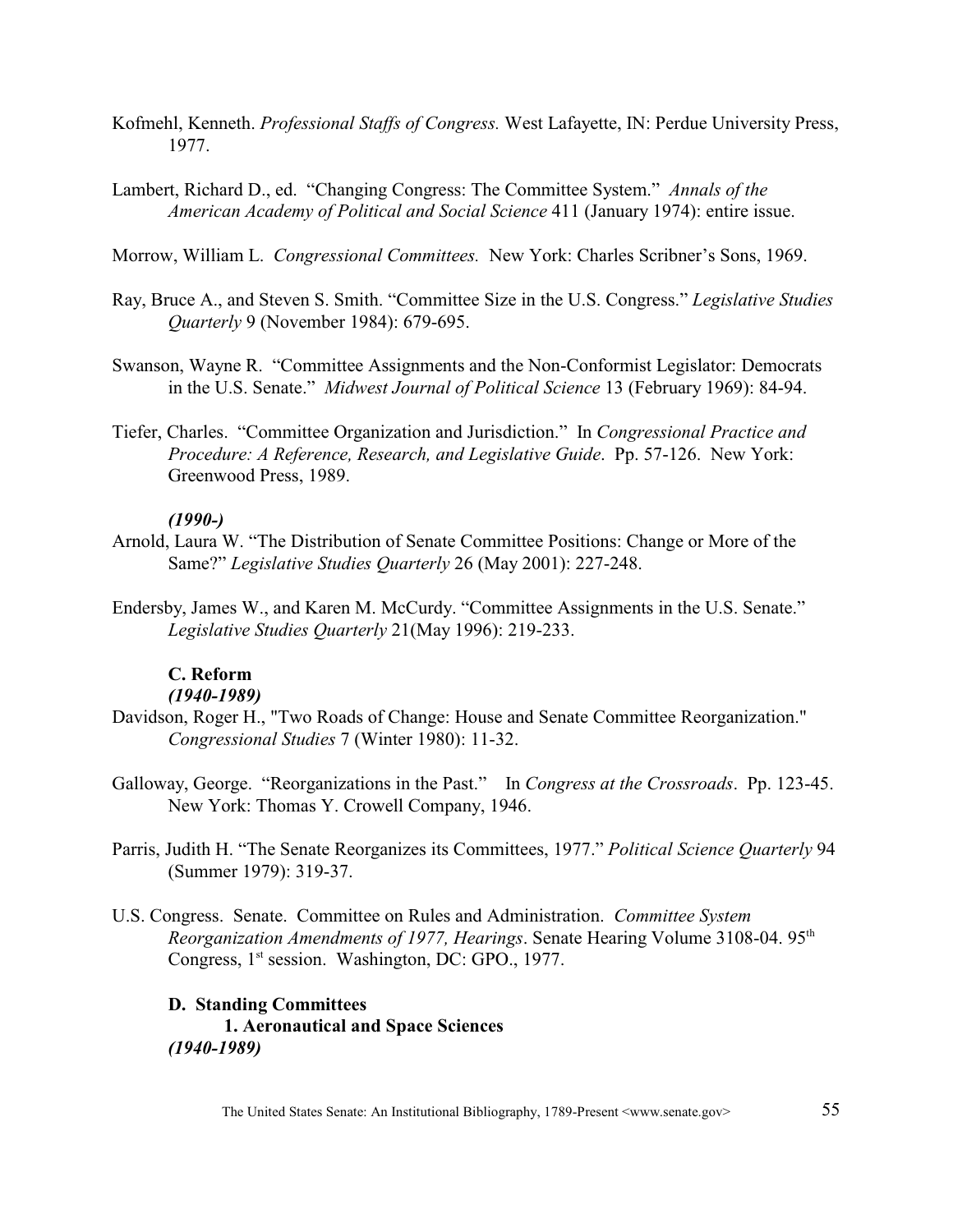Kofmehl, Kenneth. *Professional Staffs of Congress.* West Lafayette, IN: Perdue University Press, 1977.

Lambert, Richard D., ed. "Changing Congress: The Committee System." *Annals of the American Academy of Political and Social Science* 411 (January 1974): entire issue.

Morrow, William L. *Congressional Committees.* New York: Charles Scribner's Sons, 1969.

Ray, Bruce A., and Steven S. Smith. "Committee Size in the U.S. Congress." *Legislative Studies Quarterly* 9 (November 1984): 679-695.

Swanson, Wayne R. "Committee Assignments and the Non-Conformist Legislator: Democrats in the U.S. Senate." *Midwest Journal of Political Science* 13 (February 1969): 84-94.

Tiefer, Charles. "Committee Organization and Jurisdiction." In *Congressional Practice and Procedure: A Reference, Research, and Legislative Guide*. Pp. 57-126. New York: Greenwood Press, 1989.

***(1990-)***

Arnold, Laura W. "The Distribution of Senate Committee Positions: Change or More of the Same?" *Legislative Studies Quarterly* 26 (May 2001): 227-248.

Endersby, James W., and Karen M. McCurdy. "Committee Assignments in the U.S. Senate." *Legislative Studies Quarterly* 21(May 1996): 219-233.

### C. Reform

***(1940-1989)***

Davidson, Roger H., "Two Roads of Change: House and Senate Committee Reorganization." *Congressional Studies* 7 (Winter 1980): 11-32.

Galloway, George. "Reorganizations in the Past." In *Congress at the Crossroads*. Pp. 123-45. New York: Thomas Y. Crowell Company, 1946.

Parris, Judith H. "The Senate Reorganizes its Committees, 1977." *Political Science Quarterly* 94 (Summer 1979): 319-37.

U.S. Congress. Senate. Committee on Rules and Administration. *Committee System Reorganization Amendments of 1977, Hearings*. Senate Hearing Volume 3108-04. 95th Congress, 1st session. Washington, DC: GPO., 1977.

### D. Standing Committees

#### 1. Aeronautical and Space Sciences

***(1940-1989)***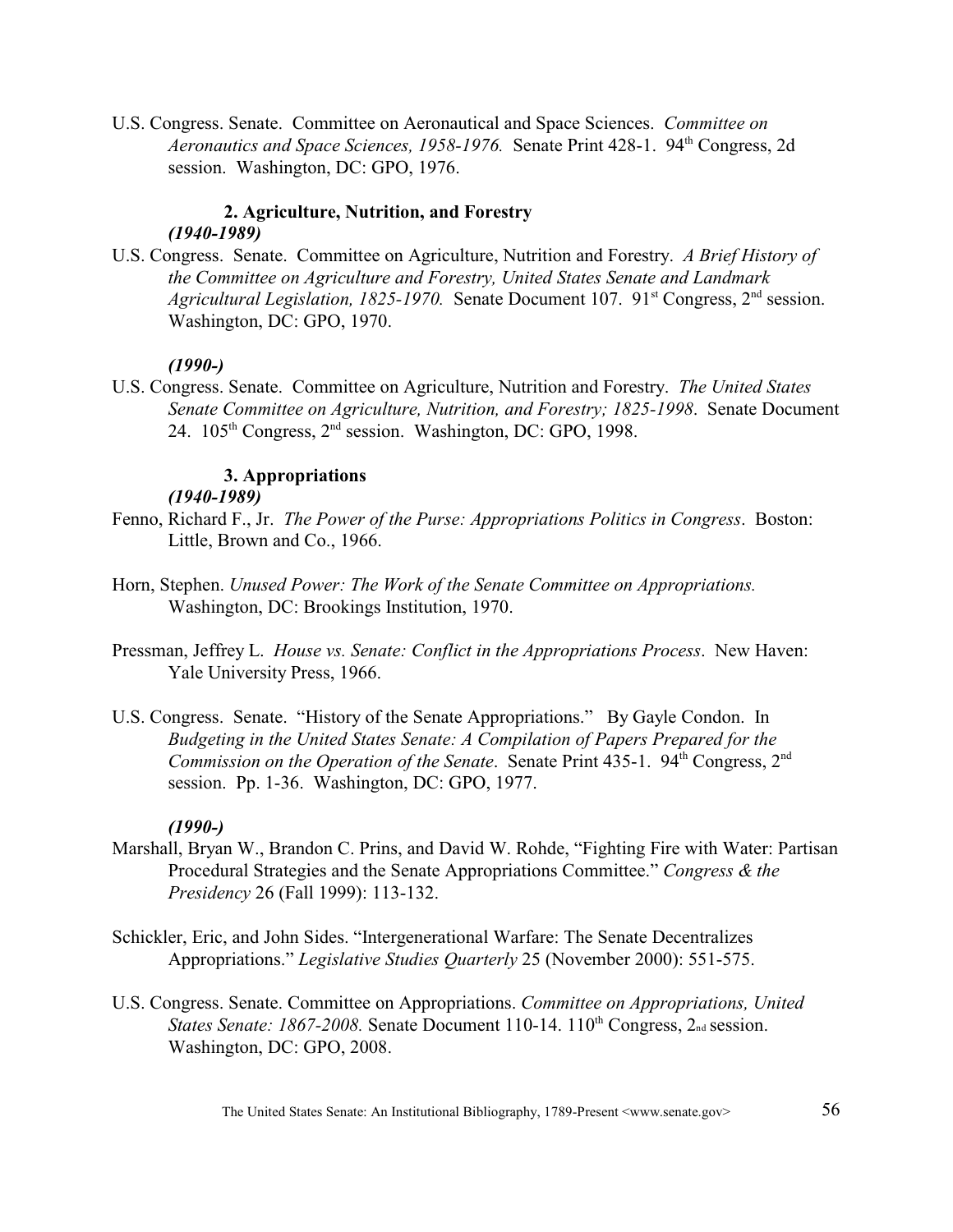U.S. Congress. Senate. Committee on Aeronautical and Space Sciences. *Committee on Aeronautics and Space Sciences, 1958-1976.* Senate Print 428-1. 94th Congress, 2d session. Washington, DC: GPO, 1976.

### 2. Agriculture, Nutrition, and Forestry

***(1940-1989)***

U.S. Congress. Senate. Committee on Agriculture, Nutrition and Forestry. *A Brief History of the Committee on Agriculture and Forestry, United States Senate and Landmark Agricultural Legislation, 1825-1970.* Senate Document 107. 91st Congress, 2nd session. Washington, DC: GPO, 1970.

***(1990-)***

U.S. Congress. Senate. Committee on Agriculture, Nutrition and Forestry. *The United States Senate Committee on Agriculture, Nutrition, and Forestry; 1825-1998*. Senate Document 24. 105th Congress, 2nd session. Washington, DC: GPO, 1998.

### 3. Appropriations

***(1940-1989)***

Fenno, Richard F., Jr. *The Power of the Purse: Appropriations Politics in Congress*. Boston: Little, Brown and Co., 1966.

Horn, Stephen. *Unused Power: The Work of the Senate Committee on Appropriations.* Washington, DC: Brookings Institution, 1970.

Pressman, Jeffrey L. *House vs. Senate: Conflict in the Appropriations Process*. New Haven: Yale University Press, 1966.

U.S. Congress. Senate. "History of the Senate Appropriations." By Gayle Condon. In *Budgeting in the United States Senate: A Compilation of Papers Prepared for the Commission on the Operation of the Senate*. Senate Print 435-1. 94th Congress, 2nd session. Pp. 1-36. Washington, DC: GPO, 1977.

***(1990-)***

Marshall, Bryan W., Brandon C. Prins, and David W. Rohde, "Fighting Fire with Water: Partisan Procedural Strategies and the Senate Appropriations Committee." *Congress & the Presidency* 26 (Fall 1999): 113-132.

Schickler, Eric, and John Sides. "Intergenerational Warfare: The Senate Decentralizes Appropriations." *Legislative Studies Quarterly* 25 (November 2000): 551-575.

U.S. Congress. Senate. Committee on Appropriations. *Committee on Appropriations, United States Senate: 1867-2008.* Senate Document 110-14. 110th Congress, 2nd session. Washington, DC: GPO, 2008.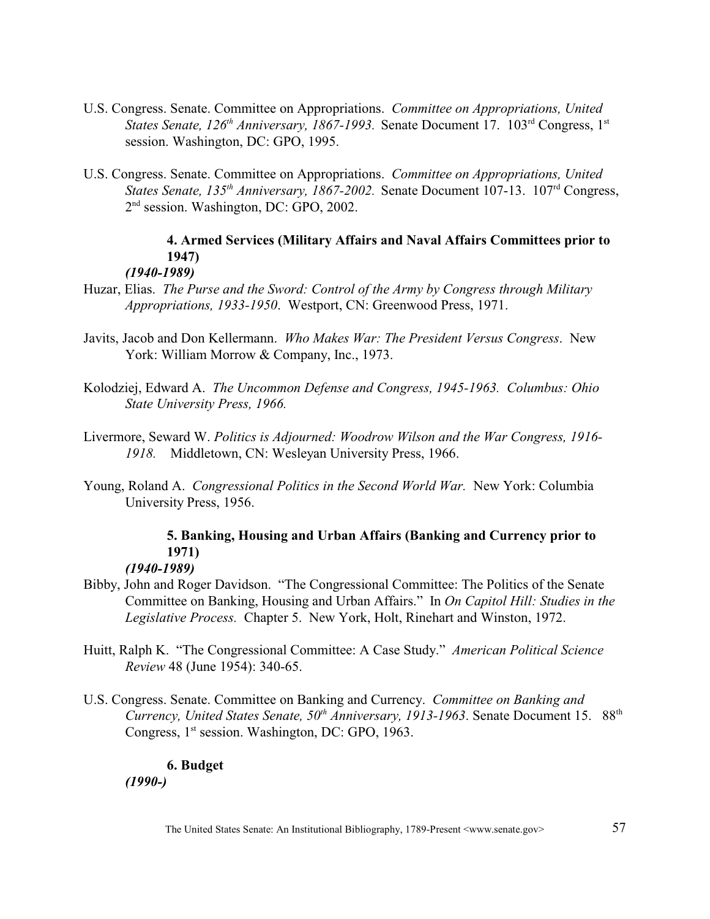U.S. Congress. Senate. Committee on Appropriations. *Committee on Appropriations, United States Senate, 126th Anniversary, 1867-1993.* Senate Document 17. 103rd Congress, 1st session. Washington, DC: GPO, 1995.

U.S. Congress. Senate. Committee on Appropriations. *Committee on Appropriations, United States Senate, 135th Anniversary, 1867-2002.* Senate Document 107-13. 107rd Congress, 2nd session. Washington, DC: GPO, 2002.

### 4. Armed Services (Military Affairs and Naval Affairs Committees prior to 1947)

***(1940-1989)***

Huzar, Elias. *The Purse and the Sword: Control of the Army by Congress through Military Appropriations, 1933-1950*. Westport, CN: Greenwood Press, 1971.

Javits, Jacob and Don Kellermann. *Who Makes War: The President Versus Congress*. New York: William Morrow & Company, Inc., 1973.

Kolodziej, Edward A. *The Uncommon Defense and Congress, 1945-1963. Columbus: Ohio State University Press, 1966.*

Livermore, Seward W. *Politics is Adjourned: Woodrow Wilson and the War Congress, 1916-1918.* Middletown, CN: Wesleyan University Press, 1966.

Young, Roland A. *Congressional Politics in the Second World War.* New York: Columbia University Press, 1956.

### 5. Banking, Housing and Urban Affairs (Banking and Currency prior to 1971)

***(1940-1989)***

Bibby, John and Roger Davidson. "The Congressional Committee: The Politics of the Senate Committee on Banking, Housing and Urban Affairs." In *On Capitol Hill: Studies in the Legislative Process.* Chapter 5. New York, Holt, Rinehart and Winston, 1972.

Huitt, Ralph K. "The Congressional Committee: A Case Study." *American Political Science Review* 48 (June 1954): 340-65.

U.S. Congress. Senate. Committee on Banking and Currency. *Committee on Banking and Currency, United States Senate, 50th Anniversary, 1913-1963*. Senate Document 15. 88th Congress, 1st session. Washington, DC: GPO, 1963.

### 6. Budget

***(1990-)***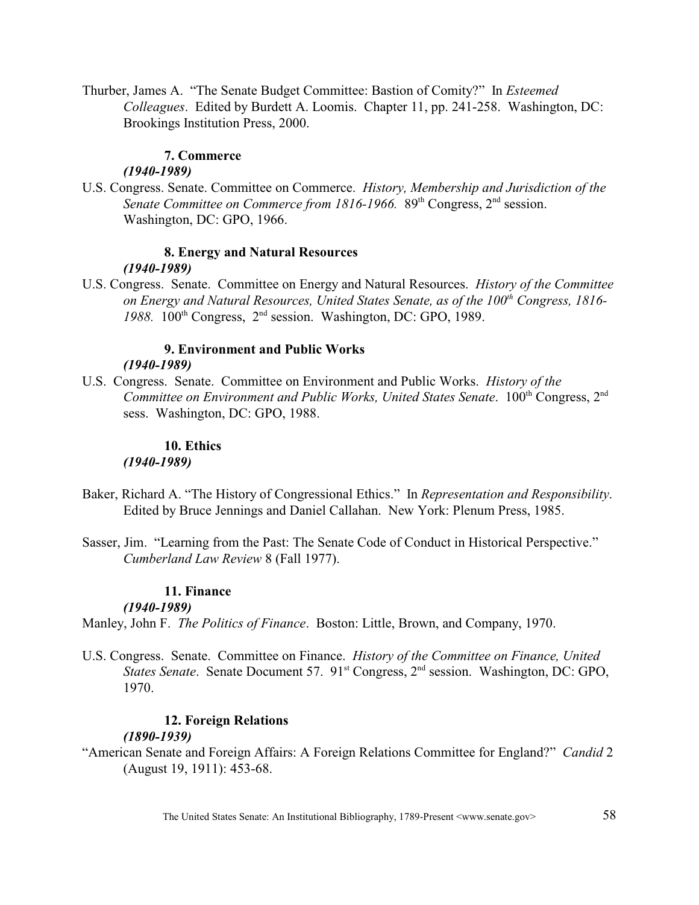Thurber, James A. "The Senate Budget Committee: Bastion of Comity?" In *Esteemed Colleagues*. Edited by Burdett A. Loomis. Chapter 11, pp. 241-258. Washington, DC: Brookings Institution Press, 2000.

### 7. Commerce

***(1940-1989)***

U.S. Congress. Senate. Committee on Commerce. *History, Membership and Jurisdiction of the Senate Committee on Commerce from 1816-1966.* 89th Congress, 2nd session. Washington, DC: GPO, 1966.

### 8. Energy and Natural Resources

***(1940-1989)***

U.S. Congress. Senate. Committee on Energy and Natural Resources. *History of the Committee on Energy and Natural Resources, United States Senate, as of the 100th Congress, 1816-1988.* 100th Congress, 2nd session. Washington, DC: GPO, 1989.

### 9. Environment and Public Works

***(1940-1989)***

U.S. Congress. Senate. Committee on Environment and Public Works. *History of the Committee on Environment and Public Works, United States Senate*. 100th Congress, 2nd sess. Washington, DC: GPO, 1988.

### 10. Ethics

***(1940-1989)***

Baker, Richard A. "The History of Congressional Ethics." In *Representation and Responsibility*. Edited by Bruce Jennings and Daniel Callahan. New York: Plenum Press, 1985.

Sasser, Jim. "Learning from the Past: The Senate Code of Conduct in Historical Perspective." *Cumberland Law Review* 8 (Fall 1977).

### 11. Finance

***(1940-1989)***

Manley, John F. *The Politics of Finance*. Boston: Little, Brown, and Company, 1970.

U.S. Congress. Senate. Committee on Finance. *History of the Committee on Finance, United States Senate*. Senate Document 57. 91st Congress, 2nd session. Washington, DC: GPO, 1970.

### 12. Foreign Relations

***(1890-1939)***

"American Senate and Foreign Affairs: A Foreign Relations Committee for England?" *Candid* 2 (August 19, 1911): 453-68.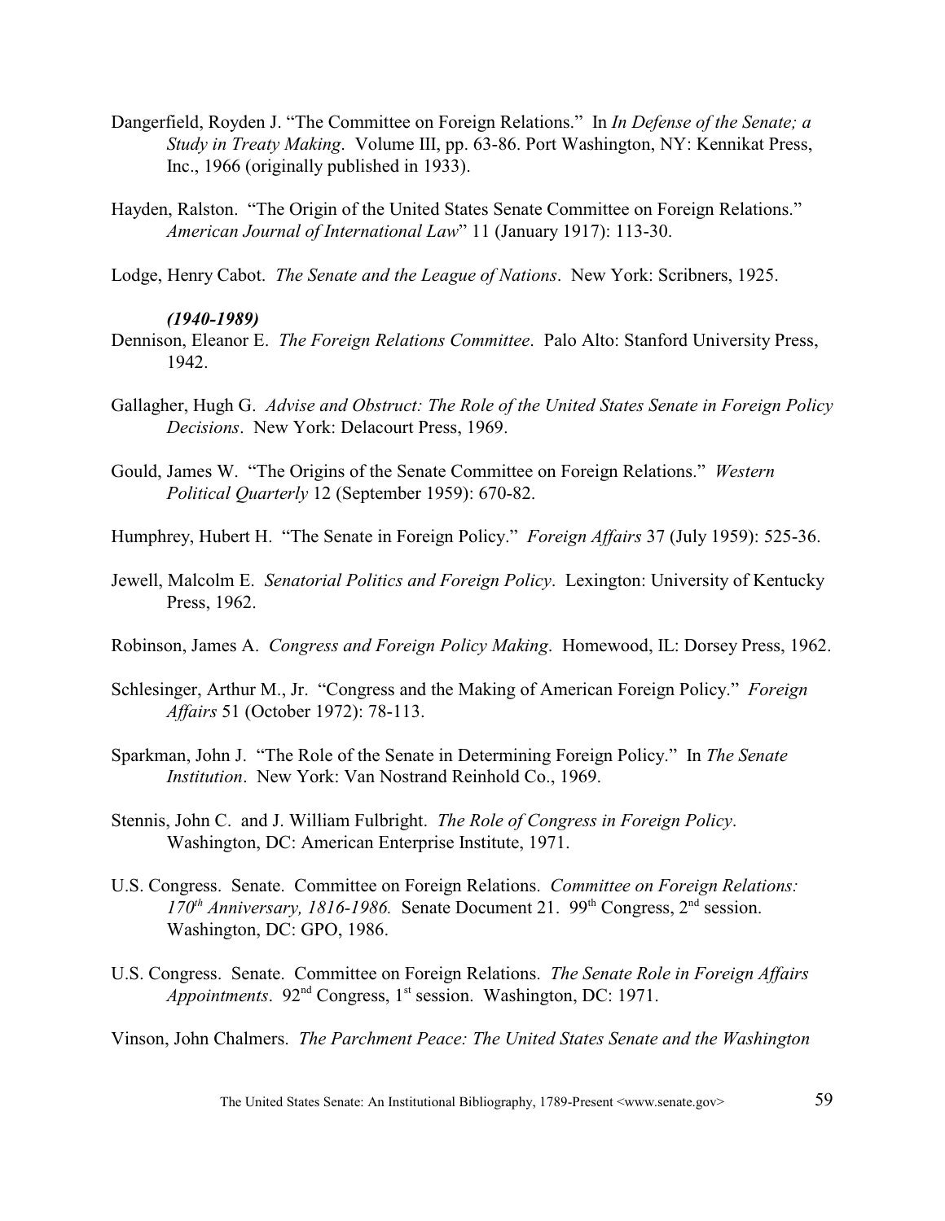Dangerfield, Royden J. "The Committee on Foreign Relations." In *In Defense of the Senate; a Study in Treaty Making*. Volume III, pp. 63-86. Port Washington, NY: Kennikat Press, Inc., 1966 (originally published in 1933).

Hayden, Ralston. "The Origin of the United States Senate Committee on Foreign Relations." *American Journal of International Law*" 11 (January 1917): 113-30.

Lodge, Henry Cabot. *The Senate and the League of Nations*. New York: Scribners, 1925.

***(1940-1989)***

Dennison, Eleanor E. *The Foreign Relations Committee*. Palo Alto: Stanford University Press, 1942.

Gallagher, Hugh G. *Advise and Obstruct: The Role of the United States Senate in Foreign Policy Decisions*. New York: Delacourt Press, 1969.

Gould, James W. "The Origins of the Senate Committee on Foreign Relations." *Western Political Quarterly* 12 (September 1959): 670-82.

Humphrey, Hubert H. "The Senate in Foreign Policy." *Foreign Affairs* 37 (July 1959): 525-36.

Jewell, Malcolm E. *Senatorial Politics and Foreign Policy*. Lexington: University of Kentucky Press, 1962.

Robinson, James A. *Congress and Foreign Policy Making*. Homewood, IL: Dorsey Press, 1962.

Schlesinger, Arthur M., Jr. "Congress and the Making of American Foreign Policy." *Foreign Affairs* 51 (October 1972): 78-113.

Sparkman, John J. "The Role of the Senate in Determining Foreign Policy." In *The Senate Institution*. New York: Van Nostrand Reinhold Co., 1969.

Stennis, John C. and J. William Fulbright. *The Role of Congress in Foreign Policy*. Washington, DC: American Enterprise Institute, 1971.

U.S. Congress. Senate. Committee on Foreign Relations. *Committee on Foreign Relations: 170th Anniversary, 1816-1986.* Senate Document 21. 99th Congress, 2nd session. Washington, DC: GPO, 1986.

U.S. Congress. Senate. Committee on Foreign Relations. *The Senate Role in Foreign Affairs Appointments*. 92nd Congress, 1st session. Washington, DC: 1971.

Vinson, John Chalmers. *The Parchment Peace: The United States Senate and the Washington*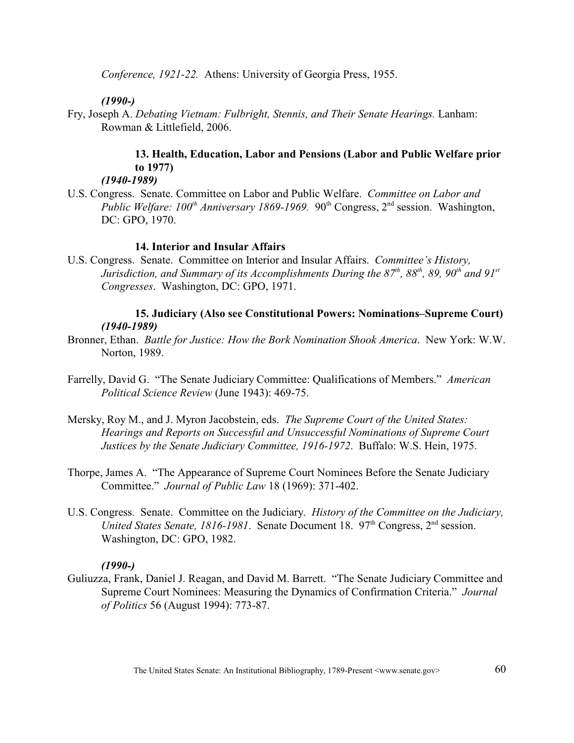*Conference, 1921-22.* Athens: University of Georgia Press, 1955.

***(1990-)***

Fry, Joseph A. *Debating Vietnam: Fulbright, Stennis, and Their Senate Hearings.* Lanham: Rowman & Littlefield, 2006.

### 13. Health, Education, Labor and Pensions (Labor and Public Welfare prior to 1977)

***(1940-1989)***

U.S. Congress. Senate. Committee on Labor and Public Welfare. *Committee on Labor and Public Welfare: 100th Anniversary 1869-1969.* 90th Congress, 2nd session. Washington, DC: GPO, 1970.

### 14. Interior and Insular Affairs

U.S. Congress. Senate. Committee on Interior and Insular Affairs. *Committee's History, Jurisdiction, and Summary of its Accomplishments During the 87th, 88th, 89, 90th and 91st Congresses*. Washington, DC: GPO, 1971.

### 15. Judiciary (Also see Constitutional Powers: Nominations–Supreme Court)

***(1940-1989)***

Bronner, Ethan. *Battle for Justice: How the Bork Nomination Shook America*. New York: W.W. Norton, 1989.

Farrelly, David G. "The Senate Judiciary Committee: Qualifications of Members." *American Political Science Review* (June 1943): 469-75.

Mersky, Roy M., and J. Myron Jacobstein, eds. *The Supreme Court of the United States: Hearings and Reports on Successful and Unsuccessful Nominations of Supreme Court Justices by the Senate Judiciary Committee, 1916-1972*. Buffalo: W.S. Hein, 1975.

Thorpe, James A. "The Appearance of Supreme Court Nominees Before the Senate Judiciary Committee." *Journal of Public Law* 18 (1969): 371-402.

U.S. Congress. Senate. Committee on the Judiciary. *History of the Committee on the Judiciary, United States Senate, 1816-1981*. Senate Document 18. 97th Congress, 2nd session. Washington, DC: GPO, 1982.

***(1990-)***

Guliuzza, Frank, Daniel J. Reagan, and David M. Barrett. "The Senate Judiciary Committee and Supreme Court Nominees: Measuring the Dynamics of Confirmation Criteria." *Journal of Politics* 56 (August 1994): 773-87.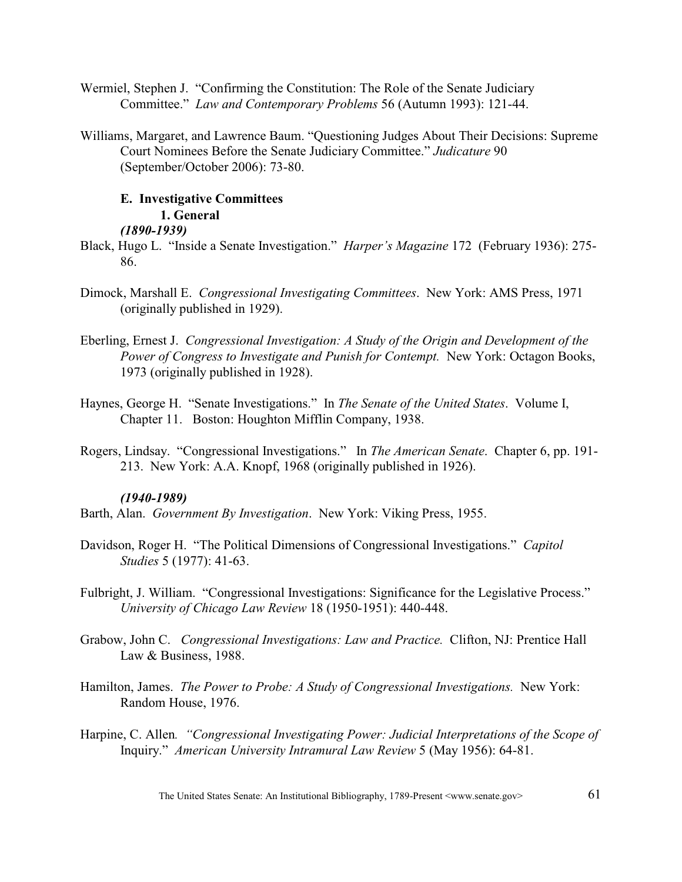Wermiel, Stephen J. "Confirming the Constitution: The Role of the Senate Judiciary Committee." *Law and Contemporary Problems* 56 (Autumn 1993): 121-44.

Williams, Margaret, and Lawrence Baum. "Questioning Judges About Their Decisions: Supreme Court Nominees Before the Senate Judiciary Committee." *Judicature* 90 (September/October 2006): 73-80.

### E. Investigative Committees

#### 1. General

***(1890-1939)***

Black, Hugo L. "Inside a Senate Investigation." *Harper's Magazine* 172 (February 1936): 275-86.

Dimock, Marshall E. *Congressional Investigating Committees*. New York: AMS Press, 1971 (originally published in 1929).

Eberling, Ernest J. *Congressional Investigation: A Study of the Origin and Development of the Power of Congress to Investigate and Punish for Contempt.* New York: Octagon Books, 1973 (originally published in 1928).

Haynes, George H. "Senate Investigations." In *The Senate of the United States*. Volume I, Chapter 11. Boston: Houghton Mifflin Company, 1938.

Rogers, Lindsay. "Congressional Investigations." In *The American Senate*. Chapter 6, pp. 191-213. New York: A.A. Knopf, 1968 (originally published in 1926).

***(1940-1989)***

Barth, Alan. *Government By Investigation*. New York: Viking Press, 1955.

Davidson, Roger H. "The Political Dimensions of Congressional Investigations." *Capitol Studies* 5 (1977): 41-63.

Fulbright, J. William. "Congressional Investigations: Significance for the Legislative Process." *University of Chicago Law Review* 18 (1950-1951): 440-448.

Grabow, John C. *Congressional Investigations: Law and Practice.* Clifton, NJ: Prentice Hall Law & Business, 1988.

Hamilton, James. *The Power to Probe: A Study of Congressional Investigations.* New York: Random House, 1976.

Harpine, C. Allen*. "Congressional Investigating Power: Judicial Interpretations of the Scope of* Inquiry." *American University Intramural Law Review* 5 (May 1956): 64-81.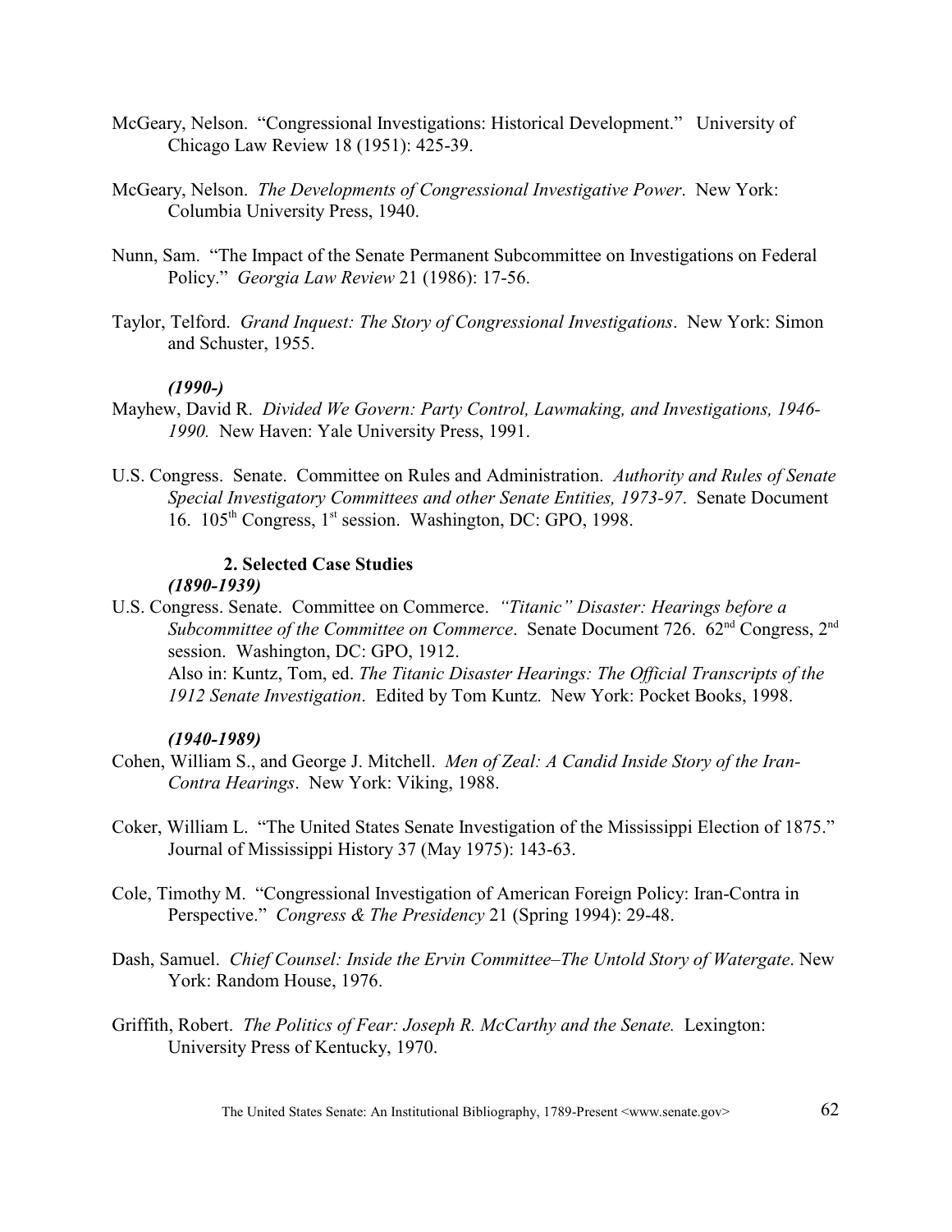McGeary, Nelson. "Congressional Investigations: Historical Development." University of Chicago Law Review 18 (1951): 425-39.

McGeary, Nelson. *The Developments of Congressional Investigative Power*. New York: Columbia University Press, 1940.

Nunn, Sam. "The Impact of the Senate Permanent Subcommittee on Investigations on Federal Policy." *Georgia Law Review* 21 (1986): 17-56.

Taylor, Telford. *Grand Inquest: The Story of Congressional Investigations*. New York: Simon and Schuster, 1955.

***(1990-)***

Mayhew, David R. *Divided We Govern: Party Control, Lawmaking, and Investigations, 1946-1990.* New Haven: Yale University Press, 1991.

U.S. Congress. Senate. Committee on Rules and Administration. *Authority and Rules of Senate Special Investigatory Committees and other Senate Entities, 1973-97*. Senate Document 16. 105th Congress, 1st session. Washington, DC: GPO, 1998.

### 2. Selected Case Studies

***(1890-1939)***

U.S. Congress. Senate. Committee on Commerce. *"Titanic" Disaster: Hearings before a Subcommittee of the Committee on Commerce*. Senate Document 726. 62nd Congress, 2nd session. Washington, DC: GPO, 1912.
Also in: Kuntz, Tom, ed. *The Titanic Disaster Hearings: The Official Transcripts of the 1912 Senate Investigation*. Edited by Tom Kuntz. New York: Pocket Books, 1998.

***(1940-1989)***

Cohen, William S., and George J. Mitchell. *Men of Zeal: A Candid Inside Story of the Iran-Contra Hearings*. New York: Viking, 1988.

Coker, William L. "The United States Senate Investigation of the Mississippi Election of 1875." Journal of Mississippi History 37 (May 1975): 143-63.

Cole, Timothy M. "Congressional Investigation of American Foreign Policy: Iran-Contra in Perspective." *Congress & The Presidency* 21 (Spring 1994): 29-48.

Dash, Samuel. *Chief Counsel: Inside the Ervin Committee–The Untold Story of Watergate*. New York: Random House, 1976.

Griffith, Robert. *The Politics of Fear: Joseph R. McCarthy and the Senate.* Lexington: University Press of Kentucky, 1970.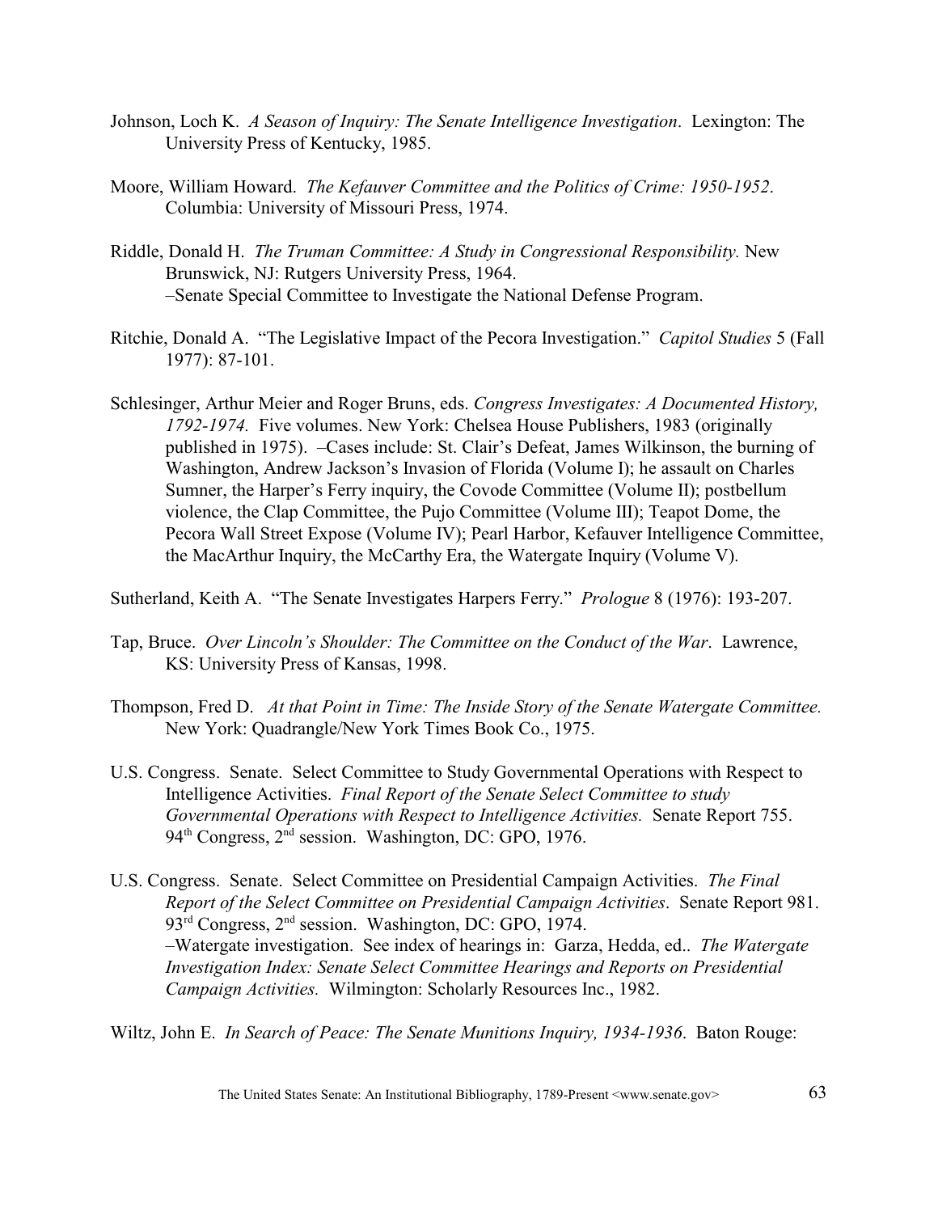Johnson, Loch K. *A Season of Inquiry: The Senate Intelligence Investigation*. Lexington: The University Press of Kentucky, 1985.

Moore, William Howard. *The Kefauver Committee and the Politics of Crime: 1950-1952*. Columbia: University of Missouri Press, 1974.

Riddle, Donald H. *The Truman Committee: A Study in Congressional Responsibility.* New Brunswick, NJ: Rutgers University Press, 1964.
–Senate Special Committee to Investigate the National Defense Program.

Ritchie, Donald A. "The Legislative Impact of the Pecora Investigation." *Capitol Studies* 5 (Fall 1977): 87-101.

Schlesinger, Arthur Meier and Roger Bruns, eds. *Congress Investigates: A Documented History, 1792-1974.* Five volumes. New York: Chelsea House Publishers, 1983 (originally published in 1975). –Cases include: St. Clair's Defeat, James Wilkinson, the burning of Washington, Andrew Jackson's Invasion of Florida (Volume I); he assault on Charles Sumner, the Harper's Ferry inquiry, the Covode Committee (Volume II); postbellum violence, the Clap Committee, the Pujo Committee (Volume III); Teapot Dome, the Pecora Wall Street Expose (Volume IV); Pearl Harbor, Kefauver Intelligence Committee, the MacArthur Inquiry, the McCarthy Era, the Watergate Inquiry (Volume V).

Sutherland, Keith A. "The Senate Investigates Harpers Ferry." *Prologue* 8 (1976): 193-207.

Tap, Bruce. *Over Lincoln's Shoulder: The Committee on the Conduct of the War*. Lawrence, KS: University Press of Kansas, 1998.

Thompson, Fred D. *At that Point in Time: The Inside Story of the Senate Watergate Committee.* New York: Quadrangle/New York Times Book Co., 1975.

U.S. Congress. Senate. Select Committee to Study Governmental Operations with Respect to Intelligence Activities. *Final Report of the Senate Select Committee to study Governmental Operations with Respect to Intelligence Activities.* Senate Report 755. 94th Congress, 2nd session. Washington, DC: GPO, 1976.

U.S. Congress. Senate. Select Committee on Presidential Campaign Activities. *The Final Report of the Select Committee on Presidential Campaign Activities*. Senate Report 981. 93rd Congress, 2nd session. Washington, DC: GPO, 1974.
–Watergate investigation. See index of hearings in: Garza, Hedda, ed.. *The Watergate Investigation Index: Senate Select Committee Hearings and Reports on Presidential Campaign Activities.* Wilmington: Scholarly Resources Inc., 1982.

Wiltz, John E. *In Search of Peace: The Senate Munitions Inquiry, 1934-1936*. Baton Rouge: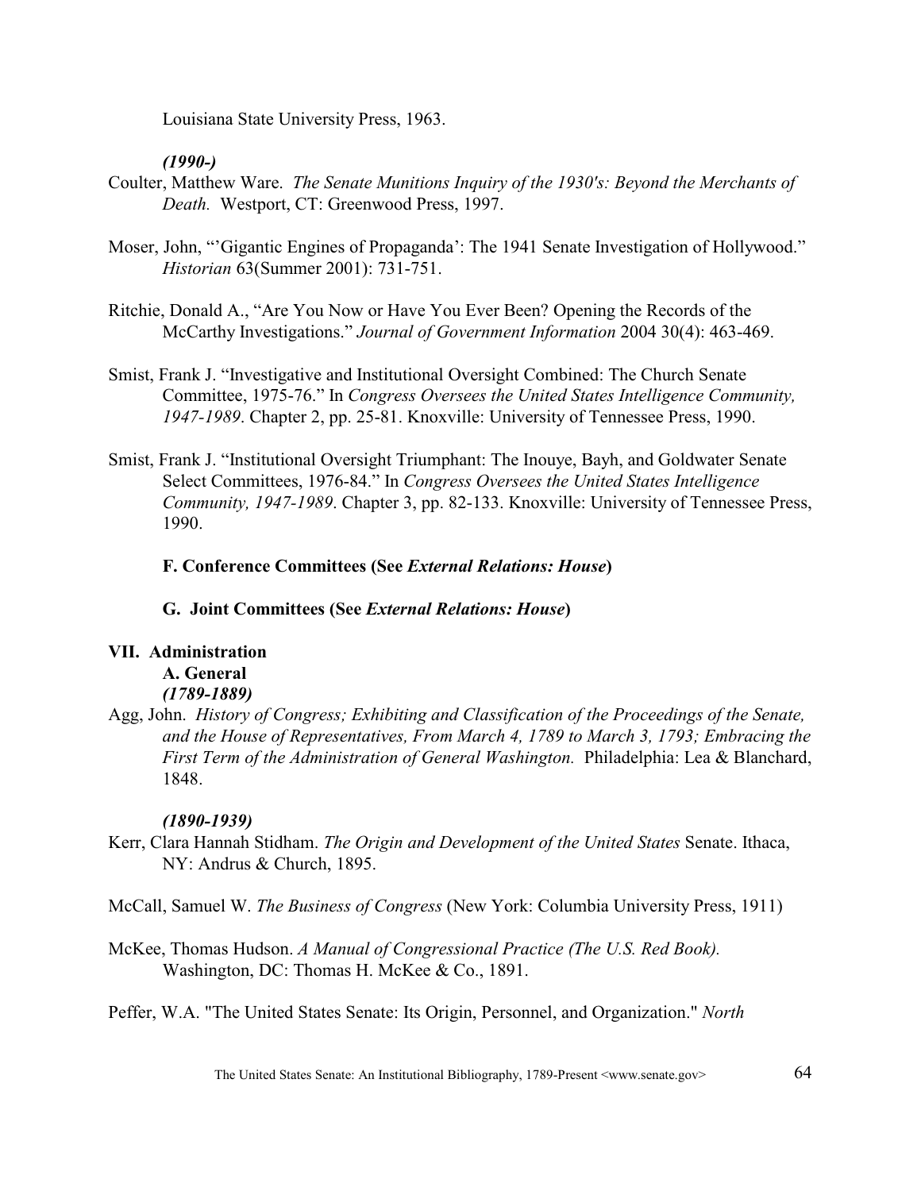Louisiana State University Press, 1963.

*(1990-)*

Coulter, Matthew Ware. *The Senate Munitions Inquiry of the 1930's: Beyond the Merchants of Death.* Westport, CT: Greenwood Press, 1997.

Moser, John, "'Gigantic Engines of Propaganda': The 1941 Senate Investigation of Hollywood." *Historian* 63(Summer 2001): 731-751.

Ritchie, Donald A., "Are You Now or Have You Ever Been? Opening the Records of the McCarthy Investigations." *Journal of Government Information* 2004 30(4): 463-469.

Smist, Frank J. "Investigative and Institutional Oversight Combined: The Church Senate Committee, 1975-76." In *Congress Oversees the United States Intelligence Community, 1947-1989*. Chapter 2, pp. 25-81. Knoxville: University of Tennessee Press, 1990.

Smist, Frank J. "Institutional Oversight Triumphant: The Inouye, Bayh, and Goldwater Senate Select Committees, 1976-84." In *Congress Oversees the United States Intelligence Community, 1947-1989*. Chapter 3, pp. 82-133. Knoxville: University of Tennessee Press, 1990.

### F. Conference Committees (See *External Relations: House*)

### G. Joint Committees (See *External Relations: House*)

## VII. Administration

### A. General

*(1789-1889)*

Agg, John. *History of Congress; Exhibiting and Classification of the Proceedings of the Senate, and the House of Representatives, From March 4, 1789 to March 3, 1793; Embracing the First Term of the Administration of General Washington.* Philadelphia: Lea & Blanchard, 1848.

*(1890-1939)*

Kerr, Clara Hannah Stidham. *The Origin and Development of the United States* Senate. Ithaca, NY: Andrus & Church, 1895.

McCall, Samuel W. *The Business of Congress* (New York: Columbia University Press, 1911)

McKee, Thomas Hudson. *A Manual of Congressional Practice (The U.S. Red Book).* Washington, DC: Thomas H. McKee & Co., 1891.

Peffer, W.A. "The United States Senate: Its Origin, Personnel, and Organization." *North*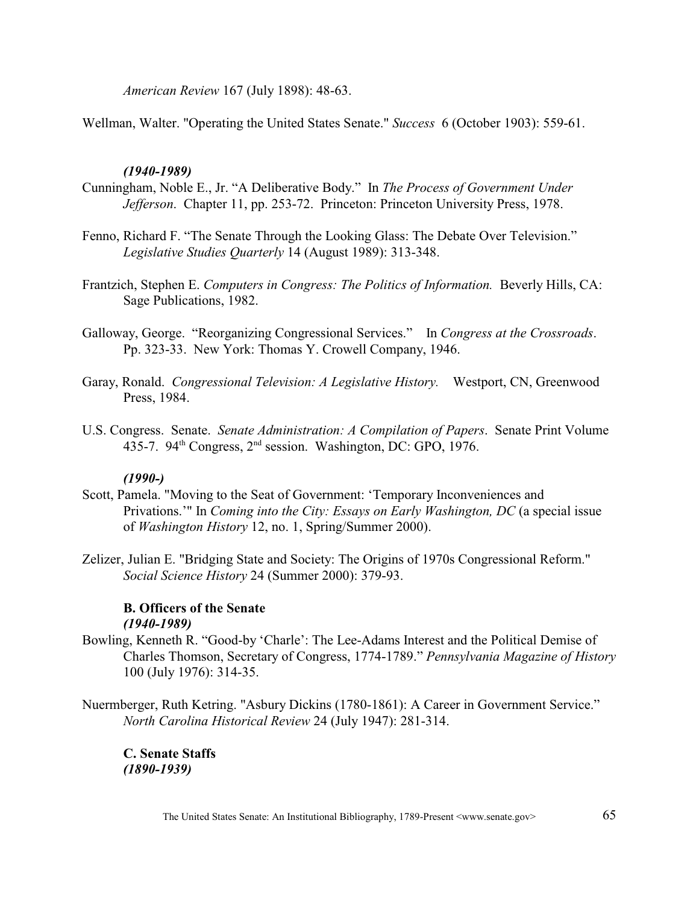*American Review* 167 (July 1898): 48-63.

Wellman, Walter. "Operating the United States Senate." *Success* 6 (October 1903): 559-61.

***(1940-1989)***

Cunningham, Noble E., Jr. "A Deliberative Body." In *The Process of Government Under Jefferson*. Chapter 11, pp. 253-72. Princeton: Princeton University Press, 1978.

Fenno, Richard F. "The Senate Through the Looking Glass: The Debate Over Television." *Legislative Studies Quarterly* 14 (August 1989): 313-348.

Frantzich, Stephen E. *Computers in Congress: The Politics of Information.* Beverly Hills, CA: Sage Publications, 1982.

Galloway, George. "Reorganizing Congressional Services." In *Congress at the Crossroads*. Pp. 323-33. New York: Thomas Y. Crowell Company, 1946.

Garay, Ronald. *Congressional Television: A Legislative History.* Westport, CN, Greenwood Press, 1984.

U.S. Congress. Senate. *Senate Administration: A Compilation of Papers*. Senate Print Volume 435-7. 94th Congress, 2nd session. Washington, DC: GPO, 1976.

***(1990-)***

Scott, Pamela. "Moving to the Seat of Government: 'Temporary Inconveniences and Privations.'" In *Coming into the City: Essays on Early Washington, DC* (a special issue of *Washington History* 12, no. 1, Spring/Summer 2000).

Zelizer, Julian E. "Bridging State and Society: The Origins of 1970s Congressional Reform." *Social Science History* 24 (Summer 2000): 379-93.

### B. Officers of the Senate

***(1940-1989)***

Bowling, Kenneth R. "Good-by 'Charle': The Lee-Adams Interest and the Political Demise of Charles Thomson, Secretary of Congress, 1774-1789." *Pennsylvania Magazine of History* 100 (July 1976): 314-35.

Nuermberger, Ruth Ketring. "Asbury Dickins (1780-1861): A Career in Government Service." *North Carolina Historical Review* 24 (July 1947): 281-314.

### C. Senate Staffs

***(1890-1939)***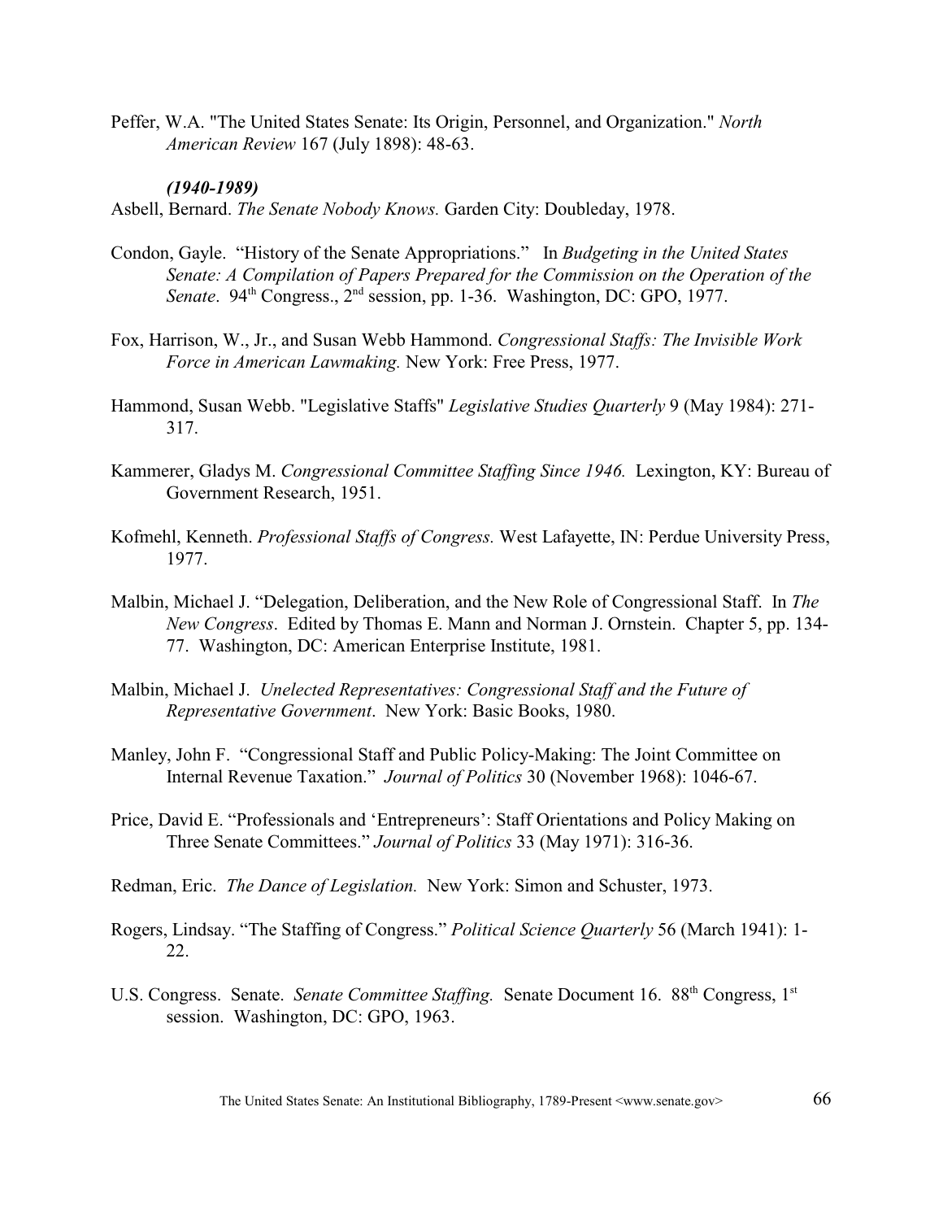Peffer, W.A. "The United States Senate: Its Origin, Personnel, and Organization." *North American Review* 167 (July 1898): 48-63.

***(1940-1989)***

Asbell, Bernard. *The Senate Nobody Knows.* Garden City: Doubleday, 1978.

Condon, Gayle. "History of the Senate Appropriations." In *Budgeting in the United States Senate: A Compilation of Papers Prepared for the Commission on the Operation of the Senate*. 94th Congress., 2nd session, pp. 1-36. Washington, DC: GPO, 1977.

Fox, Harrison, W., Jr., and Susan Webb Hammond. *Congressional Staffs: The Invisible Work Force in American Lawmaking.* New York: Free Press, 1977.

Hammond, Susan Webb. "Legislative Staffs" *Legislative Studies Quarterly* 9 (May 1984): 271-317.

Kammerer, Gladys M. *Congressional Committee Staffing Since 1946.* Lexington, KY: Bureau of Government Research, 1951.

Kofmehl, Kenneth. *Professional Staffs of Congress.* West Lafayette, IN: Perdue University Press, 1977.

Malbin, Michael J. "Delegation, Deliberation, and the New Role of Congressional Staff. In *The New Congress*. Edited by Thomas E. Mann and Norman J. Ornstein. Chapter 5, pp. 134-77. Washington, DC: American Enterprise Institute, 1981.

Malbin, Michael J. *Unelected Representatives: Congressional Staff and the Future of Representative Government*. New York: Basic Books, 1980.

Manley, John F. "Congressional Staff and Public Policy-Making: The Joint Committee on Internal Revenue Taxation." *Journal of Politics* 30 (November 1968): 1046-67.

Price, David E. "Professionals and 'Entrepreneurs': Staff Orientations and Policy Making on Three Senate Committees." *Journal of Politics* 33 (May 1971): 316-36.

Redman, Eric. *The Dance of Legislation.* New York: Simon and Schuster, 1973.

Rogers, Lindsay. "The Staffing of Congress." *Political Science Quarterly* 56 (March 1941): 1-22.

U.S. Congress. Senate. *Senate Committee Staffing.* Senate Document 16. 88th Congress, 1st session. Washington, DC: GPO, 1963.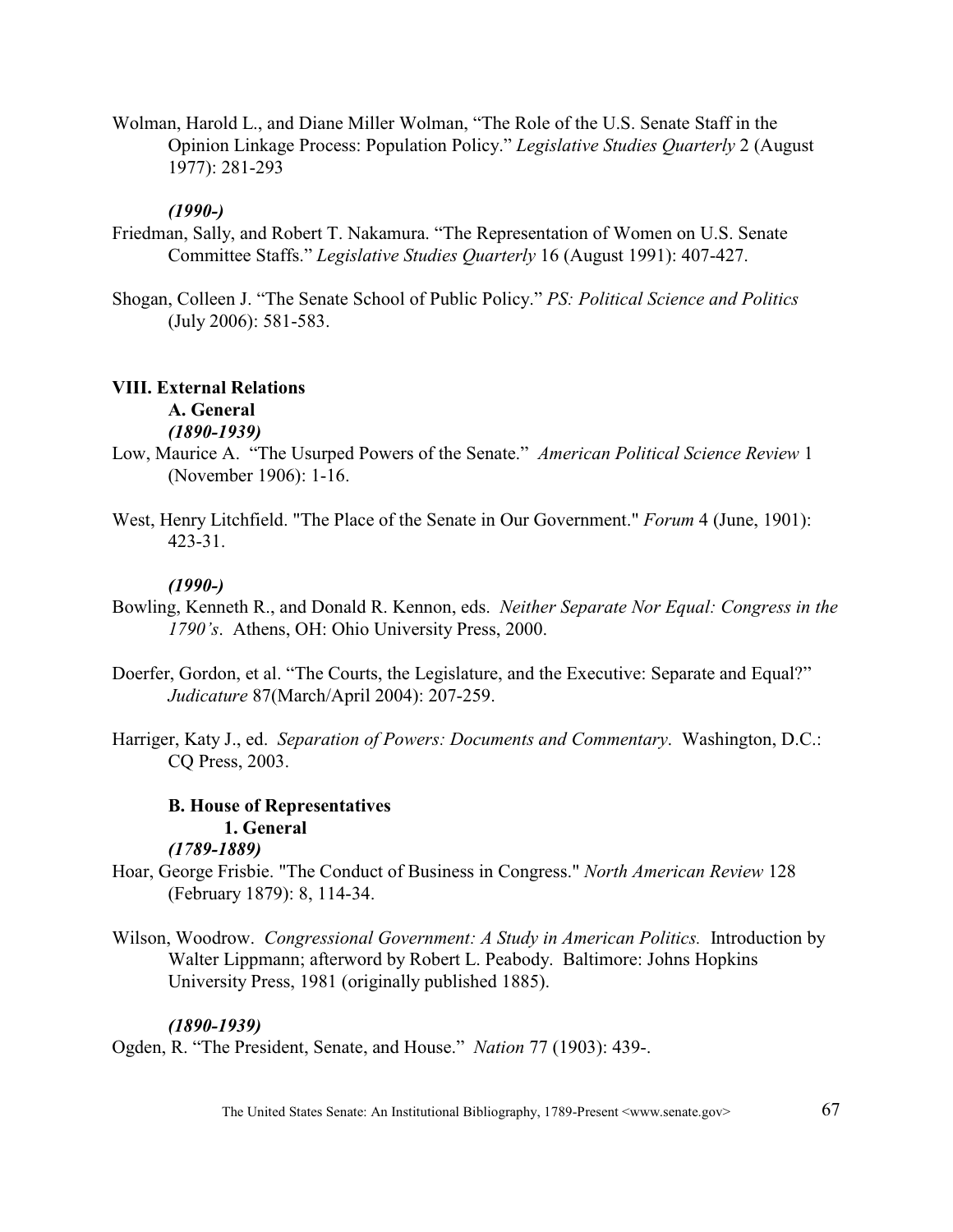Wolman, Harold L., and Diane Miller Wolman, "The Role of the U.S. Senate Staff in the Opinion Linkage Process: Population Policy." *Legislative Studies Quarterly* 2 (August 1977): 281-293

***(1990-)***

Friedman, Sally, and Robert T. Nakamura. "The Representation of Women on U.S. Senate Committee Staffs." *Legislative Studies Quarterly* 16 (August 1991): 407-427.

Shogan, Colleen J. "The Senate School of Public Policy." *PS: Political Science and Politics* (July 2006): 581-583.

## VIII. External Relations

### A. General

***(1890-1939)***

Low, Maurice A. "The Usurped Powers of the Senate." *American Political Science Review* 1 (November 1906): 1-16.

West, Henry Litchfield. "The Place of the Senate in Our Government." *Forum* 4 (June, 1901): 423-31.

***(1990-)***

Bowling, Kenneth R., and Donald R. Kennon, eds. *Neither Separate Nor Equal: Congress in the 1790's*. Athens, OH: Ohio University Press, 2000.

Doerfer, Gordon, et al. "The Courts, the Legislature, and the Executive: Separate and Equal?" *Judicature* 87(March/April 2004): 207-259.

Harriger, Katy J., ed. *Separation of Powers: Documents and Commentary*. Washington, D.C.: CQ Press, 2003.

### B. House of Representatives

#### 1. General

***(1789-1889)***

Hoar, George Frisbie. "The Conduct of Business in Congress." *North American Review* 128 (February 1879): 8, 114-34.

Wilson, Woodrow. *Congressional Government: A Study in American Politics.* Introduction by Walter Lippmann; afterword by Robert L. Peabody. Baltimore: Johns Hopkins University Press, 1981 (originally published 1885).

***(1890-1939)***

Ogden, R. "The President, Senate, and House." *Nation* 77 (1903): 439-.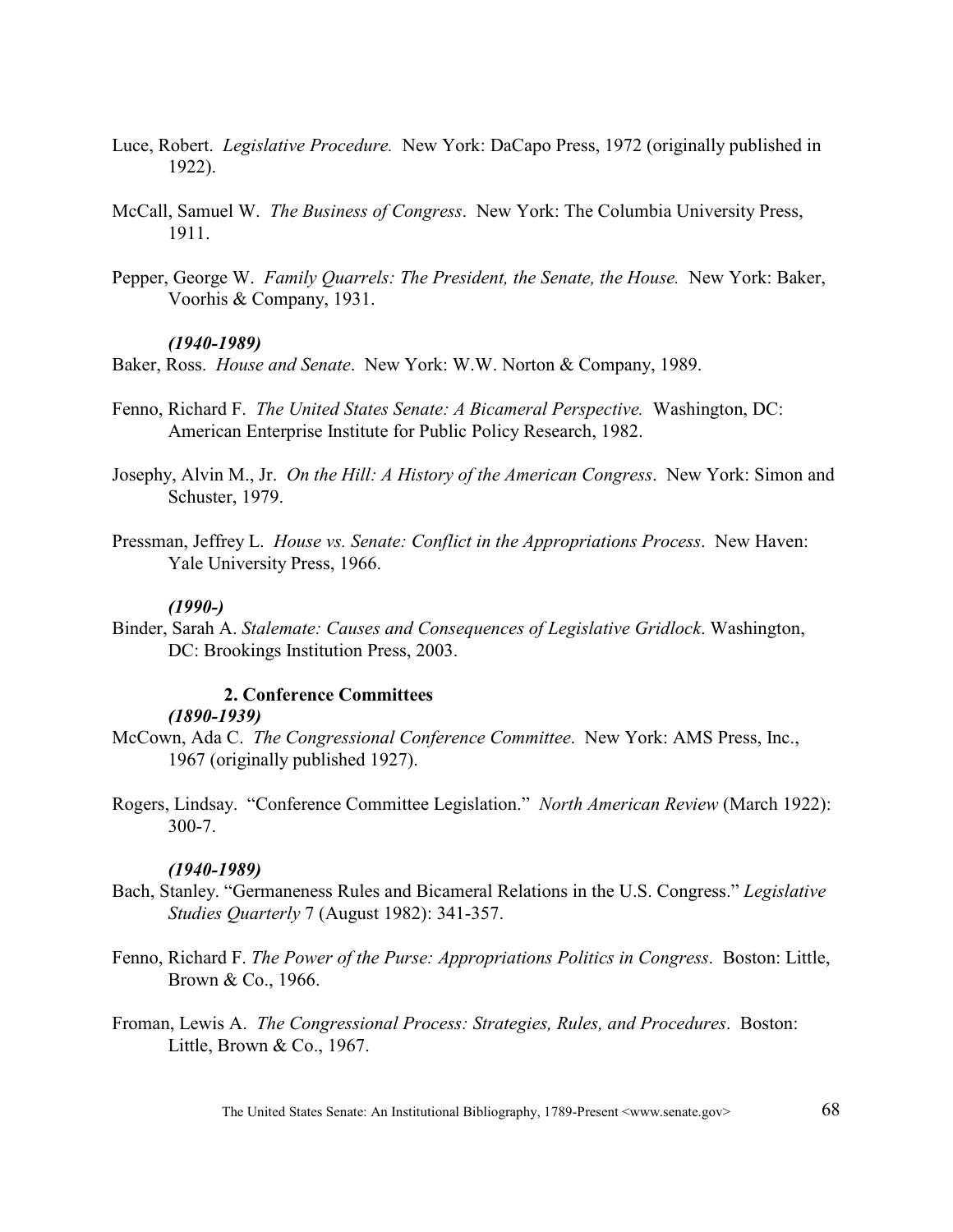Luce, Robert. *Legislative Procedure.* New York: DaCapo Press, 1972 (originally published in 1922).

McCall, Samuel W. *The Business of Congress*. New York: The Columbia University Press, 1911.

Pepper, George W. *Family Quarrels: The President, the Senate, the House.* New York: Baker, Voorhis & Company, 1931.

***(1940-1989)***

Baker, Ross. *House and Senate*. New York: W.W. Norton & Company, 1989.

Fenno, Richard F. *The United States Senate: A Bicameral Perspective.* Washington, DC: American Enterprise Institute for Public Policy Research, 1982.

Josephy, Alvin M., Jr. *On the Hill: A History of the American Congress*. New York: Simon and Schuster, 1979.

Pressman, Jeffrey L. *House vs. Senate: Conflict in the Appropriations Process*. New Haven: Yale University Press, 1966.

***(1990-)***

Binder, Sarah A. *Stalemate: Causes and Consequences of Legislative Gridlock*. Washington, DC: Brookings Institution Press, 2003.

### 2. Conference Committees

***(1890-1939)***

McCown, Ada C. *The Congressional Conference Committee*. New York: AMS Press, Inc., 1967 (originally published 1927).

Rogers, Lindsay. "Conference Committee Legislation." *North American Review* (March 1922): 300-7.

***(1940-1989)***

Bach, Stanley. "Germaneness Rules and Bicameral Relations in the U.S. Congress." *Legislative Studies Quarterly* 7 (August 1982): 341-357.

Fenno, Richard F. *The Power of the Purse: Appropriations Politics in Congress*. Boston: Little, Brown & Co., 1966.

Froman, Lewis A. *The Congressional Process: Strategies, Rules, and Procedures*. Boston: Little, Brown & Co., 1967.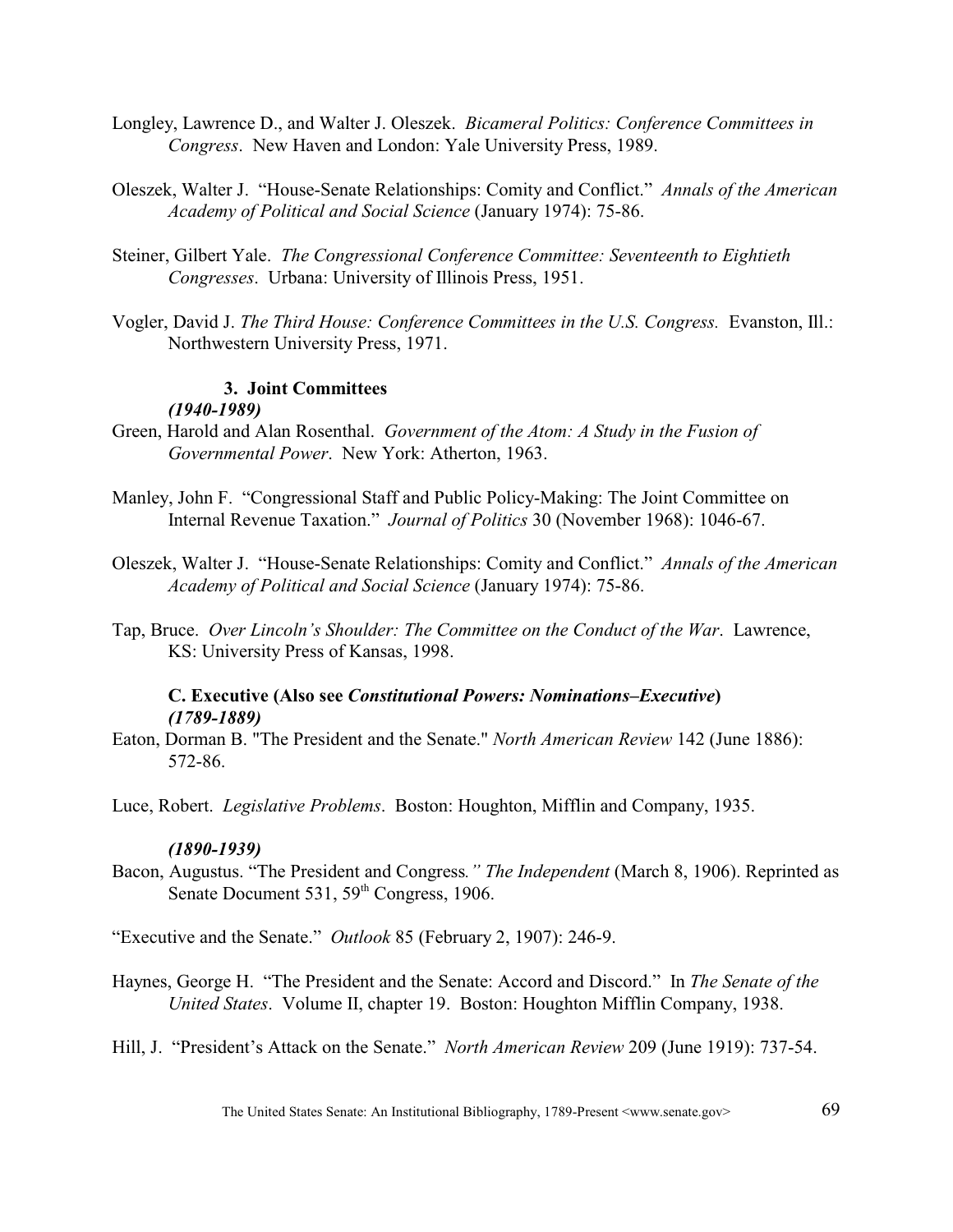Longley, Lawrence D., and Walter J. Oleszek. *Bicameral Politics: Conference Committees in Congress*. New Haven and London: Yale University Press, 1989.

Oleszek, Walter J. "House-Senate Relationships: Comity and Conflict." *Annals of the American Academy of Political and Social Science* (January 1974): 75-86.

Steiner, Gilbert Yale. *The Congressional Conference Committee: Seventeenth to Eightieth Congresses*. Urbana: University of Illinois Press, 1951.

Vogler, David J. *The Third House: Conference Committees in the U.S. Congress.* Evanston, Ill.: Northwestern University Press, 1971.

#### 3. Joint Committees

***(1940-1989)***

Green, Harold and Alan Rosenthal. *Government of the Atom: A Study in the Fusion of Governmental Power*. New York: Atherton, 1963.

Manley, John F. "Congressional Staff and Public Policy-Making: The Joint Committee on Internal Revenue Taxation." *Journal of Politics* 30 (November 1968): 1046-67.

Oleszek, Walter J. "House-Senate Relationships: Comity and Conflict." *Annals of the American Academy of Political and Social Science* (January 1974): 75-86.

Tap, Bruce. *Over Lincoln's Shoulder: The Committee on the Conduct of the War*. Lawrence, KS: University Press of Kansas, 1998.

### C. Executive (Also see *Constitutional Powers: Nominations–Executive*)

***(1789-1889)***

Eaton, Dorman B. "The President and the Senate." *North American Review* 142 (June 1886): 572-86.

Luce, Robert. *Legislative Problems*. Boston: Houghton, Mifflin and Company, 1935.

***(1890-1939)***

Bacon, Augustus. "The President and Congress*." The Independent* (March 8, 1906). Reprinted as Senate Document 531, 59th Congress, 1906.

"Executive and the Senate." *Outlook* 85 (February 2, 1907): 246-9.

Haynes, George H. "The President and the Senate: Accord and Discord." In *The Senate of the United States*. Volume II, chapter 19. Boston: Houghton Mifflin Company, 1938.

Hill, J. "President's Attack on the Senate." *North American Review* 209 (June 1919): 737-54.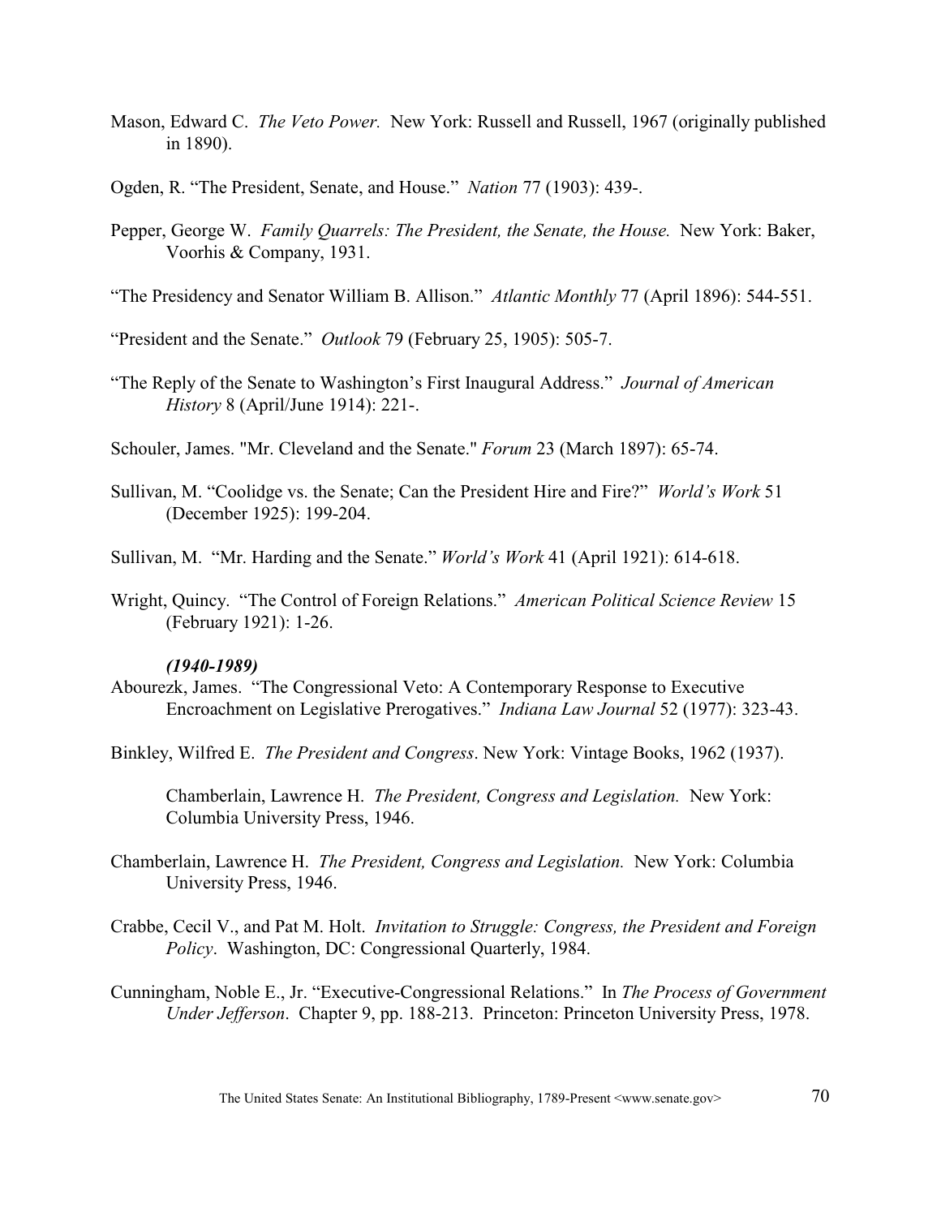Mason, Edward C. *The Veto Power.* New York: Russell and Russell, 1967 (originally published in 1890).

Ogden, R. "The President, Senate, and House." *Nation* 77 (1903): 439-.

Pepper, George W. *Family Quarrels: The President, the Senate, the House.* New York: Baker, Voorhis & Company, 1931.

"The Presidency and Senator William B. Allison." *Atlantic Monthly* 77 (April 1896): 544-551.

"President and the Senate." *Outlook* 79 (February 25, 1905): 505-7.

"The Reply of the Senate to Washington's First Inaugural Address." *Journal of American History* 8 (April/June 1914): 221-.

Schouler, James. "Mr. Cleveland and the Senate." *Forum* 23 (March 1897): 65-74.

Sullivan, M. "Coolidge vs. the Senate; Can the President Hire and Fire?" *World's Work* 51 (December 1925): 199-204.

Sullivan, M. "Mr. Harding and the Senate." *World's Work* 41 (April 1921): 614-618.

Wright, Quincy. "The Control of Foreign Relations." *American Political Science Review* 15 (February 1921): 1-26.

***(1940-1989)***

Abourezk, James. "The Congressional Veto: A Contemporary Response to Executive Encroachment on Legislative Prerogatives." *Indiana Law Journal* 52 (1977): 323-43.

Binkley, Wilfred E. *The President and Congress*. New York: Vintage Books, 1962 (1937).

Chamberlain, Lawrence H. *The President, Congress and Legislation.* New York: Columbia University Press, 1946.

Chamberlain, Lawrence H. *The President, Congress and Legislation.* New York: Columbia University Press, 1946.

Crabbe, Cecil V., and Pat M. Holt. *Invitation to Struggle: Congress, the President and Foreign Policy*. Washington, DC: Congressional Quarterly, 1984.

Cunningham, Noble E., Jr. "Executive-Congressional Relations." In *The Process of Government Under Jefferson*. Chapter 9, pp. 188-213. Princeton: Princeton University Press, 1978.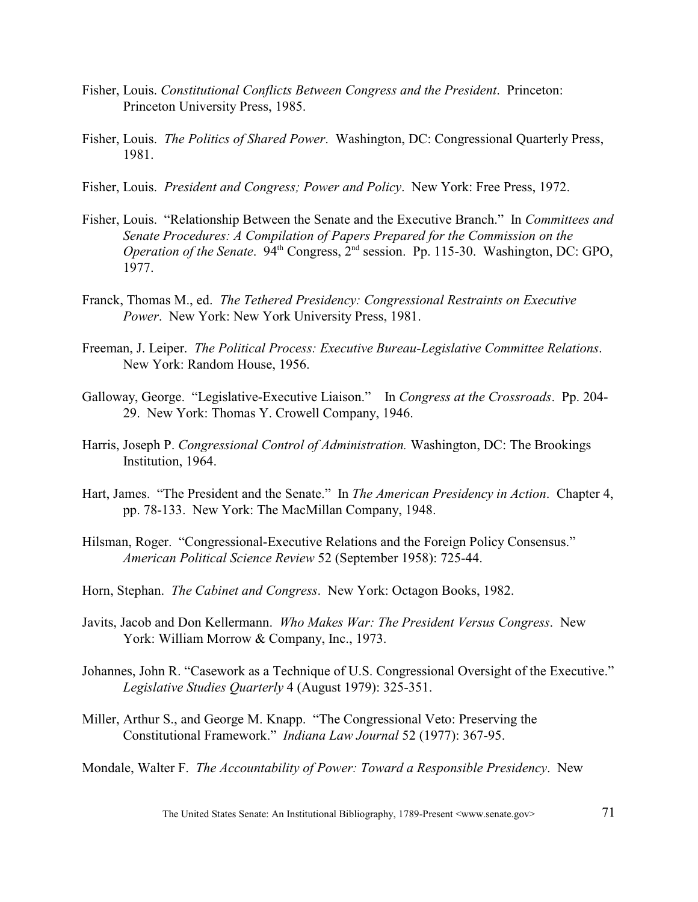Fisher, Louis. *Constitutional Conflicts Between Congress and the President*. Princeton: Princeton University Press, 1985.

Fisher, Louis. *The Politics of Shared Power*. Washington, DC: Congressional Quarterly Press, 1981.

Fisher, Louis. *President and Congress; Power and Policy*. New York: Free Press, 1972.

Fisher, Louis. "Relationship Between the Senate and the Executive Branch." In *Committees and Senate Procedures: A Compilation of Papers Prepared for the Commission on the Operation of the Senate*. 94th Congress, 2nd session. Pp. 115-30. Washington, DC: GPO, 1977.

Franck, Thomas M., ed. *The Tethered Presidency: Congressional Restraints on Executive Power*. New York: New York University Press, 1981.

Freeman, J. Leiper. *The Political Process: Executive Bureau-Legislative Committee Relations*. New York: Random House, 1956.

Galloway, George. "Legislative-Executive Liaison." In *Congress at the Crossroads*. Pp. 204-29. New York: Thomas Y. Crowell Company, 1946.

Harris, Joseph P. *Congressional Control of Administration.* Washington, DC: The Brookings Institution, 1964.

Hart, James. "The President and the Senate." In *The American Presidency in Action*. Chapter 4, pp. 78-133. New York: The MacMillan Company, 1948.

Hilsman, Roger. "Congressional-Executive Relations and the Foreign Policy Consensus." *American Political Science Review* 52 (September 1958): 725-44.

Horn, Stephan. *The Cabinet and Congress*. New York: Octagon Books, 1982.

Javits, Jacob and Don Kellermann. *Who Makes War: The President Versus Congress*. New York: William Morrow & Company, Inc., 1973.

Johannes, John R. "Casework as a Technique of U.S. Congressional Oversight of the Executive." *Legislative Studies Quarterly* 4 (August 1979): 325-351.

Miller, Arthur S., and George M. Knapp. "The Congressional Veto: Preserving the Constitutional Framework." *Indiana Law Journal* 52 (1977): 367-95.

Mondale, Walter F. *The Accountability of Power: Toward a Responsible Presidency*. New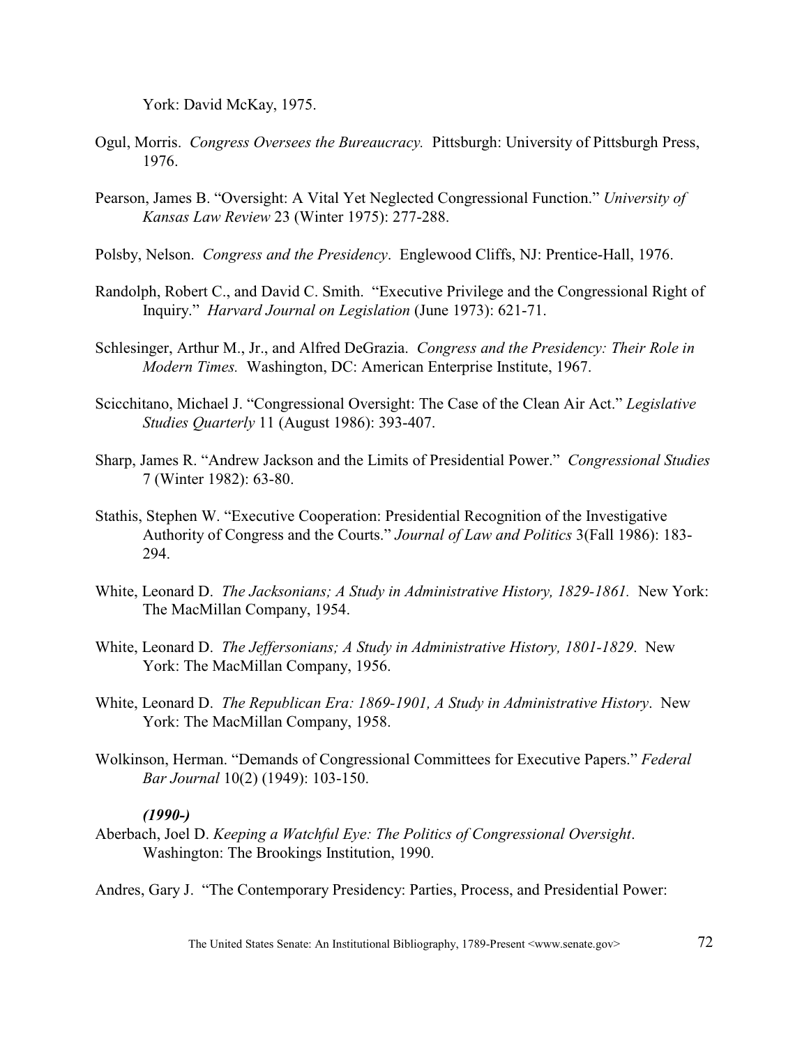York: David McKay, 1975.

Ogul, Morris. *Congress Oversees the Bureaucracy.* Pittsburgh: University of Pittsburgh Press, 1976.

Pearson, James B. "Oversight: A Vital Yet Neglected Congressional Function." *University of Kansas Law Review* 23 (Winter 1975): 277-288.

Polsby, Nelson. *Congress and the Presidency*. Englewood Cliffs, NJ: Prentice-Hall, 1976.

Randolph, Robert C., and David C. Smith. "Executive Privilege and the Congressional Right of Inquiry." *Harvard Journal on Legislation* (June 1973): 621-71.

Schlesinger, Arthur M., Jr., and Alfred DeGrazia. *Congress and the Presidency: Their Role in Modern Times.* Washington, DC: American Enterprise Institute, 1967.

Scicchitano, Michael J. "Congressional Oversight: The Case of the Clean Air Act." *Legislative Studies Quarterly* 11 (August 1986): 393-407.

Sharp, James R. "Andrew Jackson and the Limits of Presidential Power." *Congressional Studies* 7 (Winter 1982): 63-80.

Stathis, Stephen W. "Executive Cooperation: Presidential Recognition of the Investigative Authority of Congress and the Courts." *Journal of Law and Politics* 3(Fall 1986): 183-294.

White, Leonard D. *The Jacksonians; A Study in Administrative History, 1829-1861.* New York: The MacMillan Company, 1954.

White, Leonard D. *The Jeffersonians; A Study in Administrative History, 1801-1829*. New York: The MacMillan Company, 1956.

White, Leonard D. *The Republican Era: 1869-1901, A Study in Administrative History*. New York: The MacMillan Company, 1958.

Wolkinson, Herman. "Demands of Congressional Committees for Executive Papers." *Federal Bar Journal* 10(2) (1949): 103-150.

***(1990-)***

Aberbach, Joel D. *Keeping a Watchful Eye: The Politics of Congressional Oversight*. Washington: The Brookings Institution, 1990.

Andres, Gary J. "The Contemporary Presidency: Parties, Process, and Presidential Power: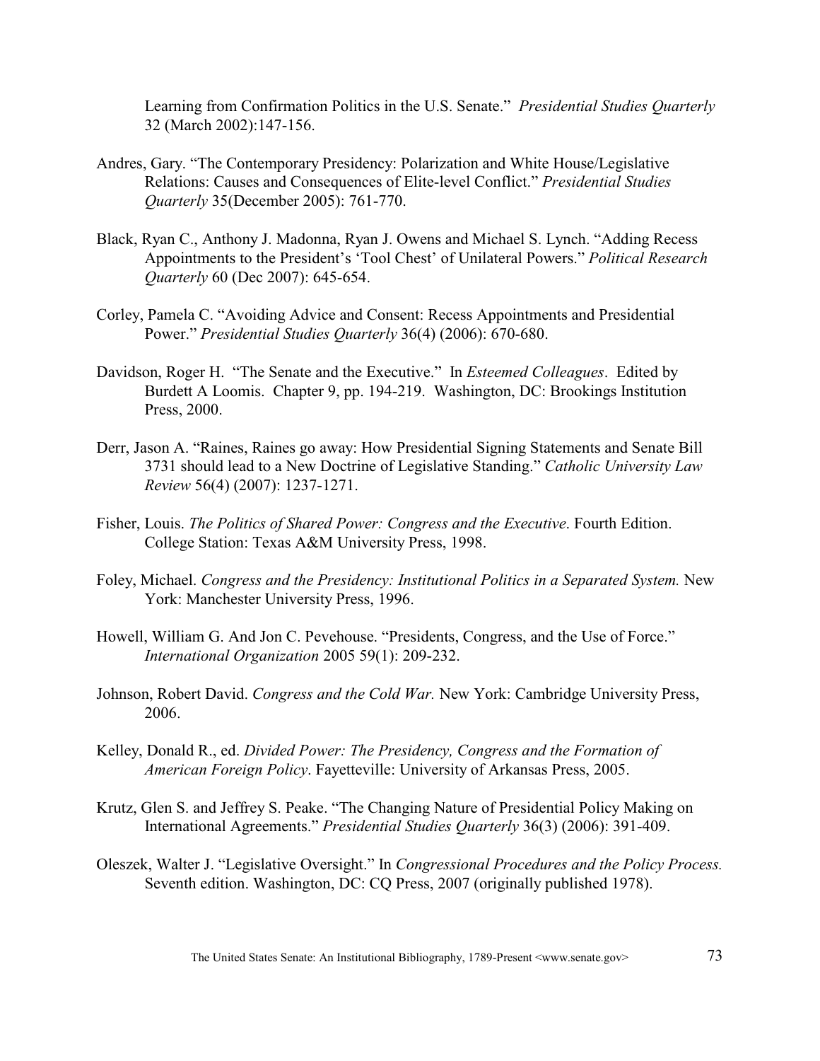Learning from Confirmation Politics in the U.S. Senate." *Presidential Studies Quarterly* 32 (March 2002):147-156.

Andres, Gary. "The Contemporary Presidency: Polarization and White House/Legislative Relations: Causes and Consequences of Elite-level Conflict." *Presidential Studies Quarterly* 35(December 2005): 761-770.

Black, Ryan C., Anthony J. Madonna, Ryan J. Owens and Michael S. Lynch. "Adding Recess Appointments to the President's 'Tool Chest' of Unilateral Powers." *Political Research Quarterly* 60 (Dec 2007): 645-654.

Corley, Pamela C. "Avoiding Advice and Consent: Recess Appointments and Presidential Power." *Presidential Studies Quarterly* 36(4) (2006): 670-680.

Davidson, Roger H. "The Senate and the Executive." In *Esteemed Colleagues*. Edited by Burdett A Loomis. Chapter 9, pp. 194-219. Washington, DC: Brookings Institution Press, 2000.

Derr, Jason A. "Raines, Raines go away: How Presidential Signing Statements and Senate Bill 3731 should lead to a New Doctrine of Legislative Standing." *Catholic University Law Review* 56(4) (2007): 1237-1271.

Fisher, Louis. *The Politics of Shared Power: Congress and the Executive*. Fourth Edition. College Station: Texas A&M University Press, 1998.

Foley, Michael. *Congress and the Presidency: Institutional Politics in a Separated System.* New York: Manchester University Press, 1996.

Howell, William G. And Jon C. Pevehouse. "Presidents, Congress, and the Use of Force." *International Organization* 2005 59(1): 209-232.

Johnson, Robert David. *Congress and the Cold War.* New York: Cambridge University Press, 2006.

Kelley, Donald R., ed. *Divided Power: The Presidency, Congress and the Formation of American Foreign Policy*. Fayetteville: University of Arkansas Press, 2005.

Krutz, Glen S. and Jeffrey S. Peake. "The Changing Nature of Presidential Policy Making on International Agreements." *Presidential Studies Quarterly* 36(3) (2006): 391-409.

Oleszek, Walter J. "Legislative Oversight." In *Congressional Procedures and the Policy Process.* Seventh edition. Washington, DC: CQ Press, 2007 (originally published 1978).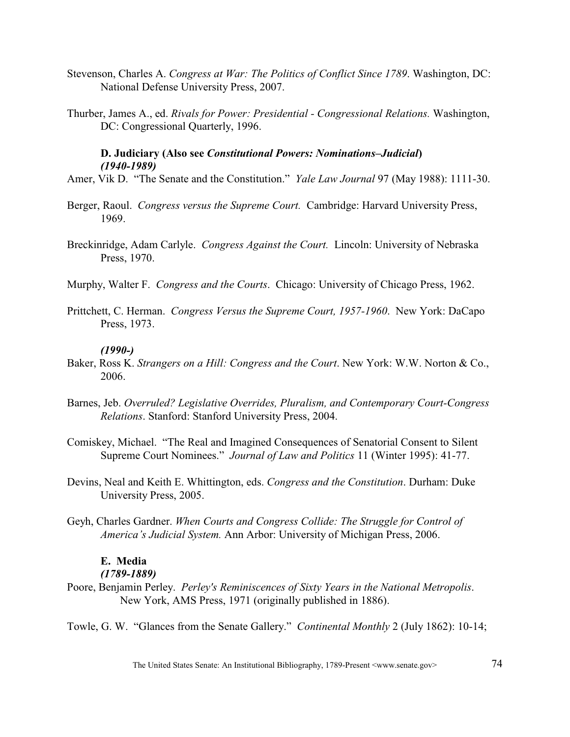Stevenson, Charles A. *Congress at War: The Politics of Conflict Since 1789*. Washington, DC: National Defense University Press, 2007.

Thurber, James A., ed. *Rivals for Power: Presidential - Congressional Relations.* Washington, DC: Congressional Quarterly, 1996.

### D. Judiciary (Also see *Constitutional Powers: Nominations–Judicial*)

***(1940-1989)***

Amer, Vik D. "The Senate and the Constitution." *Yale Law Journal* 97 (May 1988): 1111-30.

Berger, Raoul. *Congress versus the Supreme Court.* Cambridge: Harvard University Press, 1969.

Breckinridge, Adam Carlyle. *Congress Against the Court.* Lincoln: University of Nebraska Press, 1970.

Murphy, Walter F. *Congress and the Courts*. Chicago: University of Chicago Press, 1962.

Prittchett, C. Herman. *Congress Versus the Supreme Court, 1957-1960*. New York: DaCapo Press, 1973.

***(1990-)***

Baker, Ross K. *Strangers on a Hill: Congress and the Court*. New York: W.W. Norton & Co., 2006.

Barnes, Jeb. *Overruled? Legislative Overrides, Pluralism, and Contemporary Court-Congress Relations*. Stanford: Stanford University Press, 2004.

Comiskey, Michael. "The Real and Imagined Consequences of Senatorial Consent to Silent Supreme Court Nominees." *Journal of Law and Politics* 11 (Winter 1995): 41-77.

Devins, Neal and Keith E. Whittington, eds. *Congress and the Constitution*. Durham: Duke University Press, 2005.

Geyh, Charles Gardner. *When Courts and Congress Collide: The Struggle for Control of America's Judicial System.* Ann Arbor: University of Michigan Press, 2006.

### E. Media

***(1789-1889)***

Poore, Benjamin Perley. *Perley's Reminiscences of Sixty Years in the National Metropolis*. New York, AMS Press, 1971 (originally published in 1886).

Towle, G. W. "Glances from the Senate Gallery." *Continental Monthly* 2 (July 1862): 10-14;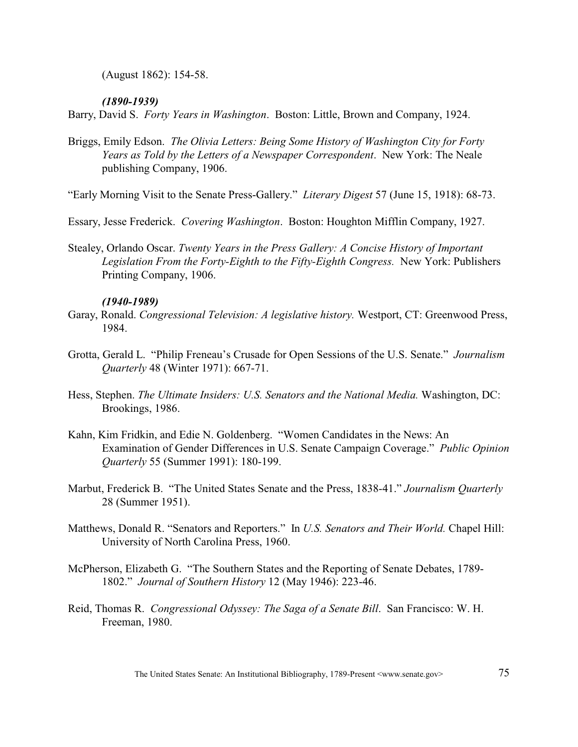(August 1862): 154-58.

***(1890-1939)***

Barry, David S. *Forty Years in Washington*. Boston: Little, Brown and Company, 1924.

Briggs, Emily Edson. *The Olivia Letters: Being Some History of Washington City for Forty Years as Told by the Letters of a Newspaper Correspondent*. New York: The Neale publishing Company, 1906.

"Early Morning Visit to the Senate Press-Gallery." *Literary Digest* 57 (June 15, 1918): 68-73.

Essary, Jesse Frederick. *Covering Washington*. Boston: Houghton Mifflin Company, 1927.

Stealey, Orlando Oscar. *Twenty Years in the Press Gallery: A Concise History of Important Legislation From the Forty-Eighth to the Fifty-Eighth Congress.* New York: Publishers Printing Company, 1906.

***(1940-1989)***

Garay, Ronald. *Congressional Television: A legislative history.* Westport, CT: Greenwood Press, 1984.

Grotta, Gerald L. "Philip Freneau's Crusade for Open Sessions of the U.S. Senate." *Journalism Quarterly* 48 (Winter 1971): 667-71.

Hess, Stephen. *The Ultimate Insiders: U.S. Senators and the National Media.* Washington, DC: Brookings, 1986.

Kahn, Kim Fridkin, and Edie N. Goldenberg. "Women Candidates in the News: An Examination of Gender Differences in U.S. Senate Campaign Coverage." *Public Opinion Quarterly* 55 (Summer 1991): 180-199.

Marbut, Frederick B. "The United States Senate and the Press, 1838-41." *Journalism Quarterly* 28 (Summer 1951).

Matthews, Donald R. "Senators and Reporters." In *U.S. Senators and Their World.* Chapel Hill: University of North Carolina Press, 1960.

McPherson, Elizabeth G. "The Southern States and the Reporting of Senate Debates, 1789-1802." *Journal of Southern History* 12 (May 1946): 223-46.

Reid, Thomas R. *Congressional Odyssey: The Saga of a Senate Bill*. San Francisco: W. H. Freeman, 1980.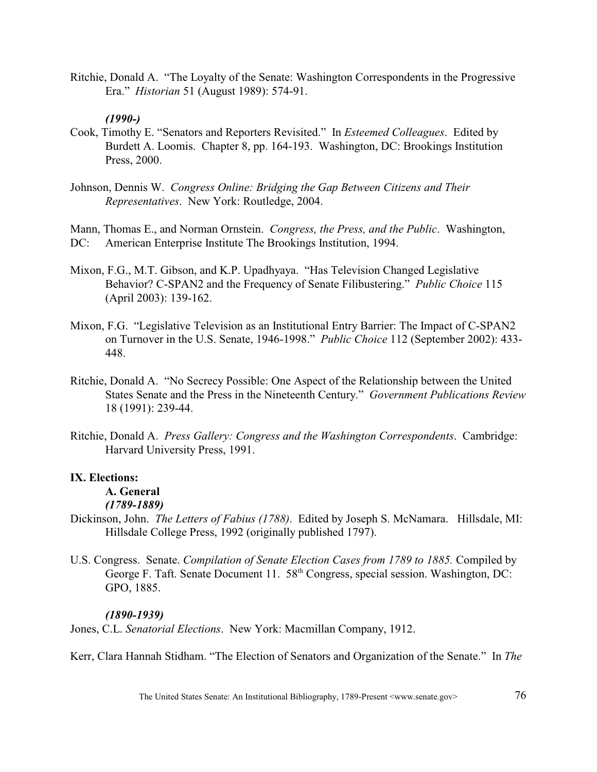Ritchie, Donald A. "The Loyalty of the Senate: Washington Correspondents in the Progressive Era." *Historian* 51 (August 1989): 574-91.

***(1990-)***

Cook, Timothy E. "Senators and Reporters Revisited." In *Esteemed Colleagues*. Edited by Burdett A. Loomis. Chapter 8, pp. 164-193. Washington, DC: Brookings Institution Press, 2000.

Johnson, Dennis W. *Congress Online: Bridging the Gap Between Citizens and Their Representatives*. New York: Routledge, 2004.

Mann, Thomas E., and Norman Ornstein. *Congress, the Press, and the Public*. Washington, DC: American Enterprise Institute The Brookings Institution, 1994.

Mixon, F.G., M.T. Gibson, and K.P. Upadhyaya. "Has Television Changed Legislative Behavior? C-SPAN2 and the Frequency of Senate Filibustering." *Public Choice* 115 (April 2003): 139-162.

Mixon, F.G. "Legislative Television as an Institutional Entry Barrier: The Impact of C-SPAN2 on Turnover in the U.S. Senate, 1946-1998." *Public Choice* 112 (September 2002): 433-448.

Ritchie, Donald A. "No Secrecy Possible: One Aspect of the Relationship between the United States Senate and the Press in the Nineteenth Century." *Government Publications Review* 18 (1991): 239-44.

Ritchie, Donald A. *Press Gallery: Congress and the Washington Correspondents*. Cambridge: Harvard University Press, 1991.

## IX. Elections:

### A. General

***(1789-1889)***

Dickinson, John. *The Letters of Fabius (1788)*. Edited by Joseph S. McNamara. Hillsdale, MI: Hillsdale College Press, 1992 (originally published 1797).

U.S. Congress. Senate. *Compilation of Senate Election Cases from 1789 to 1885.* Compiled by George F. Taft. Senate Document 11. 58th Congress, special session. Washington, DC: GPO, 1885.

***(1890-1939)***

Jones, C.L. *Senatorial Elections*. New York: Macmillan Company, 1912.

Kerr, Clara Hannah Stidham. "The Election of Senators and Organization of the Senate." In *The*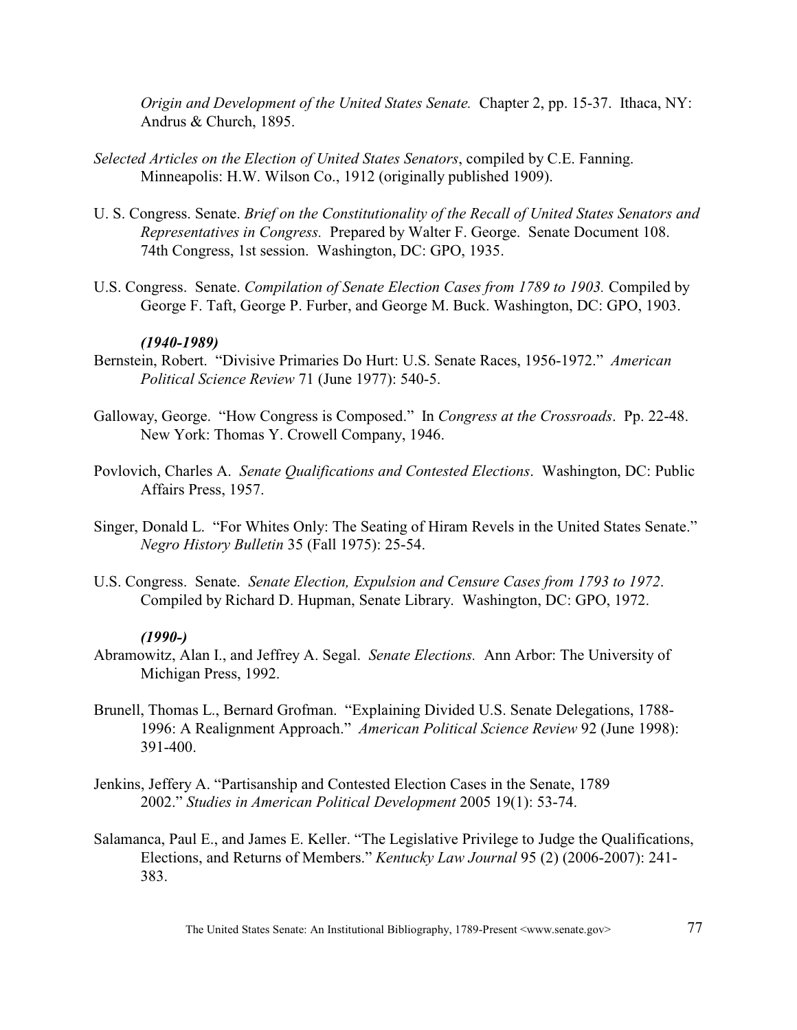*Origin and Development of the United States Senate.* Chapter 2, pp. 15-37. Ithaca, NY: Andrus & Church, 1895.

*Selected Articles on the Election of United States Senators*, compiled by C.E. Fanning. Minneapolis: H.W. Wilson Co., 1912 (originally published 1909).

U. S. Congress. Senate. *Brief on the Constitutionality of the Recall of United States Senators and Representatives in Congress.* Prepared by Walter F. George. Senate Document 108. 74th Congress, 1st session. Washington, DC: GPO, 1935.

U.S. Congress. Senate. *Compilation of Senate Election Cases from 1789 to 1903.* Compiled by George F. Taft, George P. Furber, and George M. Buck. Washington, DC: GPO, 1903.

***(1940-1989)***

Bernstein, Robert. "Divisive Primaries Do Hurt: U.S. Senate Races, 1956-1972." *American Political Science Review* 71 (June 1977): 540-5.

Galloway, George. "How Congress is Composed." In *Congress at the Crossroads*. Pp. 22-48. New York: Thomas Y. Crowell Company, 1946.

Povlovich, Charles A. *Senate Qualifications and Contested Elections*. Washington, DC: Public Affairs Press, 1957.

Singer, Donald L. "For Whites Only: The Seating of Hiram Revels in the United States Senate." *Negro History Bulletin* 35 (Fall 1975): 25-54.

U.S. Congress. Senate. *Senate Election, Expulsion and Censure Cases from 1793 to 1972*. Compiled by Richard D. Hupman, Senate Library. Washington, DC: GPO, 1972.

***(1990-)***

Abramowitz, Alan I., and Jeffrey A. Segal. *Senate Elections.* Ann Arbor: The University of Michigan Press, 1992.

Brunell, Thomas L., Bernard Grofman. "Explaining Divided U.S. Senate Delegations, 1788-1996: A Realignment Approach." *American Political Science Review* 92 (June 1998): 391-400.

Jenkins, Jeffery A. "Partisanship and Contested Election Cases in the Senate, 1789 2002." *Studies in American Political Development* 2005 19(1): 53-74.

Salamanca, Paul E., and James E. Keller. "The Legislative Privilege to Judge the Qualifications, Elections, and Returns of Members." *Kentucky Law Journal* 95 (2) (2006-2007): 241-383.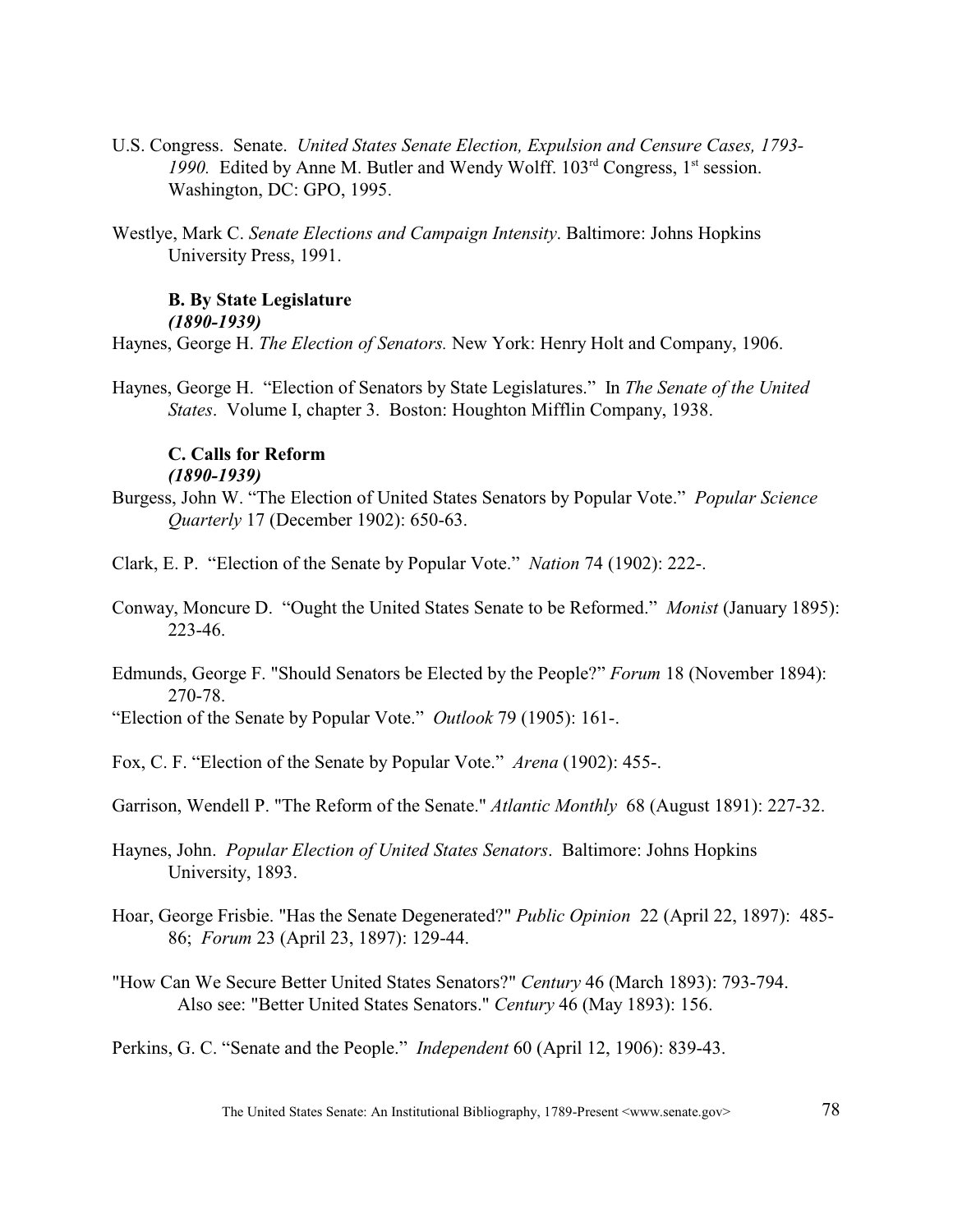U.S. Congress. Senate. *United States Senate Election, Expulsion and Censure Cases, 1793-1990.* Edited by Anne M. Butler and Wendy Wolff. 103rd Congress, 1st session. Washington, DC: GPO, 1995.

Westlye, Mark C. *Senate Elections and Campaign Intensity*. Baltimore: Johns Hopkins University Press, 1991.

### B. By State Legislature
***(1890-1939)***

Haynes, George H. *The Election of Senators.* New York: Henry Holt and Company, 1906.

Haynes, George H. "Election of Senators by State Legislatures." In *The Senate of the United States*. Volume I, chapter 3. Boston: Houghton Mifflin Company, 1938.

### C. Calls for Reform
***(1890-1939)***

Burgess, John W. "The Election of United States Senators by Popular Vote." *Popular Science Quarterly* 17 (December 1902): 650-63.

Clark, E. P. "Election of the Senate by Popular Vote." *Nation* 74 (1902): 222-.

Conway, Moncure D. "Ought the United States Senate to be Reformed." *Monist* (January 1895): 223-46.

Edmunds, George F. "Should Senators be Elected by the People?" *Forum* 18 (November 1894): 270-78.

"Election of the Senate by Popular Vote." *Outlook* 79 (1905): 161-.

Fox, C. F. "Election of the Senate by Popular Vote." *Arena* (1902): 455-.

Garrison, Wendell P. "The Reform of the Senate." *Atlantic Monthly* 68 (August 1891): 227-32.

Haynes, John. *Popular Election of United States Senators*. Baltimore: Johns Hopkins University, 1893.

Hoar, George Frisbie. "Has the Senate Degenerated?" *Public Opinion* 22 (April 22, 1897): 485-86; *Forum* 23 (April 23, 1897): 129-44.

"How Can We Secure Better United States Senators?" *Century* 46 (March 1893): 793-794. Also see: "Better United States Senators." *Century* 46 (May 1893): 156.

Perkins, G. C. "Senate and the People." *Independent* 60 (April 12, 1906): 839-43.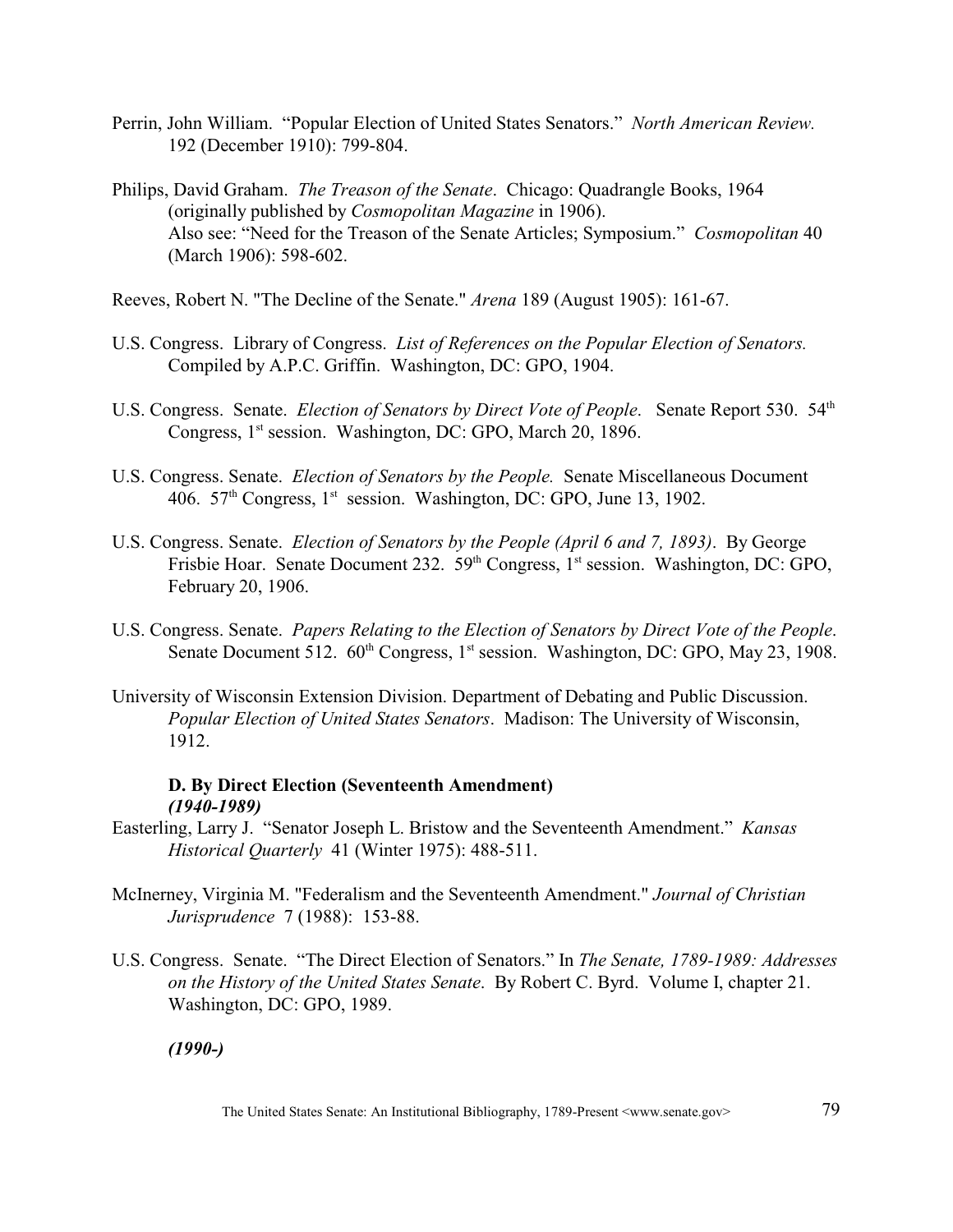Perrin, John William. "Popular Election of United States Senators." *North American Review.* 192 (December 1910): 799-804.

Philips, David Graham. *The Treason of the Senate*. Chicago: Quadrangle Books, 1964 (originally published by *Cosmopolitan Magazine* in 1906).
Also see: "Need for the Treason of the Senate Articles; Symposium." *Cosmopolitan* 40 (March 1906): 598-602.

Reeves, Robert N. "The Decline of the Senate." *Arena* 189 (August 1905): 161-67.

U.S. Congress. Library of Congress. *List of References on the Popular Election of Senators.* Compiled by A.P.C. Griffin. Washington, DC: GPO, 1904.

U.S. Congress. Senate. *Election of Senators by Direct Vote of People*. Senate Report 530. 54th Congress, 1st session. Washington, DC: GPO, March 20, 1896.

U.S. Congress. Senate. *Election of Senators by the People.* Senate Miscellaneous Document 406. 57th Congress, 1st session. Washington, DC: GPO, June 13, 1902.

U.S. Congress. Senate. *Election of Senators by the People (April 6 and 7, 1893)*. By George Frisbie Hoar. Senate Document 232. 59th Congress, 1st session. Washington, DC: GPO, February 20, 1906.

U.S. Congress. Senate. *Papers Relating to the Election of Senators by Direct Vote of the People*. Senate Document 512. 60th Congress, 1st session. Washington, DC: GPO, May 23, 1908.

University of Wisconsin Extension Division. Department of Debating and Public Discussion. *Popular Election of United States Senators*. Madison: The University of Wisconsin, 1912.

### D. By Direct Election (Seventeenth Amendment)

***(1940-1989)***

Easterling, Larry J. "Senator Joseph L. Bristow and the Seventeenth Amendment." *Kansas Historical Quarterly* 41 (Winter 1975): 488-511.

McInerney, Virginia M. "Federalism and the Seventeenth Amendment." *Journal of Christian Jurisprudence* 7 (1988): 153-88.

U.S. Congress. Senate. "The Direct Election of Senators." In *The Senate, 1789-1989: Addresses on the History of the United States Senate*. By Robert C. Byrd. Volume I, chapter 21. Washington, DC: GPO, 1989.

***(1990-)***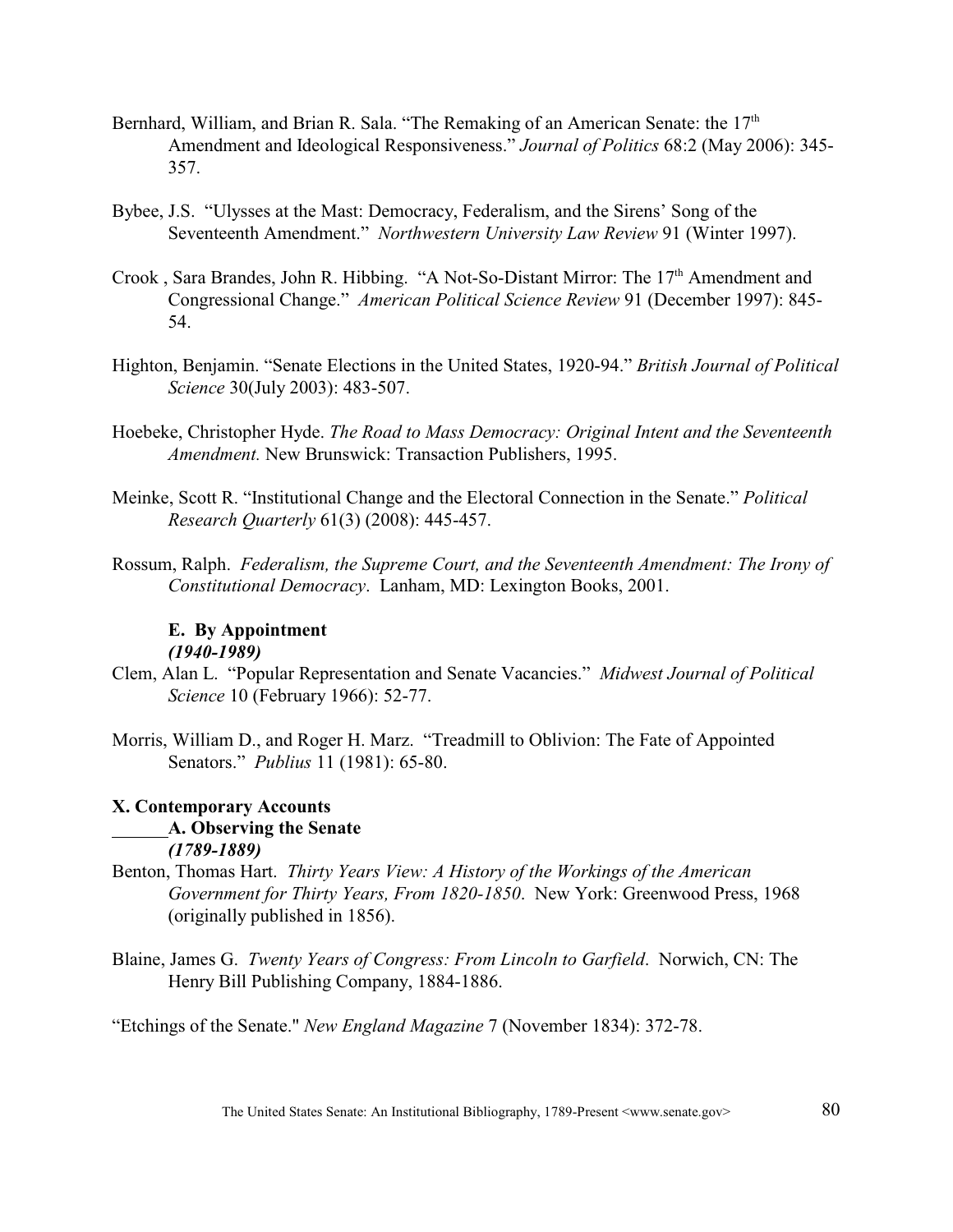Bernhard, William, and Brian R. Sala. "The Remaking of an American Senate: the 17th Amendment and Ideological Responsiveness." *Journal of Politics* 68:2 (May 2006): 345-357.

Bybee, J.S. "Ulysses at the Mast: Democracy, Federalism, and the Sirens' Song of the Seventeenth Amendment." *Northwestern University Law Review* 91 (Winter 1997).

Crook , Sara Brandes, John R. Hibbing. "A Not-So-Distant Mirror: The 17th Amendment and Congressional Change." *American Political Science Review* 91 (December 1997): 845-54.

Highton, Benjamin. "Senate Elections in the United States, 1920-94." *British Journal of Political Science* 30(July 2003): 483-507.

Hoebeke, Christopher Hyde. *The Road to Mass Democracy: Original Intent and the Seventeenth Amendment.* New Brunswick: Transaction Publishers, 1995.

Meinke, Scott R. "Institutional Change and the Electoral Connection in the Senate." *Political Research Quarterly* 61(3) (2008): 445-457.

Rossum, Ralph. *Federalism, the Supreme Court, and the Seventeenth Amendment: The Irony of Constitutional Democracy*. Lanham, MD: Lexington Books, 2001.

#### E. By Appointment
***(1940-1989)***

Clem, Alan L. "Popular Representation and Senate Vacancies." *Midwest Journal of Political Science* 10 (February 1966): 52-77.

Morris, William D., and Roger H. Marz. "Treadmill to Oblivion: The Fate of Appointed Senators." *Publius* 11 (1981): 65-80.

## X. Contemporary Accounts

#### A. Observing the Senate
***(1789-1889)***

Benton, Thomas Hart. *Thirty Years View: A History of the Workings of the American Government for Thirty Years, From 1820-1850*. New York: Greenwood Press, 1968 (originally published in 1856).

Blaine, James G. *Twenty Years of Congress: From Lincoln to Garfield*. Norwich, CN: The Henry Bill Publishing Company, 1884-1886.

"Etchings of the Senate." *New England Magazine* 7 (November 1834): 372-78.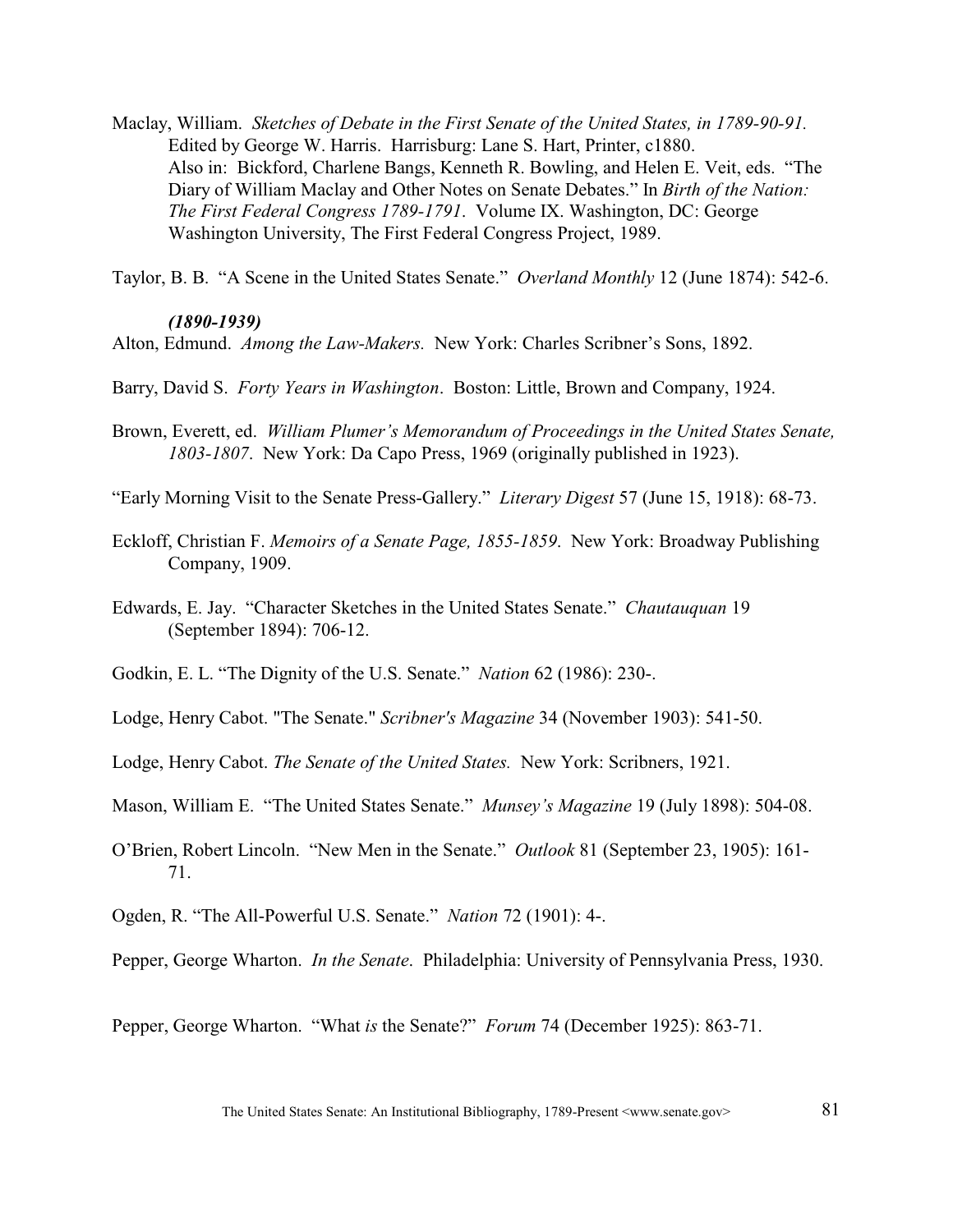Maclay, William. *Sketches of Debate in the First Senate of the United States, in 1789-90-91.* Edited by George W. Harris. Harrisburg: Lane S. Hart, Printer, c1880.
Also in: Bickford, Charlene Bangs, Kenneth R. Bowling, and Helen E. Veit, eds. "The Diary of William Maclay and Other Notes on Senate Debates." In *Birth of the Nation: The First Federal Congress 1789-1791*. Volume IX. Washington, DC: George Washington University, The First Federal Congress Project, 1989.

Taylor, B. B. "A Scene in the United States Senate." *Overland Monthly* 12 (June 1874): 542-6.

***(1890-1939)***

Alton, Edmund. *Among the Law-Makers.* New York: Charles Scribner's Sons, 1892.

Barry, David S. *Forty Years in Washington*. Boston: Little, Brown and Company, 1924.

Brown, Everett, ed. *William Plumer's Memorandum of Proceedings in the United States Senate, 1803-1807*. New York: Da Capo Press, 1969 (originally published in 1923).

"Early Morning Visit to the Senate Press-Gallery." *Literary Digest* 57 (June 15, 1918): 68-73.

Eckloff, Christian F. *Memoirs of a Senate Page, 1855-1859*. New York: Broadway Publishing Company, 1909.

Edwards, E. Jay. "Character Sketches in the United States Senate." *Chautauquan* 19 (September 1894): 706-12.

Godkin, E. L. "The Dignity of the U.S. Senate." *Nation* 62 (1986): 230-.

Lodge, Henry Cabot. "The Senate." *Scribner's Magazine* 34 (November 1903): 541-50.

Lodge, Henry Cabot. *The Senate of the United States.* New York: Scribners, 1921.

Mason, William E. "The United States Senate." *Munsey's Magazine* 19 (July 1898): 504-08.

O'Brien, Robert Lincoln. "New Men in the Senate." *Outlook* 81 (September 23, 1905): 161-71.

Ogden, R. "The All-Powerful U.S. Senate." *Nation* 72 (1901): 4-.

Pepper, George Wharton. *In the Senate*. Philadelphia: University of Pennsylvania Press, 1930.

Pepper, George Wharton. "What *is* the Senate?" *Forum* 74 (December 1925): 863-71.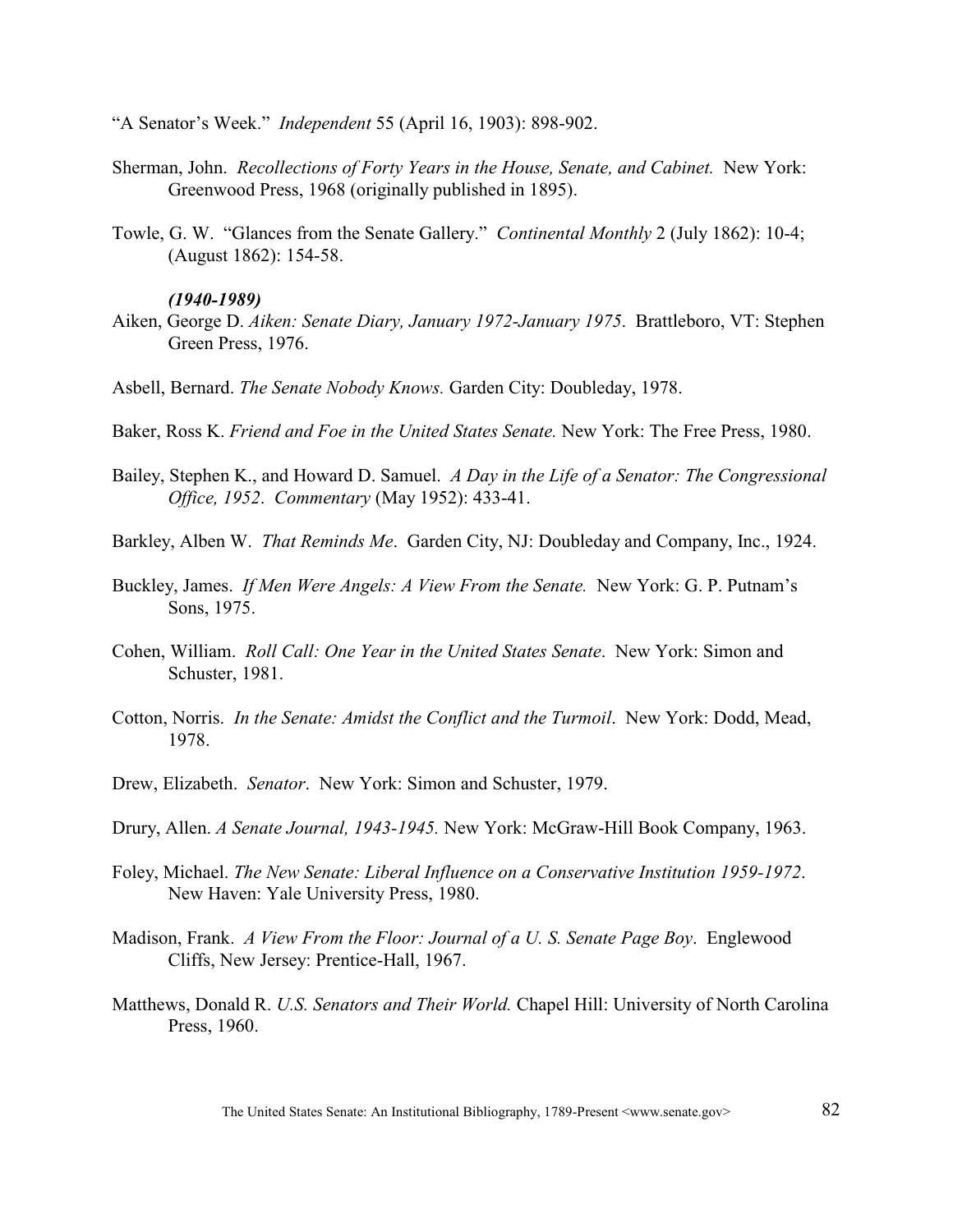"A Senator's Week." *Independent* 55 (April 16, 1903): 898-902.

Sherman, John. *Recollections of Forty Years in the House, Senate, and Cabinet.* New York: Greenwood Press, 1968 (originally published in 1895).

Towle, G. W. "Glances from the Senate Gallery." *Continental Monthly* 2 (July 1862): 10-4; (August 1862): 154-58.

***(1940-1989)***

Aiken, George D. *Aiken: Senate Diary, January 1972-January 1975*. Brattleboro, VT: Stephen Green Press, 1976.

Asbell, Bernard. *The Senate Nobody Knows.* Garden City: Doubleday, 1978.

Baker, Ross K. *Friend and Foe in the United States Senate.* New York: The Free Press, 1980.

Bailey, Stephen K., and Howard D. Samuel. *A Day in the Life of a Senator: The Congressional Office, 1952*. *Commentary* (May 1952): 433-41.

Barkley, Alben W. *That Reminds Me*. Garden City, NJ: Doubleday and Company, Inc., 1924.

Buckley, James. *If Men Were Angels: A View From the Senate.* New York: G. P. Putnam's Sons, 1975.

Cohen, William. *Roll Call: One Year in the United States Senate*. New York: Simon and Schuster, 1981.

Cotton, Norris. *In the Senate: Amidst the Conflict and the Turmoil*. New York: Dodd, Mead, 1978.

Drew, Elizabeth. *Senator*. New York: Simon and Schuster, 1979.

Drury, Allen. *A Senate Journal, 1943-1945.* New York: McGraw-Hill Book Company, 1963.

Foley, Michael. *The New Senate: Liberal Influence on a Conservative Institution 1959-1972*. New Haven: Yale University Press, 1980.

Madison, Frank. *A View From the Floor: Journal of a U. S. Senate Page Boy*. Englewood Cliffs, New Jersey: Prentice-Hall, 1967.

Matthews, Donald R. *U.S. Senators and Their World.* Chapel Hill: University of North Carolina Press, 1960.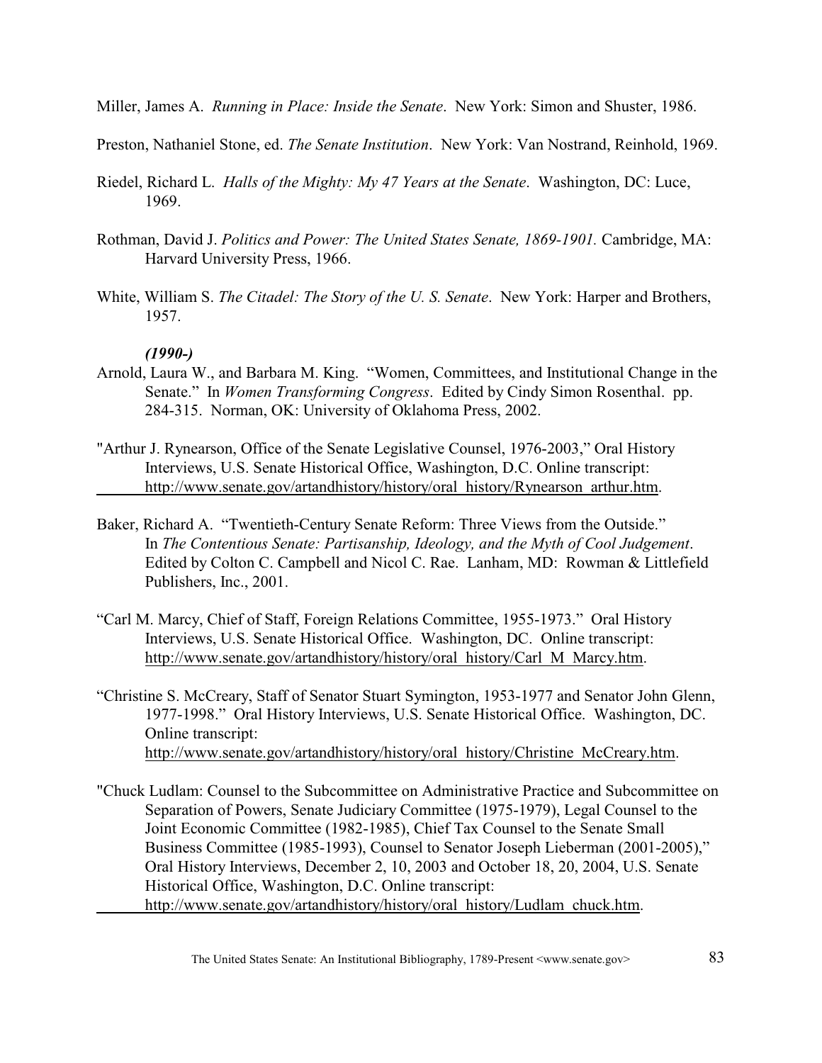Miller, James A. *Running in Place: Inside the Senate*. New York: Simon and Shuster, 1986.

Preston, Nathaniel Stone, ed. *The Senate Institution*. New York: Van Nostrand, Reinhold, 1969.

Riedel, Richard L. *Halls of the Mighty: My 47 Years at the Senate*. Washington, DC: Luce, 1969.

Rothman, David J. *Politics and Power: The United States Senate, 1869-1901.* Cambridge, MA: Harvard University Press, 1966.

White, William S. *The Citadel: The Story of the U. S. Senate*. New York: Harper and Brothers, 1957.

***(1990-)***

Arnold, Laura W., and Barbara M. King. "Women, Committees, and Institutional Change in the Senate." In *Women Transforming Congress*. Edited by Cindy Simon Rosenthal. pp. 284-315. Norman, OK: University of Oklahoma Press, 2002.

"Arthur J. Rynearson, Office of the Senate Legislative Counsel, 1976-2003," Oral History Interviews, U.S. Senate Historical Office, Washington, D.C. Online transcript: http://www.senate.gov/artandhistory/history/oral_history/Rynearson_arthur.htm.

Baker, Richard A. "Twentieth-Century Senate Reform: Three Views from the Outside." In *The Contentious Senate: Partisanship, Ideology, and the Myth of Cool Judgement*. Edited by Colton C. Campbell and Nicol C. Rae. Lanham, MD: Rowman & Littlefield Publishers, Inc., 2001.

"Carl M. Marcy, Chief of Staff, Foreign Relations Committee, 1955-1973." Oral History Interviews, U.S. Senate Historical Office. Washington, DC. Online transcript: http://www.senate.gov/artandhistory/history/oral_history/Carl_M_Marcy.htm.

"Christine S. McCreary, Staff of Senator Stuart Symington, 1953-1977 and Senator John Glenn, 1977-1998." Oral History Interviews, U.S. Senate Historical Office. Washington, DC. Online transcript: http://www.senate.gov/artandhistory/history/oral_history/Christine_McCreary.htm.

"Chuck Ludlam: Counsel to the Subcommittee on Administrative Practice and Subcommittee on Separation of Powers, Senate Judiciary Committee (1975-1979), Legal Counsel to the Joint Economic Committee (1982-1985), Chief Tax Counsel to the Senate Small Business Committee (1985-1993), Counsel to Senator Joseph Lieberman (2001-2005)," Oral History Interviews, December 2, 10, 2003 and October 18, 20, 2004, U.S. Senate Historical Office, Washington, D.C. Online transcript: http://www.senate.gov/artandhistory/history/oral_history/Ludlam_chuck.htm.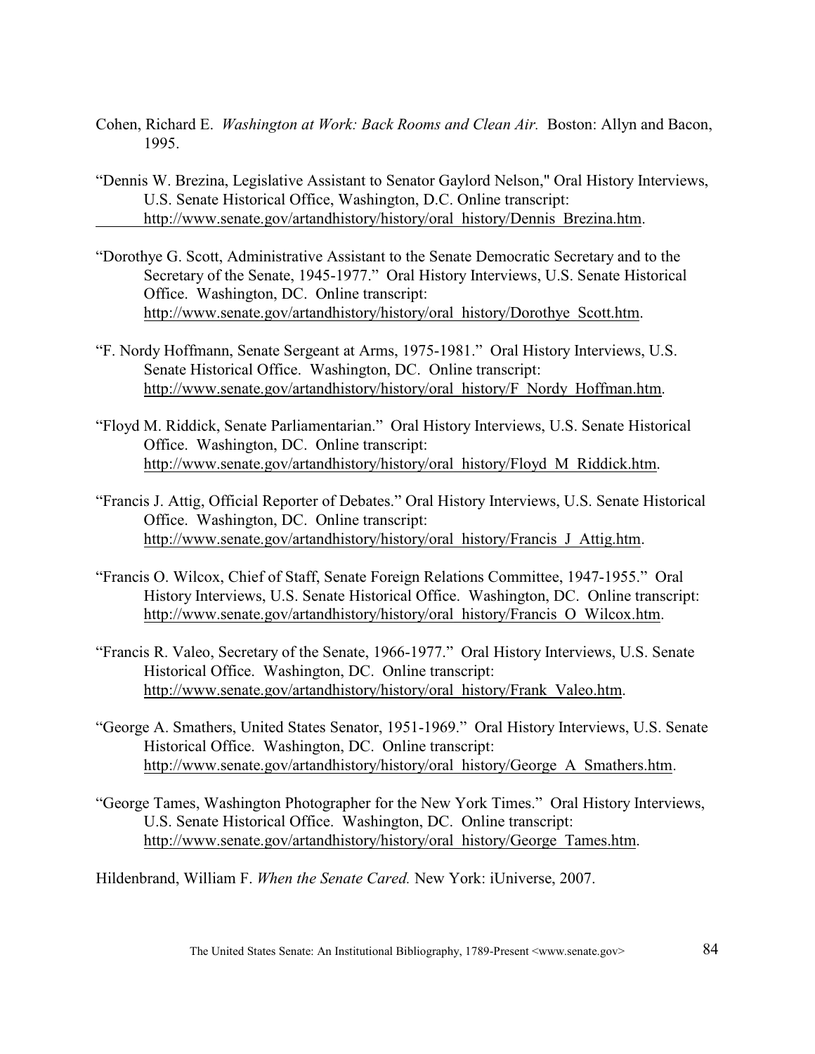Cohen, Richard E. *Washington at Work: Back Rooms and Clean Air.* Boston: Allyn and Bacon, 1995.

"Dennis W. Brezina, Legislative Assistant to Senator Gaylord Nelson," Oral History Interviews, U.S. Senate Historical Office, Washington, D.C. Online transcript: http://www.senate.gov/artandhistory/history/oral_history/Dennis_Brezina.htm.

"Dorothye G. Scott, Administrative Assistant to the Senate Democratic Secretary and to the Secretary of the Senate, 1945-1977." Oral History Interviews, U.S. Senate Historical Office. Washington, DC. Online transcript: http://www.senate.gov/artandhistory/history/oral_history/Dorothye_Scott.htm.

"F. Nordy Hoffmann, Senate Sergeant at Arms, 1975-1981." Oral History Interviews, U.S. Senate Historical Office. Washington, DC. Online transcript: http://www.senate.gov/artandhistory/history/oral_history/F_Nordy_Hoffman.htm.

"Floyd M. Riddick, Senate Parliamentarian." Oral History Interviews, U.S. Senate Historical Office. Washington, DC. Online transcript: http://www.senate.gov/artandhistory/history/oral_history/Floyd_M_Riddick.htm.

"Francis J. Attig, Official Reporter of Debates." Oral History Interviews, U.S. Senate Historical Office. Washington, DC. Online transcript: http://www.senate.gov/artandhistory/history/oral_history/Francis_J_Attig.htm.

"Francis O. Wilcox, Chief of Staff, Senate Foreign Relations Committee, 1947-1955." Oral History Interviews, U.S. Senate Historical Office. Washington, DC. Online transcript: http://www.senate.gov/artandhistory/history/oral_history/Francis_O_Wilcox.htm.

"Francis R. Valeo, Secretary of the Senate, 1966-1977." Oral History Interviews, U.S. Senate Historical Office. Washington, DC. Online transcript: http://www.senate.gov/artandhistory/history/oral_history/Frank_Valeo.htm.

"George A. Smathers, United States Senator, 1951-1969." Oral History Interviews, U.S. Senate Historical Office. Washington, DC. Online transcript: http://www.senate.gov/artandhistory/history/oral_history/George_A_Smathers.htm.

"George Tames, Washington Photographer for the New York Times." Oral History Interviews, U.S. Senate Historical Office. Washington, DC. Online transcript: http://www.senate.gov/artandhistory/history/oral_history/George_Tames.htm.

Hildenbrand, William F. *When the Senate Cared.* New York: iUniverse, 2007.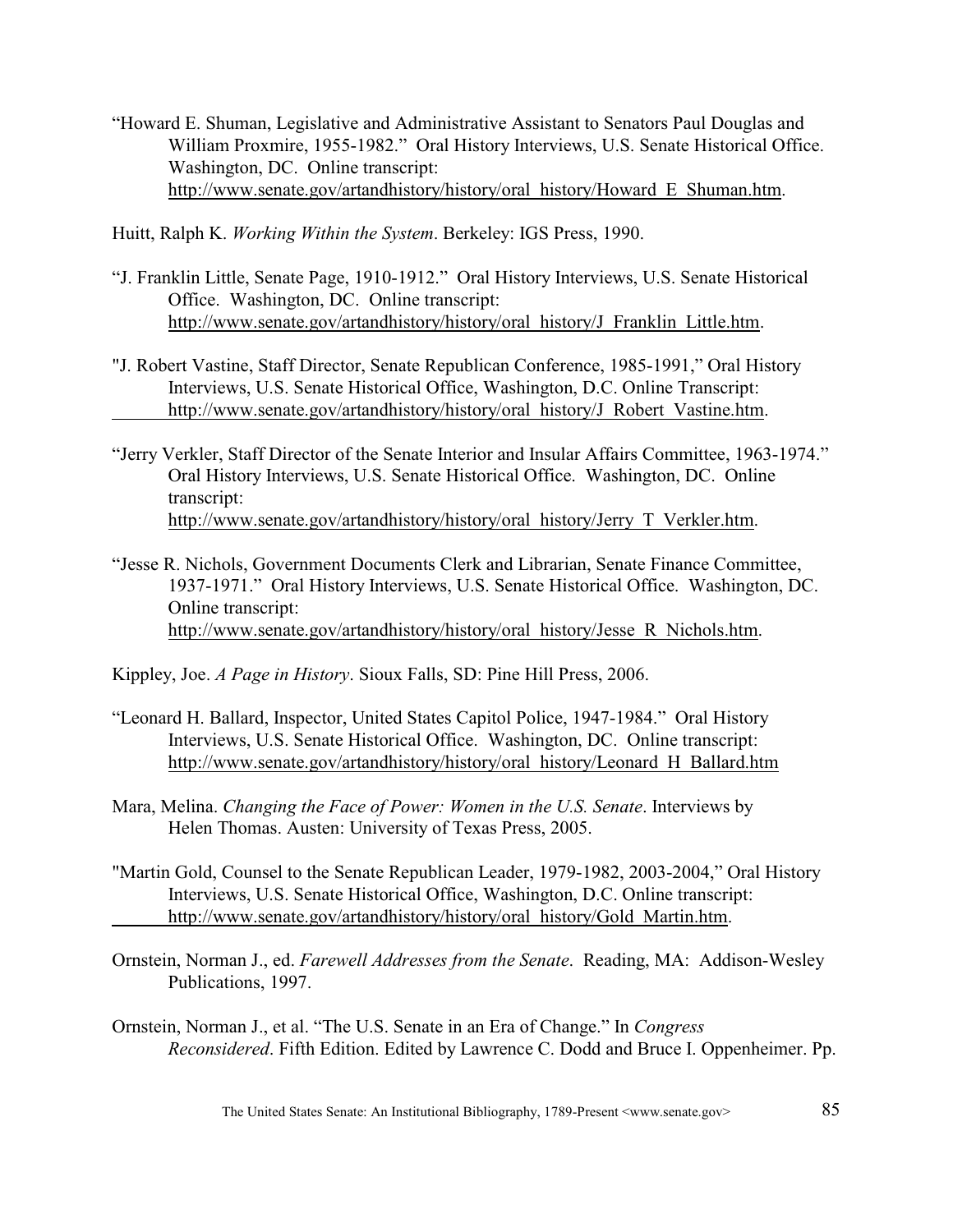"Howard E. Shuman, Legislative and Administrative Assistant to Senators Paul Douglas and William Proxmire, 1955-1982." Oral History Interviews, U.S. Senate Historical Office. Washington, DC. Online transcript: http://www.senate.gov/artandhistory/history/oral_history/Howard_E_Shuman.htm.

Huitt, Ralph K. *Working Within the System*. Berkeley: IGS Press, 1990.

"J. Franklin Little, Senate Page, 1910-1912." Oral History Interviews, U.S. Senate Historical Office. Washington, DC. Online transcript: http://www.senate.gov/artandhistory/history/oral_history/J_Franklin_Little.htm.

"J. Robert Vastine, Staff Director, Senate Republican Conference, 1985-1991," Oral History Interviews, U.S. Senate Historical Office, Washington, D.C. Online Transcript: http://www.senate.gov/artandhistory/history/oral_history/J_Robert_Vastine.htm.

"Jerry Verkler, Staff Director of the Senate Interior and Insular Affairs Committee, 1963-1974." Oral History Interviews, U.S. Senate Historical Office. Washington, DC. Online transcript: http://www.senate.gov/artandhistory/history/oral_history/Jerry_T_Verkler.htm.

"Jesse R. Nichols, Government Documents Clerk and Librarian, Senate Finance Committee, 1937-1971." Oral History Interviews, U.S. Senate Historical Office. Washington, DC. Online transcript: http://www.senate.gov/artandhistory/history/oral_history/Jesse_R_Nichols.htm.

Kippley, Joe. *A Page in History*. Sioux Falls, SD: Pine Hill Press, 2006.

"Leonard H. Ballard, Inspector, United States Capitol Police, 1947-1984." Oral History Interviews, U.S. Senate Historical Office. Washington, DC. Online transcript: http://www.senate.gov/artandhistory/history/oral_history/Leonard_H_Ballard.htm

Mara, Melina. *Changing the Face of Power: Women in the U.S. Senate*. Interviews by Helen Thomas. Austen: University of Texas Press, 2005.

"Martin Gold, Counsel to the Senate Republican Leader, 1979-1982, 2003-2004," Oral History Interviews, U.S. Senate Historical Office, Washington, D.C. Online transcript: http://www.senate.gov/artandhistory/history/oral_history/Gold_Martin.htm.

Ornstein, Norman J., ed. *Farewell Addresses from the Senate*. Reading, MA: Addison-Wesley Publications, 1997.

Ornstein, Norman J., et al. "The U.S. Senate in an Era of Change." In *Congress Reconsidered*. Fifth Edition. Edited by Lawrence C. Dodd and Bruce I. Oppenheimer. Pp.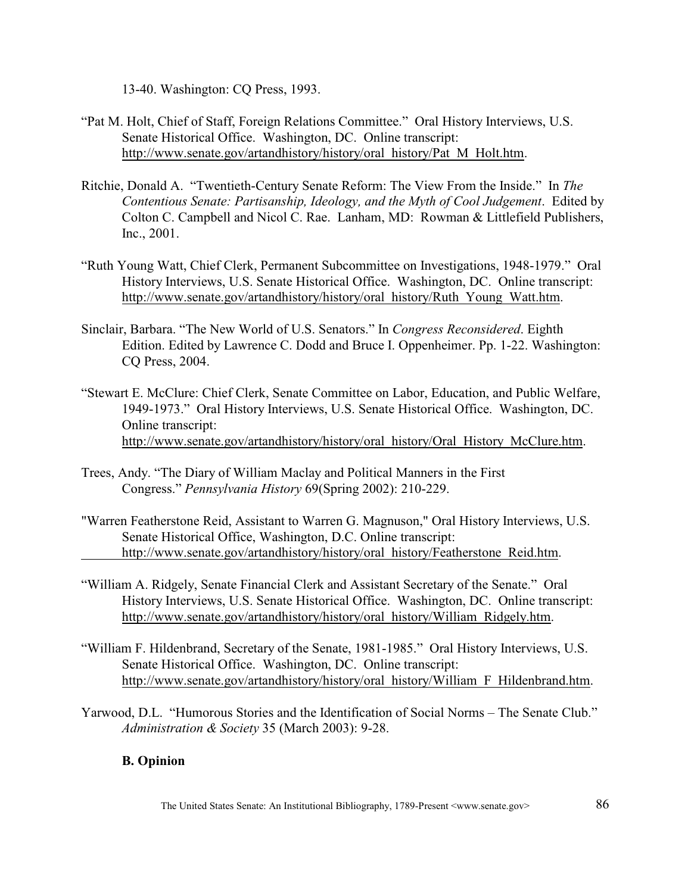13-40. Washington: CQ Press, 1993.

"Pat M. Holt, Chief of Staff, Foreign Relations Committee." Oral History Interviews, U.S. Senate Historical Office. Washington, DC. Online transcript: http://www.senate.gov/artandhistory/history/oral_history/Pat_M_Holt.htm.

Ritchie, Donald A. "Twentieth-Century Senate Reform: The View From the Inside." In *The Contentious Senate: Partisanship, Ideology, and the Myth of Cool Judgement*. Edited by Colton C. Campbell and Nicol C. Rae. Lanham, MD: Rowman & Littlefield Publishers, Inc., 2001.

"Ruth Young Watt, Chief Clerk, Permanent Subcommittee on Investigations, 1948-1979." Oral History Interviews, U.S. Senate Historical Office. Washington, DC. Online transcript: http://www.senate.gov/artandhistory/history/oral_history/Ruth_Young_Watt.htm.

Sinclair, Barbara. "The New World of U.S. Senators." In *Congress Reconsidered*. Eighth Edition. Edited by Lawrence C. Dodd and Bruce I. Oppenheimer. Pp. 1-22. Washington: CQ Press, 2004.

"Stewart E. McClure: Chief Clerk, Senate Committee on Labor, Education, and Public Welfare, 1949-1973." Oral History Interviews, U.S. Senate Historical Office. Washington, DC. Online transcript: http://www.senate.gov/artandhistory/history/oral_history/Oral_History_McClure.htm.

Trees, Andy. "The Diary of William Maclay and Political Manners in the First Congress." *Pennsylvania History* 69(Spring 2002): 210-229.

"Warren Featherstone Reid, Assistant to Warren G. Magnuson," Oral History Interviews, U.S. Senate Historical Office, Washington, D.C. Online transcript: http://www.senate.gov/artandhistory/history/oral_history/Featherstone_Reid.htm.

"William A. Ridgely, Senate Financial Clerk and Assistant Secretary of the Senate." Oral History Interviews, U.S. Senate Historical Office. Washington, DC. Online transcript: http://www.senate.gov/artandhistory/history/oral_history/William_Ridgely.htm.

"William F. Hildenbrand, Secretary of the Senate, 1981-1985." Oral History Interviews, U.S. Senate Historical Office. Washington, DC. Online transcript: http://www.senate.gov/artandhistory/history/oral_history/William_F_Hildenbrand.htm.

Yarwood, D.L. "Humorous Stories and the Identification of Social Norms – The Senate Club." *Administration & Society* 35 (March 2003): 9-28.

### B. Opinion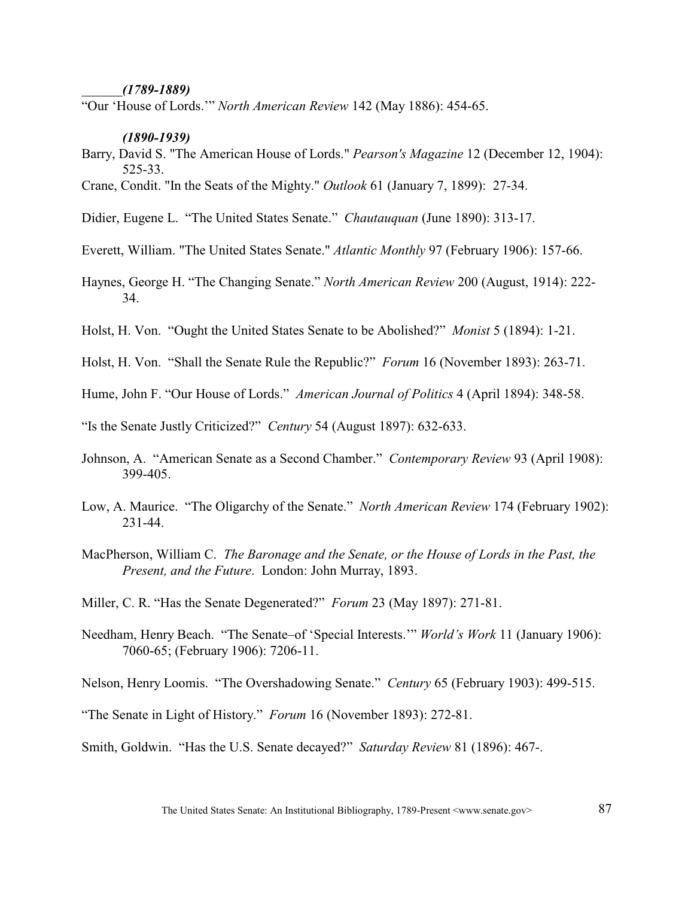______*(1789-1889)*

"Our 'House of Lords.'" *North American Review* 142 (May 1886): 454-65.

***(1890-1939)***

Barry, David S. "The American House of Lords." *Pearson's Magazine* 12 (December 12, 1904): 525-33.

Crane, Condit. "In the Seats of the Mighty." *Outlook* 61 (January 7, 1899): 27-34.

Didier, Eugene L. "The United States Senate." *Chautauquan* (June 1890): 313-17.

Everett, William. "The United States Senate." *Atlantic Monthly* 97 (February 1906): 157-66.

Haynes, George H. "The Changing Senate." *North American Review* 200 (August, 1914): 222-34.

Holst, H. Von. "Ought the United States Senate to be Abolished?" *Monist* 5 (1894): 1-21.

Holst, H. Von. "Shall the Senate Rule the Republic?" *Forum* 16 (November 1893): 263-71.

Hume, John F. "Our House of Lords." *American Journal of Politics* 4 (April 1894): 348-58.

"Is the Senate Justly Criticized?" *Century* 54 (August 1897): 632-633.

Johnson, A. "American Senate as a Second Chamber." *Contemporary Review* 93 (April 1908): 399-405.

Low, A. Maurice. "The Oligarchy of the Senate." *North American Review* 174 (February 1902): 231-44.

MacPherson, William C. *The Baronage and the Senate, or the House of Lords in the Past, the Present, and the Future*. London: John Murray, 1893.

Miller, C. R. "Has the Senate Degenerated?" *Forum* 23 (May 1897): 271-81.

Needham, Henry Beach. "The Senate–of 'Special Interests.'" *World's Work* 11 (January 1906): 7060-65; (February 1906): 7206-11.

Nelson, Henry Loomis. "The Overshadowing Senate." *Century* 65 (February 1903): 499-515.

"The Senate in Light of History." *Forum* 16 (November 1893): 272-81.

Smith, Goldwin. "Has the U.S. Senate decayed?" *Saturday Review* 81 (1896): 467-.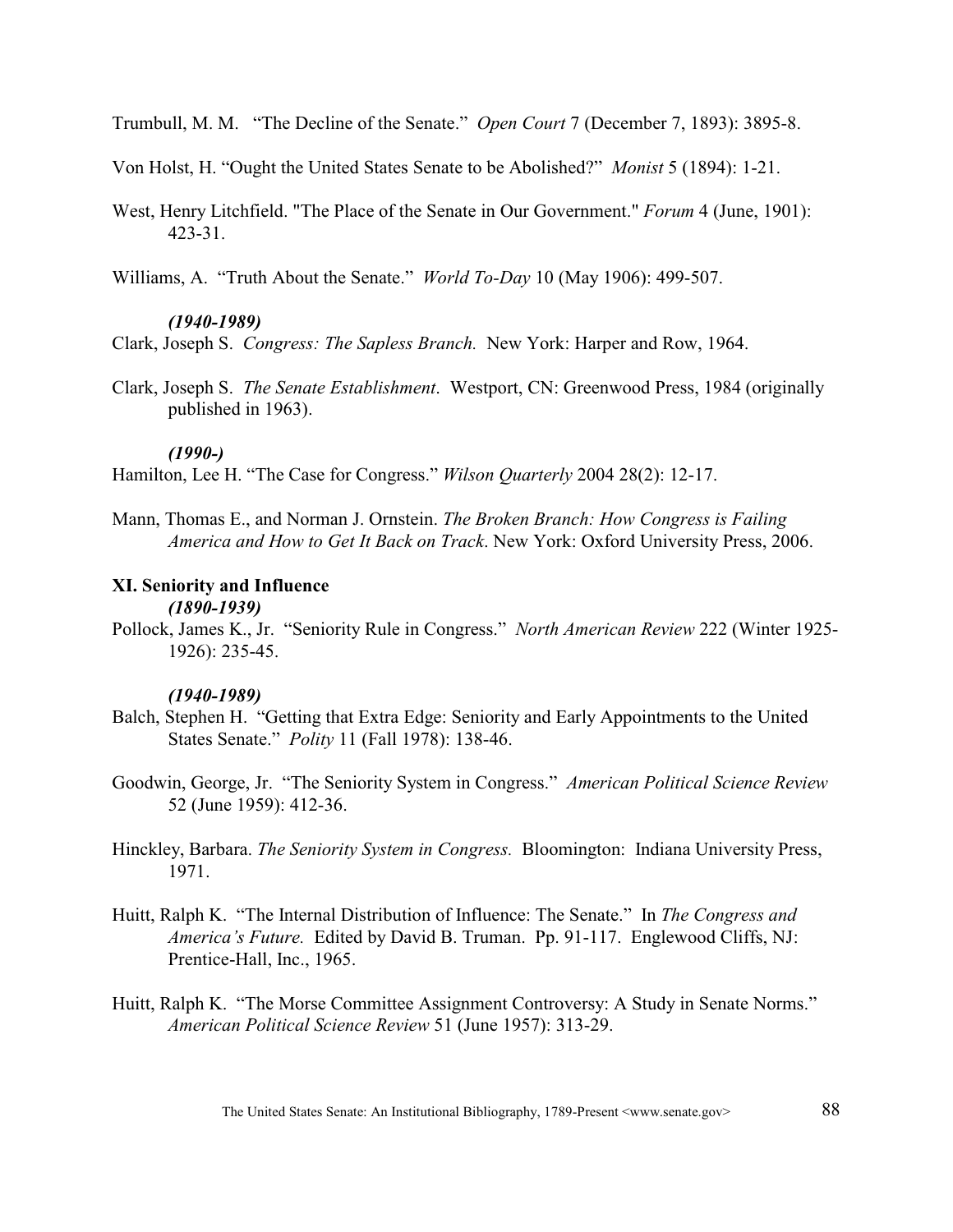Trumbull, M. M. "The Decline of the Senate." *Open Court* 7 (December 7, 1893): 3895-8.

Von Holst, H. "Ought the United States Senate to be Abolished?" *Monist* 5 (1894): 1-21.

West, Henry Litchfield. "The Place of the Senate in Our Government." *Forum* 4 (June, 1901): 423-31.

Williams, A. "Truth About the Senate." *World To-Day* 10 (May 1906): 499-507.

***(1940-1989)***

Clark, Joseph S. *Congress: The Sapless Branch.* New York: Harper and Row, 1964.

Clark, Joseph S. *The Senate Establishment*. Westport, CN: Greenwood Press, 1984 (originally published in 1963).

***(1990-)***

Hamilton, Lee H. "The Case for Congress." *Wilson Quarterly* 2004 28(2): 12-17.

Mann, Thomas E., and Norman J. Ornstein. *The Broken Branch: How Congress is Failing America and How to Get It Back on Track*. New York: Oxford University Press, 2006.

## XI. Seniority and Influence

***(1890-1939)***

Pollock, James K., Jr. "Seniority Rule in Congress." *North American Review* 222 (Winter 1925-1926): 235-45.

***(1940-1989)***

Balch, Stephen H. "Getting that Extra Edge: Seniority and Early Appointments to the United States Senate." *Polity* 11 (Fall 1978): 138-46.

Goodwin, George, Jr. "The Seniority System in Congress." *American Political Science Review* 52 (June 1959): 412-36.

Hinckley, Barbara. *The Seniority System in Congress.* Bloomington: Indiana University Press, 1971.

Huitt, Ralph K. "The Internal Distribution of Influence: The Senate." In *The Congress and America's Future.* Edited by David B. Truman. Pp. 91-117. Englewood Cliffs, NJ: Prentice-Hall, Inc., 1965.

Huitt, Ralph K. "The Morse Committee Assignment Controversy: A Study in Senate Norms." *American Political Science Review* 51 (June 1957): 313-29.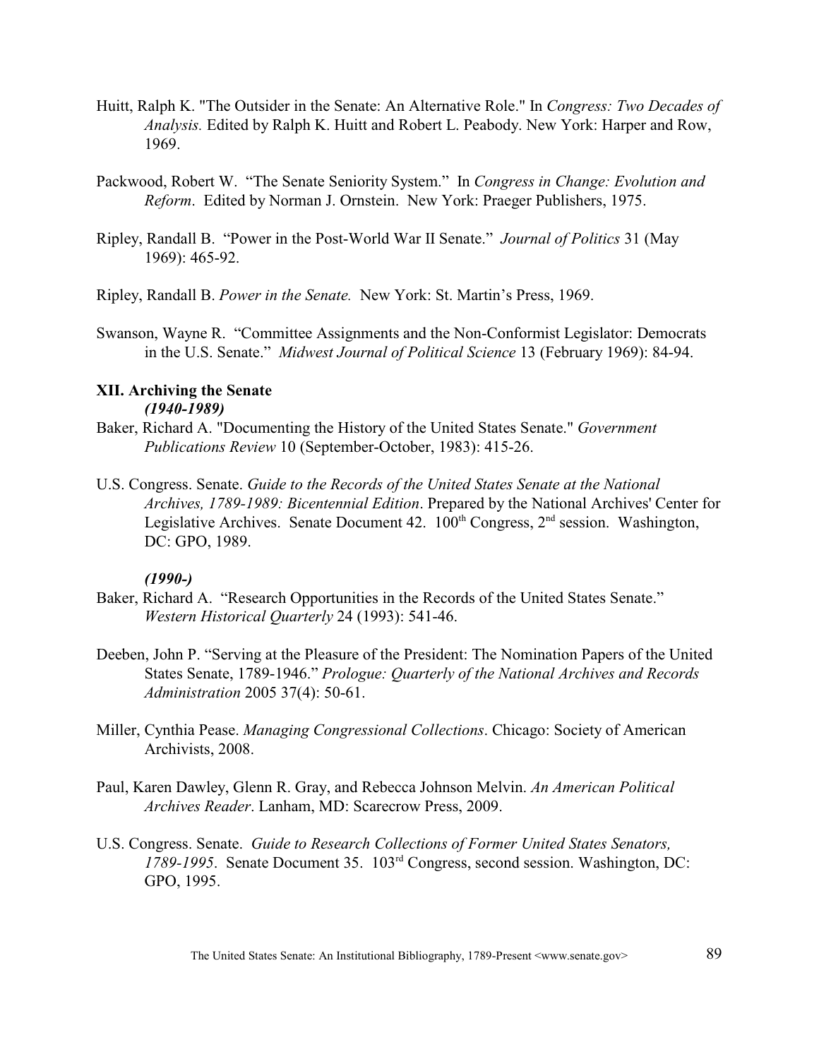Huitt, Ralph K. "The Outsider in the Senate: An Alternative Role." In *Congress: Two Decades of Analysis.* Edited by Ralph K. Huitt and Robert L. Peabody. New York: Harper and Row, 1969.

Packwood, Robert W. "The Senate Seniority System." In *Congress in Change: Evolution and Reform*. Edited by Norman J. Ornstein. New York: Praeger Publishers, 1975.

Ripley, Randall B. "Power in the Post-World War II Senate." *Journal of Politics* 31 (May 1969): 465-92.

Ripley, Randall B. *Power in the Senate.* New York: St. Martin's Press, 1969.

Swanson, Wayne R. "Committee Assignments and the Non-Conformist Legislator: Democrats in the U.S. Senate." *Midwest Journal of Political Science* 13 (February 1969): 84-94.

## XII. Archiving the Senate

***(1940-1989)***

Baker, Richard A. "Documenting the History of the United States Senate." *Government Publications Review* 10 (September-October, 1983): 415-26.

U.S. Congress. Senate. *Guide to the Records of the United States Senate at the National Archives, 1789-1989: Bicentennial Edition*. Prepared by the National Archives' Center for Legislative Archives. Senate Document 42. 100th Congress, 2nd session. Washington, DC: GPO, 1989.

***(1990-)***

Baker, Richard A. "Research Opportunities in the Records of the United States Senate." *Western Historical Quarterly* 24 (1993): 541-46.

Deeben, John P. "Serving at the Pleasure of the President: The Nomination Papers of the United States Senate, 1789-1946." *Prologue: Quarterly of the National Archives and Records Administration* 2005 37(4): 50-61.

Miller, Cynthia Pease. *Managing Congressional Collections*. Chicago: Society of American Archivists, 2008.

Paul, Karen Dawley, Glenn R. Gray, and Rebecca Johnson Melvin. *An American Political Archives Reader*. Lanham, MD: Scarecrow Press, 2009.

U.S. Congress. Senate. *Guide to Research Collections of Former United States Senators, 1789-1995*. Senate Document 35. 103rd Congress, second session. Washington, DC: GPO, 1995.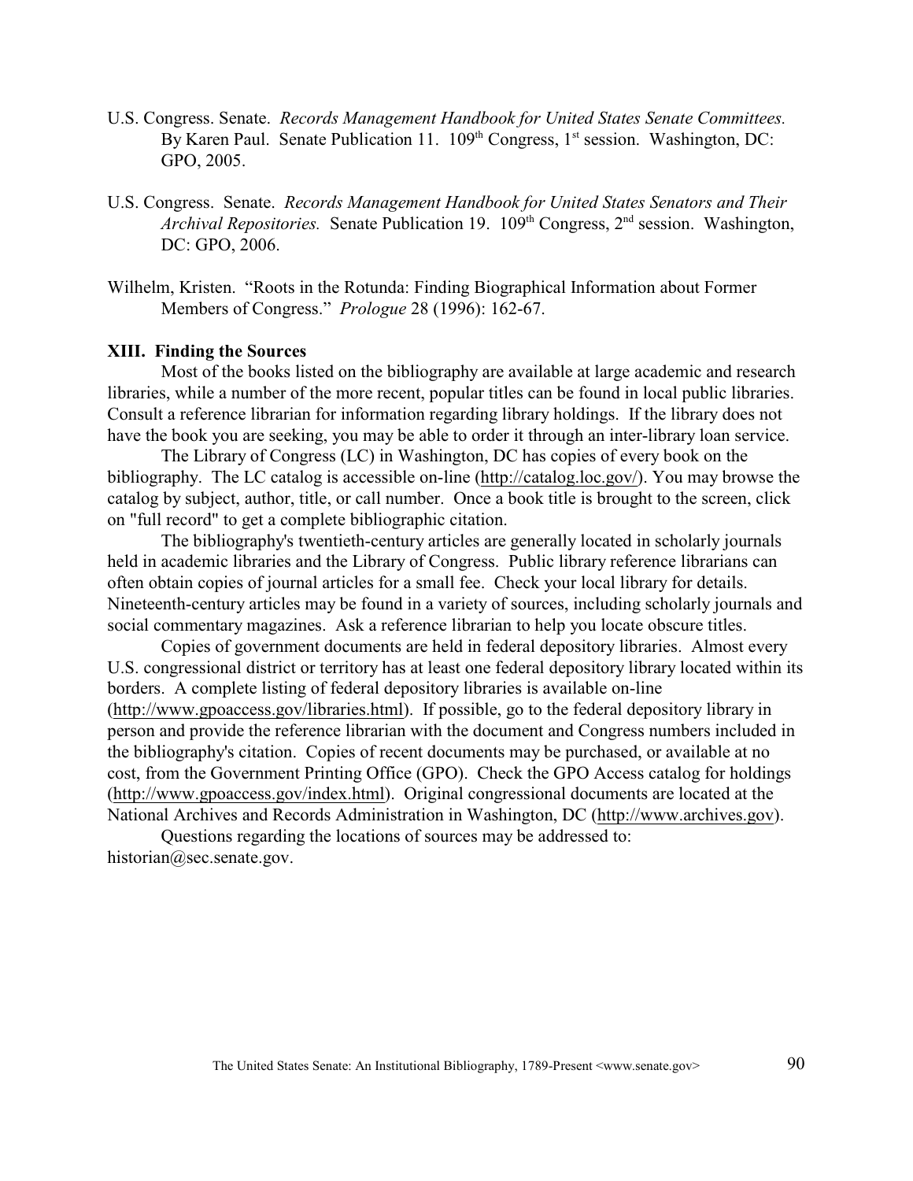U.S. Congress. Senate. *Records Management Handbook for United States Senate Committees.* By Karen Paul. Senate Publication 11. 109th Congress, 1st session. Washington, DC: GPO, 2005.

U.S. Congress. Senate. *Records Management Handbook for United States Senators and Their Archival Repositories.* Senate Publication 19. 109th Congress, 2nd session. Washington, DC: GPO, 2006.

Wilhelm, Kristen. "Roots in the Rotunda: Finding Biographical Information about Former Members of Congress." *Prologue* 28 (1996): 162-67.

## XIII. Finding the Sources

Most of the books listed on the bibliography are available at large academic and research libraries, while a number of the more recent, popular titles can be found in local public libraries. Consult a reference librarian for information regarding library holdings. If the library does not have the book you are seeking, you may be able to order it through an inter-library loan service.

The Library of Congress (LC) in Washington, DC has copies of every book on the bibliography. The LC catalog is accessible on-line (http://catalog.loc.gov/). You may browse the catalog by subject, author, title, or call number. Once a book title is brought to the screen, click on "full record" to get a complete bibliographic citation.

The bibliography's twentieth-century articles are generally located in scholarly journals held in academic libraries and the Library of Congress. Public library reference librarians can often obtain copies of journal articles for a small fee. Check your local library for details. Nineteenth-century articles may be found in a variety of sources, including scholarly journals and social commentary magazines. Ask a reference librarian to help you locate obscure titles.

Copies of government documents are held in federal depository libraries. Almost every U.S. congressional district or territory has at least one federal depository library located within its borders. A complete listing of federal depository libraries is available on-line (http://www.gpoaccess.gov/libraries.html). If possible, go to the federal depository library in person and provide the reference librarian with the document and Congress numbers included in the bibliography's citation. Copies of recent documents may be purchased, or available at no cost, from the Government Printing Office (GPO). Check the GPO Access catalog for holdings (http://www.gpoaccess.gov/index.html). Original congressional documents are located at the National Archives and Records Administration in Washington, DC (http://www.archives.gov).

Questions regarding the locations of sources may be addressed to: historian@sec.senate.gov.